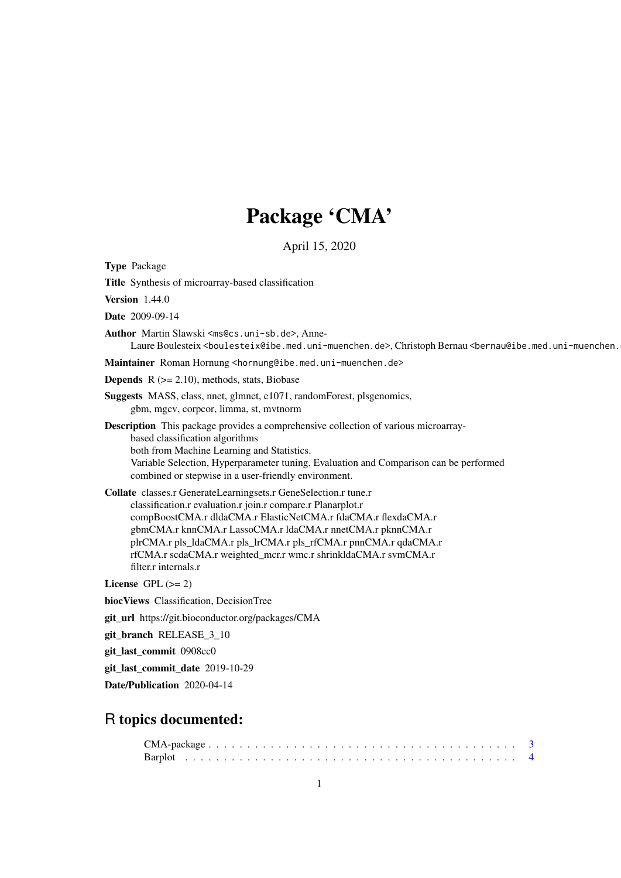# Package 'CMA'

April 15, 2020

**Type** Package

**Title** Synthesis of microarray-based classification

**Version** 1.44.0

**Date** 2009-09-14

**Author** Martin Slawski <ms@cs.uni-sb.de>, Anne-Laure Boulesteix <boulesteix@ibe.med.uni-muenchen.de>, Christoph Bernau <bernau@ibe.med.uni-muenchen.

**Maintainer** Roman Hornung <hornung@ibe.med.uni-muenchen.de>

**Depends** R (>= 2.10), methods, stats, Biobase

**Suggests** MASS, class, nnet, glmnet, e1071, randomForest, plsgenomics, gbm, mgcv, corpcor, limma, st, mvtnorm

**Description** This package provides a comprehensive collection of various microarray-based classification algorithms both from Machine Learning and Statistics. Variable Selection, Hyperparameter tuning, Evaluation and Comparison can be performed combined or stepwise in a user-friendly environment.

**Collate** classes.r GenerateLearningsets.r GeneSelection.r tune.r classification.r evaluation.r join.r compare.r Planarplot.r compBoostCMA.r dldaCMA.r ElasticNetCMA.r fdaCMA.r flexdaCMA.r gbmCMA.r knnCMA.r LassoCMA.r ldaCMA.r nnetCMA.r pknnCMA.r plrCMA.r pls_ldaCMA.r pls_lrCMA.r pls_rfCMA.r pnnCMA.r qdaCMA.r rfCMA.r scdaCMA.r weighted_mcr.r wmc.r shrinkldaCMA.r svmCMA.r filter.r internals.r

**License** GPL (>= 2)

**biocViews** Classification, DecisionTree

**git_url** https://git.bioconductor.org/packages/CMA

**git_branch** RELEASE_3_10

**git_last_commit** 0908cc0

**git_last_commit_date** 2019-10-29

**Date/Publication** 2020-04-14

## R topics documented:

CMA-package . . . . . . . . . . . . . . . . . . . . . . . . . . . . . . . . . . . . . . . . . 3
Barplot . . . . . . . . . . . . . . . . . . . . . . . . . . . . . . . . . . . . . . . . . . . . 4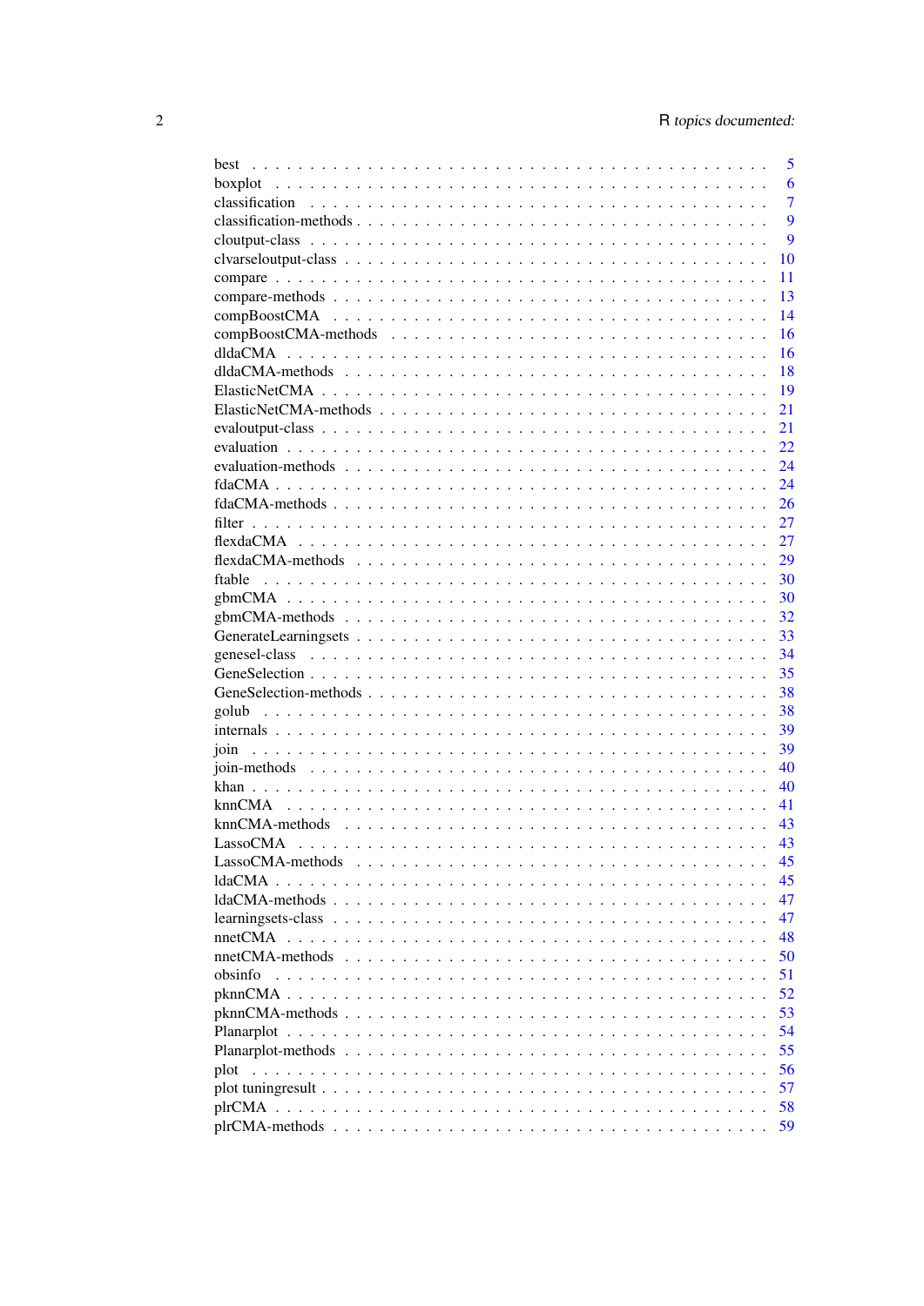best . . . . . . . . . . . . . . . . . . . . . . . . . . . . . . . . . . . . . . . . 5
boxplot . . . . . . . . . . . . . . . . . . . . . . . . . . . . . . . . . . . . . . . 6
classification . . . . . . . . . . . . . . . . . . . . . . . . . . . . . . . . . . . . 7
classification-methods . . . . . . . . . . . . . . . . . . . . . . . . . . . . . . . . 9
cloutput-class . . . . . . . . . . . . . . . . . . . . . . . . . . . . . . . . . . . . 9
clvarseloutput-class . . . . . . . . . . . . . . . . . . . . . . . . . . . . . . . . . 10
compare . . . . . . . . . . . . . . . . . . . . . . . . . . . . . . . . . . . . . . . 11
compare-methods . . . . . . . . . . . . . . . . . . . . . . . . . . . . . . . . . . . 13
compBoostCMA . . . . . . . . . . . . . . . . . . . . . . . . . . . . . . . . . . . . 14
compBoostCMA-methods . . . . . . . . . . . . . . . . . . . . . . . . . . . . . . . . 16
dldaCMA . . . . . . . . . . . . . . . . . . . . . . . . . . . . . . . . . . . . . . . 16
dldaCMA-methods . . . . . . . . . . . . . . . . . . . . . . . . . . . . . . . . . . . 18
ElasticNetCMA . . . . . . . . . . . . . . . . . . . . . . . . . . . . . . . . . . . . 19
ElasticNetCMA-methods . . . . . . . . . . . . . . . . . . . . . . . . . . . . . . . . 21
evaloutput-class . . . . . . . . . . . . . . . . . . . . . . . . . . . . . . . . . . . 21
evaluation . . . . . . . . . . . . . . . . . . . . . . . . . . . . . . . . . . . . . . 22
evaluation-methods . . . . . . . . . . . . . . . . . . . . . . . . . . . . . . . . . . 24
fdaCMA . . . . . . . . . . . . . . . . . . . . . . . . . . . . . . . . . . . . . . . . 24
fdaCMA-methods . . . . . . . . . . . . . . . . . . . . . . . . . . . . . . . . . . . . 26
filter . . . . . . . . . . . . . . . . . . . . . . . . . . . . . . . . . . . . . . . . 27
flexdaCMA . . . . . . . . . . . . . . . . . . . . . . . . . . . . . . . . . . . . . . 27
flexdaCMA-methods . . . . . . . . . . . . . . . . . . . . . . . . . . . . . . . . . . 29
ftable . . . . . . . . . . . . . . . . . . . . . . . . . . . . . . . . . . . . . . . . 30
gbmCMA . . . . . . . . . . . . . . . . . . . . . . . . . . . . . . . . . . . . . . . . 30
gbmCMA-methods . . . . . . . . . . . . . . . . . . . . . . . . . . . . . . . . . . . . 32
GenerateLearningsets . . . . . . . . . . . . . . . . . . . . . . . . . . . . . . . . . 33
genesel-class . . . . . . . . . . . . . . . . . . . . . . . . . . . . . . . . . . . . . 34
GeneSelection . . . . . . . . . . . . . . . . . . . . . . . . . . . . . . . . . . . . 35
GeneSelection-methods . . . . . . . . . . . . . . . . . . . . . . . . . . . . . . . . 38
golub . . . . . . . . . . . . . . . . . . . . . . . . . . . . . . . . . . . . . . . . 38
internals . . . . . . . . . . . . . . . . . . . . . . . . . . . . . . . . . . . . . . 39
join . . . . . . . . . . . . . . . . . . . . . . . . . . . . . . . . . . . . . . . . . 39
join-methods . . . . . . . . . . . . . . . . . . . . . . . . . . . . . . . . . . . . . 40
khan . . . . . . . . . . . . . . . . . . . . . . . . . . . . . . . . . . . . . . . . . 40
knnCMA . . . . . . . . . . . . . . . . . . . . . . . . . . . . . . . . . . . . . . . . 41
knnCMA-methods . . . . . . . . . . . . . . . . . . . . . . . . . . . . . . . . . . . . 43
LassoCMA . . . . . . . . . . . . . . . . . . . . . . . . . . . . . . . . . . . . . . . 43
LassoCMA-methods . . . . . . . . . . . . . . . . . . . . . . . . . . . . . . . . . . . 45
ldaCMA . . . . . . . . . . . . . . . . . . . . . . . . . . . . . . . . . . . . . . . . 45
ldaCMA-methods . . . . . . . . . . . . . . . . . . . . . . . . . . . . . . . . . . . . 47
learningsets-class . . . . . . . . . . . . . . . . . . . . . . . . . . . . . . . . . . 47
nnetCMA . . . . . . . . . . . . . . . . . . . . . . . . . . . . . . . . . . . . . . . 48
nnetCMA-methods . . . . . . . . . . . . . . . . . . . . . . . . . . . . . . . . . . . 50
obsinfo . . . . . . . . . . . . . . . . . . . . . . . . . . . . . . . . . . . . . . . 51
pknnCMA . . . . . . . . . . . . . . . . . . . . . . . . . . . . . . . . . . . . . . . 52
pknnCMA-methods . . . . . . . . . . . . . . . . . . . . . . . . . . . . . . . . . . . 53
Planarplot . . . . . . . . . . . . . . . . . . . . . . . . . . . . . . . . . . . . . . 54
Planarplot-methods . . . . . . . . . . . . . . . . . . . . . . . . . . . . . . . . . . 55
plot . . . . . . . . . . . . . . . . . . . . . . . . . . . . . . . . . . . . . . . . . 56
plot tuningresult . . . . . . . . . . . . . . . . . . . . . . . . . . . . . . . . . . 57
plrCMA . . . . . . . . . . . . . . . . . . . . . . . . . . . . . . . . . . . . . . . . 58
plrCMA-methods . . . . . . . . . . . . . . . . . . . . . . . . . . . . . . . . . . . . 59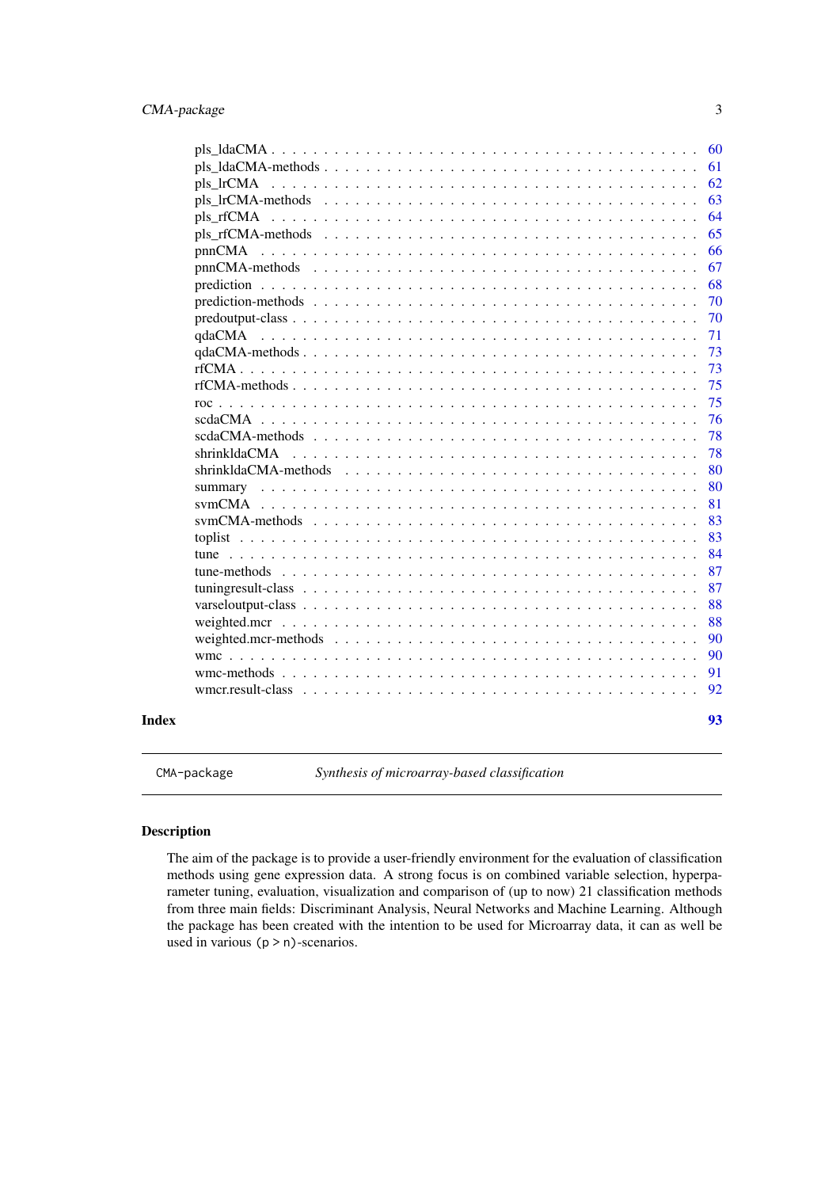| | |
|---|---|
| pls_ldaCMA | 60 |
| pls_ldaCMA-methods | 61 |
| pls_lrCMA | 62 |
| pls_lrCMA-methods | 63 |
| pls_rfCMA | 64 |
| pls_rfCMA-methods | 65 |
| pnnCMA | 66 |
| pnnCMA-methods | 67 |
| prediction | 68 |
| prediction-methods | 70 |
| predoutput-class | 70 |
| qdaCMA | 71 |
| qdaCMA-methods | 73 |
| rfCMA | 73 |
| rfCMA-methods | 75 |
| roc | 75 |
| scdaCMA | 76 |
| scdaCMA-methods | 78 |
| shrinkldaCMA | 78 |
| shrinkldaCMA-methods | 80 |
| summary | 80 |
| svmCMA | 81 |
| svmCMA-methods | 83 |
| toplist | 83 |
| tune | 84 |
| tune-methods | 87 |
| tuningresult-class | 87 |
| varseloutput-class | 88 |
| weighted.mcr | 88 |
| weighted.mcr-methods | 90 |
| wmc | 90 |
| wmc-methods | 91 |
| wmcr.result-class | 92 |

**Index** **93**

---

`CMA-package` *Synthesis of microarray-based classification*

---

## Description

The aim of the package is to provide a user-friendly environment for the evaluation of classification methods using gene expression data. A strong focus is on combined variable selection, hyperparameter tuning, evaluation, visualization and comparison of (up to now) 21 classification methods from three main fields: Discriminant Analysis, Neural Networks and Machine Learning. Although the package has been created with the intention to be used for Microarray data, it can as well be used in various `(p > n)`-scenarios.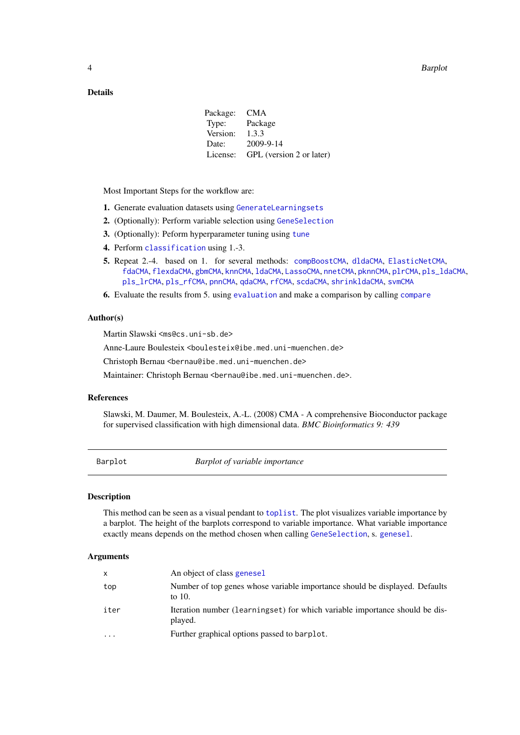### Details

| Package: | CMA |
|---|---|
| Type: | Package |
| Version: | 1.3.3 |
| Date: | 2009-9-14 |
| License: | GPL (version 2 or later) |

Most Important Steps for the workflow are:

1. Generate evaluation datasets using `GenerateLearningsets`
2. (Optionally): Perform variable selection using `GeneSelection`
3. (Optionally): Peform hyperparameter tuning using `tune`
4. Perform `classification` using 1.-3.
5. Repeat 2.-4. based on 1. for several methods: `compBoostCMA`, `dldaCMA`, `ElasticNetCMA`, `fdaCMA`, `flexdaCMA`, `gbmCMA`, `knnCMA`, `ldaCMA`, `LassoCMA`, `nnetCMA`, `pknnCMA`, `plrCMA`, `pls_ldaCMA`, `pls_lrCMA`, `pls_rfCMA`, `pnnCMA`, `qdaCMA`, `rfCMA`, `scdaCMA`, `shrinkldaCMA`, `svmCMA`
6. Evaluate the results from 5. using `evaluation` and make a comparison by calling `compare`

### Author(s)

Martin Slawski `<ms@cs.uni-sb.de>`

Anne-Laure Boulesteix `<boulesteix@ibe.med.uni-muenchen.de>`

Christoph Bernau `<bernau@ibe.med.uni-muenchen.de>`

Maintainer: Christoph Bernau `<bernau@ibe.med.uni-muenchen.de>`.

### References

Slawski, M. Daumer, M. Boulesteix, A.-L. (2008) CMA - A comprehensive Bioconductor package for supervised classification with high dimensional data. *BMC Bioinformatics 9: 439*

---

## Barplot — *Barplot of variable importance*

---

### Description

This method can be seen as a visual pendant to `toplist`. The plot visualizes variable importance by a barplot. The height of the barplots correspond to variable importance. What variable importance exactly means depends on the method chosen when calling `GeneSelection`, s. `genesel`.

### Arguments

| | |
|---|---|
| `x` | An object of class `genesel` |
| `top` | Number of top genes whose variable importance should be displayed. Defaults to 10. |
| `iter` | Iteration number (`learningset`) for which variable importance should be displayed. |
| `...` | Further graphical options passed to `barplot`. |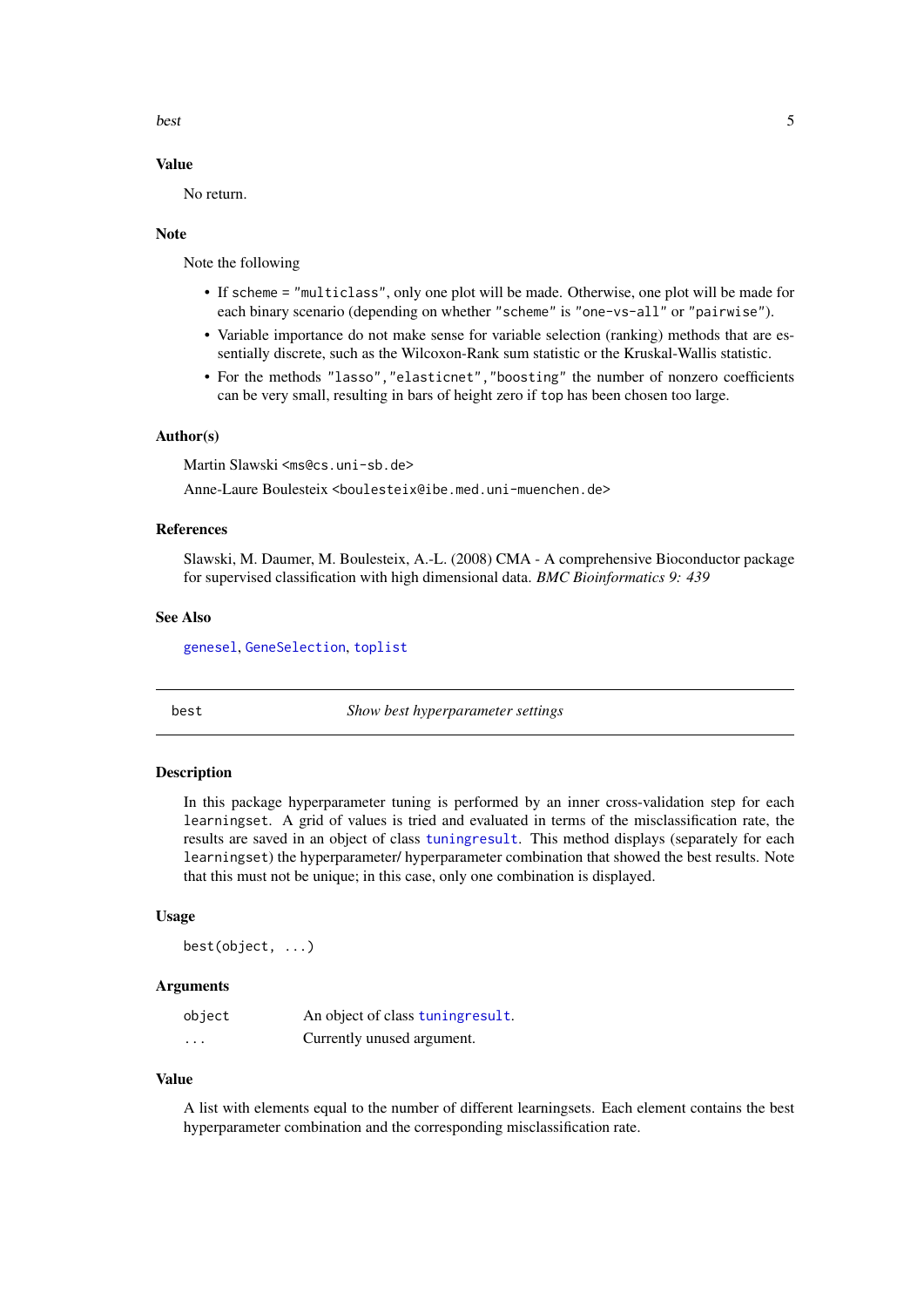### Value

No return.

### Note

Note the following

- If `scheme = "multiclass"`, only one plot will be made. Otherwise, one plot will be made for each binary scenario (depending on whether `"scheme"` is `"one-vs-all"` or `"pairwise"`).
- Variable importance do not make sense for variable selection (ranking) methods that are essentially discrete, such as the Wilcoxon-Rank sum statistic or the Kruskal-Wallis statistic.
- For the methods `"lasso"`,`"elasticnet"`,`"boosting"` the number of nonzero coefficients can be very small, resulting in bars of height zero if `top` has been chosen too large.

### Author(s)

Martin Slawski <ms@cs.uni-sb.de>

Anne-Laure Boulesteix <boulesteix@ibe.med.uni-muenchen.de>

### References

Slawski, M. Daumer, M. Boulesteix, A.-L. (2008) CMA - A comprehensive Bioconductor package for supervised classification with high dimensional data. *BMC Bioinformatics 9: 439*

### See Also

`genesel`, `GeneSelection`, `toplist`

---

## best — *Show best hyperparameter settings*

---

### Description

In this package hyperparameter tuning is performed by an inner cross-validation step for each `learningset`. A grid of values is tried and evaluated in terms of the misclassification rate, the results are saved in an object of class `tuningresult`. This method displays (separately for each `learningset`) the hyperparameter/ hyperparameter combination that showed the best results. Note that this must not be unique; in this case, only one combination is displayed.

### Usage

```
best(object, ...)
```

### Arguments

| | |
|---|---|
| `object` | An object of class `tuningresult`. |
| `...` | Currently unused argument. |

### Value

A list with elements equal to the number of different learningsets. Each element contains the best hyperparameter combination and the corresponding misclassification rate.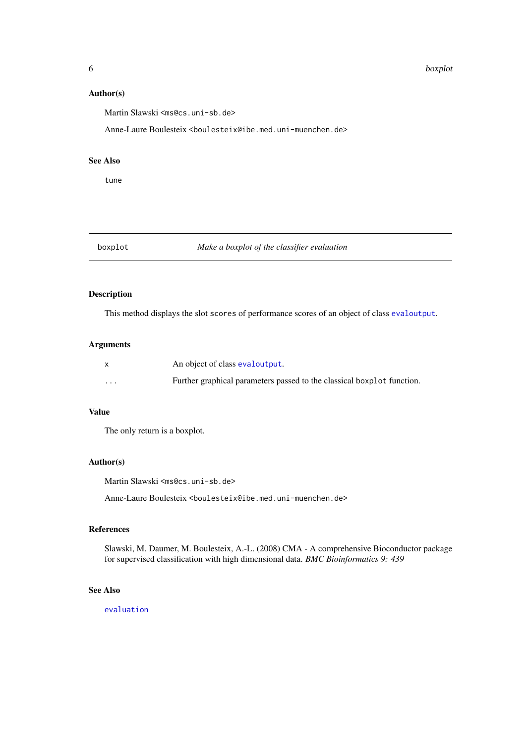### Author(s)

Martin Slawski <ms@cs.uni-sb.de>

Anne-Laure Boulesteix <boulesteix@ibe.med.uni-muenchen.de>

### See Also

tune

---

## boxplot — *Make a boxplot of the classifier evaluation*

---

### Description

This method displays the slot `scores` of performance scores of an object of class `evaloutput`.

### Arguments

| | |
|---|---|
| `x` | An object of class `evaloutput`. |
| `...` | Further graphical parameters passed to the classical `boxplot` function. |

### Value

The only return is a boxplot.

### Author(s)

Martin Slawski <ms@cs.uni-sb.de>

Anne-Laure Boulesteix <boulesteix@ibe.med.uni-muenchen.de>

### References

Slawski, M. Daumer, M. Boulesteix, A.-L. (2008) CMA - A comprehensive Bioconductor package for supervised classification with high dimensional data. *BMC Bioinformatics 9: 439*

### See Also

`evaluation`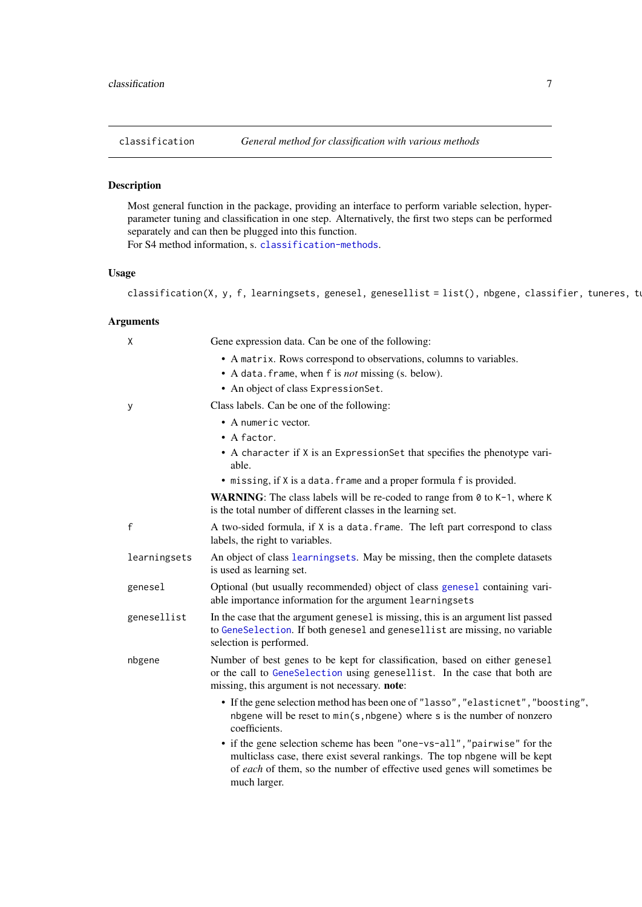classification — *General method for classification with various methods*

## Description

Most general function in the package, providing an interface to perform variable selection, hyperparameter tuning and classification in one step. Alternatively, the first two steps can be performed separately and can then be plugged into this function.
For S4 method information, s. `classification-methods`.

## Usage

```
classification(X, y, f, learningsets, genesel, genesellist = list(), nbgene, classifier, tuneres, tu
```

## Arguments

`X` Gene expression data. Can be one of the following:

- A `matrix`. Rows correspond to observations, columns to variables.
- A `data.frame`, when `f` is *not* missing (s. below).
- An object of class `ExpressionSet`.

`y` Class labels. Can be one of the following:

- A `numeric` vector.
- A `factor`.
- A `character` if `X` is an `ExpressionSet` that specifies the phenotype variable.
- `missing`, if `X` is a `data.frame` and a proper formula `f` is provided.

**WARNING**: The class labels will be re-coded to range from `0` to `K-1`, where `K` is the total number of different classes in the learning set.

`f` A two-sided formula, if `X` is a `data.frame`. The left part correspond to class labels, the right to variables.

`learningsets` An object of class `learningsets`. May be missing, then the complete datasets is used as learning set.

`genesel` Optional (but usually recommended) object of class `genesel` containing variable importance information for the argument `learningsets`

`genesellist` In the case that the argument `genesel` is missing, this is an argument list passed to `GeneSelection`. If both `genesel` and `genesellist` are missing, no variable selection is performed.

`nbgene` Number of best genes to be kept for classification, based on either `genesel` or the call to `GeneSelection` using `genesellist`. In the case that both are missing, this argument is not necessary. **note**:

- If the gene selection method has been one of `"lasso"`,`"elasticnet"`,`"boosting"`, `nbgene` will be reset to `min(s,nbgene)` where `s` is the number of nonzero coefficients.
- if the gene selection scheme has been `"one-vs-all"`,`"pairwise"` for the multiclass case, there exist several rankings. The top `nbgene` will be kept of *each* of them, so the number of effective used genes will sometimes be much larger.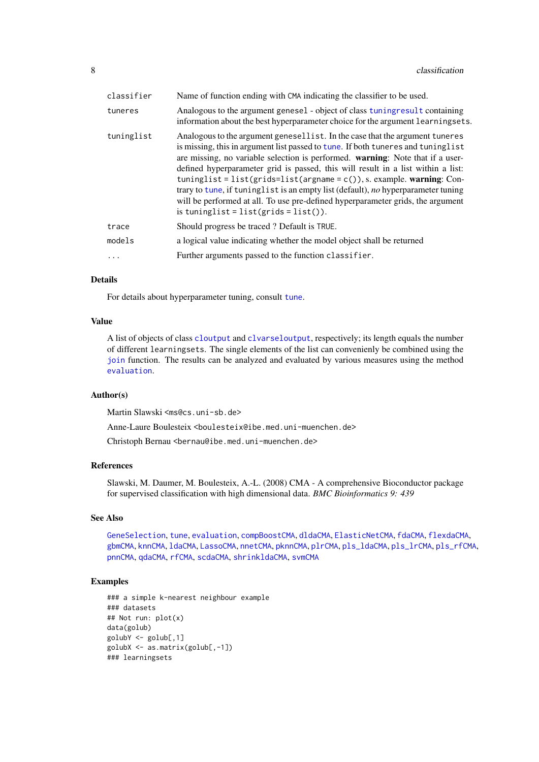| | |
|---|---|
| `classifier` | Name of function ending with `CMA` indicating the classifier to be used. |
| `tuneres` | Analogous to the argument `genesel` - object of class `tuningresult` containing information about the best hyperparameter choice for the argument `learningsets`. |
| `tuninglist` | Analogous to the argument `genesellist`. In the case that the argument `tuneres` is missing, this in argument list passed to `tune`. If both `tuneres` and `tuninglist` are missing, no variable selection is performed. **warning**: Note that if a user-defined hyperparameter grid is passed, this will result in a list within a list: `tuninglist = list(grids=list(argname = c()))`, s. example. **warning**: Contrary to `tune`, if `tuninglist` is an empty list (default), *no* hyperparameter tuning will be performed at all. To use pre-defined hyperparameter grids, the argument is `tuninglist = list(grids = list())`. |
| `trace` | Should progress be traced ? Default is `TRUE`. |
| `models` | a logical value indicating whether the model object shall be returned |
| `...` | Further arguments passed to the function `classifier`. |

## Details

For details about hyperparameter tuning, consult `tune`.

## Value

A list of objects of class `cloutput` and `clvarseloutput`, respectively; its length equals the number of different `learningsets`. The single elements of the list can conveniently be combined using the `join` function. The results can be analyzed and evaluated by various measures using the method `evaluation`.

## Author(s)

Martin Slawski <ms@cs.uni-sb.de>

Anne-Laure Boulesteix <boulesteix@ibe.med.uni-muenchen.de>

Christoph Bernau <bernau@ibe.med.uni-muenchen.de>

## References

Slawski, M. Daumer, M. Boulesteix, A.-L. (2008) CMA - A comprehensive Bioconductor package for supervised classification with high dimensional data. *BMC Bioinformatics 9: 439*

## See Also

`GeneSelection`, `tune`, `evaluation`, `compBoostCMA`, `dldaCMA`, `ElasticNetCMA`, `fdaCMA`, `flexdaCMA`, `gbmCMA`, `knnCMA`, `ldaCMA`, `LassoCMA`, `nnetCMA`, `pknnCMA`, `plrCMA`, `pls_ldaCMA`, `pls_lrCMA`, `pls_rfCMA`, `pnnCMA`, `qdaCMA`, `rfCMA`, `scdaCMA`, `shrinkldaCMA`, `svmCMA`

## Examples

```
### a simple k-nearest neighbour example
### datasets
## Not run: plot(x)
data(golub)
golubY <- golub[,1]
golubX <- as.matrix(golub[,-1])
### learningsets
```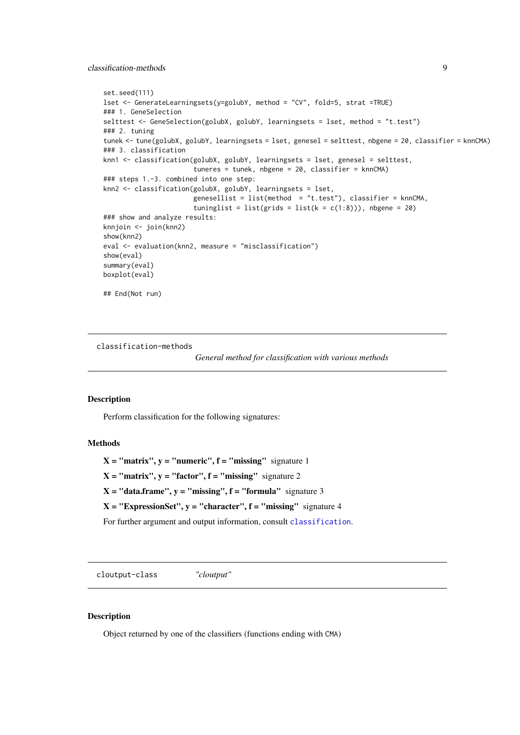```
set.seed(111)
lset <- GenerateLearningsets(y=golubY, method = "CV", fold=5, strat =TRUE)
### 1. GeneSelection
selttest <- GeneSelection(golubX, golubY, learningsets = lset, method = "t.test")
### 2. tuning
tunek <- tune(golubX, golubY, learningsets = lset, genesel = selttest, nbgene = 20, classifier = knnCMA)
### 3. classification
knn1 <- classification(golubX, golubY, learningsets = lset, genesel = selttest,
                       tuneres = tunek, nbgene = 20, classifier = knnCMA)
### steps 1.-3. combined into one step:
knn2 <- classification(golubX, golubY, learningsets = lset,
                       genesellist = list(method  = "t.test"), classifier = knnCMA,
                       tuninglist = list(grids = list(k = c(1:8))), nbgene = 20)
### show and analyze results:
knnjoin <- join(knn2)
show(knn2)
eval <- evaluation(knn2, measure = "misclassification")
show(eval)
summary(eval)
boxplot(eval)

## End(Not run)
```

## classification-methods    *General method for classification with various methods*

### Description

Perform classification for the following signatures:

### Methods

**X = "matrix", y = "numeric", f = "missing"** signature 1

**X = "matrix", y = "factor", f = "missing"** signature 2

**X = "data.frame", y = "missing", f = "formula"** signature 3

**X = "ExpressionSet", y = "character", f = "missing"** signature 4

For further argument and output information, consult `classification`.

## cloutput-class    *"cloutput"*

### Description

Object returned by one of the classifiers (functions ending with `CMA`)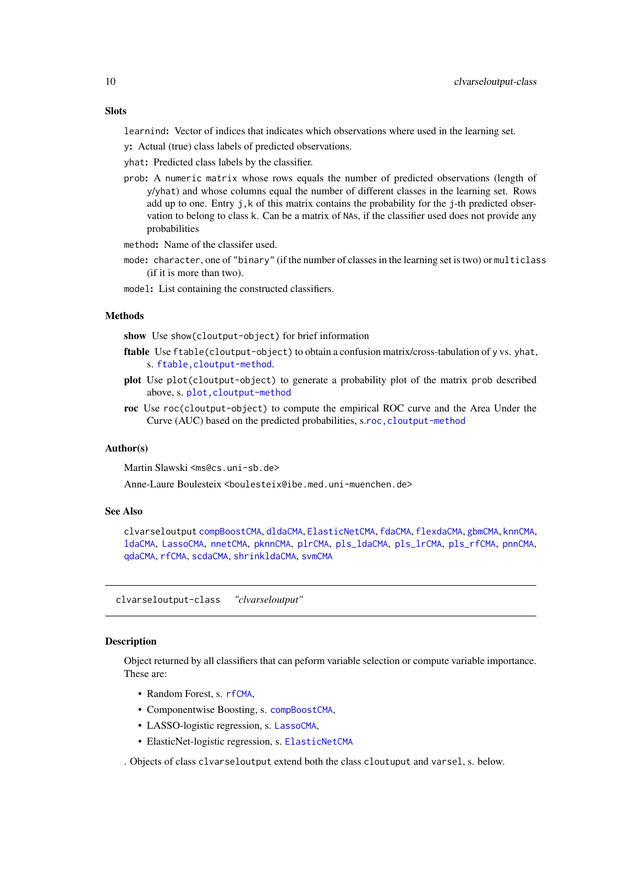### Slots

`learnind`: Vector of indices that indicates which observations where used in the learning set.

`y`: Actual (true) class labels of predicted observations.

`yhat`: Predicted class labels by the classifier.

`prob`: A `numeric matrix` whose rows equals the number of predicted observations (length of `y/yhat`) and whose columns equal the number of different classes in the learning set. Rows add up to one. Entry `j,k` of this matrix contains the probability for the `j`-th predicted observation to belong to class `k`. Can be a matrix of `NA`s, if the classifier used does not provide any probabilities

`method`: Name of the classifer used.

`mode`: `character`, one of `"binary"` (if the number of classes in the learning set is two) or `multiclass` (if it is more than two).

`model`: List containing the constructed classifiers.

### Methods

**show** Use `show(cloutput-object)` for brief information

**ftable** Use `ftable(cloutput-object)` to obtain a confusion matrix/cross-tabulation of `y` vs. `yhat`, s. `ftable,cloutput-method`.

**plot** Use `plot(cloutput-object)` to generate a probability plot of the matrix `prob` described above, s. `plot,cloutput-method`

**roc** Use `roc(cloutput-object)` to compute the empirical ROC curve and the Area Under the Curve (AUC) based on the predicted probabilities, s.`roc,cloutput-method`

### Author(s)

Martin Slawski <ms@cs.uni-sb.de>

Anne-Laure Boulesteix <boulesteix@ibe.med.uni-muenchen.de>

### See Also

`clvarseloutput` `compBoostCMA`, `dldaCMA`, `ElasticNetCMA`, `fdaCMA`, `flexdaCMA`, `gbmCMA`, `knnCMA`, `ldaCMA`, `LassoCMA`, `nnetCMA`, `pknnCMA`, `plrCMA`, `pls_ldaCMA`, `pls_lrCMA`, `pls_rfCMA`, `pnnCMA`, `qdaCMA`, `rfCMA`, `scdaCMA`, `shrinkldaCMA`, `svmCMA`

---

## clvarseloutput-class *"clvarseloutput"*

### Description

Object returned by all classifiers that can peform variable selection or compute variable importance. These are:

- Random Forest, s. `rfCMA`,
- Componentwise Boosting, s. `compBoostCMA`,
- LASSO-logistic regression, s. `LassoCMA`,
- ElasticNet-logistic regression, s. `ElasticNetCMA`

. Objects of class `clvarseloutput` extend both the class `cloutuput` and `varsel`, s. below.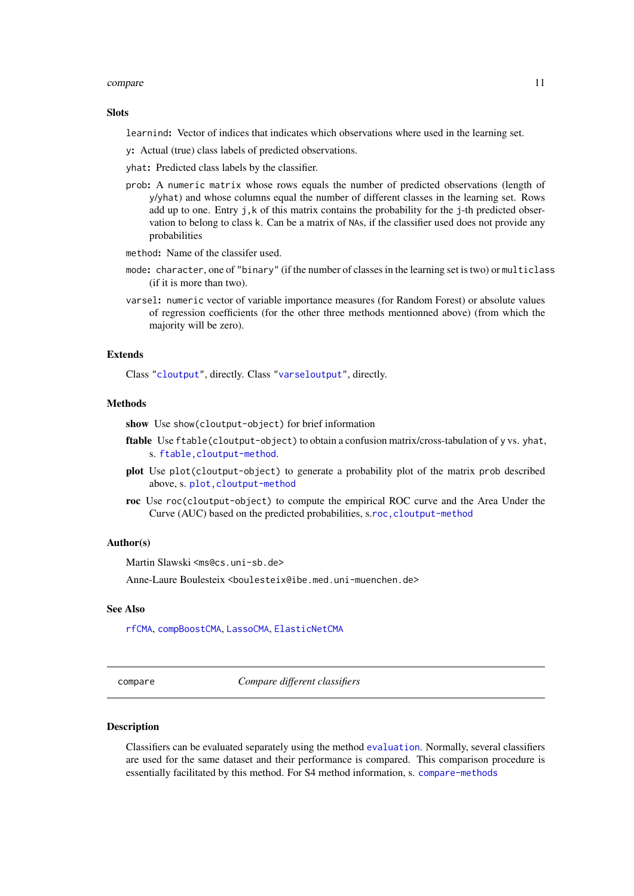### Slots

`learnind`: Vector of indices that indicates which observations where used in the learning set.

`y`: Actual (true) class labels of predicted observations.

`yhat`: Predicted class labels by the classifier.

`prob`: A `numeric matrix` whose rows equals the number of predicted observations (length of `y/yhat`) and whose columns equal the number of different classes in the learning set. Rows add up to one. Entry `j,k` of this matrix contains the probability for the `j`-th predicted observation to belong to class `k`. Can be a matrix of `NA`s, if the classifier used does not provide any probabilities

`method`: Name of the classifer used.

`mode`: `character`, one of `"binary"` (if the number of classes in the learning set is two) or `multiclass` (if it is more than two).

`varsel`: `numeric` vector of variable importance measures (for Random Forest) or absolute values of regression coefficients (for the other three methods mentionned above) (from which the majority will be zero).

### Extends

Class `"cloutput"`, directly. Class `"varseloutput"`, directly.

### Methods

**show** Use `show(cloutput-object)` for brief information

**ftable** Use `ftable(cloutput-object)` to obtain a confusion matrix/cross-tabulation of `y` vs. `yhat`, s. `ftable,cloutput-method`.

**plot** Use `plot(cloutput-object)` to generate a probability plot of the matrix `prob` described above, s. `plot,cloutput-method`

**roc** Use `roc(cloutput-object)` to compute the empirical ROC curve and the Area Under the Curve (AUC) based on the predicted probabilities, s.`roc,cloutput-method`

### Author(s)

Martin Slawski `<ms@cs.uni-sb.de>`

Anne-Laure Boulesteix `<boulesteix@ibe.med.uni-muenchen.de>`

### See Also

`rfCMA`, `compBoostCMA`, `LassoCMA`, `ElasticNetCMA`

---

## compare — *Compare different classifiers*

---

### Description

Classifiers can be evaluated separately using the method `evaluation`. Normally, several classifiers are used for the same dataset and their performance is compared. This comparison procedure is essentially facilitated by this method. For S4 method information, s. `compare-methods`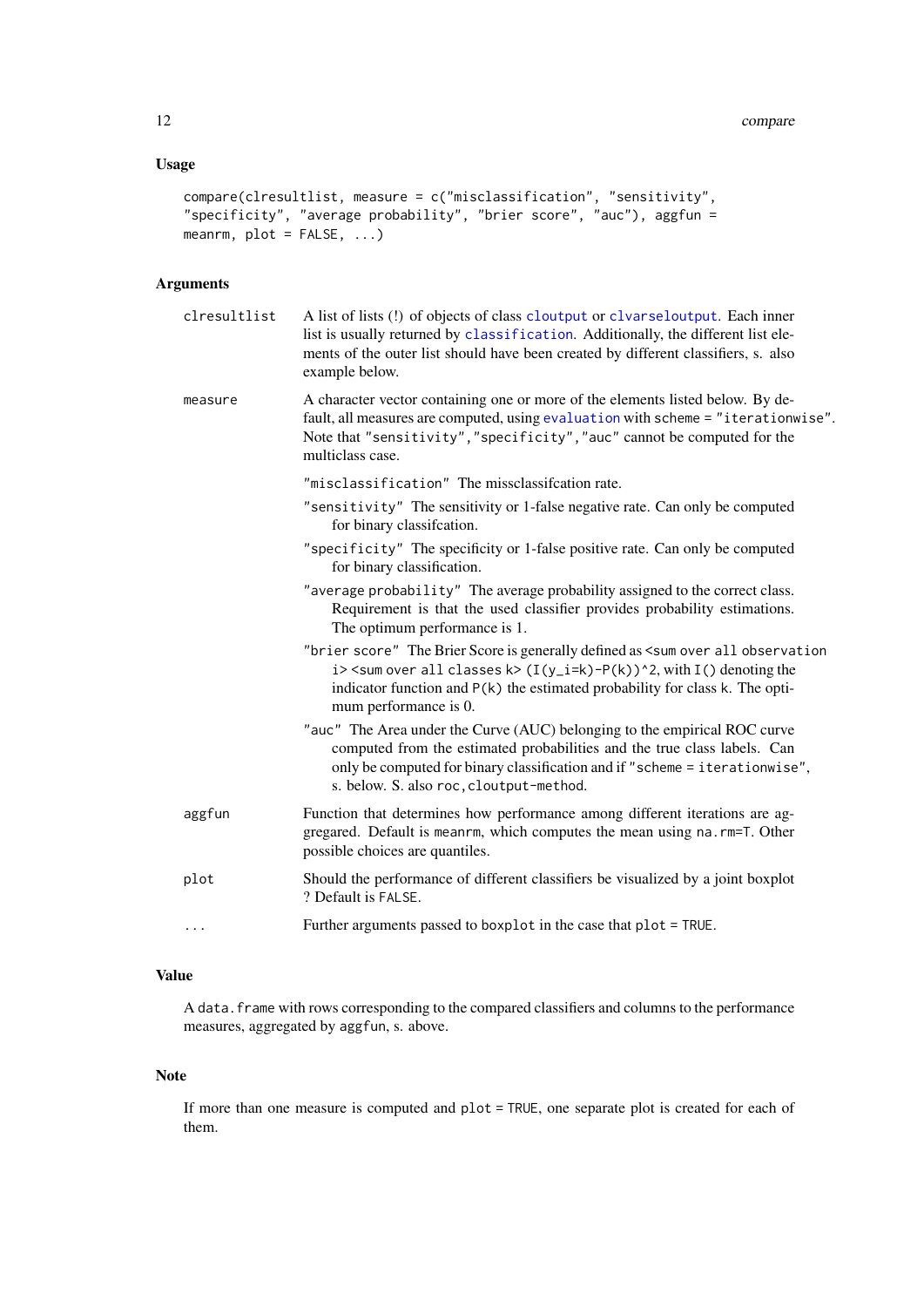### Usage

```
compare(clresultlist, measure = c("misclassification", "sensitivity",
"specificity", "average probability", "brier score", "auc"), aggfun =
meanrm, plot = FALSE, ...)
```

### Arguments

**clresultlist** A list of lists (!) of objects of class `cloutput` or `clvarseloutput`. Each inner list is usually returned by `classification`. Additionally, the different list elements of the outer list should have been created by different classifiers, s. also example below.

**measure** A character vector containing one or more of the elements listed below. By default, all measures are computed, using `evaluation` with `scheme = "iterationwise"`. Note that `"sensitivity"`, `"specificity"`, `"auc"` cannot be computed for the multiclass case.

- `"misclassification"` The missclassifcation rate.
- `"sensitivity"` The sensitivity or 1-false negative rate. Can only be computed for binary classifcation.
- `"specificity"` The specificity or 1-false positive rate. Can only be computed for binary classification.
- `"average probability"` The average probability assigned to the correct class. Requirement is that the used classifier provides probability estimations. The optimum performance is 1.
- `"brier score"` The Brier Score is generally defined as `<sum over all observation i> <sum over all classes k> (I(y_i=k)-P(k))^2`, with `I()` denoting the indicator function and `P(k)` the estimated probability for class k. The optimum performance is 0.
- `"auc"` The Area under the Curve (AUC) belonging to the empirical ROC curve computed from the estimated probabilities and the true class labels. Can only be computed for binary classification and if `"scheme = iterationwise"`, s. below. S. also `roc,cloutput-method`.

**aggfun** Function that determines how performance among different iterations are aggregared. Default is `meanrm`, which computes the mean using `na.rm=T`. Other possible choices are quantiles.

**plot** Should the performance of different classifiers be visualized by a joint boxplot ? Default is `FALSE`.

**...** Further arguments passed to `boxplot` in the case that `plot = TRUE`.

### Value

A `data.frame` with rows corresponding to the compared classifiers and columns to the performance measures, aggregated by `aggfun`, s. above.

### Note

If more than one measure is computed and `plot = TRUE`, one separate plot is created for each of them.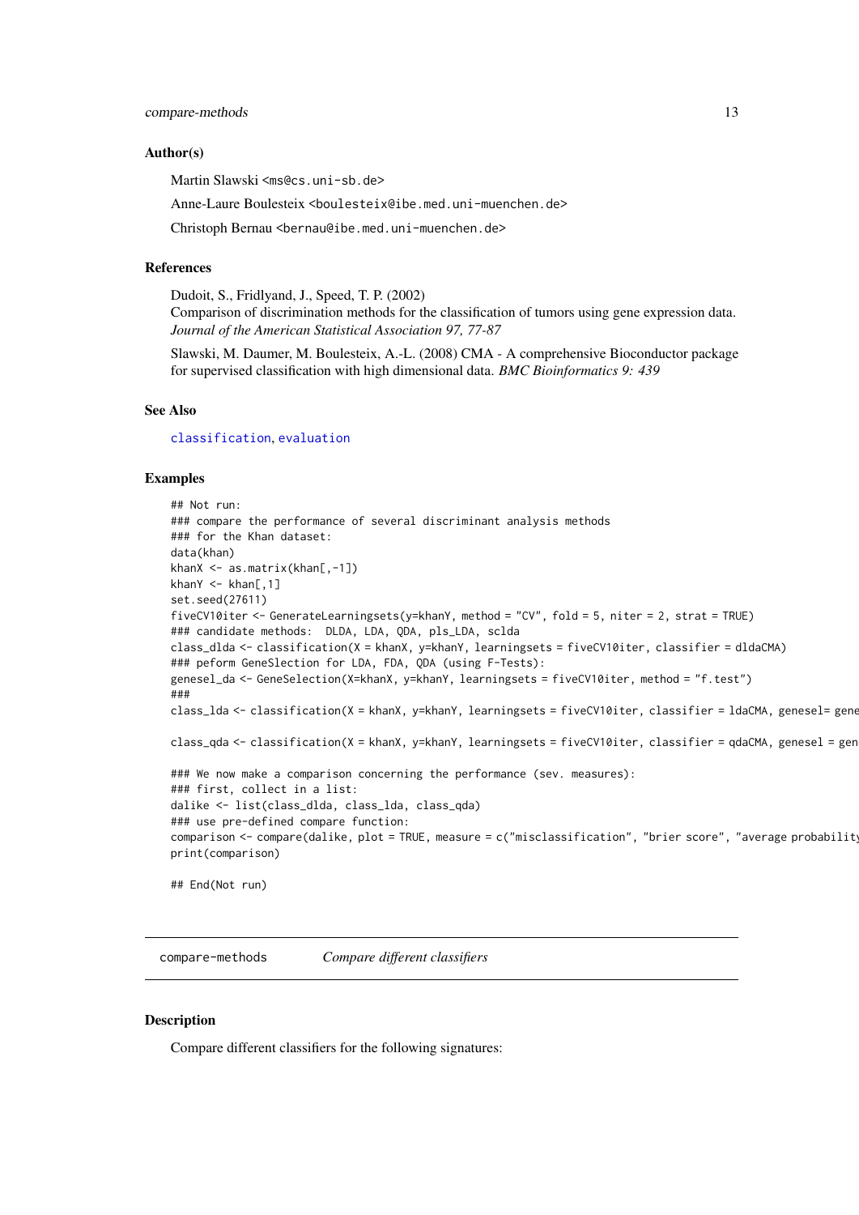### Author(s)

Martin Slawski <ms@cs.uni-sb.de>

Anne-Laure Boulesteix <boulesteix@ibe.med.uni-muenchen.de>

Christoph Bernau <bernau@ibe.med.uni-muenchen.de>

### References

Dudoit, S., Fridlyand, J., Speed, T. P. (2002)
Comparison of discrimination methods for the classification of tumors using gene expression data. *Journal of the American Statistical Association 97, 77-87*

Slawski, M. Daumer, M. Boulesteix, A.-L. (2008) CMA - A comprehensive Bioconductor package for supervised classification with high dimensional data. *BMC Bioinformatics 9: 439*

### See Also

classification, evaluation

### Examples

```
## Not run:
### compare the performance of several discriminant analysis methods
### for the Khan dataset:
data(khan)
khanX <- as.matrix(khan[,-1])
khanY <- khan[,1]
set.seed(27611)
fiveCV10iter <- GenerateLearningsets(y=khanY, method = "CV", fold = 5, niter = 2, strat = TRUE)
### candidate methods:  DLDA, LDA, QDA, pls_LDA, sclda
class_dlda <- classification(X = khanX, y=khanY, learningsets = fiveCV10iter, classifier = dldaCMA)
### peform GeneSlection for LDA, FDA, QDA (using F-Tests):
genesel_da <- GeneSelection(X=khanX, y=khanY, learningsets = fiveCV10iter, method = "f.test")
###
class_lda <- classification(X = khanX, y=khanY, learningsets = fiveCV10iter, classifier = ldaCMA, genesel= gene

class_qda <- classification(X = khanX, y=khanY, learningsets = fiveCV10iter, classifier = qdaCMA, genesel = gen

### We now make a comparison concerning the performance (sev. measures):
### first, collect in a list:
dalike <- list(class_dlda, class_lda, class_qda)
### use pre-defined compare function:
comparison <- compare(dalike, plot = TRUE, measure = c("misclassification", "brier score", "average probability
print(comparison)

## End(Not run)
```

---

## compare-methods — *Compare different classifiers*

### Description

Compare different classifiers for the following signatures: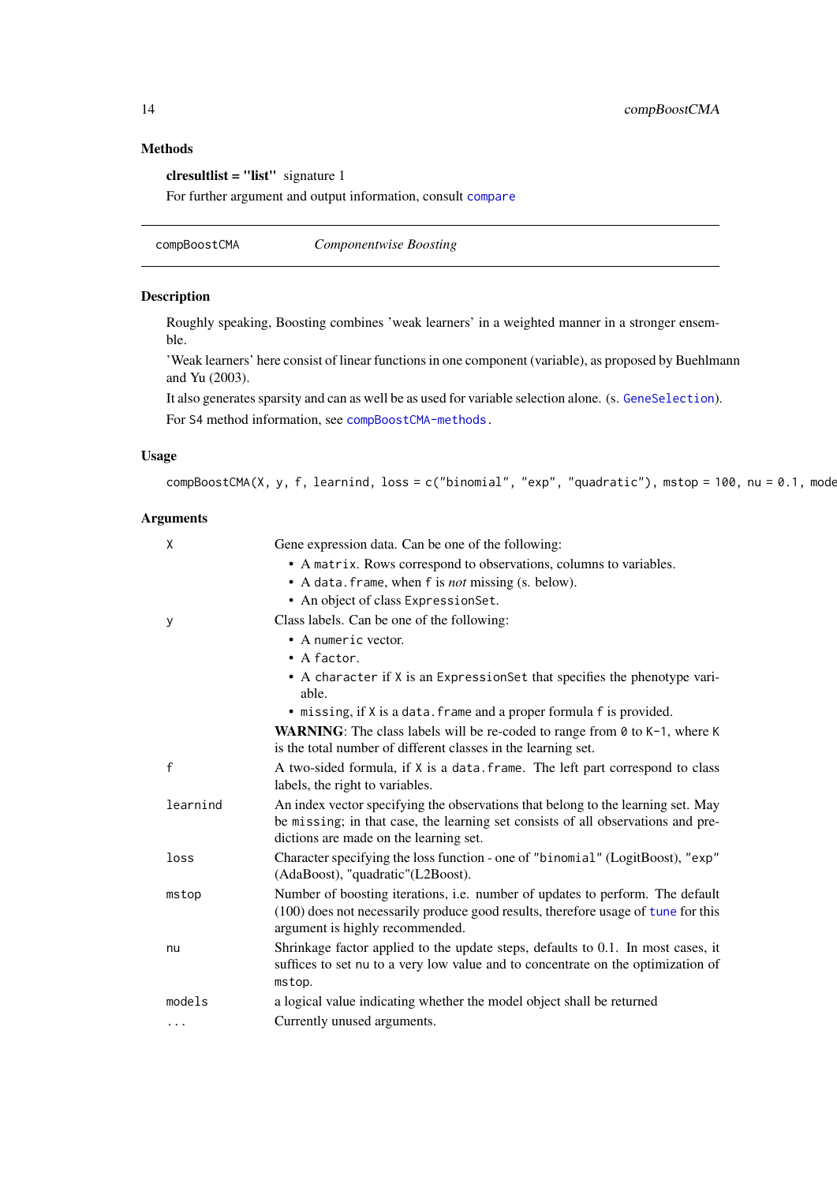## Methods

**clresultlist = "list"** signature 1

For further argument and output information, consult `compare`

---

`compBoostCMA` *Componentwise Boosting*

---

## Description

Roughly speaking, Boosting combines 'weak learners' in a weighted manner in a stronger ensemble.

'Weak learners' here consist of linear functions in one component (variable), as proposed by Buehlmann and Yu (2003).

It also generates sparsity and can as well be as used for variable selection alone. (s. `GeneSelection`).

For S4 method information, see `compBoostCMA-methods`.

## Usage

```
compBoostCMA(X, y, f, learnind, loss = c("binomial", "exp", "quadratic"), mstop = 100, nu = 0.1, mode
```

## Arguments

`X` Gene expression data. Can be one of the following:

- A `matrix`. Rows correspond to observations, columns to variables.
- A `data.frame`, when `f` is *not* missing (s. below).
- An object of class `ExpressionSet`.

`y` Class labels. Can be one of the following:

- A `numeric` vector.
- A `factor`.
- A `character` if `X` is an `ExpressionSet` that specifies the phenotype variable.
- `missing`, if `X` is a `data.frame` and a proper formula `f` is provided.

**WARNING**: The class labels will be re-coded to range from `0` to `K-1`, where `K` is the total number of different classes in the learning set.

`f` A two-sided formula, if `X` is a `data.frame`. The left part correspond to class labels, the right to variables.

`learnind` An index vector specifying the observations that belong to the learning set. May be `missing`; in that case, the learning set consists of all observations and predictions are made on the learning set.

`loss` Character specifying the loss function - one of `"binomial"` (LogitBoost), `"exp"` (AdaBoost), "quadratic"(L2Boost).

`mstop` Number of boosting iterations, i.e. number of updates to perform. The default (100) does not necessarily produce good results, therefore usage of `tune` for this argument is highly recommended.

`nu` Shrinkage factor applied to the update steps, defaults to 0.1. In most cases, it suffices to set `nu` to a very low value and to concentrate on the optimization of `mstop`.

`models` a logical value indicating whether the model object shall be returned

`...` Currently unused arguments.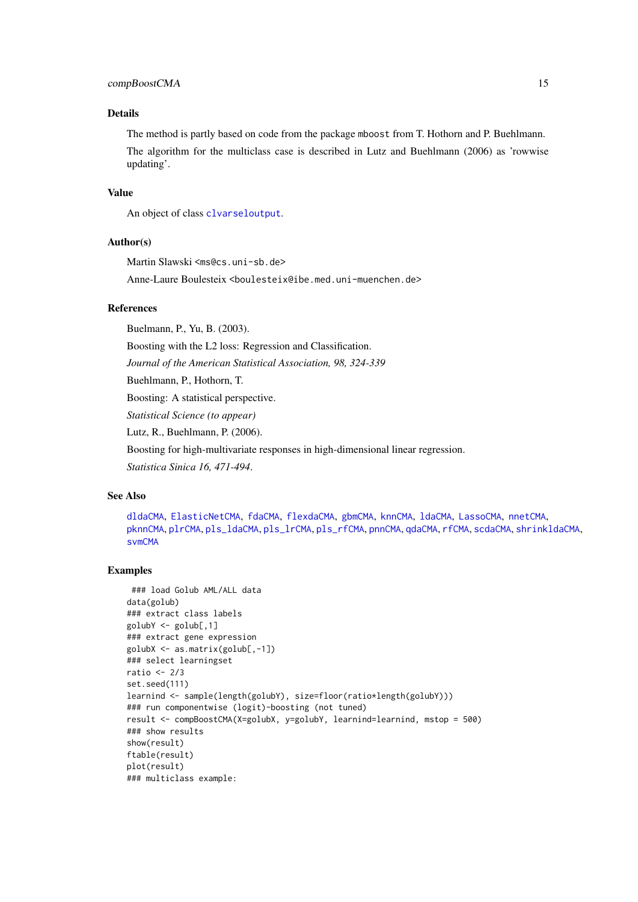## Details

The method is partly based on code from the package mboost from T. Hothorn and P. Buehlmann.

The algorithm for the multiclass case is described in Lutz and Buehlmann (2006) as 'rowwise updating'.

## Value

An object of class clvarseloutput.

## Author(s)

Martin Slawski <ms@cs.uni-sb.de>

Anne-Laure Boulesteix <boulesteix@ibe.med.uni-muenchen.de>

## References

Buelmann, P., Yu, B. (2003).

Boosting with the L2 loss: Regression and Classification.

*Journal of the American Statistical Association, 98, 324-339*

Buehlmann, P., Hothorn, T.

Boosting: A statistical perspective.

*Statistical Science (to appear)*

Lutz, R., Buehlmann, P. (2006).

Boosting for high-multivariate responses in high-dimensional linear regression.

*Statistica Sinica 16, 471-494*.

## See Also

dldaCMA, ElasticNetCMA, fdaCMA, flexdaCMA, gbmCMA, knnCMA, ldaCMA, LassoCMA, nnetCMA, pknnCMA, plrCMA, pls_ldaCMA, pls_lrCMA, pls_rfCMA, pnnCMA, qdaCMA, rfCMA, scdaCMA, shrinkldaCMA, svmCMA

## Examples

```
 ### load Golub AML/ALL data
data(golub)
### extract class labels
golubY <- golub[,1]
### extract gene expression
golubX <- as.matrix(golub[,-1])
### select learningset
ratio <- 2/3
set.seed(111)
learnind <- sample(length(golubY), size=floor(ratio*length(golubY)))
### run componentwise (logit)-boosting (not tuned)
result <- compBoostCMA(X=golubX, y=golubY, learnind=learnind, mstop = 500)
### show results
show(result)
ftable(result)
plot(result)
### multiclass example:
```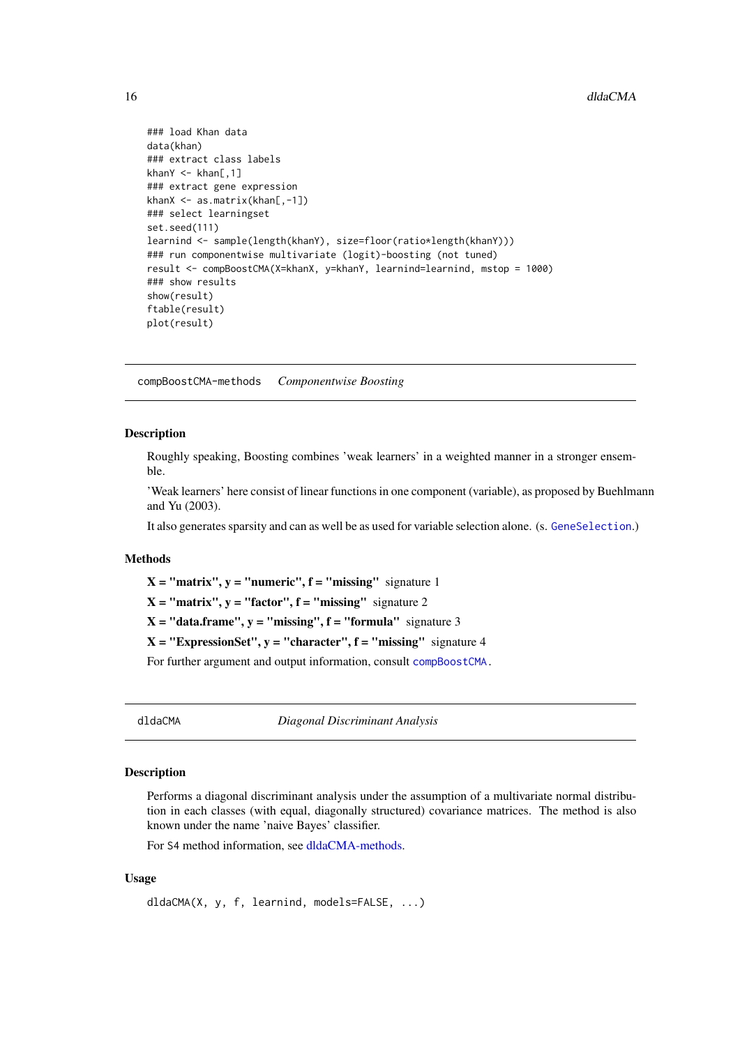```
### load Khan data
data(khan)
### extract class labels
khanY <- khan[,1]
### extract gene expression
khanX <- as.matrix(khan[,-1])
### select learningset
set.seed(111)
learnind <- sample(length(khanY), size=floor(ratio*length(khanY)))
### run componentwise multivariate (logit)-boosting (not tuned)
result <- compBoostCMA(X=khanX, y=khanY, learnind=learnind, mstop = 1000)
### show results
show(result)
ftable(result)
plot(result)
```

---

## compBoostCMA-methods — *Componentwise Boosting*

### Description

Roughly speaking, Boosting combines 'weak learners' in a weighted manner in a stronger ensemble.

'Weak learners' here consist of linear functions in one component (variable), as proposed by Buehlmann and Yu (2003).

It also generates sparsity and can as well be as used for variable selection alone. (s. `GeneSelection`.)

### Methods

**X = "matrix", y = "numeric", f = "missing"** signature 1

**X = "matrix", y = "factor", f = "missing"** signature 2

**X = "data.frame", y = "missing", f = "formula"** signature 3

**X = "ExpressionSet", y = "character", f = "missing"** signature 4

For further argument and output information, consult `compBoostCMA`.

---

## dldaCMA — *Diagonal Discriminant Analysis*

### Description

Performs a diagonal discriminant analysis under the assumption of a multivariate normal distribution in each classes (with equal, diagonally structured) covariance matrices. The method is also known under the name 'naive Bayes' classifier.

For S4 method information, see dldaCMA-methods.

### Usage

```
dldaCMA(X, y, f, learnind, models=FALSE, ...)
```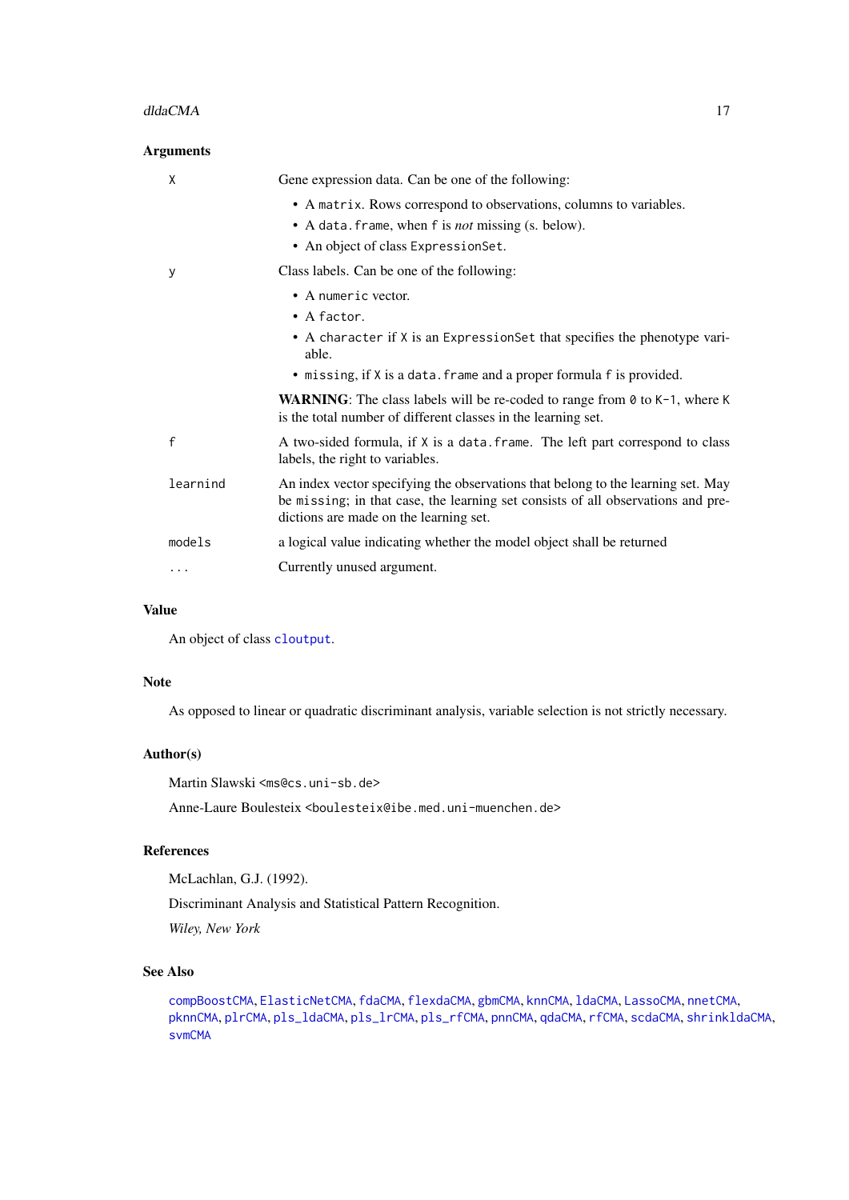### Arguments

| | |
|---|---|
| `X` | Gene expression data. Can be one of the following:<br>• A `matrix`. Rows correspond to observations, columns to variables.<br>• A `data.frame`, when `f` is *not* missing (s. below).<br>• An object of class `ExpressionSet`. |
| `y` | Class labels. Can be one of the following:<br>• A `numeric` vector.<br>• A `factor`.<br>• A `character` if `X` is an `ExpressionSet` that specifies the phenotype variable.<br>• `missing`, if `X` is a `data.frame` and a proper formula `f` is provided.<br>**WARNING**: The class labels will be re-coded to range from `0` to `K-1`, where `K` is the total number of different classes in the learning set. |
| `f` | A two-sided formula, if `X` is a `data.frame`. The left part correspond to class labels, the right to variables. |
| `learnind` | An index vector specifying the observations that belong to the learning set. May be `missing`; in that case, the learning set consists of all observations and predictions are made on the learning set. |
| `models` | a logical value indicating whether the model object shall be returned |
| `...` | Currently unused argument. |

### Value

An object of class `cloutput`.

### Note

As opposed to linear or quadratic discriminant analysis, variable selection is not strictly necessary.

### Author(s)

Martin Slawski <ms@cs.uni-sb.de>

Anne-Laure Boulesteix <boulesteix@ibe.med.uni-muenchen.de>

### References

McLachlan, G.J. (1992).

Discriminant Analysis and Statistical Pattern Recognition.

*Wiley, New York*

### See Also

`compBoostCMA`, `ElasticNetCMA`, `fdaCMA`, `flexdaCMA`, `gbmCMA`, `knnCMA`, `ldaCMA`, `LassoCMA`, `nnetCMA`, `pknnCMA`, `plrCMA`, `pls_ldaCMA`, `pls_lrCMA`, `pls_rfCMA`, `pnnCMA`, `qdaCMA`, `rfCMA`, `scdaCMA`, `shrinkldaCMA`, `svmCMA`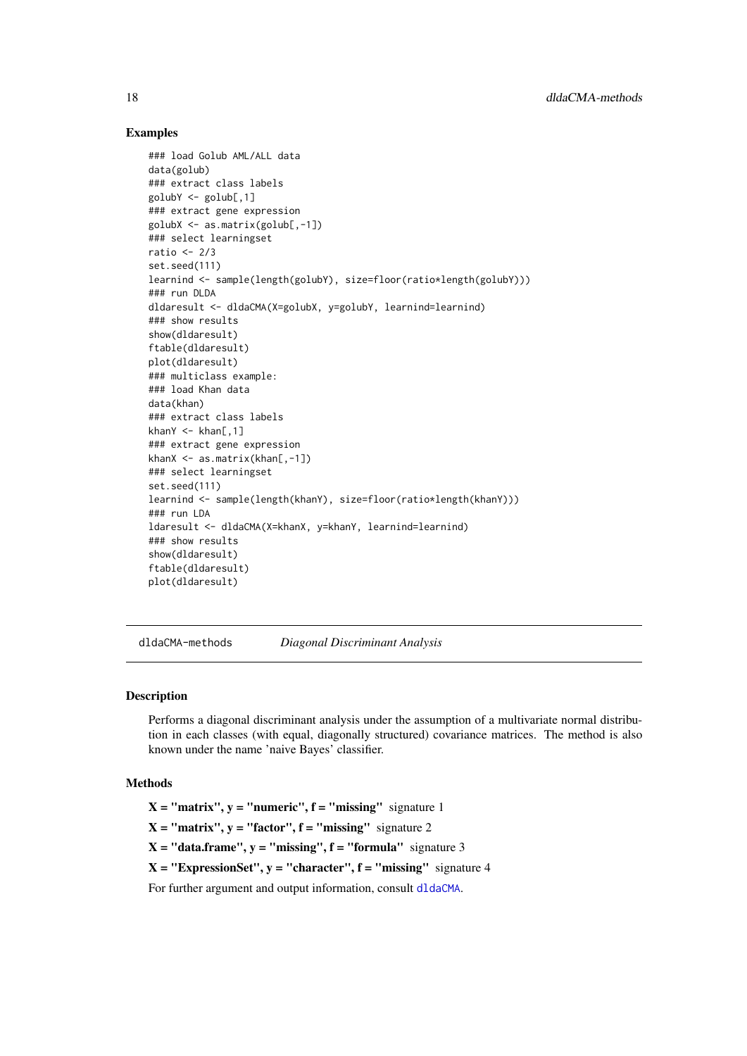## Examples

```
### load Golub AML/ALL data
data(golub)
### extract class labels
golubY <- golub[,1]
### extract gene expression
golubX <- as.matrix(golub[,-1])
### select learningset
ratio <- 2/3
set.seed(111)
learnind <- sample(length(golubY), size=floor(ratio*length(golubY)))
### run DLDA
dldaresult <- dldaCMA(X=golubX, y=golubY, learnind=learnind)
### show results
show(dldaresult)
ftable(dldaresult)
plot(dldaresult)
### multiclass example:
### load Khan data
data(khan)
### extract class labels
khanY <- khan[,1]
### extract gene expression
khanX <- as.matrix(khan[,-1])
### select learningset
set.seed(111)
learnind <- sample(length(khanY), size=floor(ratio*length(khanY)))
### run LDA
ldaresult <- dldaCMA(X=khanX, y=khanY, learnind=learnind)
### show results
show(dldaresult)
ftable(dldaresult)
plot(dldaresult)
```

---

# dldaCMA-methods *Diagonal Discriminant Analysis*

---

## Description

Performs a diagonal discriminant analysis under the assumption of a multivariate normal distribution in each classes (with equal, diagonally structured) covariance matrices. The method is also known under the name 'naive Bayes' classifier.

## Methods

**X = "matrix", y = "numeric", f = "missing"** signature 1

**X = "matrix", y = "factor", f = "missing"** signature 2

**X = "data.frame", y = "missing", f = "formula"** signature 3

**X = "ExpressionSet", y = "character", f = "missing"** signature 4

For further argument and output information, consult dldaCMA.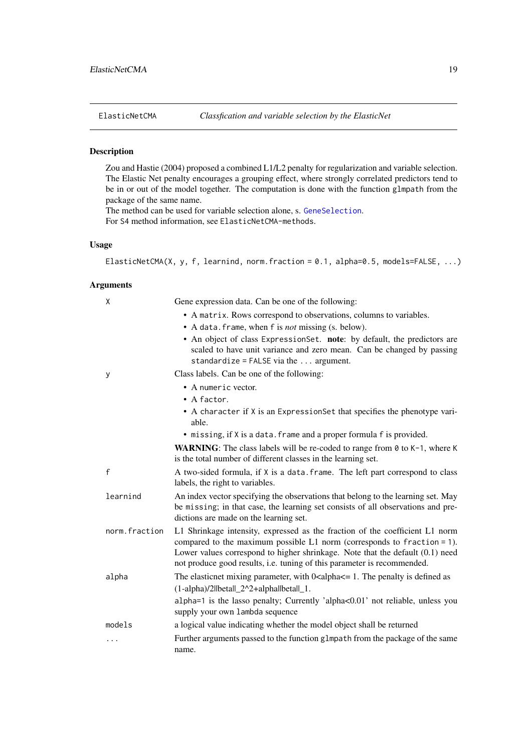## ElasticNetCMA — *Classfication and variable selection by the ElasticNet*

### Description

Zou and Hastie (2004) proposed a combined L1/L2 penalty for regularization and variable selection. The Elastic Net penalty encourages a grouping effect, where strongly correlated predictors tend to be in or out of the model together. The computation is done with the function `glmpath` from the package of the same name.
The method can be used for variable selection alone, s. `GeneSelection`.
For S4 method information, see `ElasticNetCMA-methods`.

### Usage

```
ElasticNetCMA(X, y, f, learnind, norm.fraction = 0.1, alpha=0.5, models=FALSE, ...)
```

### Arguments

| Argument | Description |
|---|---|
| `X` | Gene expression data. Can be one of the following:<br>• A `matrix`. Rows correspond to observations, columns to variables.<br>• A `data.frame`, when `f` is *not* missing (s. below).<br>• An object of class `ExpressionSet`. **note**: by default, the predictors are scaled to have unit variance and zero mean. Can be changed by passing `standardize = FALSE` via the `...` argument. |
| `y` | Class labels. Can be one of the following:<br>• A `numeric` vector.<br>• A `factor`.<br>• A `character` if `X` is an `ExpressionSet` that specifies the phenotype variable.<br>• `missing`, if `X` is a `data.frame` and a proper formula `f` is provided.<br>**WARNING**: The class labels will be re-coded to range from `0` to `K-1`, where `K` is the total number of different classes in the learning set. |
| `f` | A two-sided formula, if `X` is a `data.frame`. The left part correspond to class labels, the right to variables. |
| `learnind` | An index vector specifying the observations that belong to the learning set. May be `missing`; in that case, the learning set consists of all observations and predictions are made on the learning set. |
| `norm.fraction` | L1 Shrinkage intensity, expressed as the fraction of the coefficient L1 norm compared to the maximum possible L1 norm (corresponds to `fraction = 1`). Lower values correspond to higher shrinkage. Note that the default (0.1) need not produce good results, i.e. tuning of this parameter is recommended. |
| `alpha` | The elasticnet mixing parameter, with 0<alpha<= 1. The penalty is defined as (1-alpha)/2\|\|beta\|\|_2^2+alpha\|\|beta\|\|_1.<br>`alpha=1` is the lasso penalty; Currently 'alpha<0.01' not reliable, unless you supply your own `lambda` sequence |
| `models` | a logical value indicating whether the model object shall be returned |
| `...` | Further arguments passed to the function `glmpath` from the package of the same name. |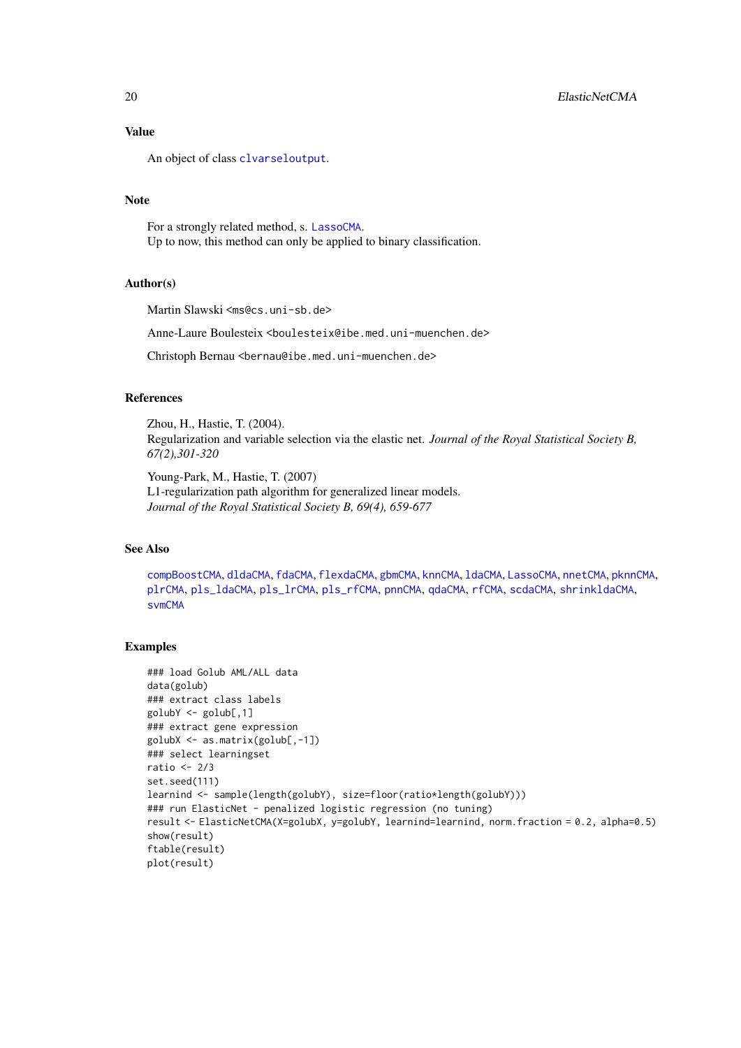## Value

An object of class `clvarseloutput`.

## Note

For a strongly related method, s. `LassoCMA`.
Up to now, this method can only be applied to binary classification.

## Author(s)

Martin Slawski <ms@cs.uni-sb.de>

Anne-Laure Boulesteix <boulesteix@ibe.med.uni-muenchen.de>

Christoph Bernau <bernau@ibe.med.uni-muenchen.de>

## References

Zhou, H., Hastie, T. (2004).
Regularization and variable selection via the elastic net. *Journal of the Royal Statistical Society B, 67(2),301-320*

Young-Park, M., Hastie, T. (2007)
L1-regularization path algorithm for generalized linear models.
*Journal of the Royal Statistical Society B, 69(4), 659-677*

## See Also

`compBoostCMA`, `dldaCMA`, `fdaCMA`, `flexdaCMA`, `gbmCMA`, `knnCMA`, `ldaCMA`, `LassoCMA`, `nnetCMA`, `pknnCMA`, `plrCMA`, `pls_ldaCMA`, `pls_lrCMA`, `pls_rfCMA`, `pnnCMA`, `qdaCMA`, `rfCMA`, `scdaCMA`, `shrinkldaCMA`, `svmCMA`

## Examples

```
### load Golub AML/ALL data
data(golub)
### extract class labels
golubY <- golub[,1]
### extract gene expression
golubX <- as.matrix(golub[,-1])
### select learningset
ratio <- 2/3
set.seed(111)
learnind <- sample(length(golubY), size=floor(ratio*length(golubY)))
### run ElasticNet - penalized logistic regression (no tuning)
result <- ElasticNetCMA(X=golubX, y=golubY, learnind=learnind, norm.fraction = 0.2, alpha=0.5)
show(result)
ftable(result)
plot(result)
```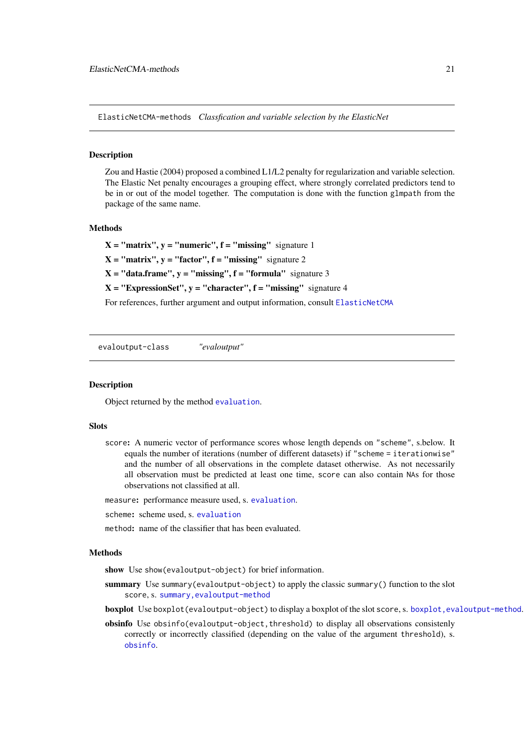## ElasticNetCMA-methods *Classfication and variable selection by the ElasticNet*

### Description

Zou and Hastie (2004) proposed a combined L1/L2 penalty for regularization and variable selection. The Elastic Net penalty encourages a grouping effect, where strongly correlated predictors tend to be in or out of the model together. The computation is done with the function `glmpath` from the package of the same name.

### Methods

**X = "matrix", y = "numeric", f = "missing"** signature 1

**X = "matrix", y = "factor", f = "missing"** signature 2

**X = "data.frame", y = "missing", f = "formula"** signature 3

**X = "ExpressionSet", y = "character", f = "missing"** signature 4

For references, further argument and output information, consult `ElasticNetCMA`

## evaloutput-class *"evaloutput"*

### Description

Object returned by the method `evaluation`.

### Slots

`score`: A numeric vector of performance scores whose length depends on `"scheme"`, s.below. It equals the number of iterations (number of different datasets) if `"scheme = iterationwise"` and the number of all observations in the complete dataset otherwise. As not necessarily all observation must be predicted at least one time, `score` can also contain `NA`s for those observations not classified at all.

`measure`: performance measure used, s. `evaluation`.

`scheme`: scheme used, s. `evaluation`

`method`: name of the classifier that has been evaluated.

### Methods

**show** Use `show(evaloutput-object)` for brief information.

**summary** Use `summary(evaloutput-object)` to apply the classic `summary()` function to the slot `score`, s. `summary,evaloutput-method`

**boxplot** Use `boxplot(evaloutput-object)` to display a boxplot of the slot `score`, s. `boxplot,evaloutput-method`.

**obsinfo** Use `obsinfo(evaloutput-object,threshold)` to display all observations consistenly correctly or incorrectly classified (depending on the value of the argument `threshold`), s. `obsinfo`.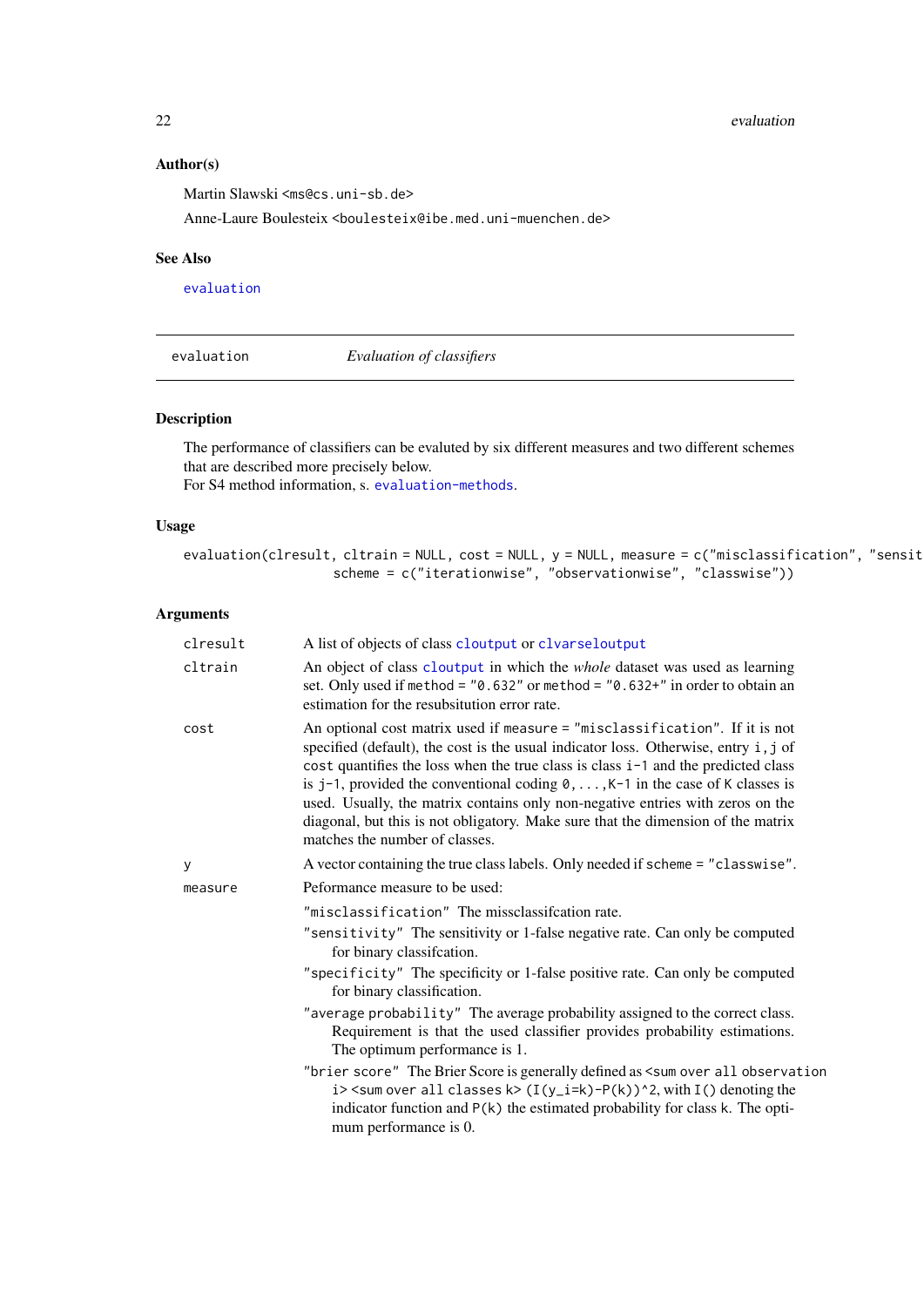### Author(s)

Martin Slawski <ms@cs.uni-sb.de>

Anne-Laure Boulesteix <boulesteix@ibe.med.uni-muenchen.de>

### See Also

evaluation

---

evaluation *Evaluation of classifiers*

---

### Description

The performance of classifiers can be evaluted by six different measures and two different schemes that are described more precisely below.
For S4 method information, s. evaluation-methods.

### Usage

```
evaluation(clresult, cltrain = NULL, cost = NULL, y = NULL, measure = c("misclassification", "sensit
                   scheme = c("iterationwise", "observationwise", "classwise"))
```

### Arguments

| | |
|---|---|
| clresult | A list of objects of class cloutput or clvarseloutput |
| cltrain | An object of class cloutput in which the *whole* dataset was used as learning set. Only used if method = "0.632" or method = "0.632+" in order to obtain an estimation for the resubsitution error rate. |
| cost | An optional cost matrix used if measure = "misclassification". If it is not specified (default), the cost is the usual indicator loss. Otherwise, entry i,j of cost quantifies the loss when the true class is class i-1 and the predicted class is j-1, provided the conventional coding 0,...,K-1 in the case of K classes is used. Usually, the matrix contains only non-negative entries with zeros on the diagonal, but this is not obligatory. Make sure that the dimension of the matrix matches the number of classes. |
| y | A vector containing the true class labels. Only needed if scheme = "classwise". |
| measure | Peformance measure to be used: |

"misclassification" The missclassifcation rate.

"sensitivity" The sensitivity or 1-false negative rate. Can only be computed for binary classifcation.

"specificity" The specificity or 1-false positive rate. Can only be computed for binary classification.

"average probability" The average probability assigned to the correct class. Requirement is that the used classifier provides probability estimations. The optimum performance is 1.

"brier score" The Brier Score is generally defined as <sum over all observation i> <sum over all classes k> (I(y_i=k)-P(k))^2, with I() denoting the indicator function and P(k) the estimated probability for class k. The optimum performance is 0.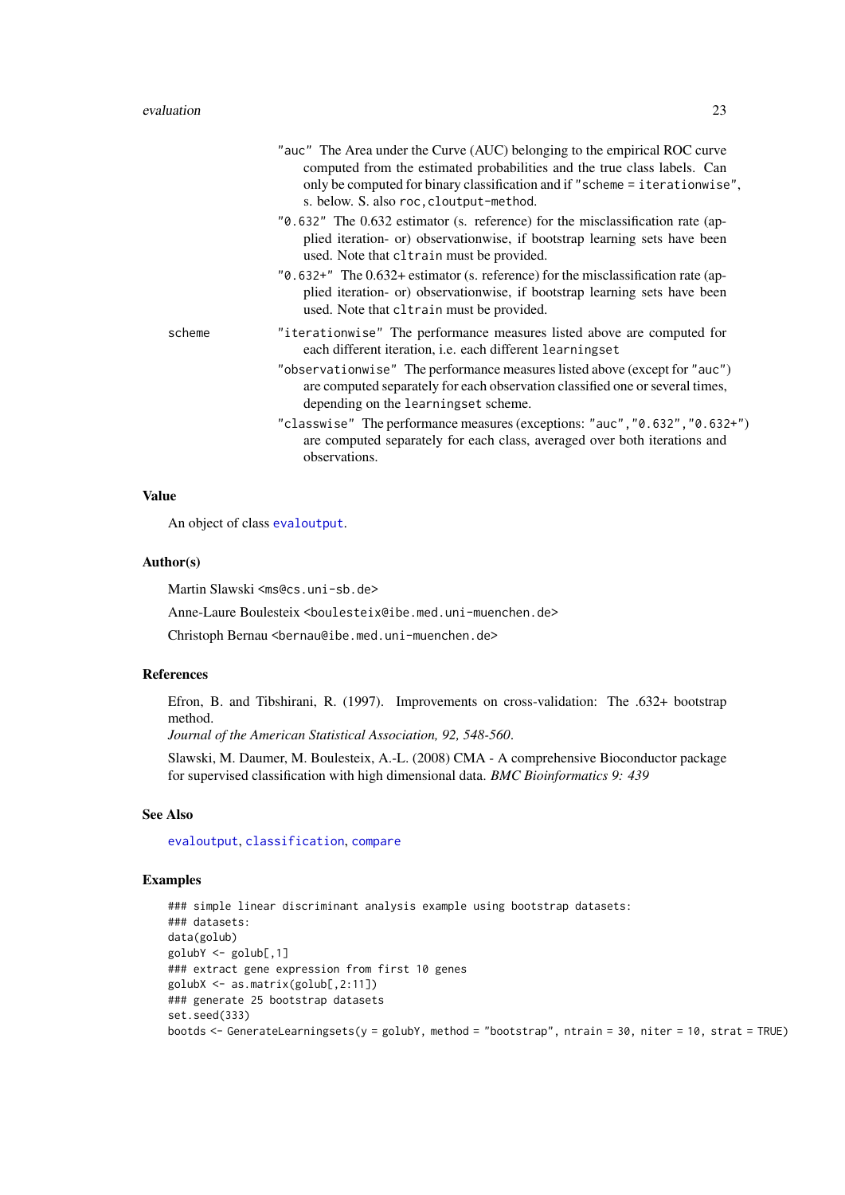"auc" The Area under the Curve (AUC) belonging to the empirical ROC curve computed from the estimated probabilities and the true class labels. Can only be computed for binary classification and if "scheme = iterationwise", s. below. S. also roc,cloutput-method.

"0.632" The 0.632 estimator (s. reference) for the misclassification rate (applied iteration- or) observationwise, if bootstrap learning sets have been used. Note that cltrain must be provided.

"0.632+" The 0.632+ estimator (s. reference) for the misclassification rate (applied iteration- or) observationwise, if bootstrap learning sets have been used. Note that cltrain must be provided.

scheme

"iterationwise" The performance measures listed above are computed for each different iteration, i.e. each different learningset

"observationwise" The performance measures listed above (except for "auc") are computed separately for each observation classified one or several times, depending on the learningset scheme.

"classwise" The performance measures (exceptions: "auc","0.632","0.632+") are computed separately for each class, averaged over both iterations and observations.

## Value

An object of class evaloutput.

## Author(s)

Martin Slawski <ms@cs.uni-sb.de>

Anne-Laure Boulesteix <boulesteix@ibe.med.uni-muenchen.de>

Christoph Bernau <bernau@ibe.med.uni-muenchen.de>

## References

Efron, B. and Tibshirani, R. (1997). Improvements on cross-validation: The .632+ bootstrap method.
*Journal of the American Statistical Association, 92, 548-560.*

Slawski, M. Daumer, M. Boulesteix, A.-L. (2008) CMA - A comprehensive Bioconductor package for supervised classification with high dimensional data. *BMC Bioinformatics 9: 439*

## See Also

evaloutput, classification, compare

## Examples

```
### simple linear discriminant analysis example using bootstrap datasets:
### datasets:
data(golub)
golubY <- golub[,1]
### extract gene expression from first 10 genes
golubX <- as.matrix(golub[,2:11])
### generate 25 bootstrap datasets
set.seed(333)
bootds <- GenerateLearningsets(y = golubY, method = "bootstrap", ntrain = 30, niter = 10, strat = TRUE)
```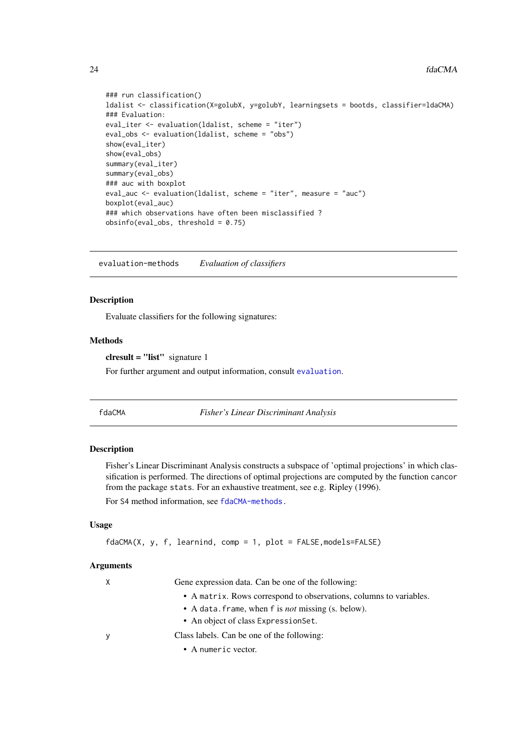```
### run classification()
ldalist <- classification(X=golubX, y=golubY, learningsets = bootds, classifier=ldaCMA)
### Evaluation:
eval_iter <- evaluation(ldalist, scheme = "iter")
eval_obs <- evaluation(ldalist, scheme = "obs")
show(eval_iter)
show(eval_obs)
summary(eval_iter)
summary(eval_obs)
### auc with boxplot
eval_auc <- evaluation(ldalist, scheme = "iter", measure = "auc")
boxplot(eval_auc)
### which observations have often been misclassified ?
obsinfo(eval_obs, threshold = 0.75)
```

---

## evaluation-methods *Evaluation of classifiers*

### Description

Evaluate classifiers for the following signatures:

### Methods

**clresult = "list"** signature 1

For further argument and output information, consult `evaluation`.

---

## fdaCMA *Fisher's Linear Discriminant Analysis*

### Description

Fisher's Linear Discriminant Analysis constructs a subspace of 'optimal projections' in which classification is performed. The directions of optimal projections are computed by the function `cancor` from the package `stats`. For an exhaustive treatment, see e.g. Ripley (1996).

For S4 method information, see `fdaCMA-methods`.

### Usage

```
fdaCMA(X, y, f, learnind, comp = 1, plot = FALSE,models=FALSE)
```

### Arguments

- `X` Gene expression data. Can be one of the following:
  - A `matrix`. Rows correspond to observations, columns to variables.
  - A `data.frame`, when `f` is *not* missing (s. below).
  - An object of class `ExpressionSet`.
- `y` Class labels. Can be one of the following:
  - A `numeric` vector.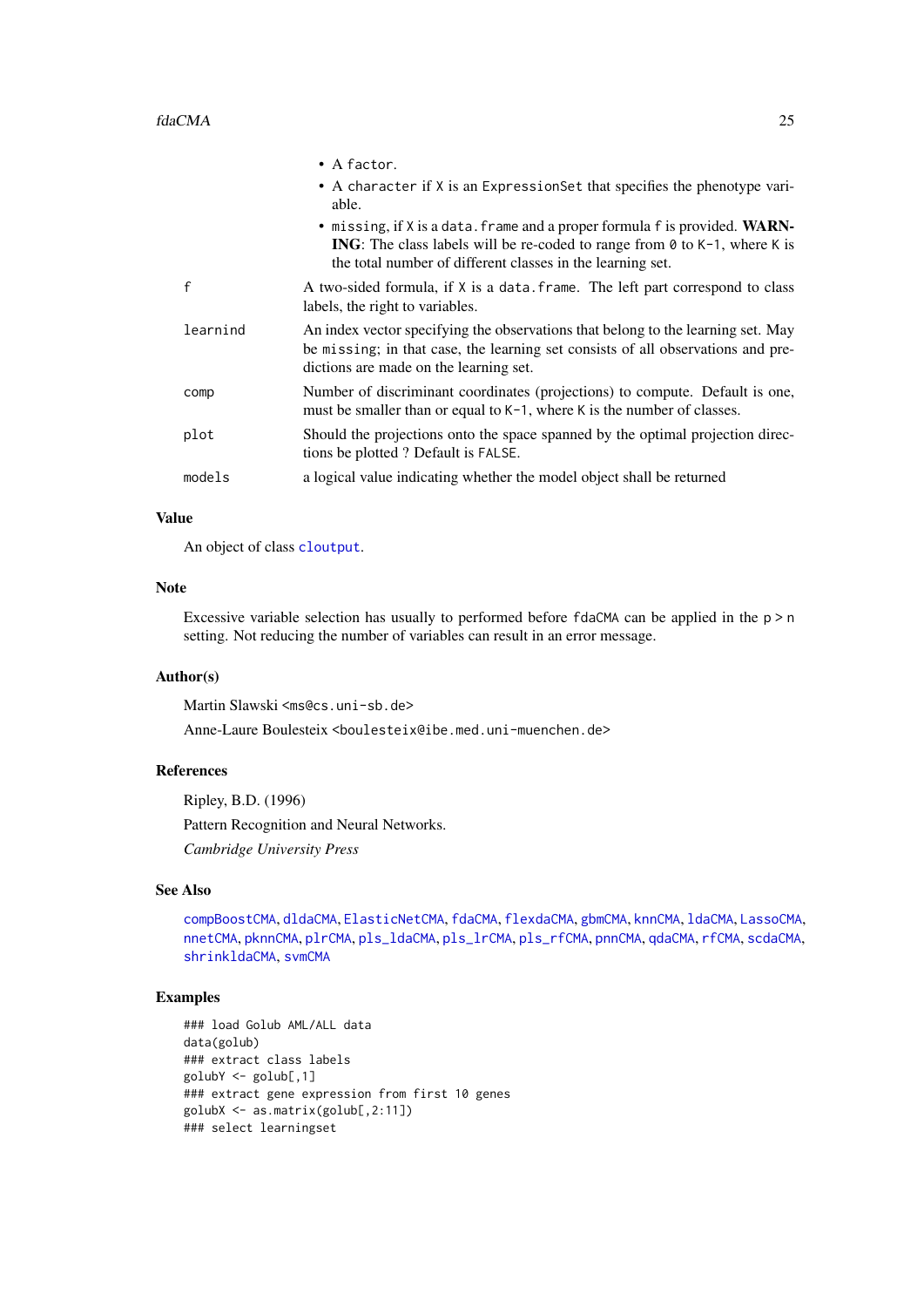- A `factor`.
- A `character` if `X` is an `ExpressionSet` that specifies the phenotype variable.
- `missing`, if `X` is a `data.frame` and a proper formula `f` is provided. **WARNING**: The class labels will be re-coded to range from `0` to `K-1`, where `K` is the total number of different classes in the learning set.

`f`
: A two-sided formula, if `X` is a `data.frame`. The left part correspond to class labels, the right to variables.

`learnind`
: An index vector specifying the observations that belong to the learning set. May be `missing`; in that case, the learning set consists of all observations and predictions are made on the learning set.

`comp`
: Number of discriminant coordinates (projections) to compute. Default is one, must be smaller than or equal to `K-1`, where `K` is the number of classes.

`plot`
: Should the projections onto the space spanned by the optimal projection directions be plotted ? Default is `FALSE`.

`models`
: a logical value indicating whether the model object shall be returned

### Value

An object of class `cloutput`.

### Note

Excessive variable selection has usually to performed before `fdaCMA` can be applied in the `p > n` setting. Not reducing the number of variables can result in an error message.

### Author(s)

Martin Slawski <ms@cs.uni-sb.de>

Anne-Laure Boulesteix <boulesteix@ibe.med.uni-muenchen.de>

### References

Ripley, B.D. (1996)

Pattern Recognition and Neural Networks.

*Cambridge University Press*

### See Also

`compBoostCMA`, `dldaCMA`, `ElasticNetCMA`, `fdaCMA`, `flexdaCMA`, `gbmCMA`, `knnCMA`, `ldaCMA`, `LassoCMA`, `nnetCMA`, `pknnCMA`, `plrCMA`, `pls_ldaCMA`, `pls_lrCMA`, `pls_rfCMA`, `pnnCMA`, `qdaCMA`, `rfCMA`, `scdaCMA`, `shrinkldaCMA`, `svmCMA`

### Examples

```
### load Golub AML/ALL data
data(golub)
### extract class labels
golubY <- golub[,1]
### extract gene expression from first 10 genes
golubX <- as.matrix(golub[,2:11])
### select learningset
```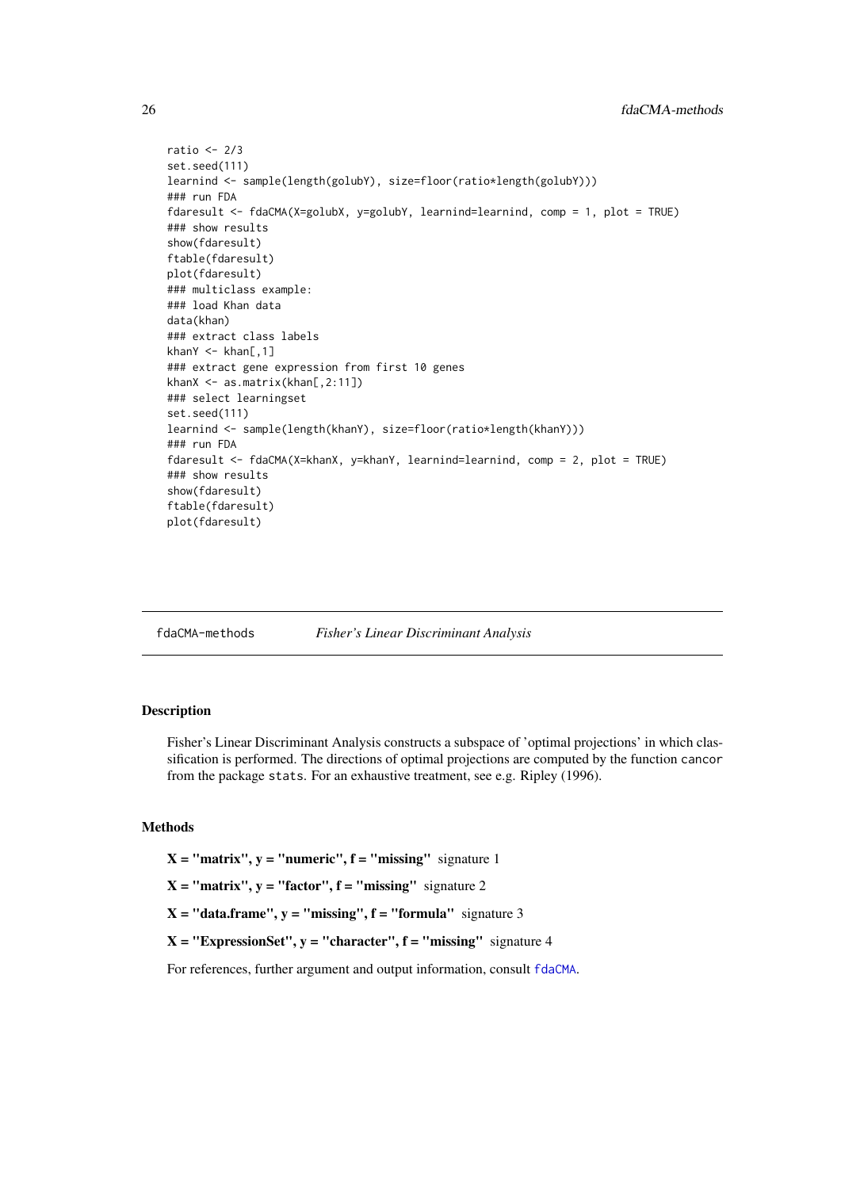```
ratio <- 2/3
set.seed(111)
learnind <- sample(length(golubY), size=floor(ratio*length(golubY)))
### run FDA
fdaresult <- fdaCMA(X=golubX, y=golubY, learnind=learnind, comp = 1, plot = TRUE)
### show results
show(fdaresult)
ftable(fdaresult)
plot(fdaresult)
### multiclass example:
### load Khan data
data(khan)
### extract class labels
khanY <- khan[,1]
### extract gene expression from first 10 genes
khanX <- as.matrix(khan[,2:11])
### select learningset
set.seed(111)
learnind <- sample(length(khanY), size=floor(ratio*length(khanY)))
### run FDA
fdaresult <- fdaCMA(X=khanX, y=khanY, learnind=learnind, comp = 2, plot = TRUE)
### show results
show(fdaresult)
ftable(fdaresult)
plot(fdaresult)
```

---

# fdaCMA-methods — *Fisher's Linear Discriminant Analysis*

---

## Description

Fisher's Linear Discriminant Analysis constructs a subspace of 'optimal projections' in which classification is performed. The directions of optimal projections are computed by the function `cancor` from the package `stats`. For an exhaustive treatment, see e.g. Ripley (1996).

## Methods

**X = "matrix", y = "numeric", f = "missing"** signature 1

**X = "matrix", y = "factor", f = "missing"** signature 2

**X = "data.frame", y = "missing", f = "formula"** signature 3

**X = "ExpressionSet", y = "character", f = "missing"** signature 4

For references, further argument and output information, consult `fdaCMA`.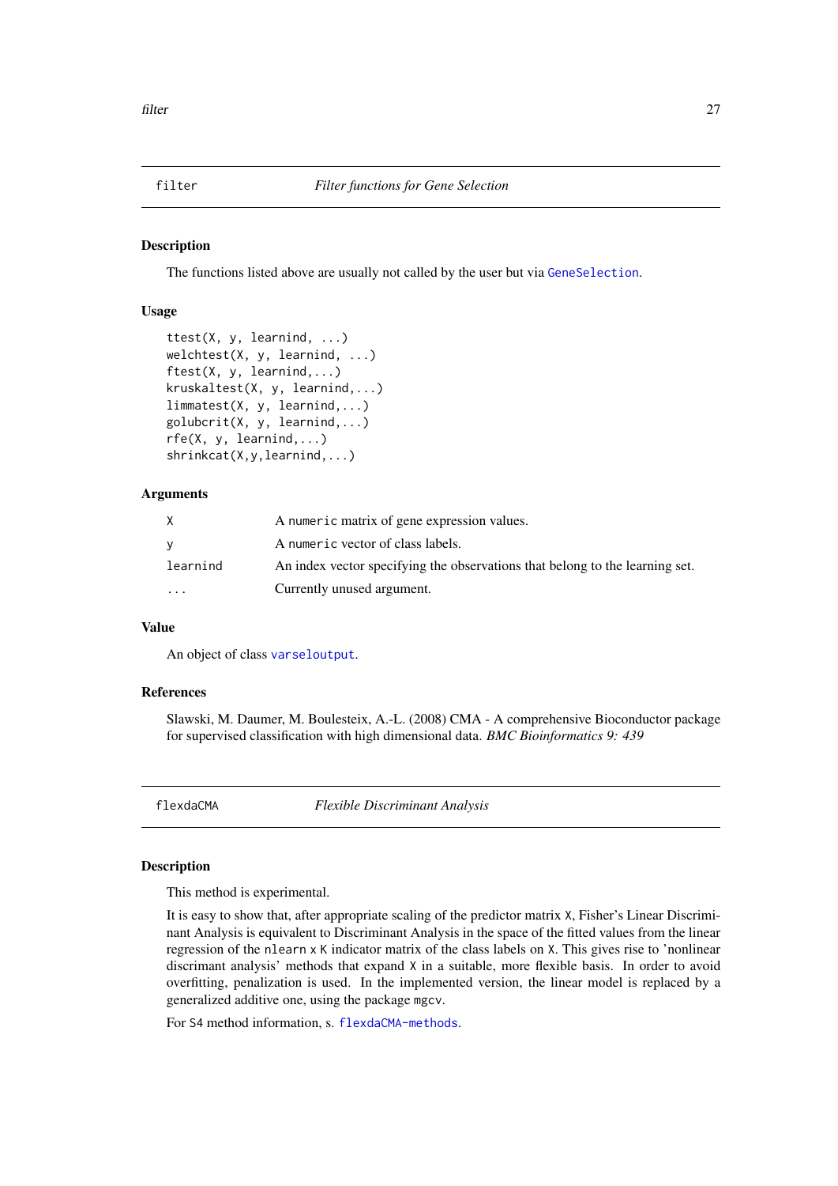## filter — *Filter functions for Gene Selection*

### Description

The functions listed above are usually not called by the user but via GeneSelection.

### Usage

```
ttest(X, y, learnind, ...)
welchtest(X, y, learnind, ...)
ftest(X, y, learnind,...)
kruskaltest(X, y, learnind,...)
limmatest(X, y, learnind,...)
golubcrit(X, y, learnind,...)
rfe(X, y, learnind,...)
shrinkcat(X,y,learnind,...)
```

### Arguments

| | |
|---|---|
| X | A numeric matrix of gene expression values. |
| y | A numeric vector of class labels. |
| learnind | An index vector specifying the observations that belong to the learning set. |
| ... | Currently unused argument. |

### Value

An object of class varseloutput.

### References

Slawski, M. Daumer, M. Boulesteix, A.-L. (2008) CMA - A comprehensive Bioconductor package for supervised classification with high dimensional data. *BMC Bioinformatics 9: 439*

## flexdaCMA — *Flexible Discriminant Analysis*

### Description

This method is experimental.

It is easy to show that, after appropriate scaling of the predictor matrix X, Fisher's Linear Discriminant Analysis is equivalent to Discriminant Analysis in the space of the fitted values from the linear regression of the nlearn x K indicator matrix of the class labels on X. This gives rise to 'nonlinear discrimant analysis' methods that expand X in a suitable, more flexible basis. In order to avoid overfitting, penalization is used. In the implemented version, the linear model is replaced by a generalized additive one, using the package mgcv.

For S4 method information, s. flexdaCMA-methods.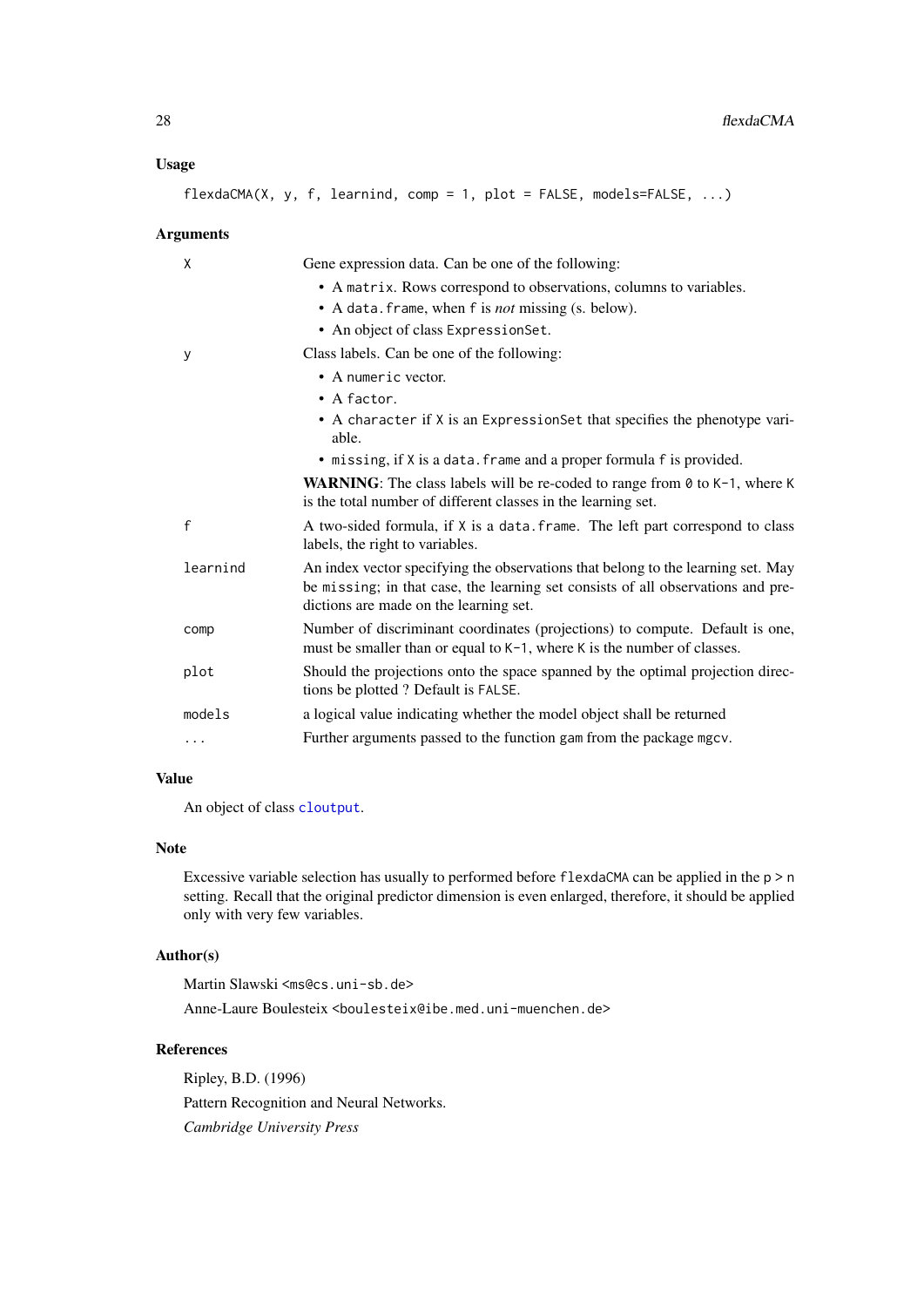## Usage

```
flexdaCMA(X, y, f, learnind, comp = 1, plot = FALSE, models=FALSE, ...)
```

## Arguments

| Argument | Description |
|---|---|
| X | Gene expression data. Can be one of the following: <br>• A `matrix`. Rows correspond to observations, columns to variables.<br>• A `data.frame`, when `f` is *not* missing (s. below).<br>• An object of class `ExpressionSet`. |
| y | Class labels. Can be one of the following:<br>• A `numeric` vector.<br>• A `factor`.<br>• A `character` if `X` is an `ExpressionSet` that specifies the phenotype variable.<br>• `missing`, if `X` is a `data.frame` and a proper formula `f` is provided.<br>**WARNING**: The class labels will be re-coded to range from `0` to `K-1`, where `K` is the total number of different classes in the learning set. |
| f | A two-sided formula, if `X` is a `data.frame`. The left part correspond to class labels, the right to variables. |
| learnind | An index vector specifying the observations that belong to the learning set. May be `missing`; in that case, the learning set consists of all observations and predictions are made on the learning set. |
| comp | Number of discriminant coordinates (projections) to compute. Default is one, must be smaller than or equal to `K-1`, where `K` is the number of classes. |
| plot | Should the projections onto the space spanned by the optimal projection directions be plotted ? Default is `FALSE`. |
| models | a logical value indicating whether the model object shall be returned |
| ... | Further arguments passed to the function `gam` from the package `mgcv`. |

## Value

An object of class `cloutput`.

## Note

Excessive variable selection has usually to performed before `flexdaCMA` can be applied in the `p > n` setting. Recall that the original predictor dimension is even enlarged, therefore, it should be applied only with very few variables.

## Author(s)

Martin Slawski <ms@cs.uni-sb.de>

Anne-Laure Boulesteix <boulesteix@ibe.med.uni-muenchen.de>

## References

Ripley, B.D. (1996)

Pattern Recognition and Neural Networks.

*Cambridge University Press*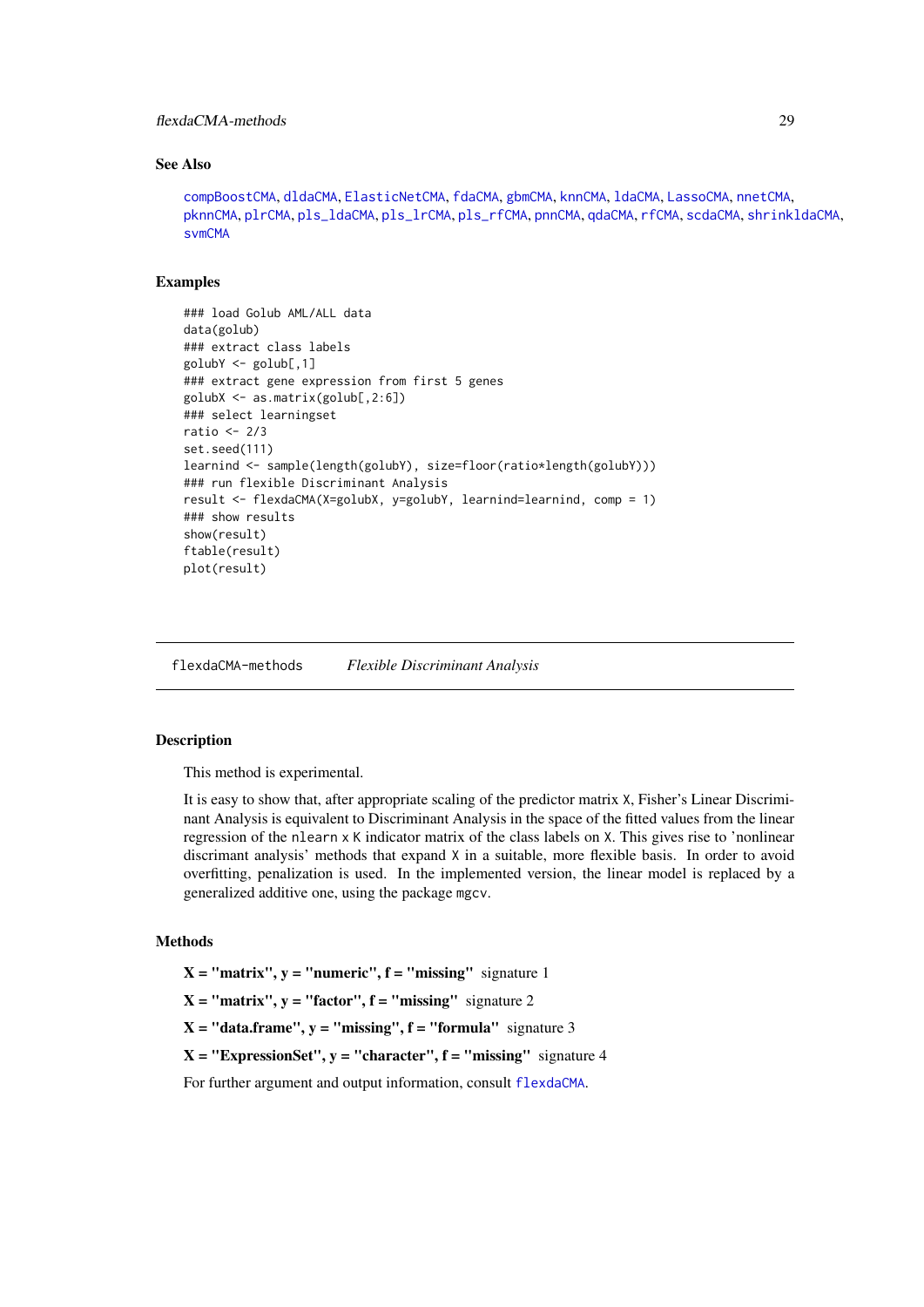### See Also

compBoostCMA, dldaCMA, ElasticNetCMA, fdaCMA, gbmCMA, knnCMA, ldaCMA, LassoCMA, nnetCMA, pknnCMA, plrCMA, pls_ldaCMA, pls_lrCMA, pls_rfCMA, pnnCMA, qdaCMA, rfCMA, scdaCMA, shrinkldaCMA, svmCMA

### Examples

```
### load Golub AML/ALL data
data(golub)
### extract class labels
golubY <- golub[,1]
### extract gene expression from first 5 genes
golubX <- as.matrix(golub[,2:6])
### select learningset
ratio <- 2/3
set.seed(111)
learnind <- sample(length(golubY), size=floor(ratio*length(golubY)))
### run flexible Discriminant Analysis
result <- flexdaCMA(X=golubX, y=golubY, learnind=learnind, comp = 1)
### show results
show(result)
ftable(result)
plot(result)
```

---

## flexdaCMA-methods    *Flexible Discriminant Analysis*

---

### Description

This method is experimental.

It is easy to show that, after appropriate scaling of the predictor matrix X, Fisher's Linear Discriminant Analysis is equivalent to Discriminant Analysis in the space of the fitted values from the linear regression of the nlearn x K indicator matrix of the class labels on X. This gives rise to 'nonlinear discrimant analysis' methods that expand X in a suitable, more flexible basis. In order to avoid overfitting, penalization is used. In the implemented version, the linear model is replaced by a generalized additive one, using the package mgcv.

### Methods

**X = "matrix", y = "numeric", f = "missing"** signature 1

**X = "matrix", y = "factor", f = "missing"** signature 2

**X = "data.frame", y = "missing", f = "formula"** signature 3

**X = "ExpressionSet", y = "character", f = "missing"** signature 4

For further argument and output information, consult flexdaCMA.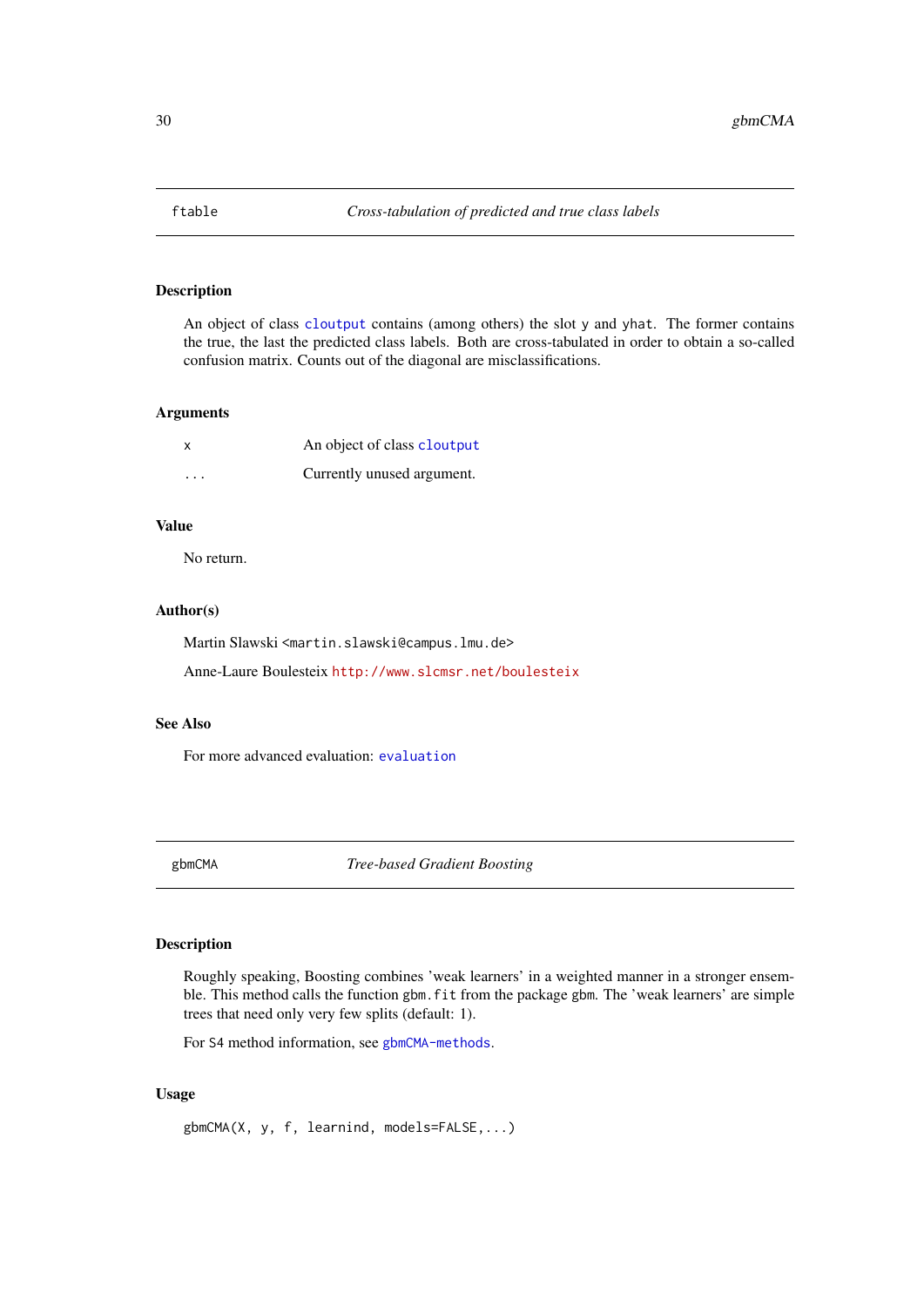## ftable — *Cross-tabulation of predicted and true class labels*

### Description

An object of class `cloutput` contains (among others) the slot `y` and `yhat`. The former contains the true, the last the predicted class labels. Both are cross-tabulated in order to obtain a so-called confusion matrix. Counts out of the diagonal are misclassifications.

### Arguments

| | |
|---|---|
| `x` | An object of class `cloutput` |
| `...` | Currently unused argument. |

### Value

No return.

### Author(s)

Martin Slawski <martin.slawski@campus.lmu.de>

Anne-Laure Boulesteix http://www.slcmsr.net/boulesteix

### See Also

For more advanced evaluation: `evaluation`

## gbmCMA — *Tree-based Gradient Boosting*

### Description

Roughly speaking, Boosting combines 'weak learners' in a weighted manner in a stronger ensemble. This method calls the function `gbm.fit` from the package `gbm`. The 'weak learners' are simple trees that need only very few splits (default: 1).

For S4 method information, see `gbmCMA-methods`.

### Usage

```
gbmCMA(X, y, f, learnind, models=FALSE,...)
```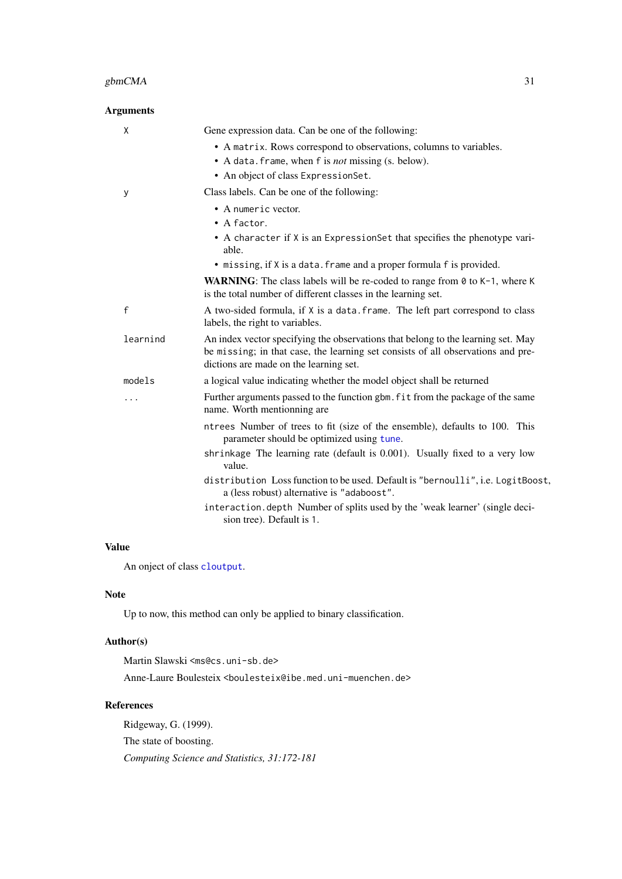### Arguments

`X` Gene expression data. Can be one of the following:

- A `matrix`. Rows correspond to observations, columns to variables.
- A `data.frame`, when `f` is *not* missing (s. below).
- An object of class `ExpressionSet`.

`y` Class labels. Can be one of the following:

- A `numeric` vector.
- A `factor`.
- A `character` if `X` is an `ExpressionSet` that specifies the phenotype variable.
- `missing`, if `X` is a `data.frame` and a proper formula `f` is provided.

**WARNING**: The class labels will be re-coded to range from `0` to `K-1`, where `K` is the total number of different classes in the learning set.

`f` A two-sided formula, if `X` is a `data.frame`. The left part correspond to class labels, the right to variables.

`learnind` An index vector specifying the observations that belong to the learning set. May be `missing`; in that case, the learning set consists of all observations and predictions are made on the learning set.

`models` a logical value indicating whether the model object shall be returned

`...` Further arguments passed to the function `gbm.fit` from the package of the same name. Worth mentionning are

- `ntrees` Number of trees to fit (size of the ensemble), defaults to 100. This parameter should be optimized using `tune`.
- `shrinkage` The learning rate (default is 0.001). Usually fixed to a very low value.
- `distribution` Loss function to be used. Default is `"bernoulli"`, i.e. `LogitBoost`, a (less robust) alternative is `"adaboost"`.
- `interaction.depth` Number of splits used by the 'weak learner' (single decision tree). Default is `1`.

### Value

An onject of class `cloutput`.

### Note

Up to now, this method can only be applied to binary classification.

### Author(s)

Martin Slawski <ms@cs.uni-sb.de>

Anne-Laure Boulesteix <boulesteix@ibe.med.uni-muenchen.de>

### References

Ridgeway, G. (1999).

The state of boosting.

*Computing Science and Statistics, 31:172-181*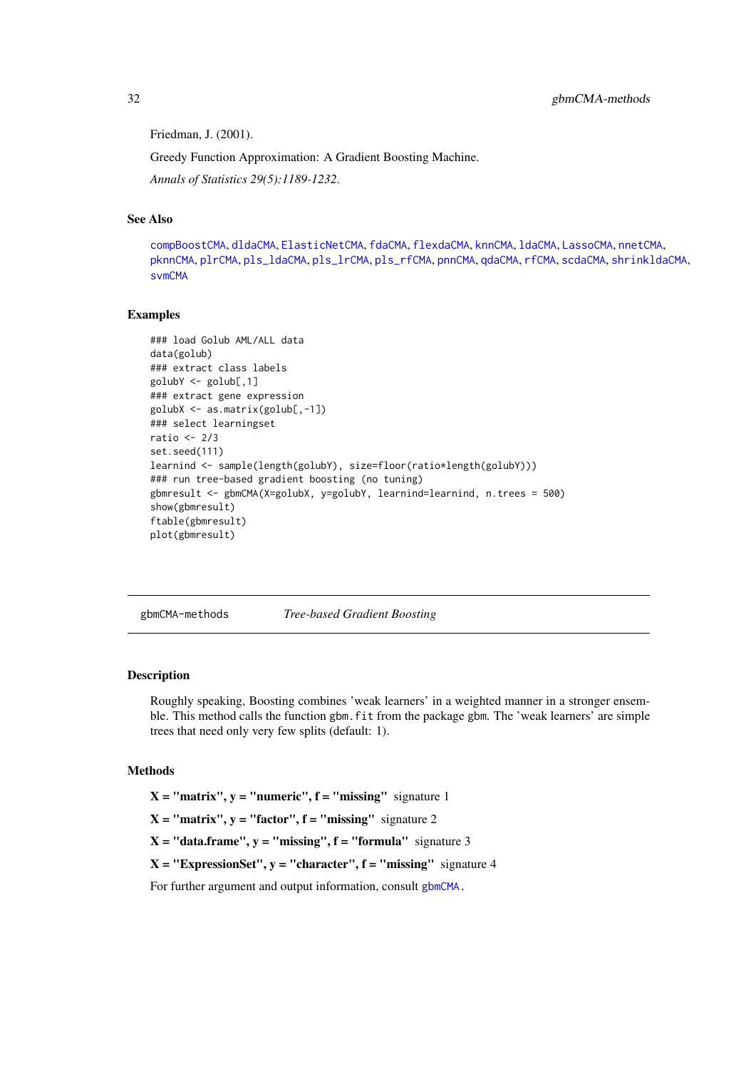Friedman, J. (2001).

Greedy Function Approximation: A Gradient Boosting Machine.

*Annals of Statistics 29(5):1189-1232.*

### See Also

compBoostCMA, dldaCMA, ElasticNetCMA, fdaCMA, flexdaCMA, knnCMA, ldaCMA, LassoCMA, nnetCMA, pknnCMA, plrCMA, pls_ldaCMA, pls_lrCMA, pls_rfCMA, pnnCMA, qdaCMA, rfCMA, scdaCMA, shrinkldaCMA, svmCMA

### Examples

```
### load Golub AML/ALL data
data(golub)
### extract class labels
golubY <- golub[,1]
### extract gene expression
golubX <- as.matrix(golub[,-1])
### select learningset
ratio <- 2/3
set.seed(111)
learnind <- sample(length(golubY), size=floor(ratio*length(golubY)))
### run tree-based gradient boosting (no tuning)
gbmresult <- gbmCMA(X=golubX, y=golubY, learnind=learnind, n.trees = 500)
show(gbmresult)
ftable(gbmresult)
plot(gbmresult)
```

---

## gbmCMA-methods &nbsp;&nbsp;&nbsp; *Tree-based Gradient Boosting*

---

### Description

Roughly speaking, Boosting combines 'weak learners' in a weighted manner in a stronger ensemble. This method calls the function gbm.fit from the package gbm. The 'weak learners' are simple trees that need only very few splits (default: 1).

### Methods

**X = "matrix", y = "numeric", f = "missing"** signature 1

**X = "matrix", y = "factor", f = "missing"** signature 2

**X = "data.frame", y = "missing", f = "formula"** signature 3

**X = "ExpressionSet", y = "character", f = "missing"** signature 4

For further argument and output information, consult gbmCMA.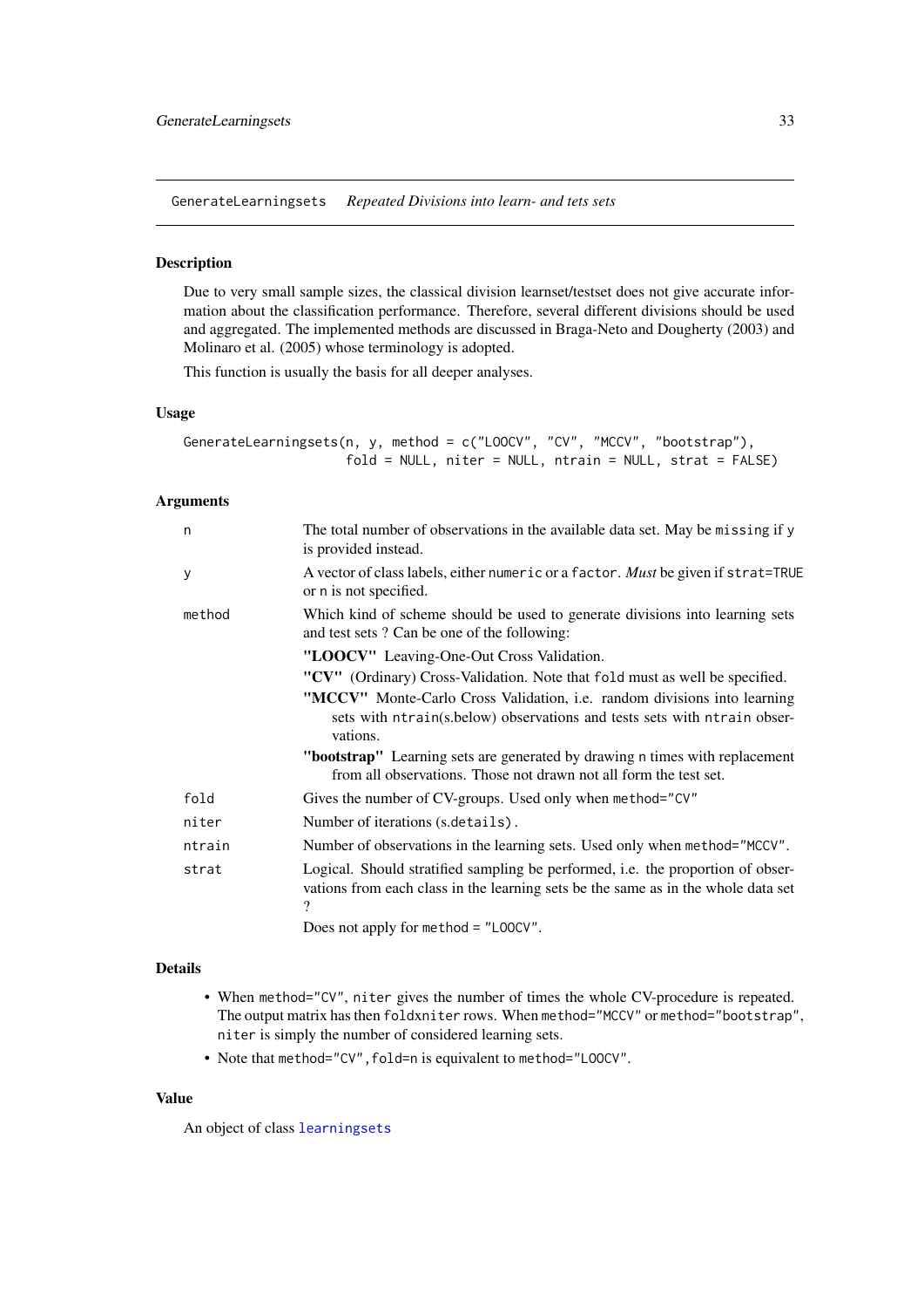GenerateLearningsets *Repeated Divisions into learn- and tets sets*

## Description

Due to very small sample sizes, the classical division learnset/testset does not give accurate information about the classification performance. Therefore, several different divisions should be used and aggregated. The implemented methods are discussed in Braga-Neto and Dougherty (2003) and Molinaro et al. (2005) whose terminology is adopted.

This function is usually the basis for all deeper analyses.

## Usage

```
GenerateLearningsets(n, y, method = c("LOOCV", "CV", "MCCV", "bootstrap"),
                     fold = NULL, niter = NULL, ntrain = NULL, strat = FALSE)
```

## Arguments

| | |
|---|---|
| `n` | The total number of observations in the available data set. May be `missing` if `y` is provided instead. |
| `y` | A vector of class labels, either `numeric` or a `factor`. *Must* be given if `strat=TRUE` or `n` is not specified. |
| `method` | Which kind of scheme should be used to generate divisions into learning sets and test sets ? Can be one of the following: **"LOOCV"** Leaving-One-Out Cross Validation. **"CV"** (Ordinary) Cross-Validation. Note that `fold` must as well be specified. **"MCCV"** Monte-Carlo Cross Validation, i.e. random divisions into learning sets with `ntrain`(s.below) observations and tests sets with `ntrain` observations. **"bootstrap"** Learning sets are generated by drawing `n` times with replacement from all observations. Those not drawn not all form the test set. |
| `fold` | Gives the number of CV-groups. Used only when `method="CV"` |
| `niter` | Number of iterations (`s.details`). |
| `ntrain` | Number of observations in the learning sets. Used only when `method="MCCV"`. |
| `strat` | Logical. Should stratified sampling be performed, i.e. the proportion of observations from each class in the learning sets be the same as in the whole data set ? Does not apply for `method = "LOOCV"`. |

## Details

- When `method="CV"`, `niter` gives the number of times the whole CV-procedure is repeated. The output matrix has then `fold`x`niter` rows. When `method="MCCV"` or `method="bootstrap"`, `niter` is simply the number of considered learning sets.
- Note that `method="CV",fold=n` is equivalent to `method="LOOCV"`.

## Value

An object of class `learningsets`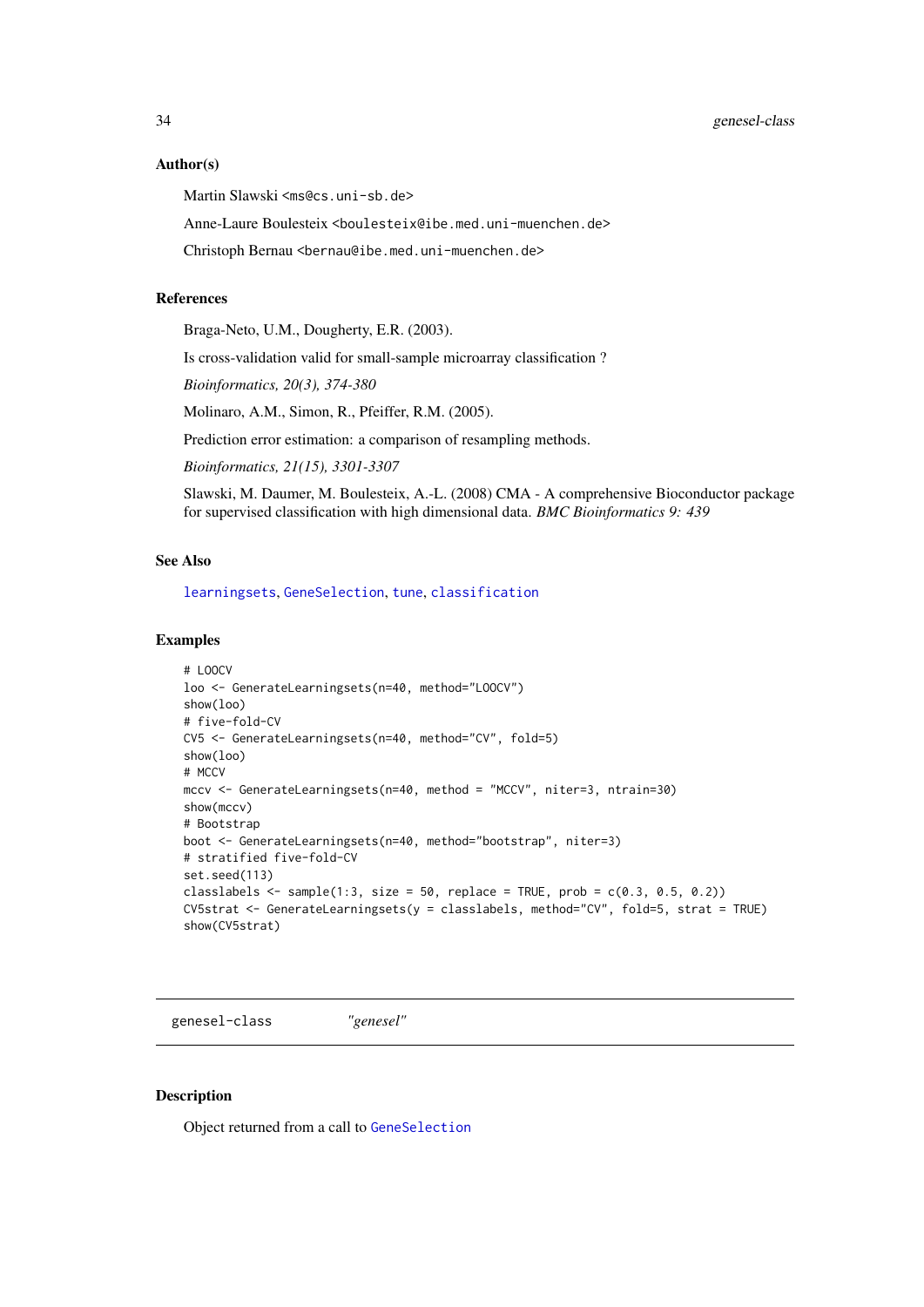### Author(s)

Martin Slawski <ms@cs.uni-sb.de>

Anne-Laure Boulesteix <boulesteix@ibe.med.uni-muenchen.de>

Christoph Bernau <bernau@ibe.med.uni-muenchen.de>

### References

Braga-Neto, U.M., Dougherty, E.R. (2003).

Is cross-validation valid for small-sample microarray classification ?

*Bioinformatics, 20(3), 374-380*

Molinaro, A.M., Simon, R., Pfeiffer, R.M. (2005).

Prediction error estimation: a comparison of resampling methods.

*Bioinformatics, 21(15), 3301-3307*

Slawski, M. Daumer, M. Boulesteix, A.-L. (2008) CMA - A comprehensive Bioconductor package for supervised classification with high dimensional data. *BMC Bioinformatics 9: 439*

### See Also

learningsets, GeneSelection, tune, classification

### Examples

```
# LOOCV
loo <- GenerateLearningsets(n=40, method="LOOCV")
show(loo)
# five-fold-CV
CV5 <- GenerateLearningsets(n=40, method="CV", fold=5)
show(loo)
# MCCV
mccv <- GenerateLearningsets(n=40, method = "MCCV", niter=3, ntrain=30)
show(mccv)
# Bootstrap
boot <- GenerateLearningsets(n=40, method="bootstrap", niter=3)
# stratified five-fold-CV
set.seed(113)
classlabels <- sample(1:3, size = 50, replace = TRUE, prob = c(0.3, 0.5, 0.2))
CV5strat <- GenerateLearningsets(y = classlabels, method="CV", fold=5, strat = TRUE)
show(CV5strat)
```

---

## genesel-class *"genesel"*

---

### Description

Object returned from a call to GeneSelection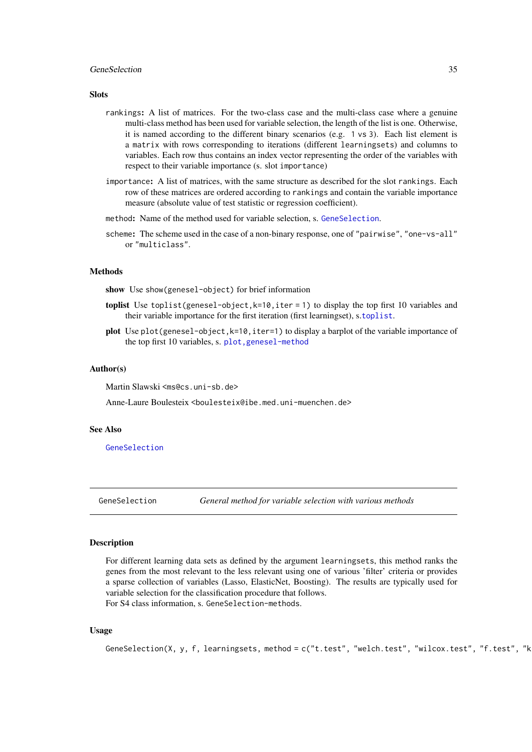### Slots

`rankings`: A list of matrices. For the two-class case and the multi-class case where a genuine multi-class method has been used for variable selection, the length of the list is one. Otherwise, it is named according to the different binary scenarios (e.g. `1 vs 3`). Each list element is a `matrix` with rows corresponding to iterations (different `learningsets`) and columns to variables. Each row thus contains an index vector representing the order of the variables with respect to their variable importance (s. slot `importance`)

`importance`: A list of matrices, with the same structure as described for the slot `rankings`. Each row of these matrices are ordered according to `rankings` and contain the variable importance measure (absolute value of test statistic or regression coefficient).

`method`: Name of the method used for variable selection, s. `GeneSelection`.

`scheme`: The scheme used in the case of a non-binary response, one of `"pairwise"`, `"one-vs-all"` or `"multiclass"`.

### Methods

**show** Use `show(genesel-object)` for brief information

**toplist** Use `toplist(genesel-object,k=10,iter = 1)` to display the top first 10 variables and their variable importance for the first iteration (first learningset), s.`toplist`.

**plot** Use `plot(genesel-object,k=10,iter=1)` to display a barplot of the variable importance of the top first 10 variables, s. `plot,genesel-method`

### Author(s)

Martin Slawski <ms@cs.uni-sb.de>

Anne-Laure Boulesteix <boulesteix@ibe.med.uni-muenchen.de>

### See Also

`GeneSelection`

---

## GeneSelection — *General method for variable selection with various methods*

### Description

For different learning data sets as defined by the argument `learningsets`, this method ranks the genes from the most relevant to the less relevant using one of various 'filter' criteria or provides a sparse collection of variables (Lasso, ElasticNet, Boosting). The results are typically used for variable selection for the classification procedure that follows.
For S4 class information, s. `GeneSelection-methods`.

### Usage

```
GeneSelection(X, y, f, learningsets, method = c("t.test", "welch.test", "wilcox.test", "f.test", "k
```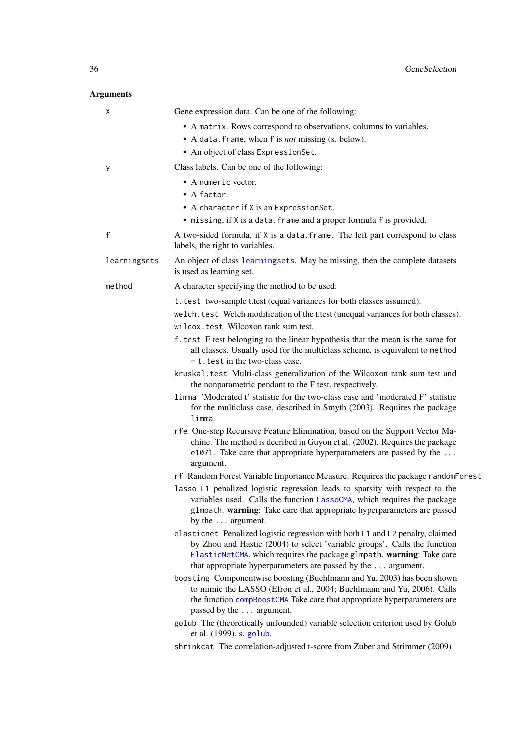### Arguments

`X` Gene expression data. Can be one of the following:

- A `matrix`. Rows correspond to observations, columns to variables.
- A `data.frame`, when `f` is *not* missing (s. below).
- An object of class `ExpressionSet`.

`y` Class labels. Can be one of the following:

- A `numeric` vector.
- A `factor`.
- A `character` if `X` is an `ExpressionSet`.
- `missing`, if `X` is a `data.frame` and a proper formula `f` is provided.

`f` A two-sided formula, if `X` is a `data.frame`. The left part correspond to class labels, the right to variables.

`learningsets` An object of class `learningsets`. May be missing, then the complete datasets is used as learning set.

`method` A character specifying the method to be used:

`t.test` two-sample t.test (equal variances for both classes assumed).

`welch.test` Welch modification of the t.test (unequal variances for both classes).

`wilcox.test` Wilcoxon rank sum test.

`f.test` F test belonging to the linear hypothesis that the mean is the same for all classes. Usually used for the multiclass scheme, is equivalent to `method = t.test` in the two-class case.

`kruskal.test` Multi-class generalization of the Wilcoxon rank sum test and the nonparametric pendant to the F test, respectively.

`limma` 'Moderated t' statistic for the two-class case and 'moderated F' statistic for the multiclass case, described in Smyth (2003). Requires the package `limma`.

`rfe` One-step Recursive Feature Elimination, based on the Support Vector Machine. The method is decribed in Guyon et al. (2002). Requires the package `e1071`. Take care that appropriate hyperparameters are passed by the `...` argument.

`rf` Random Forest Variable Importance Measure. Requires the package `randomForest`

`lasso` L1 penalized logistic regression leads to sparsity with respect to the variables used. Calls the function `LassoCMA`, which requires the package `glmpath`. **warning**: Take care that appropriate hyperparameters are passed by the `...` argument.

`elasticnet` Penalized logistic regression with both `L1` and `L2` penalty, claimed by Zhou and Hastie (2004) to select 'variable groups'. Calls the function `ElasticNetCMA`, which requires the package `glmpath`. **warning**: Take care that appropriate hyperparameters are passed by the `...` argument.

`boosting` Componentwise boosting (Buehlmann and Yu, 2003) has been shown to mimic the LASSO (Efron et al., 2004; Buehlmann and Yu, 2006). Calls the function `compBoostCMA` Take care that appropriate hyperparameters are passed by the `...` argument.

`golub` The (theoretically unfounded) variable selection criterion used by Golub et al. (1999), s. `golub`.

`shrinkcat` The correlation-adjusted t-score from Zuber and Strimmer (2009)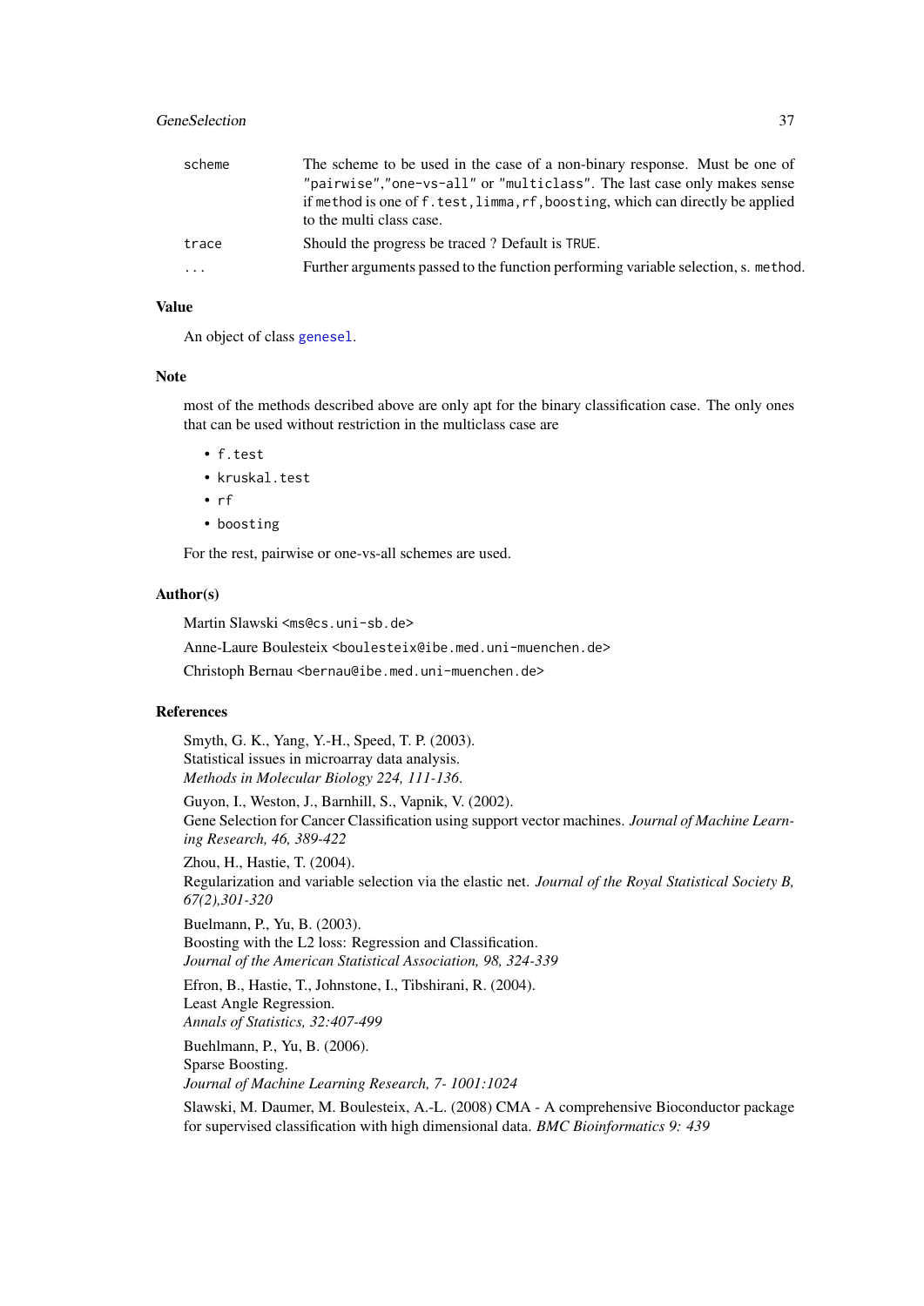| | |
|---|---|
| scheme | The scheme to be used in the case of a non-binary response. Must be one of "pairwise","one-vs-all" or "multiclass". The last case only makes sense if method is one of f.test,limma,rf,boosting, which can directly be applied to the multi class case. |
| trace | Should the progress be traced ? Default is TRUE. |
| ... | Further arguments passed to the function performing variable selection, s. method. |

## Value

An object of class genesel.

## Note

most of the methods described above are only apt for the binary classification case. The only ones that can be used without restriction in the multiclass case are

- f.test
- kruskal.test
- rf
- boosting

For the rest, pairwise or one-vs-all schemes are used.

## Author(s)

Martin Slawski <ms@cs.uni-sb.de>

Anne-Laure Boulesteix <boulesteix@ibe.med.uni-muenchen.de>

Christoph Bernau <bernau@ibe.med.uni-muenchen.de>

## References

Smyth, G. K., Yang, Y.-H., Speed, T. P. (2003).
Statistical issues in microarray data analysis.
*Methods in Molecular Biology 224, 111-136.*

Guyon, I., Weston, J., Barnhill, S., Vapnik, V. (2002).
Gene Selection for Cancer Classification using support vector machines. *Journal of Machine Learning Research, 46, 389-422*

Zhou, H., Hastie, T. (2004).
Regularization and variable selection via the elastic net. *Journal of the Royal Statistical Society B, 67(2),301-320*

Buelmann, P., Yu, B. (2003).
Boosting with the L2 loss: Regression and Classification.
*Journal of the American Statistical Association, 98, 324-339*

Efron, B., Hastie, T., Johnstone, I., Tibshirani, R. (2004).
Least Angle Regression.
*Annals of Statistics, 32:407-499*

Buehlmann, P., Yu, B. (2006).
Sparse Boosting.
*Journal of Machine Learning Research, 7- 1001:1024*

Slawski, M. Daumer, M. Boulesteix, A.-L. (2008) CMA - A comprehensive Bioconductor package for supervised classification with high dimensional data. *BMC Bioinformatics 9: 439*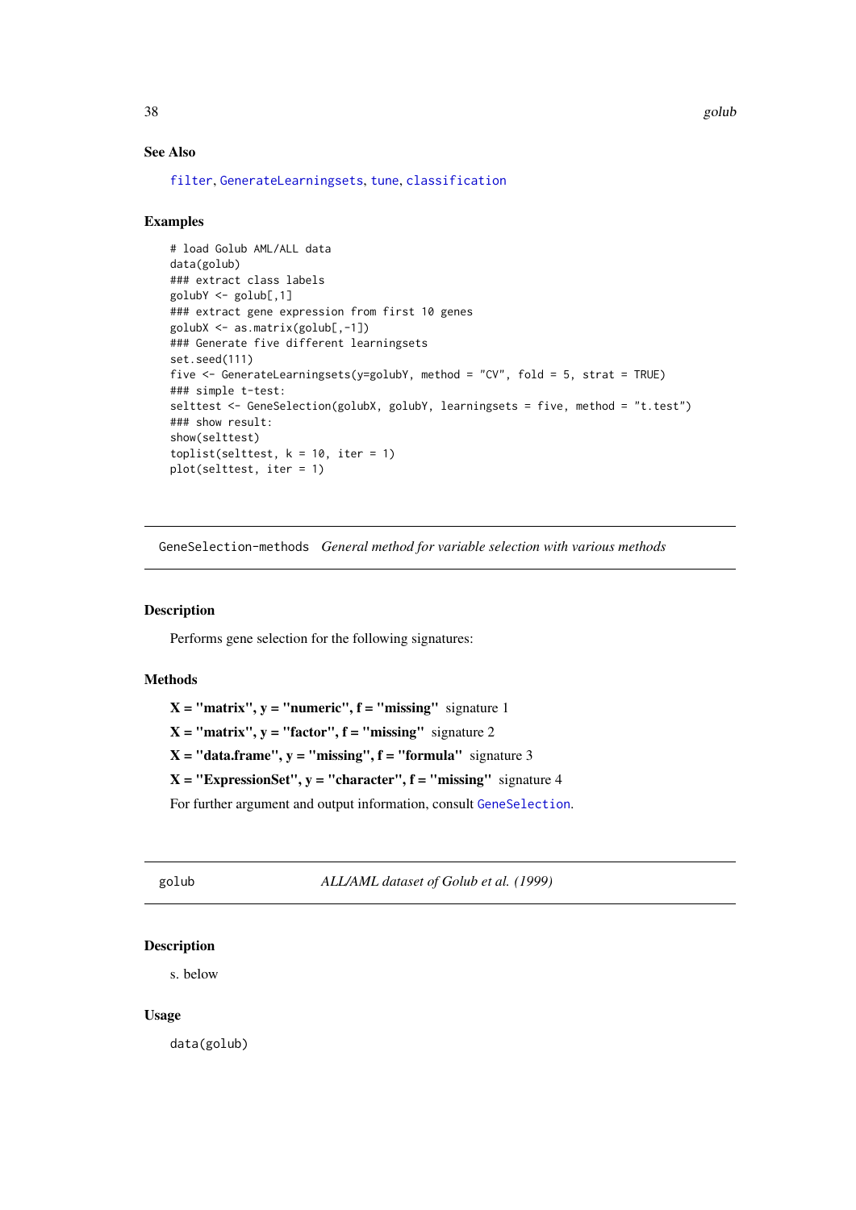### See Also

filter, GenerateLearningsets, tune, classification

### Examples

```
# load Golub AML/ALL data
data(golub)
### extract class labels
golubY <- golub[,1]
### extract gene expression from first 10 genes
golubX <- as.matrix(golub[,-1])
### Generate five different learningsets
set.seed(111)
five <- GenerateLearningsets(y=golubY, method = "CV", fold = 5, strat = TRUE)
### simple t-test:
selttest <- GeneSelection(golubX, golubY, learningsets = five, method = "t.test")
### show result:
show(selttest)
toplist(selttest, k = 10, iter = 1)
plot(selttest, iter = 1)
```

---

## GeneSelection-methods *General method for variable selection with various methods*

### Description

Performs gene selection for the following signatures:

### Methods

**X = "matrix", y = "numeric", f = "missing"** signature 1

**X = "matrix", y = "factor", f = "missing"** signature 2

**X = "data.frame", y = "missing", f = "formula"** signature 3

**X = "ExpressionSet", y = "character", f = "missing"** signature 4

For further argument and output information, consult GeneSelection.

---

## golub *ALL/AML dataset of Golub et al. (1999)*

### Description

s. below

### Usage

```
data(golub)
```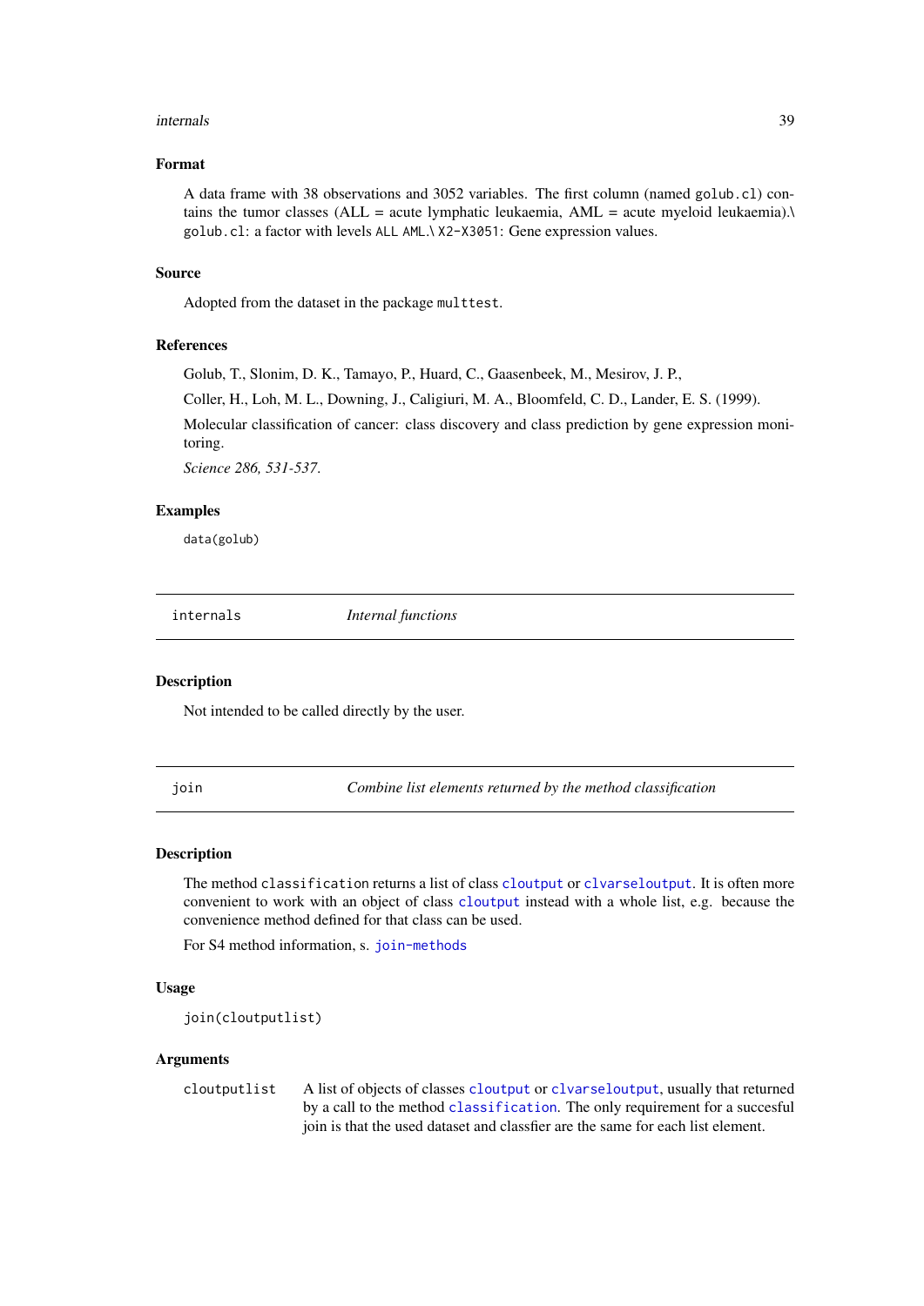### Format

A data frame with 38 observations and 3052 variables. The first column (named `golub.cl`) contains the tumor classes (ALL = acute lymphatic leukaemia, AML = acute myeloid leukaemia).\ `golub.cl`: a factor with levels `ALL` `AML`.\ `X2-X3051`: Gene expression values.

### Source

Adopted from the dataset in the package `multtest`.

### References

Golub, T., Slonim, D. K., Tamayo, P., Huard, C., Gaasenbeek, M., Mesirov, J. P.,

Coller, H., Loh, M. L., Downing, J., Caligiuri, M. A., Bloomfeld, C. D., Lander, E. S. (1999).

Molecular classification of cancer: class discovery and class prediction by gene expression monitoring.

*Science 286, 531-537*.

### Examples

```
data(golub)
```

---

## internals — *Internal functions*

### Description

Not intended to be called directly by the user.

---

## join — *Combine list elements returned by the method classification*

### Description

The method `classification` returns a list of class `cloutput` or `clvarseloutput`. It is often more convenient to work with an object of class `cloutput` instead with a whole list, e.g. because the convenience method defined for that class can be used.

For S4 method information, s. `join-methods`

### Usage

```
join(cloutputlist)
```

### Arguments

| | |
|---|---|
| `cloutputlist` | A list of objects of classes `cloutput` or `clvarseloutput`, usually that returned by a call to the method `classification`. The only requirement for a succesful join is that the used dataset and classfier are the same for each list element. |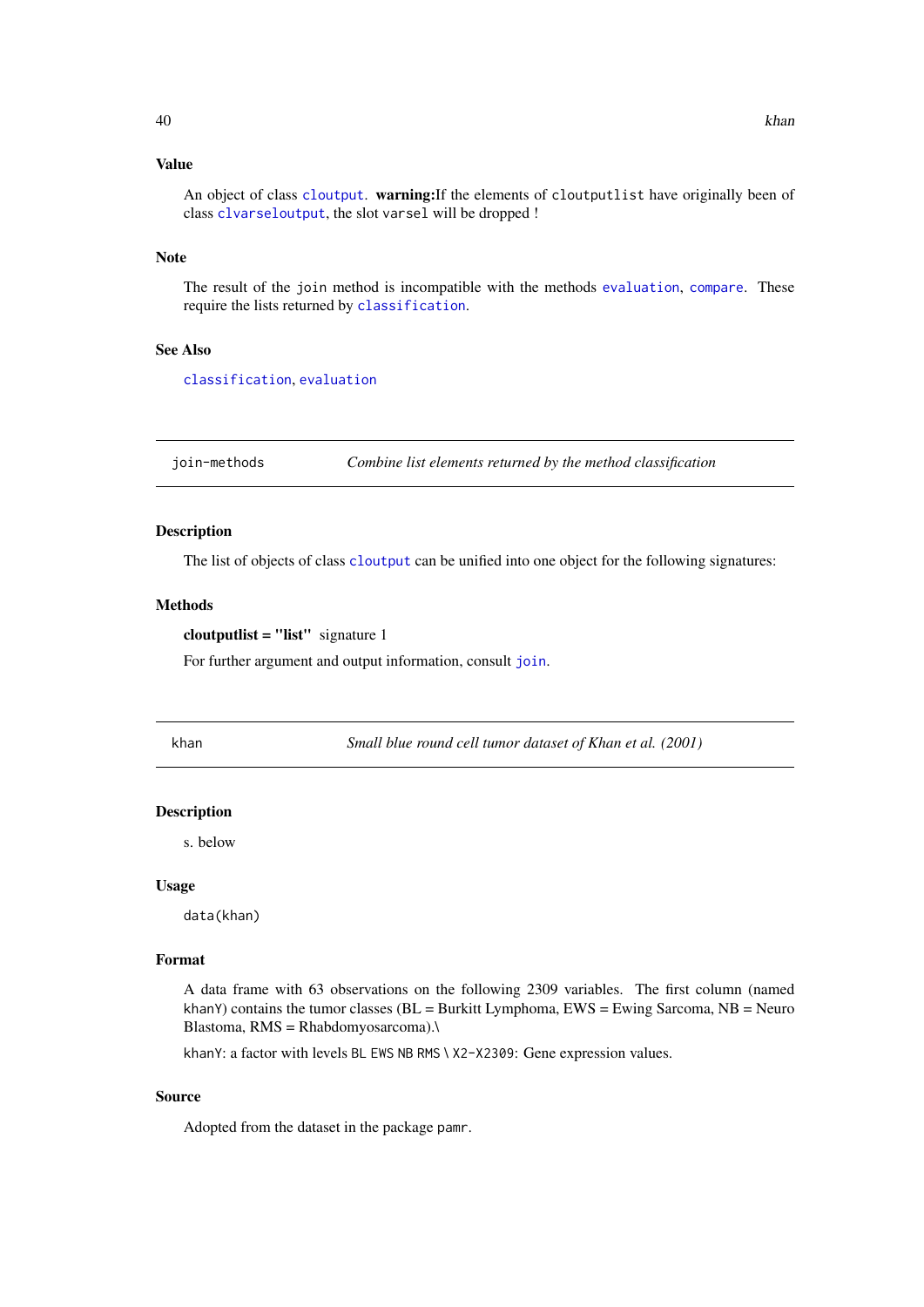## Value

An object of class `cloutput`. **warning:**If the elements of `cloutputlist` have originally been of class `clvarseloutput`, the slot `varsel` will be dropped !

## Note

The result of the `join` method is incompatible with the methods `evaluation`, `compare`. These require the lists returned by `classification`.

## See Also

`classification`, `evaluation`

---

# join-methods — *Combine list elements returned by the method classification*

## Description

The list of objects of class `cloutput` can be unified into one object for the following signatures:

## Methods

**cloutputlist = "list"** signature 1

For further argument and output information, consult `join`.

---

# khan — *Small blue round cell tumor dataset of Khan et al. (2001)*

## Description

s. below

## Usage

```
data(khan)
```

## Format

A data frame with 63 observations on the following 2309 variables. The first column (named `khanY`) contains the tumor classes (BL = Burkitt Lymphoma, EWS = Ewing Sarcoma, NB = Neuro Blastoma, RMS = Rhabdomyosarcoma).\

`khanY`: a factor with levels `BL` `EWS` `NB` `RMS` \ `X2-X2309`: Gene expression values.

## Source

Adopted from the dataset in the package `pamr`.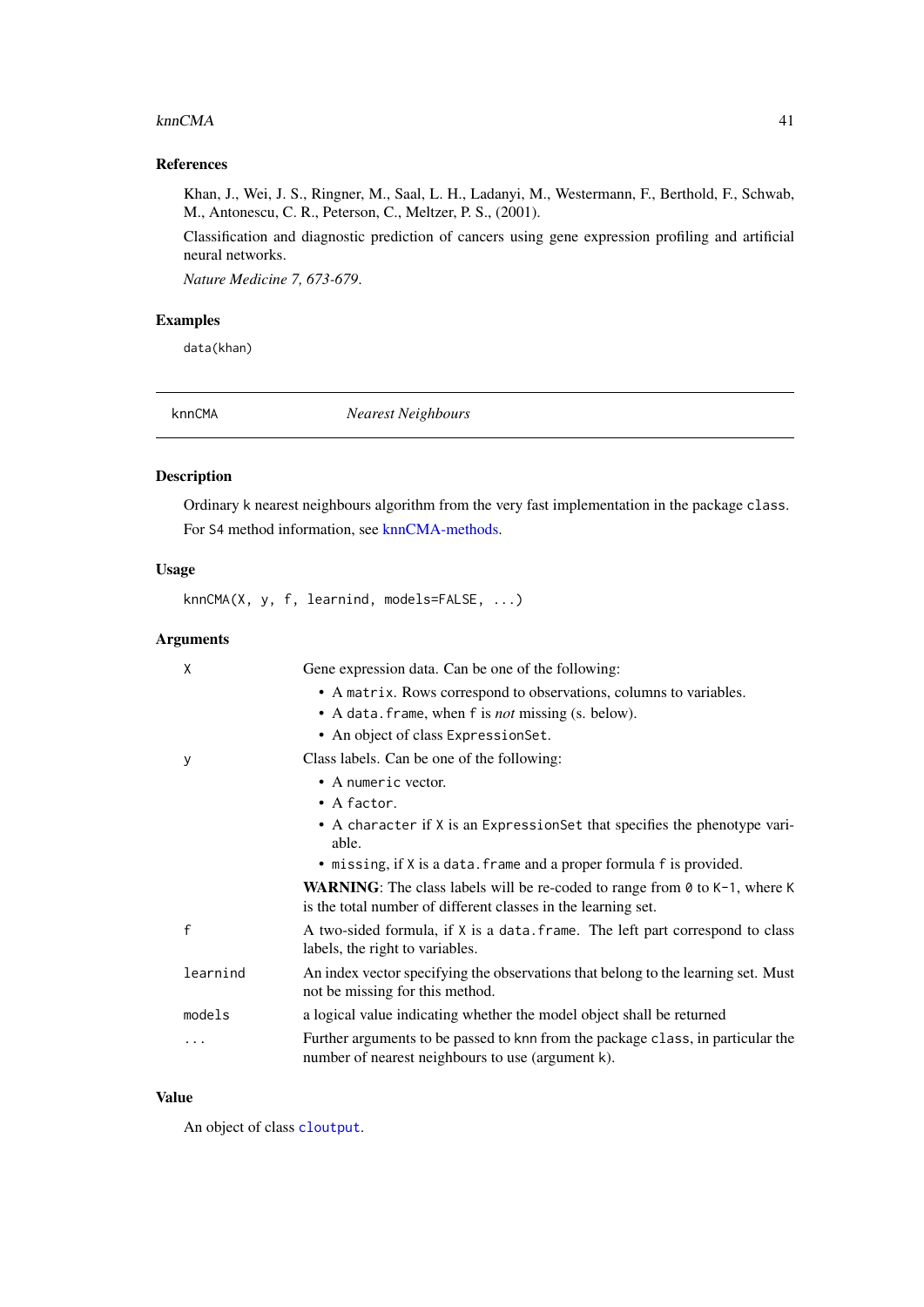### References

Khan, J., Wei, J. S., Ringner, M., Saal, L. H., Ladanyi, M., Westermann, F., Berthold, F., Schwab, M., Antonescu, C. R., Peterson, C., Meltzer, P. S., (2001).

Classification and diagnostic prediction of cancers using gene expression profiling and artificial neural networks.

*Nature Medicine 7, 673-679.*

### Examples

```
data(khan)
```

---

## knnCMA &nbsp;&nbsp;&nbsp;&nbsp; *Nearest Neighbours*

---

### Description

Ordinary k nearest neighbours algorithm from the very fast implementation in the package `class`.

For S4 method information, see knnCMA-methods.

### Usage

```
knnCMA(X, y, f, learnind, models=FALSE, ...)
```

### Arguments

`X` &nbsp;&nbsp; Gene expression data. Can be one of the following:

- A `matrix`. Rows correspond to observations, columns to variables.
- A `data.frame`, when `f` is *not* missing (s. below).
- An object of class `ExpressionSet`.

`y` &nbsp;&nbsp; Class labels. Can be one of the following:

- A `numeric` vector.
- A `factor`.
- A `character` if `X` is an `ExpressionSet` that specifies the phenotype variable.
- `missing`, if `X` is a `data.frame` and a proper formula `f` is provided.

**WARNING**: The class labels will be re-coded to range from `0` to `K-1`, where `K` is the total number of different classes in the learning set.

`f` &nbsp;&nbsp; A two-sided formula, if `X` is a `data.frame`. The left part correspond to class labels, the right to variables.

`learnind` &nbsp;&nbsp; An index vector specifying the observations that belong to the learning set. Must not be missing for this method.

`models` &nbsp;&nbsp; a logical value indicating whether the model object shall be returned

`...` &nbsp;&nbsp; Further arguments to be passed to `knn` from the package `class`, in particular the number of nearest neighbours to use (argument `k`).

### Value

An object of class `cloutput`.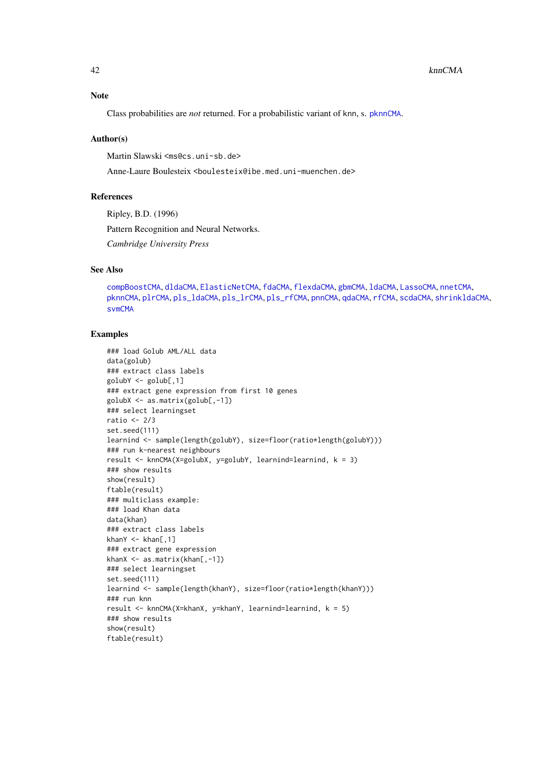## Note

Class probabilities are *not* returned. For a probabilistic variant of knn, s. pknnCMA.

## Author(s)

Martin Slawski <ms@cs.uni-sb.de>

Anne-Laure Boulesteix <boulesteix@ibe.med.uni-muenchen.de>

## References

Ripley, B.D. (1996)

Pattern Recognition and Neural Networks.

*Cambridge University Press*

## See Also

compBoostCMA, dldaCMA, ElasticNetCMA, fdaCMA, flexdaCMA, gbmCMA, ldaCMA, LassoCMA, nnetCMA, pknnCMA, plrCMA, pls_ldaCMA, pls_lrCMA, pls_rfCMA, pnnCMA, qdaCMA, rfCMA, scdaCMA, shrinkldaCMA, svmCMA

## Examples

```
### load Golub AML/ALL data
data(golub)
### extract class labels
golubY <- golub[,1]
### extract gene expression from first 10 genes
golubX <- as.matrix(golub[,-1])
### select learningset
ratio <- 2/3
set.seed(111)
learnind <- sample(length(golubY), size=floor(ratio*length(golubY)))
### run k-nearest neighbours
result <- knnCMA(X=golubX, y=golubY, learnind=learnind, k = 3)
### show results
show(result)
ftable(result)
### multiclass example:
### load Khan data
data(khan)
### extract class labels
khanY <- khan[,1]
### extract gene expression
khanX <- as.matrix(khan[,-1])
### select learningset
set.seed(111)
learnind <- sample(length(khanY), size=floor(ratio*length(khanY)))
### run knn
result <- knnCMA(X=khanX, y=khanY, learnind=learnind, k = 5)
### show results
show(result)
ftable(result)
```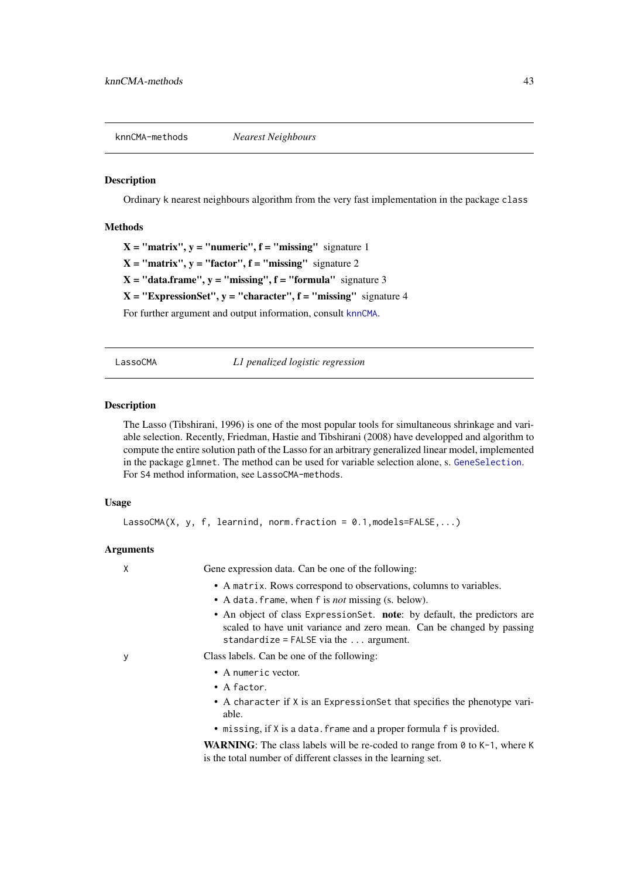## knnCMA-methods *Nearest Neighbours*

### Description

Ordinary k nearest neighbours algorithm from the very fast implementation in the package `class`

### Methods

**X = "matrix", y = "numeric", f = "missing"** signature 1

**X = "matrix", y = "factor", f = "missing"** signature 2

**X = "data.frame", y = "missing", f = "formula"** signature 3

**X = "ExpressionSet", y = "character", f = "missing"** signature 4

For further argument and output information, consult `knnCMA`.

## LassoCMA *L1 penalized logistic regression*

### Description

The Lasso (Tibshirani, 1996) is one of the most popular tools for simultaneous shrinkage and variable selection. Recently, Friedman, Hastie and Tibshirani (2008) have developped and algorithm to compute the entire solution path of the Lasso for an arbitrary generalized linear model, implemented in the package `glmnet`. The method can be used for variable selection alone, s. `GeneSelection`. For S4 method information, see `LassoCMA-methods`.

### Usage

```
LassoCMA(X, y, f, learnind, norm.fraction = 0.1,models=FALSE,...)
```

### Arguments

`X` Gene expression data. Can be one of the following:

- A `matrix`. Rows correspond to observations, columns to variables.
- A `data.frame`, when `f` is *not* missing (s. below).
- An object of class `ExpressionSet`. **note**: by default, the predictors are scaled to have unit variance and zero mean. Can be changed by passing `standardize = FALSE` via the `...` argument.

`y` Class labels. Can be one of the following:

- A `numeric` vector.
- A `factor`.
- A `character` if `X` is an `ExpressionSet` that specifies the phenotype variable.
- `missing`, if `X` is a `data.frame` and a proper formula `f` is provided.

**WARNING**: The class labels will be re-coded to range from `0` to `K-1`, where `K` is the total number of different classes in the learning set.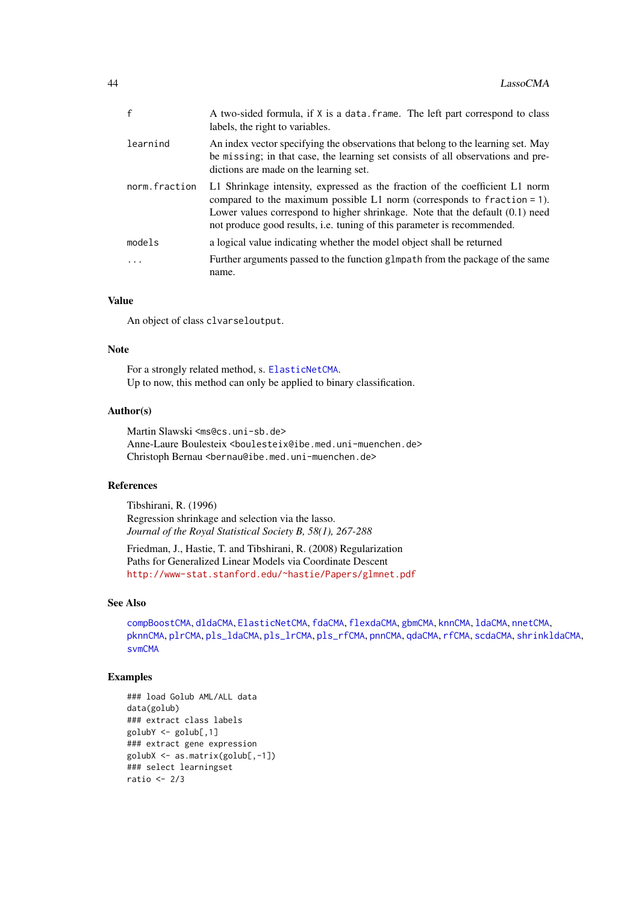| | |
|---|---|
| f | A two-sided formula, if X is a data.frame. The left part correspond to class labels, the right to variables. |
| learnind | An index vector specifying the observations that belong to the learning set. May be missing; in that case, the learning set consists of all observations and predictions are made on the learning set. |
| norm.fraction | L1 Shrinkage intensity, expressed as the fraction of the coefficient L1 norm compared to the maximum possible L1 norm (corresponds to fraction = 1). Lower values correspond to higher shrinkage. Note that the default (0.1) need not produce good results, i.e. tuning of this parameter is recommended. |
| models | a logical value indicating whether the model object shall be returned |
| ... | Further arguments passed to the function glmpath from the package of the same name. |

### Value

An object of class clvarseloutput.

### Note

For a strongly related method, s. ElasticNetCMA.
Up to now, this method can only be applied to binary classification.

### Author(s)

Martin Slawski <ms@cs.uni-sb.de>
Anne-Laure Boulesteix <boulesteix@ibe.med.uni-muenchen.de>
Christoph Bernau <bernau@ibe.med.uni-muenchen.de>

### References

Tibshirani, R. (1996)
Regression shrinkage and selection via the lasso.
*Journal of the Royal Statistical Society B, 58(1), 267-288*

Friedman, J., Hastie, T. and Tibshirani, R. (2008) Regularization
Paths for Generalized Linear Models via Coordinate Descent
http://www-stat.stanford.edu/~hastie/Papers/glmnet.pdf

### See Also

compBoostCMA, dldaCMA, ElasticNetCMA, fdaCMA, flexdaCMA, gbmCMA, knnCMA, ldaCMA, nnetCMA, pknnCMA, plrCMA, pls_ldaCMA, pls_lrCMA, pls_rfCMA, pnnCMA, qdaCMA, rfCMA, scdaCMA, shrinkldaCMA, svmCMA

### Examples

```
### load Golub AML/ALL data
data(golub)
### extract class labels
golubY <- golub[,1]
### extract gene expression
golubX <- as.matrix(golub[,-1])
### select learningset
ratio <- 2/3
```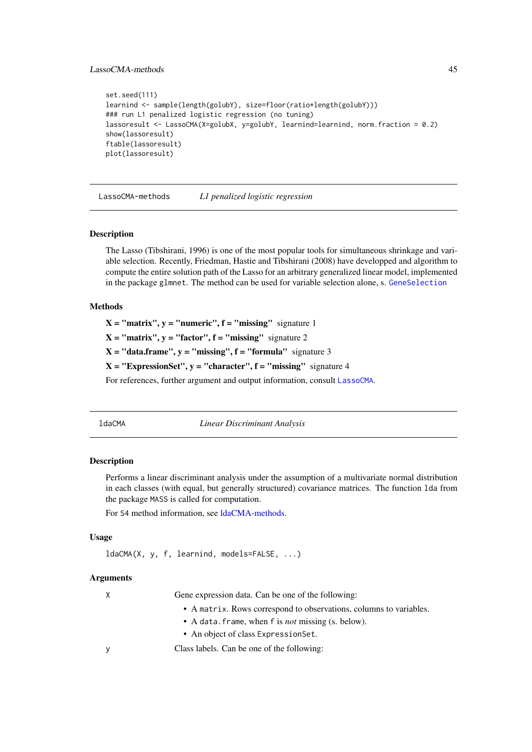```
set.seed(111)
learnind <- sample(length(golubY), size=floor(ratio*length(golubY)))
### run L1 penalized logistic regression (no tuning)
lassoresult <- LassoCMA(X=golubX, y=golubY, learnind=learnind, norm.fraction = 0.2)
show(lassoresult)
ftable(lassoresult)
plot(lassoresult)
```

---

## LassoCMA-methods — *L1 penalized logistic regression*

### Description

The Lasso (Tibshirani, 1996) is one of the most popular tools for simultaneous shrinkage and variable selection. Recently, Friedman, Hastie and Tibshirani (2008) have developped and algorithm to compute the entire solution path of the Lasso for an arbitrary generalized linear model, implemented in the package `glmnet`. The method can be used for variable selection alone, s. `GeneSelection`

### Methods

**X = "matrix", y = "numeric", f = "missing"** signature 1

**X = "matrix", y = "factor", f = "missing"** signature 2

**X = "data.frame", y = "missing", f = "formula"** signature 3

**X = "ExpressionSet", y = "character", f = "missing"** signature 4

For references, further argument and output information, consult `LassoCMA`.

---

## ldaCMA — *Linear Discriminant Analysis*

### Description

Performs a linear discriminant analysis under the assumption of a multivariate normal distribution in each classes (with equal, but generally structured) covariance matrices. The function `lda` from the package `MASS` is called for computation.

For `S4` method information, see ldaCMA-methods.

### Usage

```
ldaCMA(X, y, f, learnind, models=FALSE, ...)
```

### Arguments

`X` Gene expression data. Can be one of the following:

- A `matrix`. Rows correspond to observations, columns to variables.
- A `data.frame`, when `f` is *not* missing (s. below).
- An object of class `ExpressionSet`.

`y` Class labels. Can be one of the following: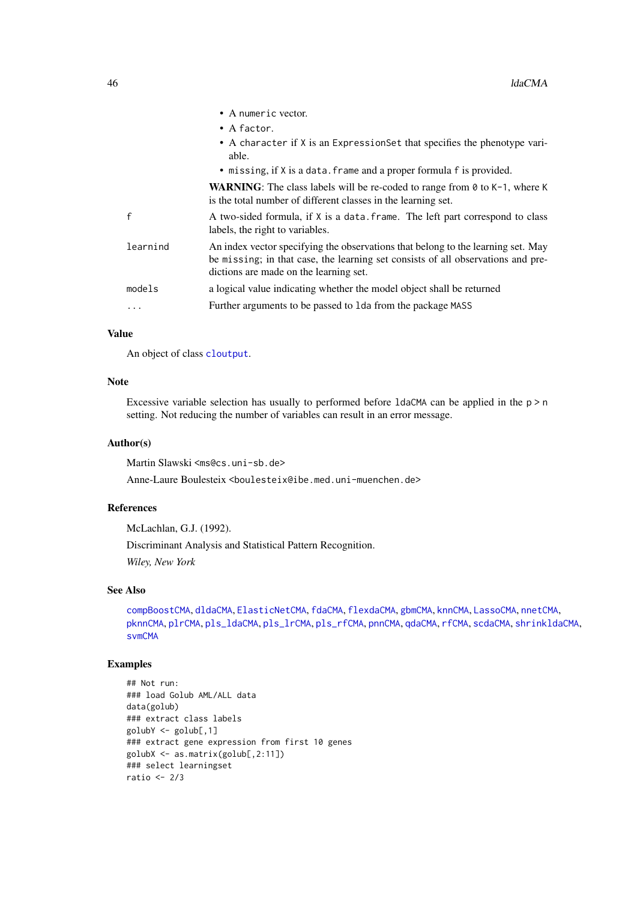- A numeric vector.
- A factor.
- A character if X is an ExpressionSet that specifies the phenotype variable.
- missing, if X is a data.frame and a proper formula f is provided.

**WARNING**: The class labels will be re-coded to range from 0 to K-1, where K is the total number of different classes in the learning set.

| | |
|---|---|
| f | A two-sided formula, if X is a data.frame. The left part correspond to class labels, the right to variables. |
| learnind | An index vector specifying the observations that belong to the learning set. May be missing; in that case, the learning set consists of all observations and predictions are made on the learning set. |
| models | a logical value indicating whether the model object shall be returned |
| ... | Further arguments to be passed to lda from the package MASS |

### Value

An object of class cloutput.

### Note

Excessive variable selection has usually to performed before ldaCMA can be applied in the p > n setting. Not reducing the number of variables can result in an error message.

### Author(s)

Martin Slawski <ms@cs.uni-sb.de>

Anne-Laure Boulesteix <boulesteix@ibe.med.uni-muenchen.de>

### References

McLachlan, G.J. (1992).

Discriminant Analysis and Statistical Pattern Recognition.

*Wiley, New York*

### See Also

compBoostCMA, dldaCMA, ElasticNetCMA, fdaCMA, flexdaCMA, gbmCMA, knnCMA, LassoCMA, nnetCMA, pknnCMA, plrCMA, pls_ldaCMA, pls_lrCMA, pls_rfCMA, pnnCMA, qdaCMA, rfCMA, scdaCMA, shrinkldaCMA, svmCMA

### Examples

```
## Not run:
### load Golub AML/ALL data
data(golub)
### extract class labels
golubY <- golub[,1]
### extract gene expression from first 10 genes
golubX <- as.matrix(golub[,2:11])
### select learningset
ratio <- 2/3
```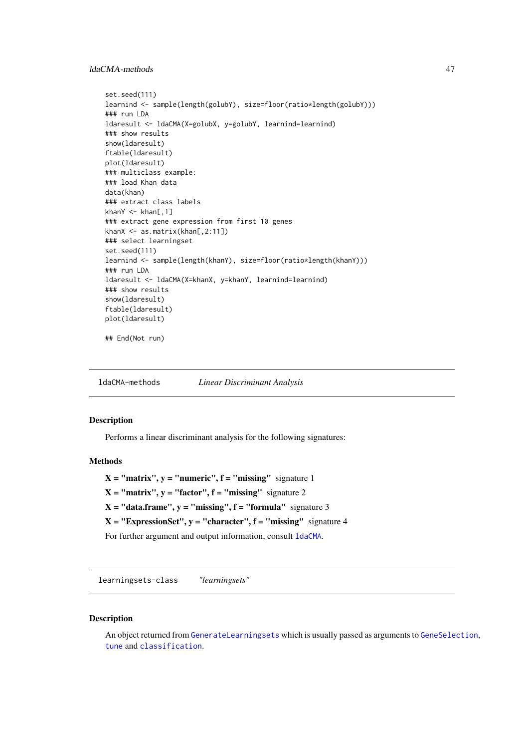```
set.seed(111)
learnind <- sample(length(golubY), size=floor(ratio*length(golubY)))
### run LDA
ldaresult <- ldaCMA(X=golubX, y=golubY, learnind=learnind)
### show results
show(ldaresult)
ftable(ldaresult)
plot(ldaresult)
### multiclass example:
### load Khan data
data(khan)
### extract class labels
khanY <- khan[,1]
### extract gene expression from first 10 genes
khanX <- as.matrix(khan[,2:11])
### select learningset
set.seed(111)
learnind <- sample(length(khanY), size=floor(ratio*length(khanY)))
### run LDA
ldaresult <- ldaCMA(X=khanX, y=khanY, learnind=learnind)
### show results
show(ldaresult)
ftable(ldaresult)
plot(ldaresult)

## End(Not run)
```

## ldaCMA-methods *Linear Discriminant Analysis*

### Description

Performs a linear discriminant analysis for the following signatures:

### Methods

**X = "matrix", y = "numeric", f = "missing"** signature 1

**X = "matrix", y = "factor", f = "missing"** signature 2

**X = "data.frame", y = "missing", f = "formula"** signature 3

**X = "ExpressionSet", y = "character", f = "missing"** signature 4

For further argument and output information, consult `ldaCMA`.

## learningsets-class *"learningsets"*

### Description

An object returned from `GenerateLearningsets` which is usually passed as arguments to `GeneSelection`, `tune` and `classification`.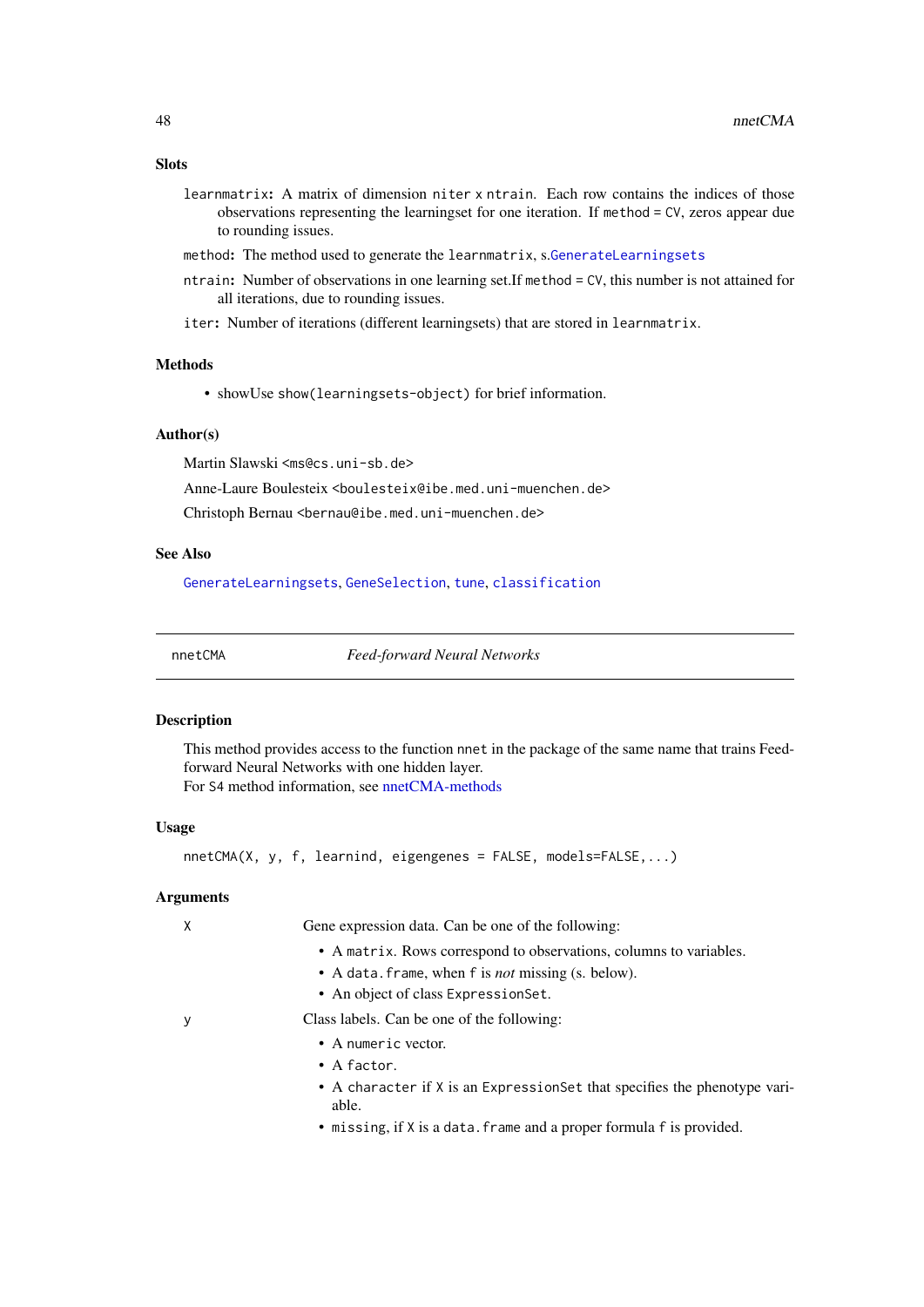### Slots

**learnmatrix:** A matrix of dimension niter x ntrain. Each row contains the indices of those observations representing the learningset for one iteration. If method = CV, zeros appear due to rounding issues.

**method:** The method used to generate the learnmatrix, s.GenerateLearningsets

**ntrain:** Number of observations in one learning set.If method = CV, this number is not attained for all iterations, due to rounding issues.

**iter:** Number of iterations (different learningsets) that are stored in learnmatrix.

### Methods

- showUse show(learningsets-object) for brief information.

### Author(s)

Martin Slawski <ms@cs.uni-sb.de>

Anne-Laure Boulesteix <boulesteix@ibe.med.uni-muenchen.de>

Christoph Bernau <bernau@ibe.med.uni-muenchen.de>

### See Also

GenerateLearningsets, GeneSelection, tune, classification

---

## nnetCMA *Feed-forward Neural Networks*

### Description

This method provides access to the function nnet in the package of the same name that trains Feed-forward Neural Networks with one hidden layer.
For S4 method information, see nnetCMA-methods

### Usage

```
nnetCMA(X, y, f, learnind, eigengenes = FALSE, models=FALSE,...)
```

### Arguments

**X** Gene expression data. Can be one of the following:

- A matrix. Rows correspond to observations, columns to variables.
- A data.frame, when f is *not* missing (s. below).
- An object of class ExpressionSet.

**y** Class labels. Can be one of the following:

- A numeric vector.
- A factor.
- A character if X is an ExpressionSet that specifies the phenotype variable.
- missing, if X is a data.frame and a proper formula f is provided.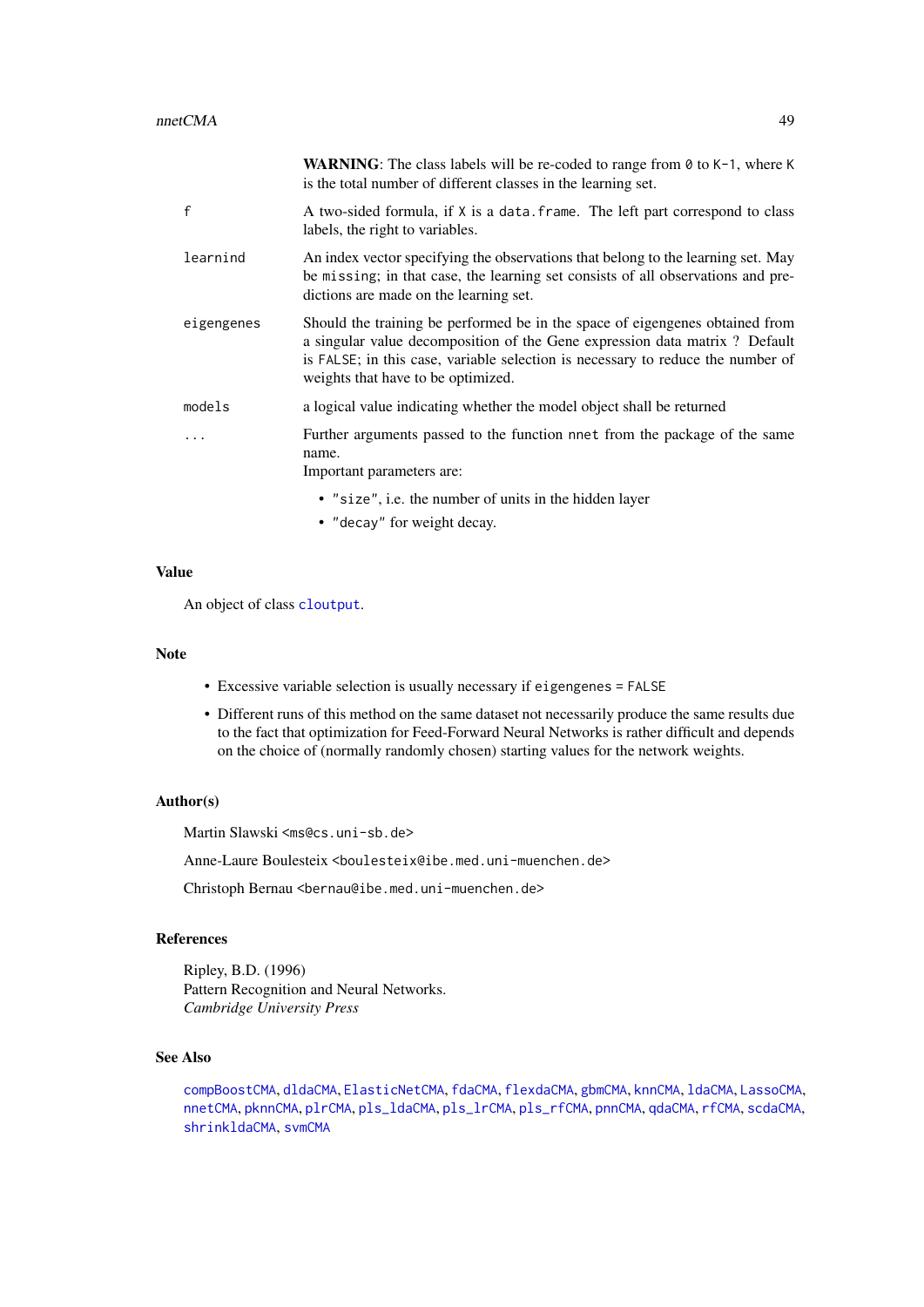**WARNING**: The class labels will be re-coded to range from `0` to `K-1`, where `K` is the total number of different classes in the learning set.

`f`
: A two-sided formula, if `X` is a `data.frame`. The left part correspond to class labels, the right to variables.

`learnind`
: An index vector specifying the observations that belong to the learning set. May be `missing`; in that case, the learning set consists of all observations and predictions are made on the learning set.

`eigengenes`
: Should the training be performed be in the space of eigengenes obtained from a singular value decomposition of the Gene expression data matrix ? Default is `FALSE`; in this case, variable selection is necessary to reduce the number of weights that have to be optimized.

`models`
: a logical value indicating whether the model object shall be returned

`...`
: Further arguments passed to the function `nnet` from the package of the same name.
  Important parameters are:
  - `"size"`, i.e. the number of units in the hidden layer
  - `"decay"` for weight decay.

## Value

An object of class `cloutput`.

## Note

- Excessive variable selection is usually necessary if `eigengenes = FALSE`
- Different runs of this method on the same dataset not necessarily produce the same results due to the fact that optimization for Feed-Forward Neural Networks is rather difficult and depends on the choice of (normally randomly chosen) starting values for the network weights.

## Author(s)

Martin Slawski <ms@cs.uni-sb.de>

Anne-Laure Boulesteix <boulesteix@ibe.med.uni-muenchen.de>

Christoph Bernau <bernau@ibe.med.uni-muenchen.de>

## References

Ripley, B.D. (1996)
Pattern Recognition and Neural Networks.
*Cambridge University Press*

## See Also

`compBoostCMA`, `dldaCMA`, `ElasticNetCMA`, `fdaCMA`, `flexdaCMA`, `gbmCMA`, `knnCMA`, `ldaCMA`, `LassoCMA`, `nnetCMA`, `pknnCMA`, `plrCMA`, `pls_ldaCMA`, `pls_lrCMA`, `pls_rfCMA`, `pnnCMA`, `qdaCMA`, `rfCMA`, `scdaCMA`, `shrinkldaCMA`, `svmCMA`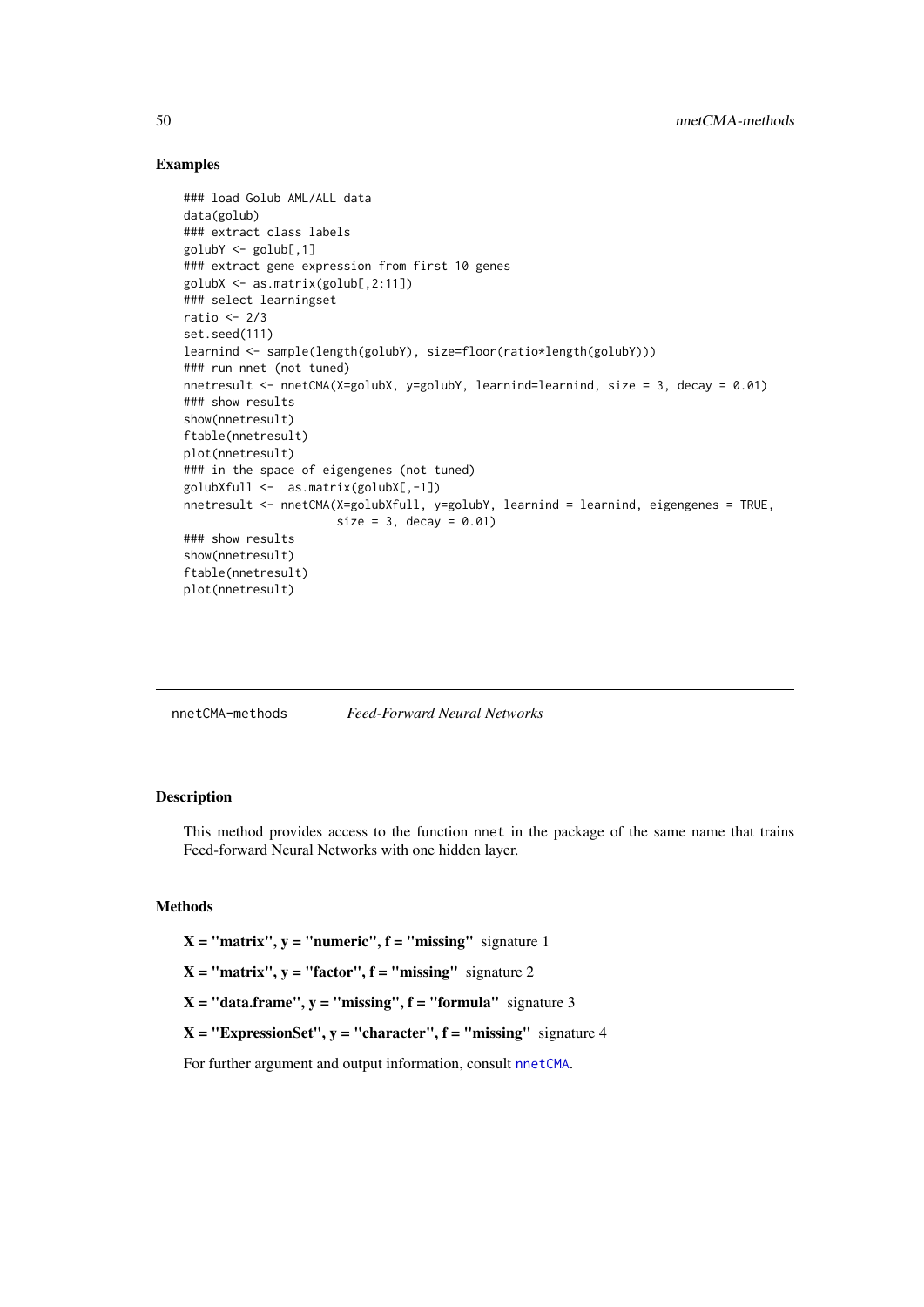## Examples

```
### load Golub AML/ALL data
data(golub)
### extract class labels
golubY <- golub[,1]
### extract gene expression from first 10 genes
golubX <- as.matrix(golub[,2:11])
### select learningset
ratio <- 2/3
set.seed(111)
learnind <- sample(length(golubY), size=floor(ratio*length(golubY)))
### run nnet (not tuned)
nnetresult <- nnetCMA(X=golubX, y=golubY, learnind=learnind, size = 3, decay = 0.01)
### show results
show(nnetresult)
ftable(nnetresult)
plot(nnetresult)
### in the space of eigengenes (not tuned)
golubXfull <-  as.matrix(golubX[,-1])
nnetresult <- nnetCMA(X=golubXfull, y=golubY, learnind = learnind, eigengenes = TRUE,
                      size = 3, decay = 0.01)
### show results
show(nnetresult)
ftable(nnetresult)
plot(nnetresult)
```

---

# nnetCMA-methods *Feed-Forward Neural Networks*

## Description

This method provides access to the function nnet in the package of the same name that trains Feed-forward Neural Networks with one hidden layer.

## Methods

**X = "matrix", y = "numeric", f = "missing"** signature 1

**X = "matrix", y = "factor", f = "missing"** signature 2

**X = "data.frame", y = "missing", f = "formula"** signature 3

**X = "ExpressionSet", y = "character", f = "missing"** signature 4

For further argument and output information, consult nnetCMA.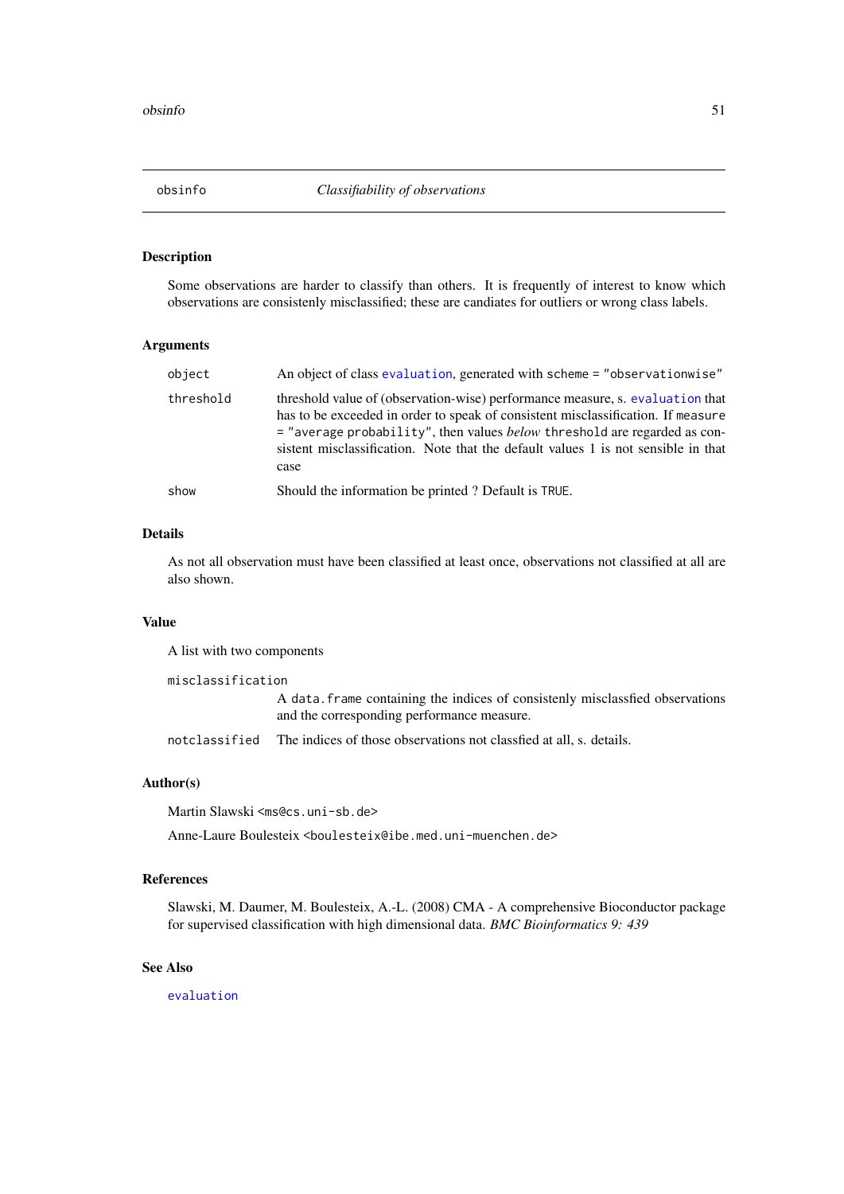## obsinfo — *Classifiability of observations*

### Description

Some observations are harder to classify than others. It is frequently of interest to know which observations are consistenly misclassified; these are candiates for outliers or wrong class labels.

### Arguments

| | |
|---|---|
| `object` | An object of class `evaluation`, generated with `scheme = "observationwise"` |
| `threshold` | threshold value of (observation-wise) performance measure, s. `evaluation` that has to be exceeded in order to speak of consistent misclassification. If `measure = "average probability"`, then values *below* `threshold` are regarded as consistent misclassification. Note that the default values 1 is not sensible in that case |
| `show` | Should the information be printed ? Default is `TRUE`. |

### Details

As not all observation must have been classified at least once, observations not classified at all are also shown.

### Value

A list with two components

| | |
|---|---|
| `misclassification` | A `data.frame` containing the indices of consistenly misclassfied observations and the corresponding performance measure. |
| `notclassified` | The indices of those observations not classfied at all, s. details. |

### Author(s)

Martin Slawski <`ms@cs.uni-sb.de`>

Anne-Laure Boulesteix <`boulesteix@ibe.med.uni-muenchen.de`>

### References

Slawski, M. Daumer, M. Boulesteix, A.-L. (2008) CMA - A comprehensive Bioconductor package for supervised classification with high dimensional data. *BMC Bioinformatics 9: 439*

### See Also

`evaluation`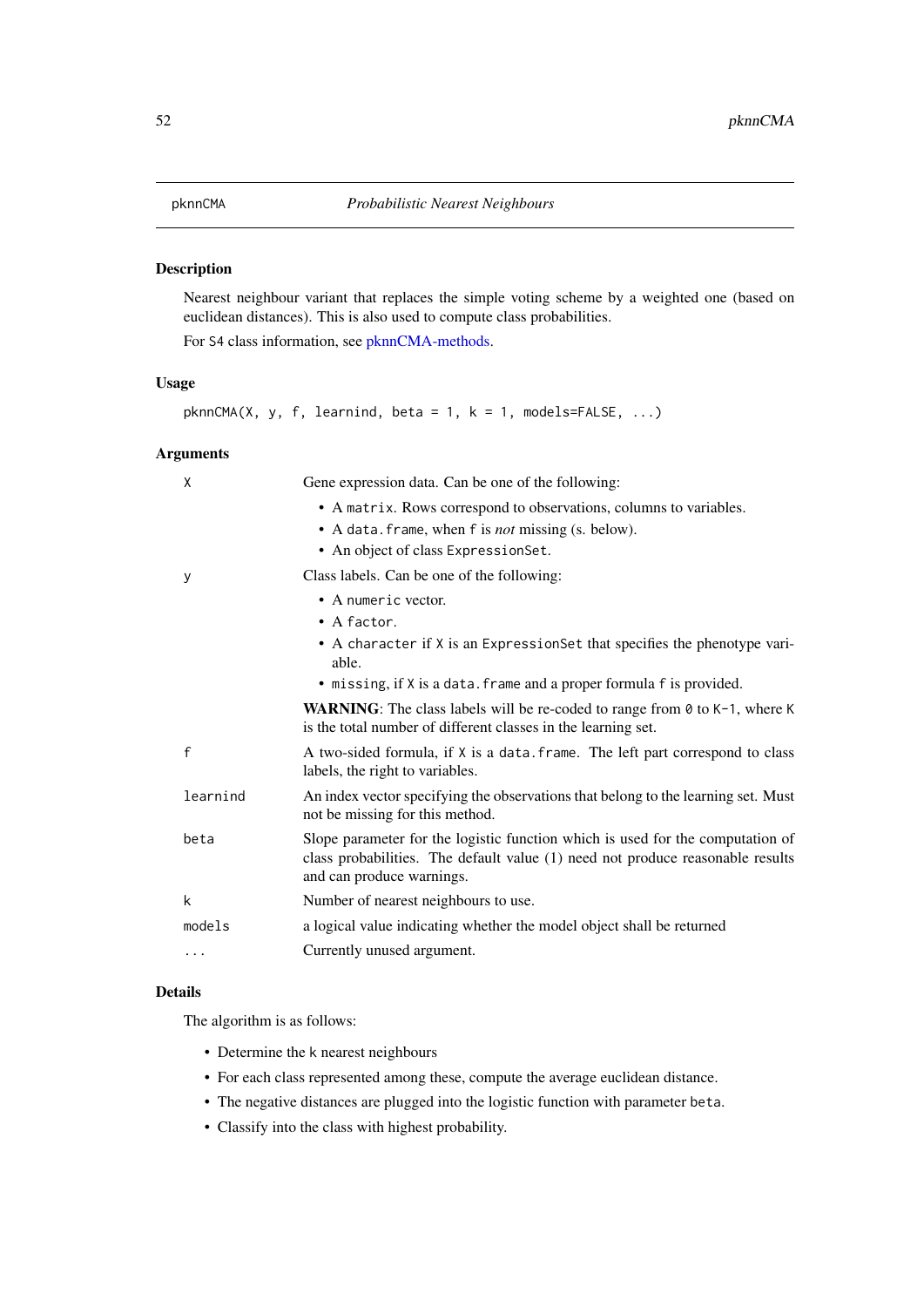pknnCMA — *Probabilistic Nearest Neighbours*

### Description

Nearest neighbour variant that replaces the simple voting scheme by a weighted one (based on euclidean distances). This is also used to compute class probabilities.

For S4 class information, see pknnCMA-methods.

### Usage

```
pknnCMA(X, y, f, learnind, beta = 1, k = 1, models=FALSE, ...)
```

### Arguments

| | |
|---|---|
| X | Gene expression data. Can be one of the following:<br>• A `matrix`. Rows correspond to observations, columns to variables.<br>• A `data.frame`, when `f` is *not* missing (s. below).<br>• An object of class `ExpressionSet`. |
| y | Class labels. Can be one of the following:<br>• A `numeric` vector.<br>• A `factor`.<br>• A `character` if `X` is an `ExpressionSet` that specifies the phenotype variable.<br>• `missing`, if `X` is a `data.frame` and a proper formula `f` is provided.<br>**WARNING**: The class labels will be re-coded to range from `0` to `K-1`, where `K` is the total number of different classes in the learning set. |
| f | A two-sided formula, if `X` is a `data.frame`. The left part correspond to class labels, the right to variables. |
| learnind | An index vector specifying the observations that belong to the learning set. Must not be missing for this method. |
| beta | Slope parameter for the logistic function which is used for the computation of class probabilities. The default value (1) need not produce reasonable results and can produce warnings. |
| k | Number of nearest neighbours to use. |
| models | a logical value indicating whether the model object shall be returned |
| ... | Currently unused argument. |

### Details

The algorithm is as follows:

- Determine the k nearest neighbours
- For each class represented among these, compute the average euclidean distance.
- The negative distances are plugged into the logistic function with parameter `beta`.
- Classify into the class with highest probability.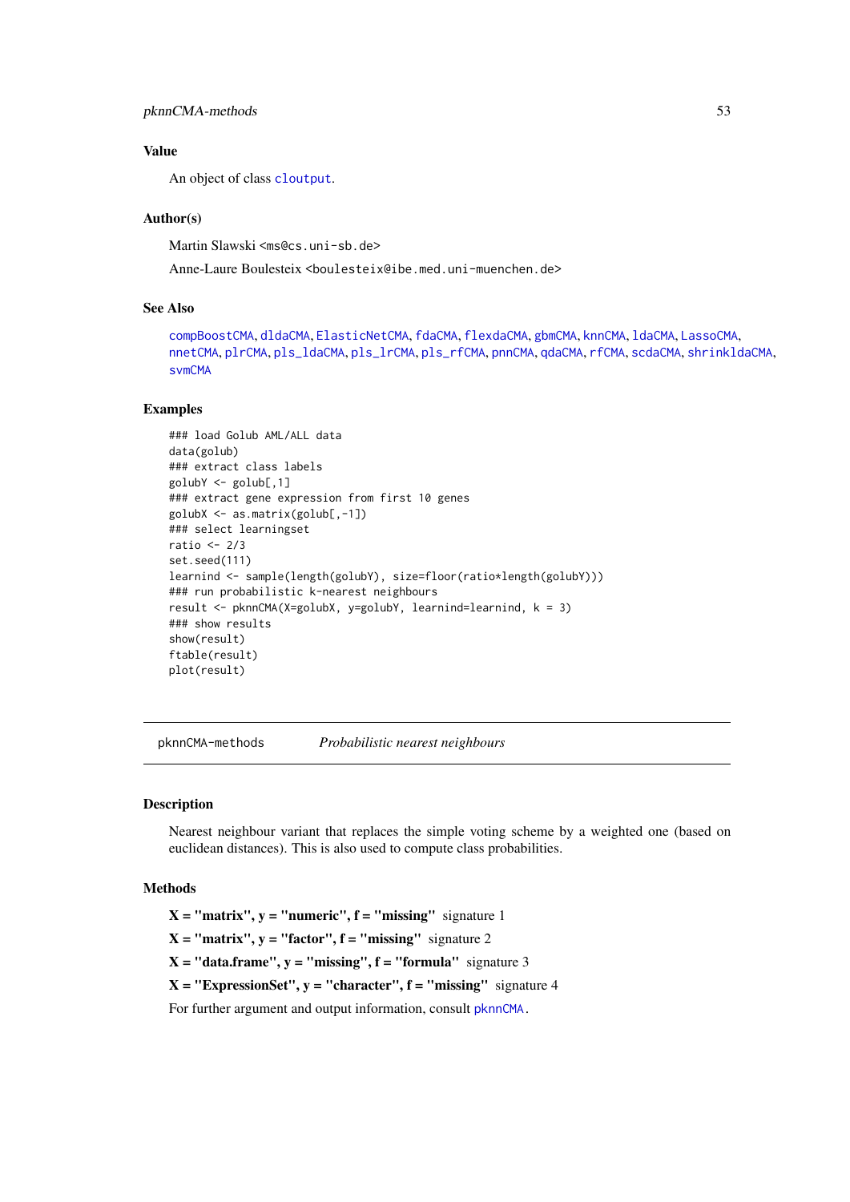### Value

An object of class cloutput.

### Author(s)

Martin Slawski <ms@cs.uni-sb.de>

Anne-Laure Boulesteix <boulesteix@ibe.med.uni-muenchen.de>

### See Also

compBoostCMA, dldaCMA, ElasticNetCMA, fdaCMA, flexdaCMA, gbmCMA, knnCMA, ldaCMA, LassoCMA, nnetCMA, plrCMA, pls_ldaCMA, pls_lrCMA, pls_rfCMA, pnnCMA, qdaCMA, rfCMA, scdaCMA, shrinkldaCMA, svmCMA

### Examples

```
### load Golub AML/ALL data
data(golub)
### extract class labels
golubY <- golub[,1]
### extract gene expression from first 10 genes
golubX <- as.matrix(golub[,-1])
### select learningset
ratio <- 2/3
set.seed(111)
learnind <- sample(length(golubY), size=floor(ratio*length(golubY)))
### run probabilistic k-nearest neighbours
result <- pknnCMA(X=golubX, y=golubY, learnind=learnind, k = 3)
### show results
show(result)
ftable(result)
plot(result)
```

---

## pknnCMA-methods — *Probabilistic nearest neighbours*

### Description

Nearest neighbour variant that replaces the simple voting scheme by a weighted one (based on euclidean distances). This is also used to compute class probabilities.

### Methods

**X = "matrix", y = "numeric", f = "missing"** signature 1

**X = "matrix", y = "factor", f = "missing"** signature 2

**X = "data.frame", y = "missing", f = "formula"** signature 3

**X = "ExpressionSet", y = "character", f = "missing"** signature 4

For further argument and output information, consult pknnCMA.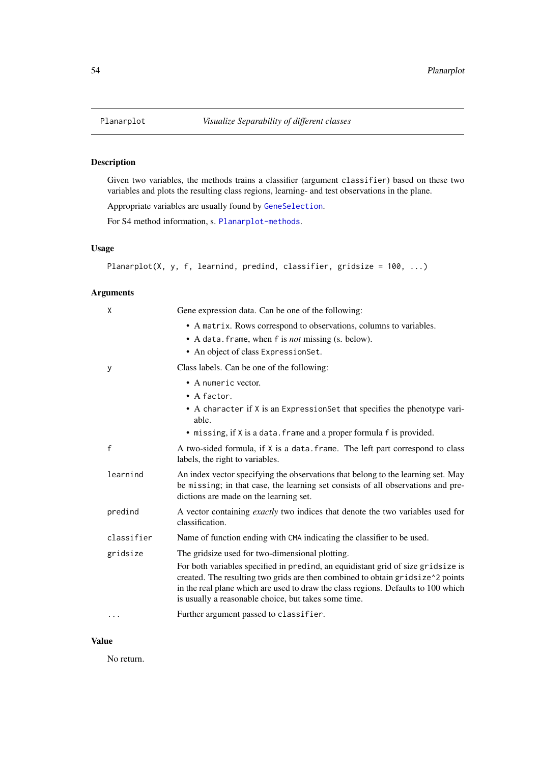# Planarplot — *Visualize Separability of different classes*

## Description

Given two variables, the methods trains a classifier (argument `classifier`) based on these two variables and plots the resulting class regions, learning- and test observations in the plane.

Appropriate variables are usually found by `GeneSelection`.

For S4 method information, s. `Planarplot-methods`.

## Usage

```
Planarplot(X, y, f, learnind, predind, classifier, gridsize = 100, ...)
```

## Arguments

`X` — Gene expression data. Can be one of the following:

- A `matrix`. Rows correspond to observations, columns to variables.
- A `data.frame`, when `f` is *not* missing (s. below).
- An object of class `ExpressionSet`.

`y` — Class labels. Can be one of the following:

- A `numeric` vector.
- A `factor`.
- A `character` if `X` is an `ExpressionSet` that specifies the phenotype variable.
- `missing`, if `X` is a `data.frame` and a proper formula `f` is provided.

`f` — A two-sided formula, if `X` is a `data.frame`. The left part correspond to class labels, the right to variables.

`learnind` — An index vector specifying the observations that belong to the learning set. May be `missing`; in that case, the learning set consists of all observations and predictions are made on the learning set.

`predind` — A vector containing *exactly* two indices that denote the two variables used for classification.

`classifier` — Name of function ending with `CMA` indicating the classifier to be used.

`gridsize` — The gridsize used for two-dimensional plotting.

For both variables specified in `predind`, an equidistant grid of size `gridsize` is created. The resulting two grids are then combined to obtain `gridsize^2` points in the real plane which are used to draw the class regions. Defaults to 100 which is usually a reasonable choice, but takes some time.

`...` — Further argument passed to `classifier`.

## Value

No return.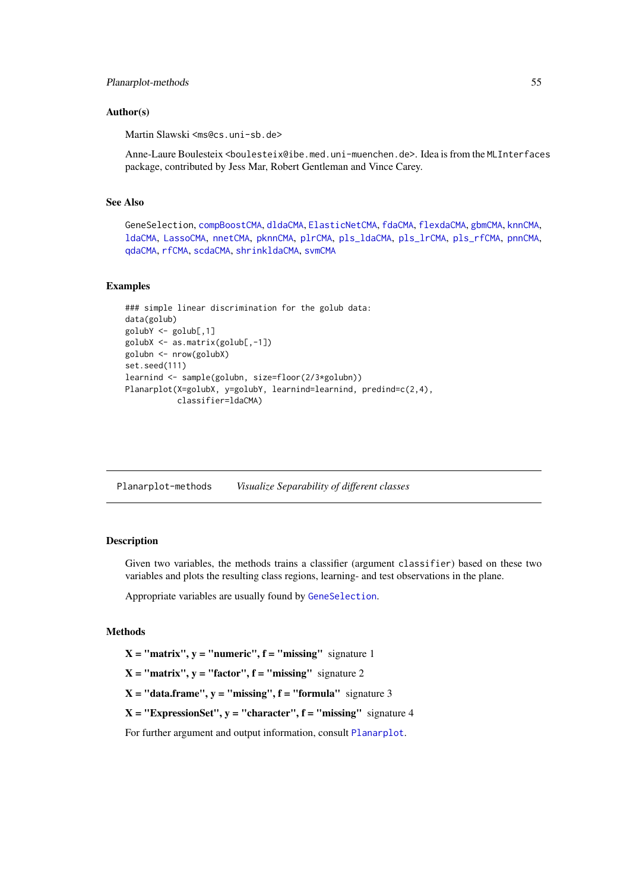## Author(s)

Martin Slawski <ms@cs.uni-sb.de>

Anne-Laure Boulesteix <boulesteix@ibe.med.uni-muenchen.de>. Idea is from the MLInterfaces package, contributed by Jess Mar, Robert Gentleman and Vince Carey.

## See Also

GeneSelection, compBoostCMA, dldaCMA, ElasticNetCMA, fdaCMA, flexdaCMA, gbmCMA, knnCMA, ldaCMA, LassoCMA, nnetCMA, pknnCMA, plrCMA, pls_ldaCMA, pls_lrCMA, pls_rfCMA, pnnCMA, qdaCMA, rfCMA, scdaCMA, shrinkldaCMA, svmCMA

## Examples

```
### simple linear discrimination for the golub data:
data(golub)
golubY <- golub[,1]
golubX <- as.matrix(golub[,-1])
golubn <- nrow(golubX)
set.seed(111)
learnind <- sample(golubn, size=floor(2/3*golubn))
Planarplot(X=golubX, y=golubY, learnind=learnind, predind=c(2,4),
           classifier=ldaCMA)
```

---

# Planarplot-methods *Visualize Separability of different classes*

## Description

Given two variables, the methods trains a classifier (argument classifier) based on these two variables and plots the resulting class regions, learning- and test observations in the plane.

Appropriate variables are usually found by GeneSelection.

## Methods

**X = "matrix", y = "numeric", f = "missing"** signature 1

**X = "matrix", y = "factor", f = "missing"** signature 2

**X = "data.frame", y = "missing", f = "formula"** signature 3

**X = "ExpressionSet", y = "character", f = "missing"** signature 4

For further argument and output information, consult Planarplot.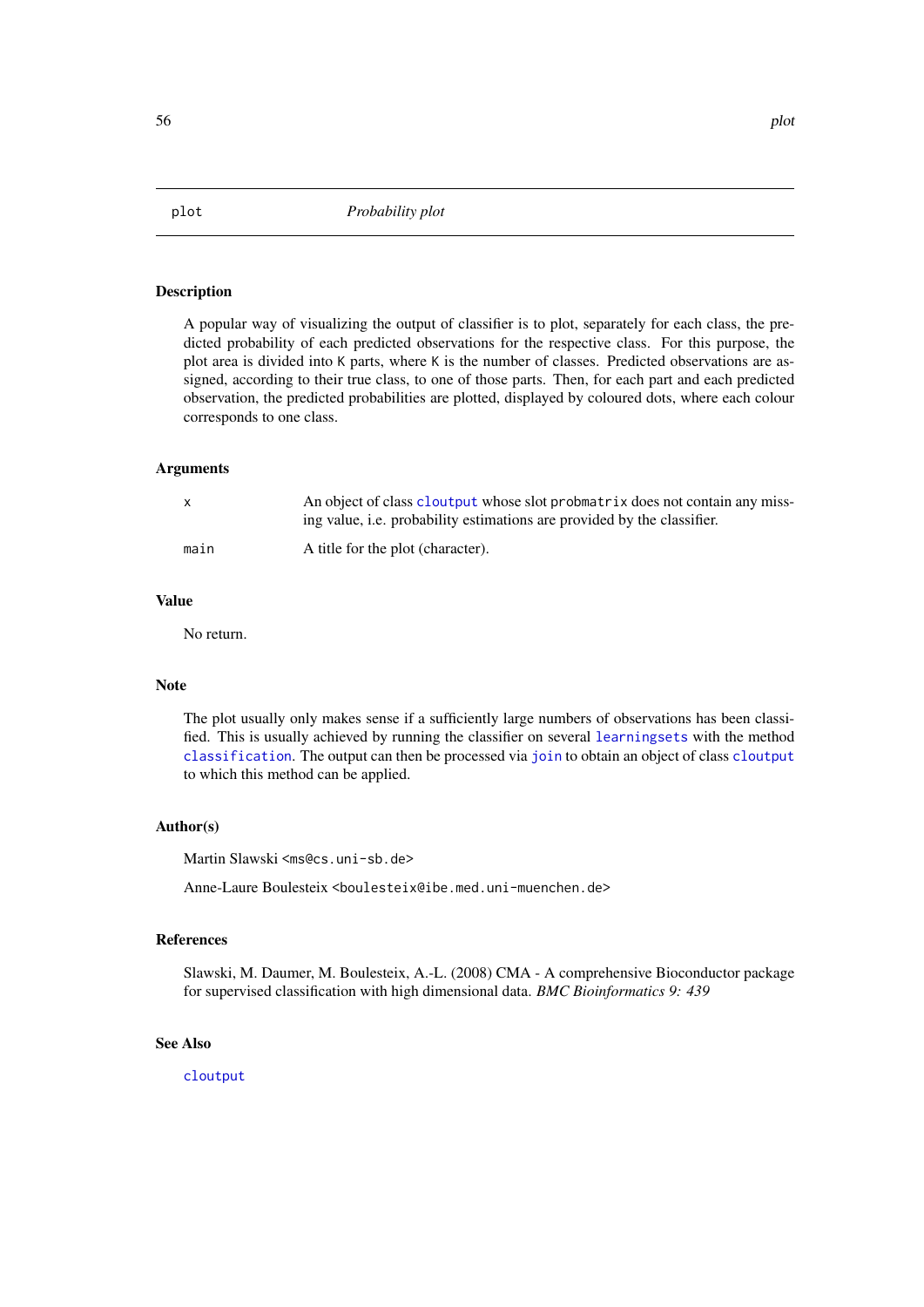# plot    *Probability plot*

## Description

A popular way of visualizing the output of classifier is to plot, separately for each class, the predicted probability of each predicted observations for the respective class. For this purpose, the plot area is divided into K parts, where K is the number of classes. Predicted observations are assigned, according to their true class, to one of those parts. Then, for each part and each predicted observation, the predicted probabilities are plotted, displayed by coloured dots, where each colour corresponds to one class.

## Arguments

| | |
|---|---|
| `x` | An object of class `cloutput` whose slot `probmatrix` does not contain any missing value, i.e. probability estimations are provided by the classifier. |
| `main` | A title for the plot (character). |

## Value

No return.

## Note

The plot usually only makes sense if a sufficiently large numbers of observations has been classified. This is usually achieved by running the classifier on several `learningsets` with the method `classification`. The output can then be processed via `join` to obtain an object of class `cloutput` to which this method can be applied.

## Author(s)

Martin Slawski <ms@cs.uni-sb.de>

Anne-Laure Boulesteix <boulesteix@ibe.med.uni-muenchen.de>

## References

Slawski, M. Daumer, M. Boulesteix, A.-L. (2008) CMA - A comprehensive Bioconductor package for supervised classification with high dimensional data. *BMC Bioinformatics 9: 439*

## See Also

`cloutput`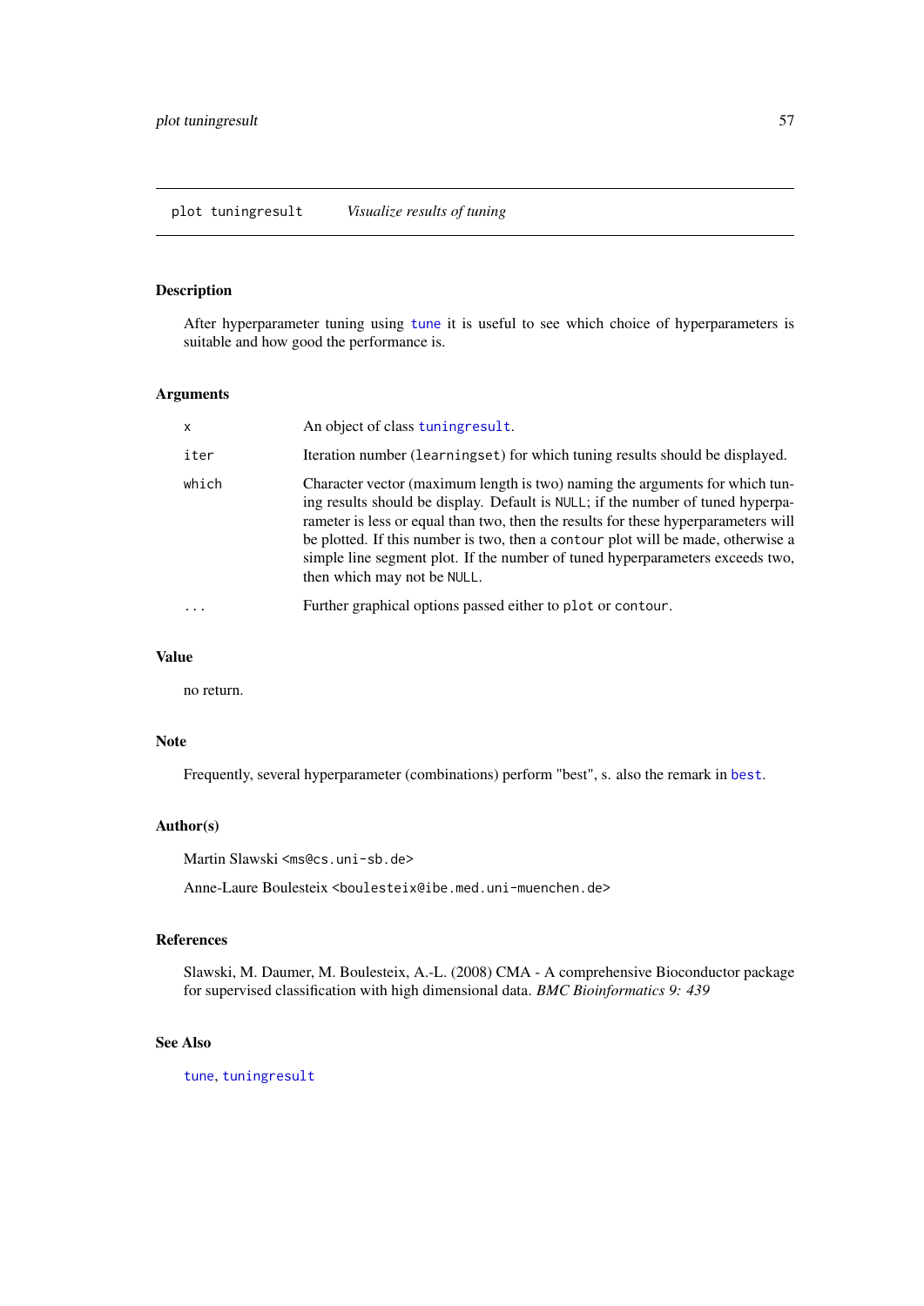## plot tuningresult *Visualize results of tuning*

### Description

After hyperparameter tuning using `tune` it is useful to see which choice of hyperparameters is suitable and how good the performance is.

### Arguments

| | |
|---|---|
| `x` | An object of class `tuningresult`. |
| `iter` | Iteration number (`learningset`) for which tuning results should be displayed. |
| `which` | Character vector (maximum length is two) naming the arguments for which tuning results should be display. Default is `NULL`; if the number of tuned hyperparameter is less or equal than two, then the results for these hyperparameters will be plotted. If this number is two, then a `contour` plot will be made, otherwise a simple line segment plot. If the number of tuned hyperparameters exceeds two, then which may not be `NULL`. |
| `...` | Further graphical options passed either to `plot` or `contour`. |

### Value

no return.

### Note

Frequently, several hyperparameter (combinations) perform "best", s. also the remark in `best`.

### Author(s)

Martin Slawski <ms@cs.uni-sb.de>

Anne-Laure Boulesteix <boulesteix@ibe.med.uni-muenchen.de>

### References

Slawski, M. Daumer, M. Boulesteix, A.-L. (2008) CMA - A comprehensive Bioconductor package for supervised classification with high dimensional data. *BMC Bioinformatics 9: 439*

### See Also

`tune`, `tuningresult`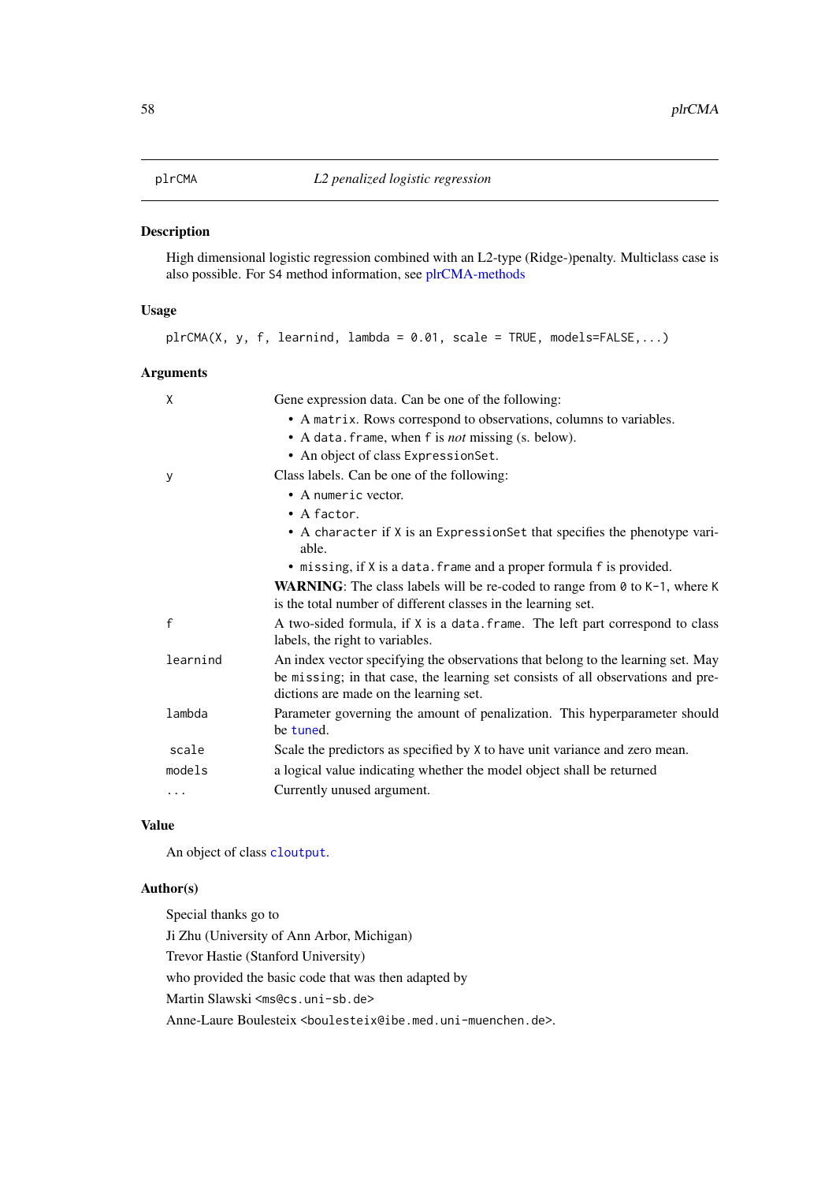plrCMA — *L2 penalized logistic regression*

## Description

High dimensional logistic regression combined with an L2-type (Ridge-)penalty. Multiclass case is also possible. For S4 method information, see plrCMA-methods

## Usage

```
plrCMA(X, y, f, learnind, lambda = 0.01, scale = TRUE, models=FALSE,...)
```

## Arguments

- **X** — Gene expression data. Can be one of the following:
  - A `matrix`. Rows correspond to observations, columns to variables.
  - A `data.frame`, when `f` is *not* missing (s. below).
  - An object of class `ExpressionSet`.
- **y** — Class labels. Can be one of the following:
  - A `numeric` vector.
  - A `factor`.
  - A `character` if `X` is an `ExpressionSet` that specifies the phenotype variable.
  - `missing`, if `X` is a `data.frame` and a proper formula `f` is provided.

  **WARNING**: The class labels will be re-coded to range from `0` to `K-1`, where `K` is the total number of different classes in the learning set.
- **f** — A two-sided formula, if `X` is a `data.frame`. The left part correspond to class labels, the right to variables.
- **learnind** — An index vector specifying the observations that belong to the learning set. May be `missing`; in that case, the learning set consists of all observations and predictions are made on the learning set.
- **lambda** — Parameter governing the amount of penalization. This hyperparameter should be `tune`d.
- **scale** — Scale the predictors as specified by `X` to have unit variance and zero mean.
- **models** — a logical value indicating whether the model object shall be returned
- **...** — Currently unused argument.

## Value

An object of class `cloutput`.

## Author(s)

Special thanks go to

Ji Zhu (University of Ann Arbor, Michigan)

Trevor Hastie (Stanford University)

who provided the basic code that was then adapted by

Martin Slawski <ms@cs.uni-sb.de>

Anne-Laure Boulesteix <boulesteix@ibe.med.uni-muenchen.de>.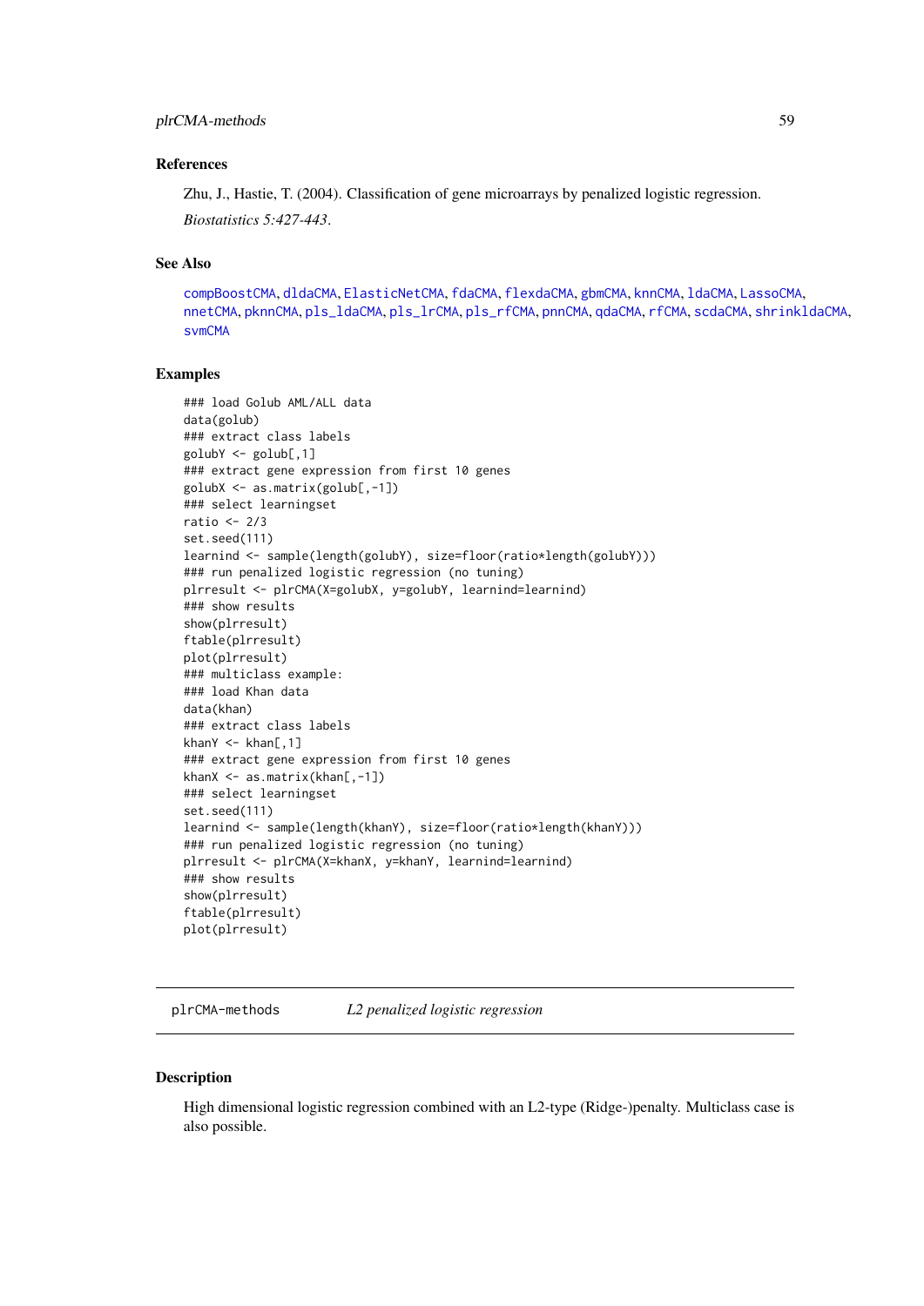### References

Zhu, J., Hastie, T. (2004). Classification of gene microarrays by penalized logistic regression. *Biostatistics 5:427-443*.

### See Also

compBoostCMA, dldaCMA, ElasticNetCMA, fdaCMA, flexdaCMA, gbmCMA, knnCMA, ldaCMA, LassoCMA, nnetCMA, pknnCMA, pls_ldaCMA, pls_lrCMA, pls_rfCMA, pnnCMA, qdaCMA, rfCMA, scdaCMA, shrinkldaCMA, svmCMA

### Examples

```
### load Golub AML/ALL data
data(golub)
### extract class labels
golubY <- golub[,1]
### extract gene expression from first 10 genes
golubX <- as.matrix(golub[,-1])
### select learningset
ratio <- 2/3
set.seed(111)
learnind <- sample(length(golubY), size=floor(ratio*length(golubY)))
### run penalized logistic regression (no tuning)
plrresult <- plrCMA(X=golubX, y=golubY, learnind=learnind)
### show results
show(plrresult)
ftable(plrresult)
plot(plrresult)
### multiclass example:
### load Khan data
data(khan)
### extract class labels
khanY <- khan[,1]
### extract gene expression from first 10 genes
khanX <- as.matrix(khan[,-1])
### select learningset
set.seed(111)
learnind <- sample(length(khanY), size=floor(ratio*length(khanY)))
### run penalized logistic regression (no tuning)
plrresult <- plrCMA(X=khanX, y=khanY, learnind=learnind)
### show results
show(plrresult)
ftable(plrresult)
plot(plrresult)
```

---

## plrCMA-methods *L2 penalized logistic regression*

---

### Description

High dimensional logistic regression combined with an L2-type (Ridge-)penalty. Multiclass case is also possible.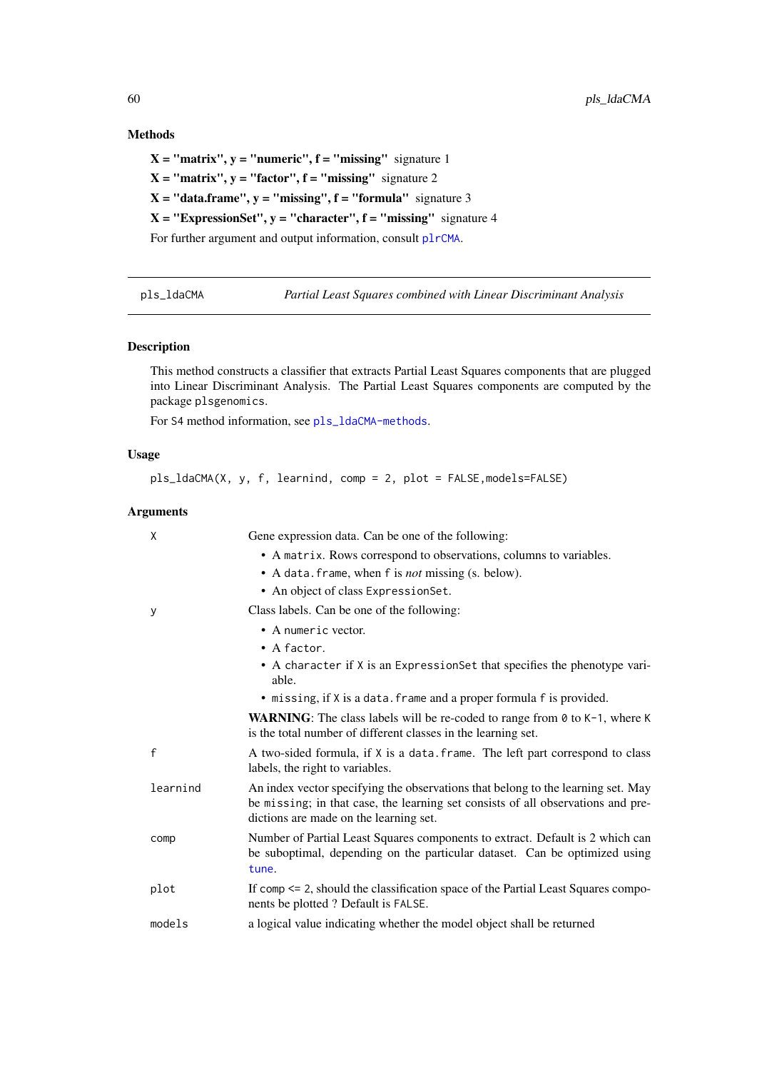### Methods

**X = "matrix", y = "numeric", f = "missing"** signature 1

**X = "matrix", y = "factor", f = "missing"** signature 2

**X = "data.frame", y = "missing", f = "formula"** signature 3

**X = "ExpressionSet", y = "character", f = "missing"** signature 4

For further argument and output information, consult `plrCMA`.

---

## pls_ldaCMA — *Partial Least Squares combined with Linear Discriminant Analysis*

### Description

This method constructs a classifier that extracts Partial Least Squares components that are plugged into Linear Discriminant Analysis. The Partial Least Squares components are computed by the package `plsgenomics`.

For S4 method information, see `pls_ldaCMA-methods`.

### Usage

```
pls_ldaCMA(X, y, f, learnind, comp = 2, plot = FALSE,models=FALSE)
```

### Arguments

`X` — Gene expression data. Can be one of the following:

- A `matrix`. Rows correspond to observations, columns to variables.
- A `data.frame`, when `f` is *not* missing (s. below).
- An object of class `ExpressionSet`.

`y` — Class labels. Can be one of the following:

- A `numeric` vector.
- A `factor`.
- A `character` if `X` is an `ExpressionSet` that specifies the phenotype variable.
- `missing`, if `X` is a `data.frame` and a proper formula `f` is provided.

**WARNING**: The class labels will be re-coded to range from `0` to `K-1`, where `K` is the total number of different classes in the learning set.

`f` — A two-sided formula, if `X` is a `data.frame`. The left part correspond to class labels, the right to variables.

`learnind` — An index vector specifying the observations that belong to the learning set. May be `missing`; in that case, the learning set consists of all observations and predictions are made on the learning set.

`comp` — Number of Partial Least Squares components to extract. Default is 2 which can be suboptimal, depending on the particular dataset. Can be optimized using `tune`.

`plot` — If `comp <= 2`, should the classification space of the Partial Least Squares components be plotted ? Default is `FALSE`.

`models` — a logical value indicating whether the model object shall be returned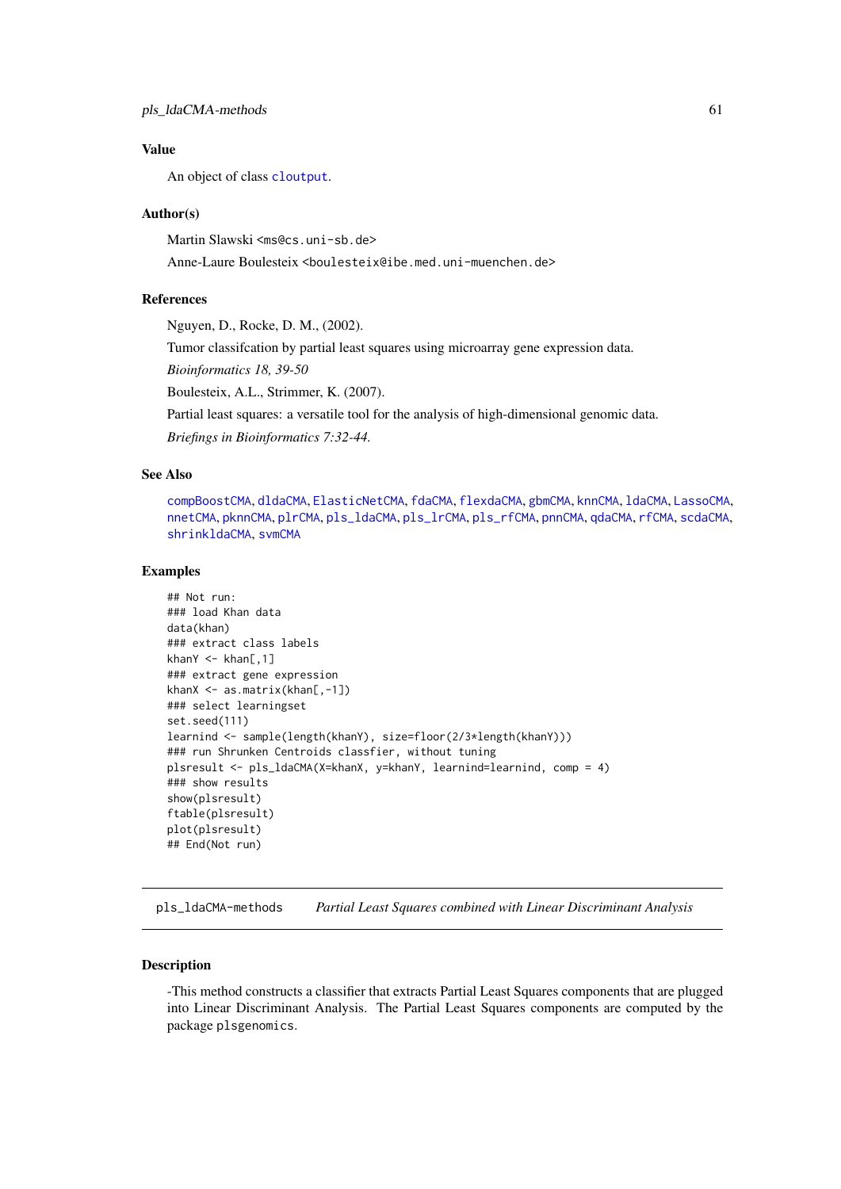### Value

An object of class cloutput.

### Author(s)

Martin Slawski <ms@cs.uni-sb.de>

Anne-Laure Boulesteix <boulesteix@ibe.med.uni-muenchen.de>

### References

Nguyen, D., Rocke, D. M., (2002).

Tumor classifcation by partial least squares using microarray gene expression data.

*Bioinformatics 18, 39-50*

Boulesteix, A.L., Strimmer, K. (2007).

Partial least squares: a versatile tool for the analysis of high-dimensional genomic data.

*Briefings in Bioinformatics 7:32-44.*

### See Also

compBoostCMA, dldaCMA, ElasticNetCMA, fdaCMA, flexdaCMA, gbmCMA, knnCMA, ldaCMA, LassoCMA, nnetCMA, pknnCMA, plrCMA, pls_ldaCMA, pls_lrCMA, pls_rfCMA, pnnCMA, qdaCMA, rfCMA, scdaCMA, shrinkldaCMA, svmCMA

### Examples

```
## Not run:
### load Khan data
data(khan)
### extract class labels
khanY <- khan[,1]
### extract gene expression
khanX <- as.matrix(khan[,-1])
### select learningset
set.seed(111)
learnind <- sample(length(khanY), size=floor(2/3*length(khanY)))
### run Shrunken Centroids classfier, without tuning
plsresult <- pls_ldaCMA(X=khanX, y=khanY, learnind=learnind, comp = 4)
### show results
show(plsresult)
ftable(plsresult)
plot(plsresult)
## End(Not run)
```

---

## pls_ldaCMA-methods — *Partial Least Squares combined with Linear Discriminant Analysis*

### Description

-This method constructs a classifier that extracts Partial Least Squares components that are plugged into Linear Discriminant Analysis. The Partial Least Squares components are computed by the package plsgenomics.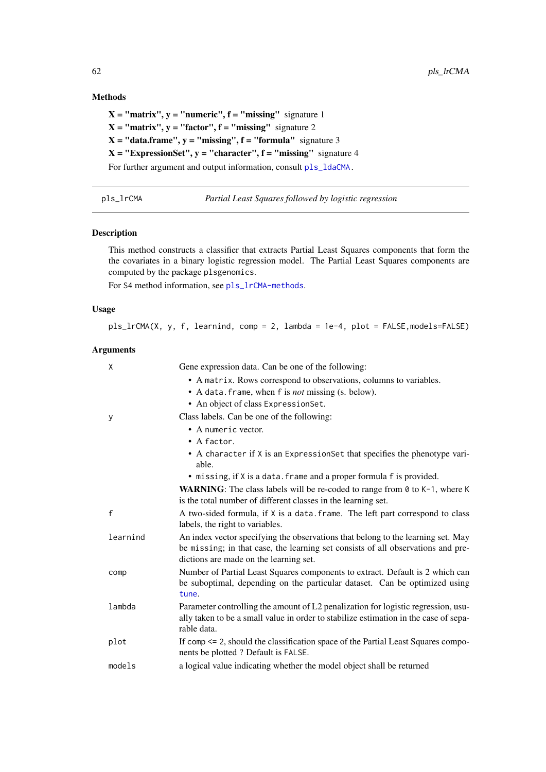### Methods

**X = "matrix", y = "numeric", f = "missing"** signature 1

**X = "matrix", y = "factor", f = "missing"** signature 2

**X = "data.frame", y = "missing", f = "formula"** signature 3

**X = "ExpressionSet", y = "character", f = "missing"** signature 4

For further argument and output information, consult `pls_ldaCMA`.

---

## pls_lrCMA — *Partial Least Squares followed by logistic regression*

### Description

This method constructs a classifier that extracts Partial Least Squares components that form the the covariates in a binary logistic regression model. The Partial Least Squares components are computed by the package `plsgenomics`.

For S4 method information, see `pls_lrCMA-methods`.

### Usage

```
pls_lrCMA(X, y, f, learnind, comp = 2, lambda = 1e-4, plot = FALSE,models=FALSE)
```

### Arguments

`X` — Gene expression data. Can be one of the following:
- A `matrix`. Rows correspond to observations, columns to variables.
- A `data.frame`, when `f` is *not* missing (s. below).
- An object of class `ExpressionSet`.

`y` — Class labels. Can be one of the following:
- A `numeric` vector.
- A `factor`.
- A `character` if `X` is an `ExpressionSet` that specifies the phenotype variable.
- `missing`, if `X` is a `data.frame` and a proper formula `f` is provided.

**WARNING**: The class labels will be re-coded to range from `0` to `K-1`, where `K` is the total number of different classes in the learning set.

`f` — A two-sided formula, if `X` is a `data.frame`. The left part correspond to class labels, the right to variables.

`learnind` — An index vector specifying the observations that belong to the learning set. May be `missing`; in that case, the learning set consists of all observations and predictions are made on the learning set.

`comp` — Number of Partial Least Squares components to extract. Default is 2 which can be suboptimal, depending on the particular dataset. Can be optimized using `tune`.

`lambda` — Parameter controlling the amount of L2 penalization for logistic regression, usually taken to be a small value in order to stabilize estimation in the case of separable data.

`plot` — If `comp <= 2`, should the classification space of the Partial Least Squares components be plotted ? Default is `FALSE`.

`models` — a logical value indicating whether the model object shall be returned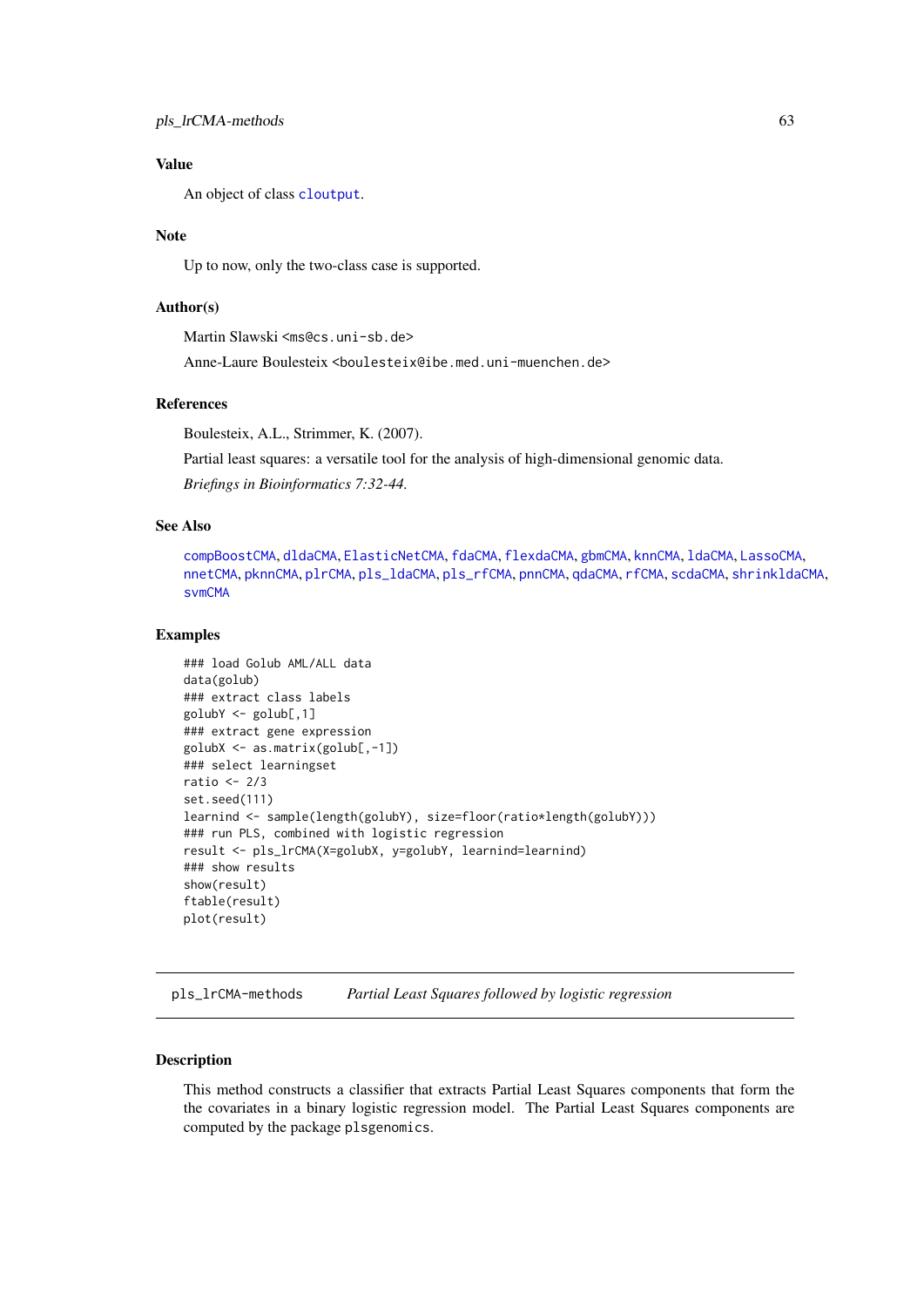### Value

An object of class cloutput.

### Note

Up to now, only the two-class case is supported.

### Author(s)

Martin Slawski <ms@cs.uni-sb.de>

Anne-Laure Boulesteix <boulesteix@ibe.med.uni-muenchen.de>

### References

Boulesteix, A.L., Strimmer, K. (2007).

Partial least squares: a versatile tool for the analysis of high-dimensional genomic data.

*Briefings in Bioinformatics 7:32-44.*

### See Also

compBoostCMA, dldaCMA, ElasticNetCMA, fdaCMA, flexdaCMA, gbmCMA, knnCMA, ldaCMA, LassoCMA, nnetCMA, pknnCMA, plrCMA, pls_ldaCMA, pls_rfCMA, pnnCMA, qdaCMA, rfCMA, scdaCMA, shrinkldaCMA, svmCMA

### Examples

```
### load Golub AML/ALL data
data(golub)
### extract class labels
golubY <- golub[,1]
### extract gene expression
golubX <- as.matrix(golub[,-1])
### select learningset
ratio <- 2/3
set.seed(111)
learnind <- sample(length(golubY), size=floor(ratio*length(golubY)))
### run PLS, combined with logistic regression
result <- pls_lrCMA(X=golubX, y=golubY, learnind=learnind)
### show results
show(result)
ftable(result)
plot(result)
```

---

## pls_lrCMA-methods — *Partial Least Squares followed by logistic regression*

### Description

This method constructs a classifier that extracts Partial Least Squares components that form the the covariates in a binary logistic regression model. The Partial Least Squares components are computed by the package plsgenomics.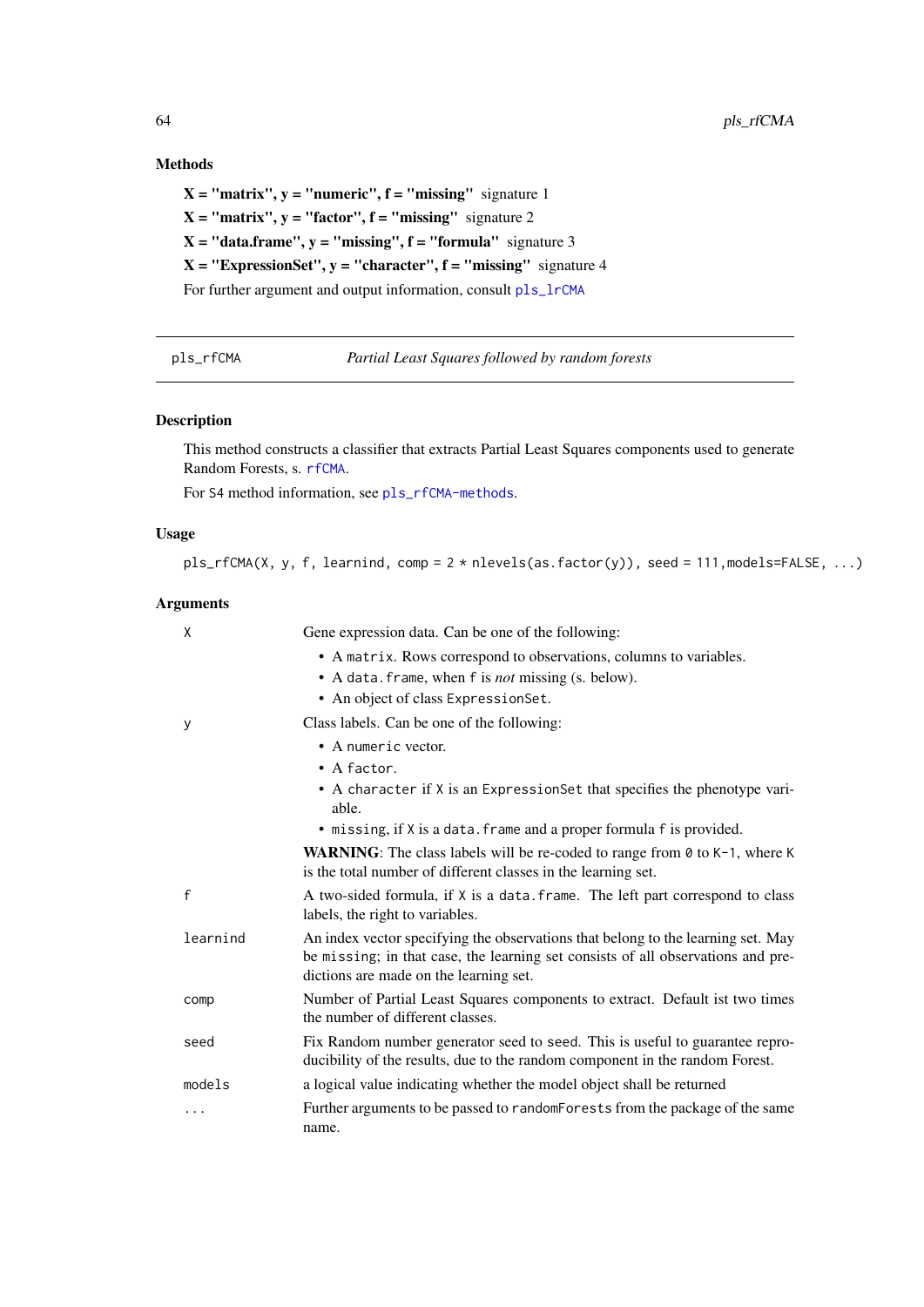### Methods

**X = "matrix", y = "numeric", f = "missing"** signature 1

**X = "matrix", y = "factor", f = "missing"** signature 2

**X = "data.frame", y = "missing", f = "formula"** signature 3

**X = "ExpressionSet", y = "character", f = "missing"** signature 4

For further argument and output information, consult `pls_lrCMA`

---

`pls_rfCMA` *Partial Least Squares followed by random forests*

---

### Description

This method constructs a classifier that extracts Partial Least Squares components used to generate Random Forests, s. `rfCMA`.

For S4 method information, see `pls_rfCMA-methods`.

### Usage

```
pls_rfCMA(X, y, f, learnind, comp = 2 * nlevels(as.factor(y)), seed = 111,models=FALSE, ...)
```

### Arguments

`X` Gene expression data. Can be one of the following:

- A `matrix`. Rows correspond to observations, columns to variables.
- A `data.frame`, when `f` is *not* missing (s. below).
- An object of class `ExpressionSet`.

`y` Class labels. Can be one of the following:

- A `numeric` vector.
- A `factor`.
- A `character` if `X` is an `ExpressionSet` that specifies the phenotype variable.
- `missing`, if `X` is a `data.frame` and a proper formula `f` is provided.

**WARNING**: The class labels will be re-coded to range from `0` to `K-1`, where `K` is the total number of different classes in the learning set.

`f` A two-sided formula, if `X` is a `data.frame`. The left part correspond to class labels, the right to variables.

`learnind` An index vector specifying the observations that belong to the learning set. May be `missing`; in that case, the learning set consists of all observations and predictions are made on the learning set.

`comp` Number of Partial Least Squares components to extract. Default ist two times the number of different classes.

`seed` Fix Random number generator seed to `seed`. This is useful to guarantee reproducibility of the results, due to the random component in the random Forest.

`models` a logical value indicating whether the model object shall be returned

`...` Further arguments to be passed to `randomForests` from the package of the same name.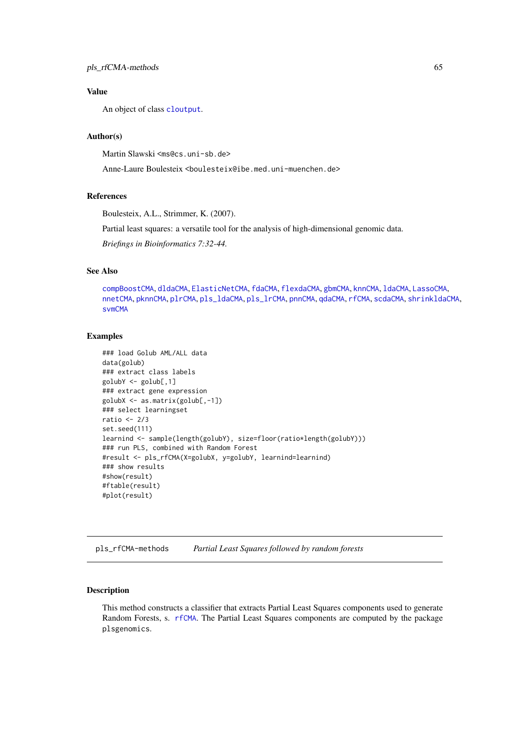## Value

An object of class cloutput.

## Author(s)

Martin Slawski <ms@cs.uni-sb.de>

Anne-Laure Boulesteix <boulesteix@ibe.med.uni-muenchen.de>

## References

Boulesteix, A.L., Strimmer, K. (2007).

Partial least squares: a versatile tool for the analysis of high-dimensional genomic data.

*Briefings in Bioinformatics 7:32-44.*

## See Also

compBoostCMA, dldaCMA, ElasticNetCMA, fdaCMA, flexdaCMA, gbmCMA, knnCMA, ldaCMA, LassoCMA, nnetCMA, pknnCMA, plrCMA, pls_ldaCMA, pls_lrCMA, pnnCMA, qdaCMA, rfCMA, scdaCMA, shrinkldaCMA, svmCMA

## Examples

```
### load Golub AML/ALL data
data(golub)
### extract class labels
golubY <- golub[,1]
### extract gene expression
golubX <- as.matrix(golub[,-1])
### select learningset
ratio <- 2/3
set.seed(111)
learnind <- sample(length(golubY), size=floor(ratio*length(golubY)))
### run PLS, combined with Random Forest
#result <- pls_rfCMA(X=golubX, y=golubY, learnind=learnind)
### show results
#show(result)
#ftable(result)
#plot(result)
```

---

# pls_rfCMA-methods    *Partial Least Squares followed by random forests*

---

## Description

This method constructs a classifier that extracts Partial Least Squares components used to generate Random Forests, s. rfCMA. The Partial Least Squares components are computed by the package plsgenomics.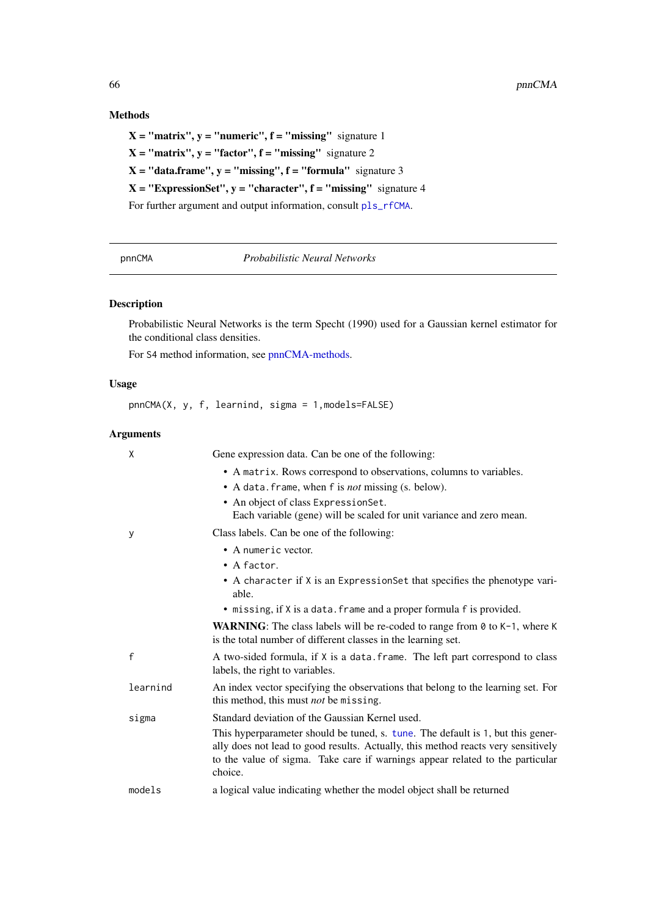### Methods

**X = "matrix", y = "numeric", f = "missing"** signature 1

**X = "matrix", y = "factor", f = "missing"** signature 2

**X = "data.frame", y = "missing", f = "formula"** signature 3

**X = "ExpressionSet", y = "character", f = "missing"** signature 4

For further argument and output information, consult `pls_rfCMA`.

---

## pnnCMA — *Probabilistic Neural Networks*

### Description

Probabilistic Neural Networks is the term Specht (1990) used for a Gaussian kernel estimator for the conditional class densities.

For S4 method information, see pnnCMA-methods.

### Usage

```
pnnCMA(X, y, f, learnind, sigma = 1,models=FALSE)
```

### Arguments

`X` Gene expression data. Can be one of the following:

- A `matrix`. Rows correspond to observations, columns to variables.
- A `data.frame`, when `f` is *not* missing (s. below).
- An object of class `ExpressionSet`.
  Each variable (gene) will be scaled for unit variance and zero mean.

`y` Class labels. Can be one of the following:

- A `numeric` vector.
- A `factor`.
- A `character` if `X` is an `ExpressionSet` that specifies the phenotype variable.
- `missing`, if `X` is a `data.frame` and a proper formula `f` is provided.

**WARNING**: The class labels will be re-coded to range from `0` to `K-1`, where `K` is the total number of different classes in the learning set.

`f` A two-sided formula, if `X` is a `data.frame`. The left part correspond to class labels, the right to variables.

`learnind` An index vector specifying the observations that belong to the learning set. For this method, this must *not* be `missing`.

`sigma` Standard deviation of the Gaussian Kernel used.

This hyperparameter should be tuned, s. `tune`. The default is `1`, but this generally does not lead to good results. Actually, this method reacts very sensitively to the value of sigma. Take care if warnings appear related to the particular choice.

`models` a logical value indicating whether the model object shall be returned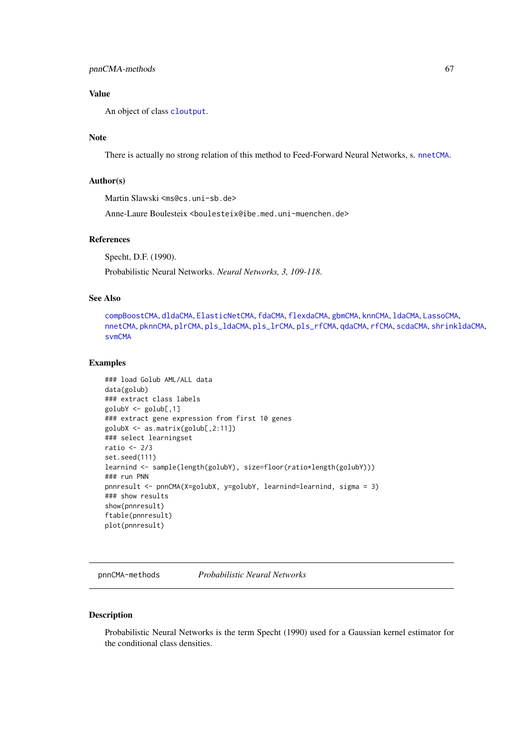### Value

An object of class cloutput.

### Note

There is actually no strong relation of this method to Feed-Forward Neural Networks, s. nnetCMA.

### Author(s)

Martin Slawski <ms@cs.uni-sb.de>

Anne-Laure Boulesteix <boulesteix@ibe.med.uni-muenchen.de>

### References

Specht, D.F. (1990).

Probabilistic Neural Networks. *Neural Networks, 3, 109-118*.

### See Also

compBoostCMA, dldaCMA, ElasticNetCMA, fdaCMA, flexdaCMA, gbmCMA, knnCMA, ldaCMA, LassoCMA, nnetCMA, pknnCMA, plrCMA, pls_ldaCMA, pls_lrCMA, pls_rfCMA, qdaCMA, rfCMA, scdaCMA, shrinkldaCMA, svmCMA

### Examples

```
### load Golub AML/ALL data
data(golub)
### extract class labels
golubY <- golub[,1]
### extract gene expression from first 10 genes
golubX <- as.matrix(golub[,2:11])
### select learningset
ratio <- 2/3
set.seed(111)
learnind <- sample(length(golubY), size=floor(ratio*length(golubY)))
### run PNN
pnnresult <- pnnCMA(X=golubX, y=golubY, learnind=learnind, sigma = 3)
### show results
show(pnnresult)
ftable(pnnresult)
plot(pnnresult)
```

---

## pnnCMA-methods    *Probabilistic Neural Networks*

### Description

Probabilistic Neural Networks is the term Specht (1990) used for a Gaussian kernel estimator for the conditional class densities.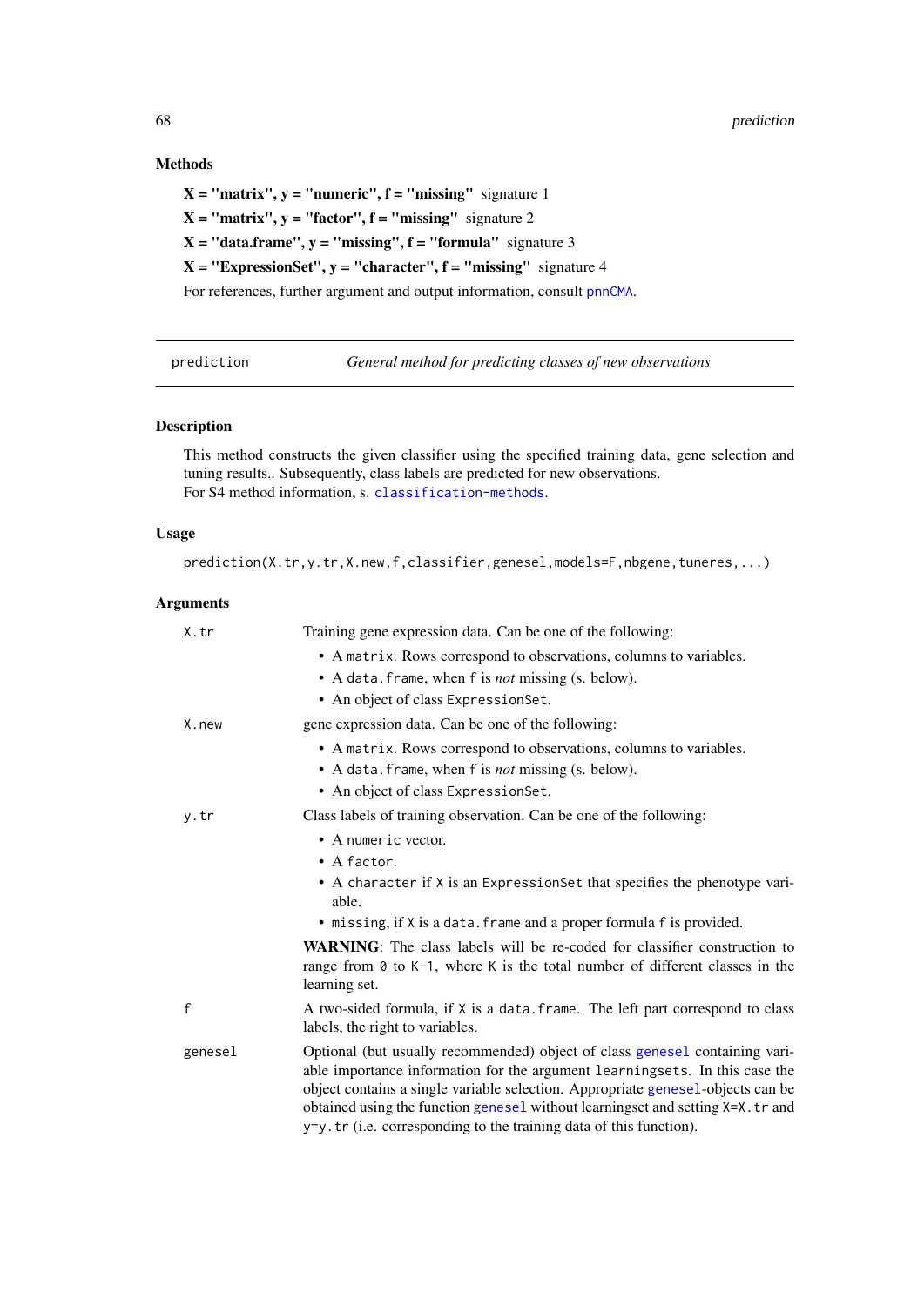### Methods

**X = "matrix", y = "numeric", f = "missing"** signature 1

**X = "matrix", y = "factor", f = "missing"** signature 2

**X = "data.frame", y = "missing", f = "formula"** signature 3

**X = "ExpressionSet", y = "character", f = "missing"** signature 4

For references, further argument and output information, consult pnnCMA.

---

`prediction` *General method for predicting classes of new observations*

---

### Description

This method constructs the given classifier using the specified training data, gene selection and tuning results.. Subsequently, class labels are predicted for new observations.
For S4 method information, s. `classification-methods`.

### Usage

```
prediction(X.tr,y.tr,X.new,f,classifier,genesel,models=F,nbgene,tuneres,...)
```

### Arguments

`X.tr` Training gene expression data. Can be one of the following:

- A `matrix`. Rows correspond to observations, columns to variables.
- A `data.frame`, when `f` is *not* missing (s. below).
- An object of class `ExpressionSet`.

`X.new` gene expression data. Can be one of the following:

- A `matrix`. Rows correspond to observations, columns to variables.
- A `data.frame`, when `f` is *not* missing (s. below).
- An object of class `ExpressionSet`.

`y.tr` Class labels of training observation. Can be one of the following:

- A `numeric` vector.
- A `factor`.
- A `character` if `X` is an `ExpressionSet` that specifies the phenotype variable.
- `missing`, if `X` is a `data.frame` and a proper formula `f` is provided.

**WARNING**: The class labels will be re-coded for classifier construction to range from `0` to `K-1`, where `K` is the total number of different classes in the learning set.

`f` A two-sided formula, if `X` is a `data.frame`. The left part correspond to class labels, the right to variables.

`genesel` Optional (but usually recommended) object of class `genesel` containing variable importance information for the argument `learningsets`. In this case the object contains a single variable selection. Appropriate `genesel`-objects can be obtained using the function `genesel` without learningset and setting `X=X.tr` and `y=y.tr` (i.e. corresponding to the training data of this function).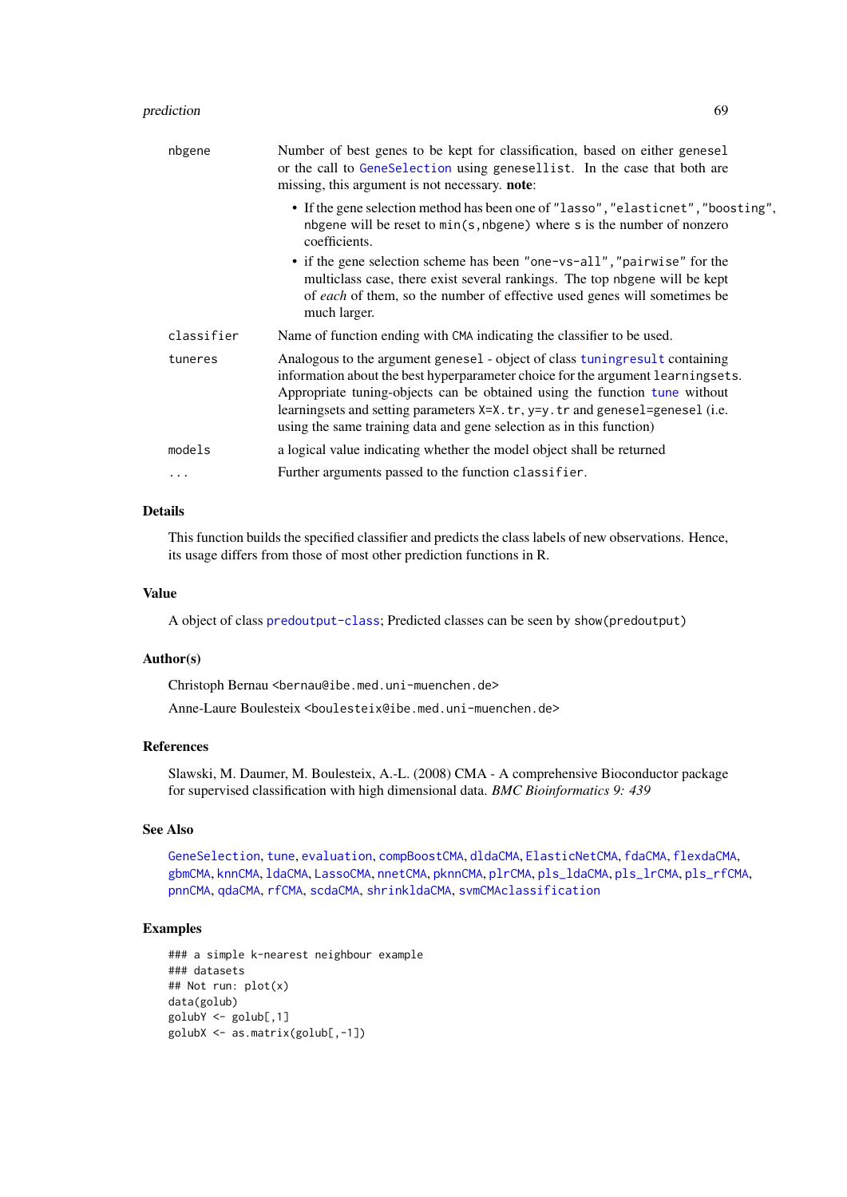| | |
|---|---|
| `nbgene` | Number of best genes to be kept for classification, based on either `genesel` or the call to `GeneSelection` using `genesellist`. In the case that both are missing, this argument is not necessary. **note**: <br>• If the gene selection method has been one of `"lasso"`, `"elasticnet"`, `"boosting"`, `nbgene` will be reset to `min(s,nbgene)` where `s` is the number of nonzero coefficients. <br>• if the gene selection scheme has been `"one-vs-all"`, `"pairwise"` for the multiclass case, there exist several rankings. The top `nbgene` will be kept of *each* of them, so the number of effective used genes will sometimes be much larger. |
| `classifier` | Name of function ending with `CMA` indicating the classifier to be used. |
| `tuneres` | Analogous to the argument `genesel` - object of class `tuningresult` containing information about the best hyperparameter choice for the argument `learningsets`. Appropriate tuning-objects can be obtained using the function `tune` without learningsets and setting parameters `X=X.tr`, `y=y.tr` and `genesel=genesel` (i.e. using the same training data and gene selection as in this function) |
| `models` | a logical value indicating whether the model object shall be returned |
| `...` | Further arguments passed to the function `classifier`. |

## Details

This function builds the specified classifier and predicts the class labels of new observations. Hence, its usage differs from those of most other prediction functions in R.

## Value

A object of class `predoutput-class`; Predicted classes can be seen by `show(predoutput)`

## Author(s)

Christoph Bernau <bernau@ibe.med.uni-muenchen.de>

Anne-Laure Boulesteix <boulesteix@ibe.med.uni-muenchen.de>

## References

Slawski, M. Daumer, M. Boulesteix, A.-L. (2008) CMA - A comprehensive Bioconductor package for supervised classification with high dimensional data. *BMC Bioinformatics 9: 439*

## See Also

`GeneSelection`, `tune`, `evaluation`, `compBoostCMA`, `dldaCMA`, `ElasticNetCMA`, `fdaCMA`, `flexdaCMA`, `gbmCMA`, `knnCMA`, `ldaCMA`, `LassoCMA`, `nnetCMA`, `pknnCMA`, `plrCMA`, `pls_ldaCMA`, `pls_lrCMA`, `pls_rfCMA`, `pnnCMA`, `qdaCMA`, `rfCMA`, `scdaCMA`, `shrinkldaCMA`, `svmCMAclassification`

## Examples

```
### a simple k-nearest neighbour example
### datasets
## Not run: plot(x)
data(golub)
golubY <- golub[,1]
golubX <- as.matrix(golub[,-1])
```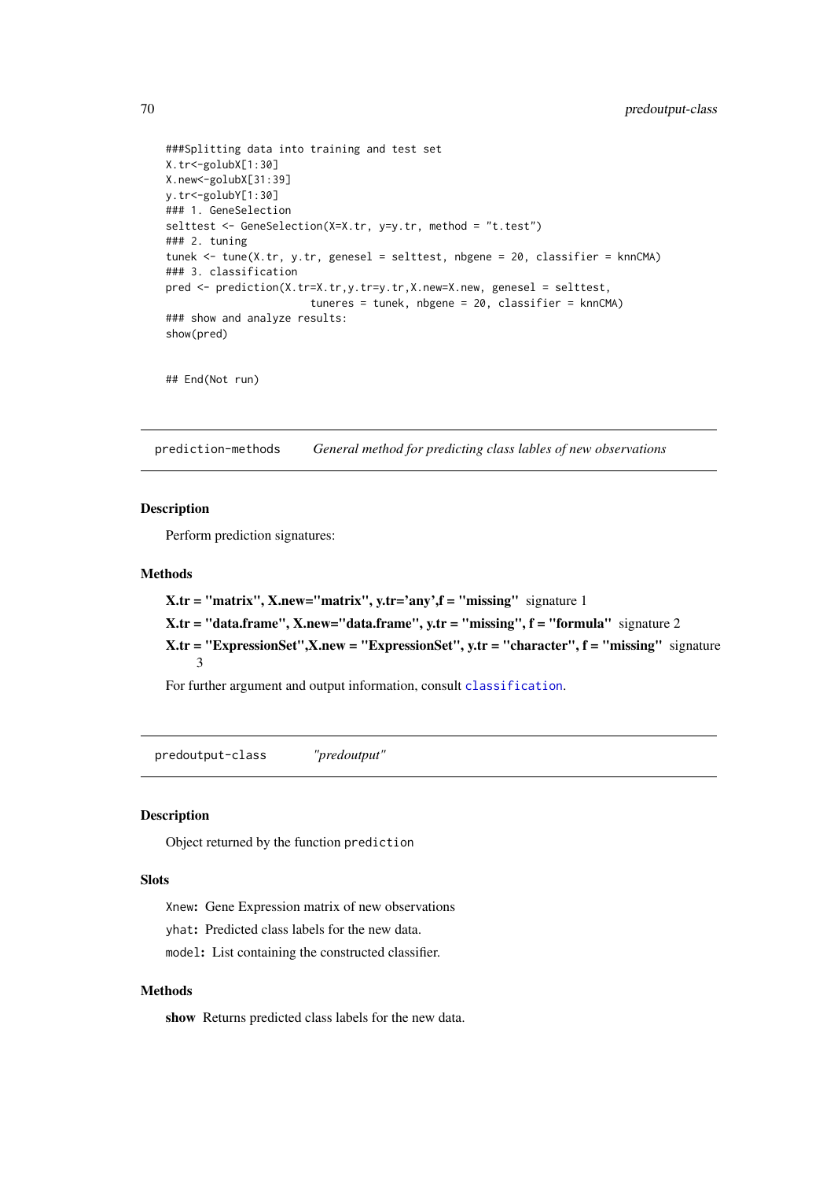```
###Splitting data into training and test set
X.tr<-golubX[1:30]
X.new<-golubX[31:39]
y.tr<-golubY[1:30]
### 1. GeneSelection
selttest <- GeneSelection(X=X.tr, y=y.tr, method = "t.test")
### 2. tuning
tunek <- tune(X.tr, y.tr, genesel = selttest, nbgene = 20, classifier = knnCMA)
### 3. classification
pred <- prediction(X.tr=X.tr,y.tr=y.tr,X.new=X.new, genesel = selttest,
                       tuneres = tunek, nbgene = 20, classifier = knnCMA)
### show and analyze results:
show(pred)


## End(Not run)
```

## prediction-methods — *General method for predicting class lables of new observations*

### Description

Perform prediction signatures:

### Methods

**X.tr = "matrix", X.new="matrix", y.tr='any',f = "missing"** signature 1

**X.tr = "data.frame", X.new="data.frame", y.tr = "missing", f = "formula"** signature 2

**X.tr = "ExpressionSet",X.new = "ExpressionSet", y.tr = "character", f = "missing"** signature 3

For further argument and output information, consult `classification`.

## predoutput-class — *"predoutput"*

### Description

Object returned by the function `prediction`

### Slots

`Xnew`: Gene Expression matrix of new observations

`yhat`: Predicted class labels for the new data.

`model`: List containing the constructed classifier.

### Methods

**show** Returns predicted class labels for the new data.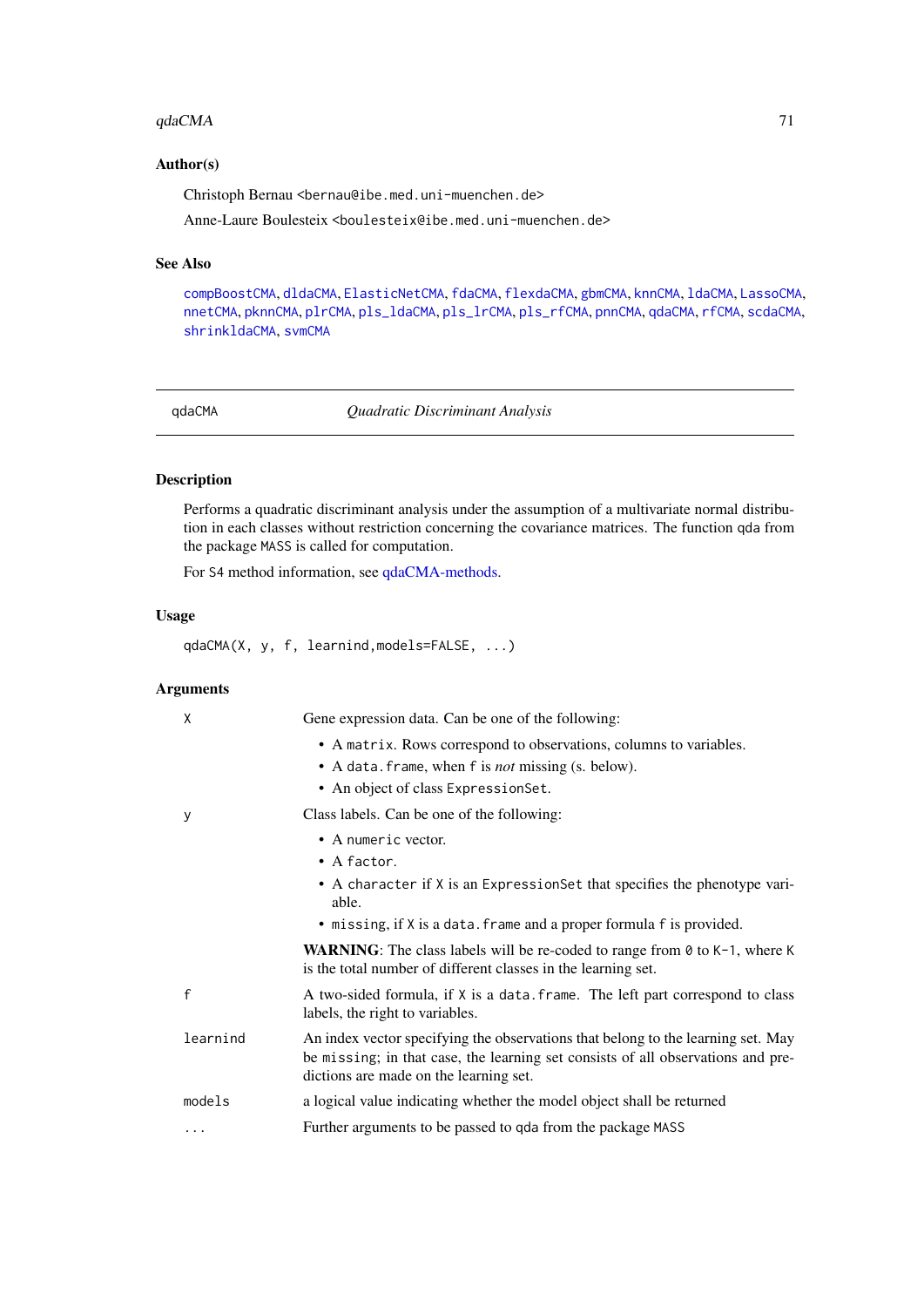## Author(s)

Christoph Bernau <bernau@ibe.med.uni-muenchen.de>

Anne-Laure Boulesteix <boulesteix@ibe.med.uni-muenchen.de>

## See Also

compBoostCMA, dldaCMA, ElasticNetCMA, fdaCMA, flexdaCMA, gbmCMA, knnCMA, ldaCMA, LassoCMA, nnetCMA, pknnCMA, plrCMA, pls_ldaCMA, pls_lrCMA, pls_rfCMA, pnnCMA, qdaCMA, rfCMA, scdaCMA, shrinkldaCMA, svmCMA

---

# qdaCMA — *Quadratic Discriminant Analysis*

## Description

Performs a quadratic discriminant analysis under the assumption of a multivariate normal distribution in each classes without restriction concerning the covariance matrices. The function qda from the package MASS is called for computation.

For S4 method information, see qdaCMA-methods.

## Usage

```
qdaCMA(X, y, f, learnind,models=FALSE, ...)
```

## Arguments

**X** Gene expression data. Can be one of the following:

- A matrix. Rows correspond to observations, columns to variables.
- A data.frame, when f is *not* missing (s. below).
- An object of class ExpressionSet.

**y** Class labels. Can be one of the following:

- A numeric vector.
- A factor.
- A character if X is an ExpressionSet that specifies the phenotype variable.
- missing, if X is a data.frame and a proper formula f is provided.

**WARNING**: The class labels will be re-coded to range from 0 to K-1, where K is the total number of different classes in the learning set.

**f** A two-sided formula, if X is a data.frame. The left part correspond to class labels, the right to variables.

**learnind** An index vector specifying the observations that belong to the learning set. May be missing; in that case, the learning set consists of all observations and predictions are made on the learning set.

**models** a logical value indicating whether the model object shall be returned

**...** Further arguments to be passed to qda from the package MASS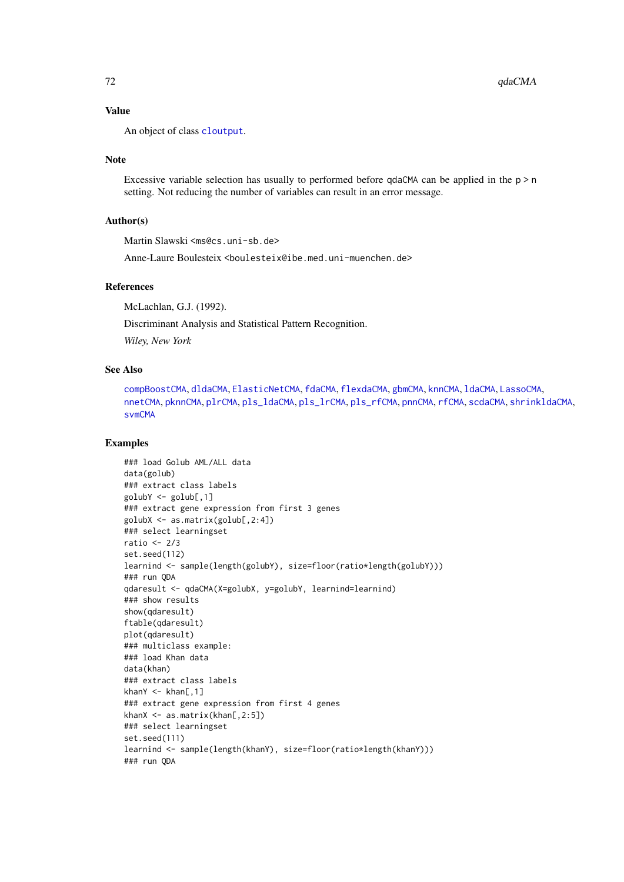## Value

An object of class cloutput.

## Note

Excessive variable selection has usually to performed before qdaCMA can be applied in the p > n setting. Not reducing the number of variables can result in an error message.

## Author(s)

Martin Slawski <ms@cs.uni-sb.de>

Anne-Laure Boulesteix <boulesteix@ibe.med.uni-muenchen.de>

## References

McLachlan, G.J. (1992).

Discriminant Analysis and Statistical Pattern Recognition.

*Wiley, New York*

## See Also

compBoostCMA, dldaCMA, ElasticNetCMA, fdaCMA, flexdaCMA, gbmCMA, knnCMA, ldaCMA, LassoCMA, nnetCMA, pknnCMA, plrCMA, pls_ldaCMA, pls_lrCMA, pls_rfCMA, pnnCMA, rfCMA, scdaCMA, shrinkldaCMA, svmCMA

## Examples

```
### load Golub AML/ALL data
data(golub)
### extract class labels
golubY <- golub[,1]
### extract gene expression from first 3 genes
golubX <- as.matrix(golub[,2:4])
### select learningset
ratio <- 2/3
set.seed(112)
learnind <- sample(length(golubY), size=floor(ratio*length(golubY)))
### run QDA
qdaresult <- qdaCMA(X=golubX, y=golubY, learnind=learnind)
### show results
show(qdaresult)
ftable(qdaresult)
plot(qdaresult)
### multiclass example:
### load Khan data
data(khan)
### extract class labels
khanY <- khan[,1]
### extract gene expression from first 4 genes
khanX <- as.matrix(khan[,2:5])
### select learningset
set.seed(111)
learnind <- sample(length(khanY), size=floor(ratio*length(khanY)))
### run QDA
```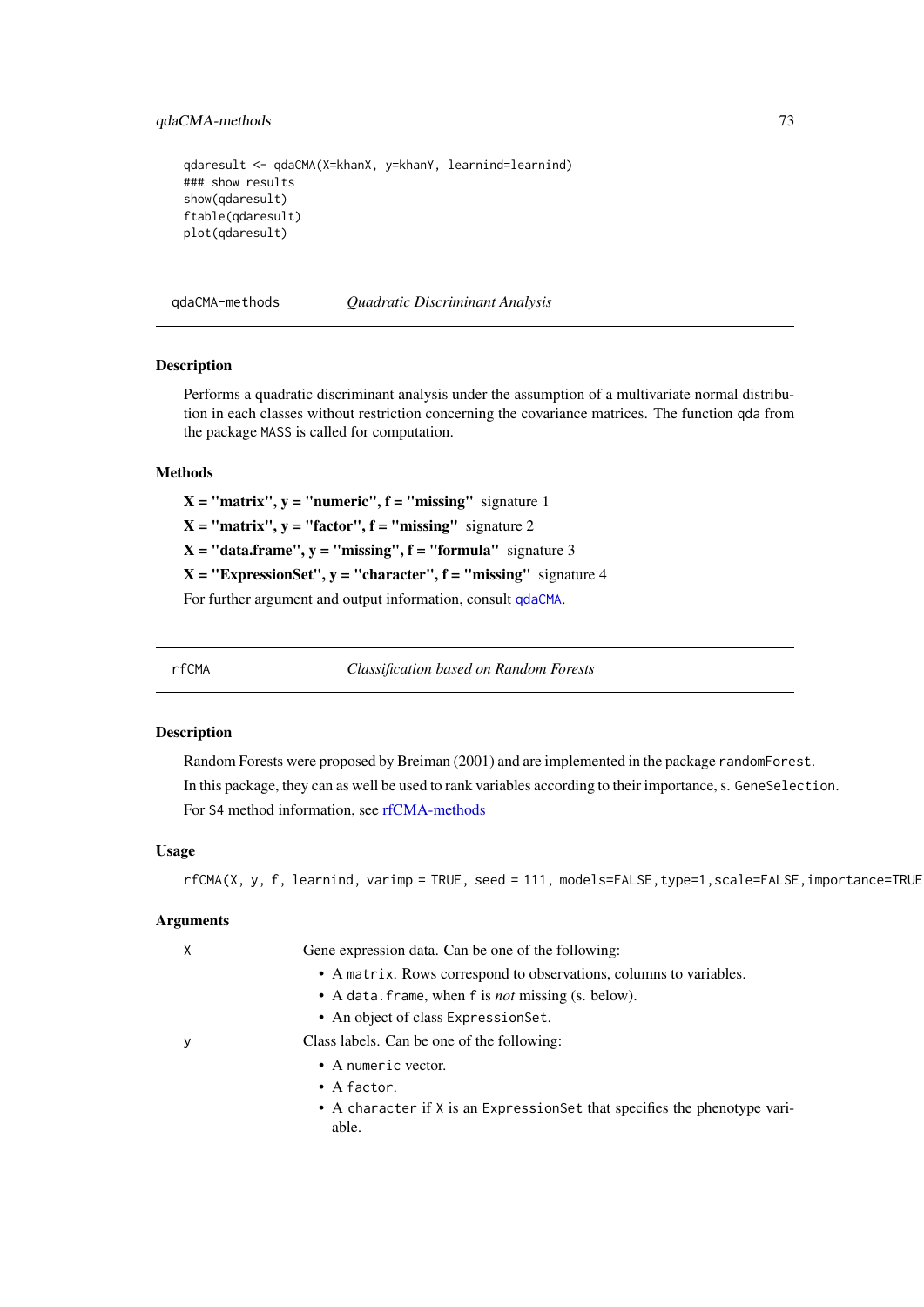```
qdaresult <- qdaCMA(X=khanX, y=khanY, learnind=learnind)
### show results
show(qdaresult)
ftable(qdaresult)
plot(qdaresult)
```

## qdaCMA-methods *Quadratic Discriminant Analysis*

### Description

Performs a quadratic discriminant analysis under the assumption of a multivariate normal distribution in each classes without restriction concerning the covariance matrices. The function qda from the package MASS is called for computation.

### Methods

**X = "matrix", y = "numeric", f = "missing"** signature 1

**X = "matrix", y = "factor", f = "missing"** signature 2

**X = "data.frame", y = "missing", f = "formula"** signature 3

**X = "ExpressionSet", y = "character", f = "missing"** signature 4

For further argument and output information, consult qdaCMA.

## rfCMA *Classification based on Random Forests*

### Description

Random Forests were proposed by Breiman (2001) and are implemented in the package randomForest.

In this package, they can as well be used to rank variables according to their importance, s. GeneSelection.

For S4 method information, see rfCMA-methods

### Usage

```
rfCMA(X, y, f, learnind, varimp = TRUE, seed = 111, models=FALSE,type=1,scale=FALSE,importance=TRUE
```

### Arguments

X Gene expression data. Can be one of the following:

- A matrix. Rows correspond to observations, columns to variables.
- A data.frame, when f is *not* missing (s. below).
- An object of class ExpressionSet.

y Class labels. Can be one of the following:

- A numeric vector.
- A factor.
- A character if X is an ExpressionSet that specifies the phenotype variable.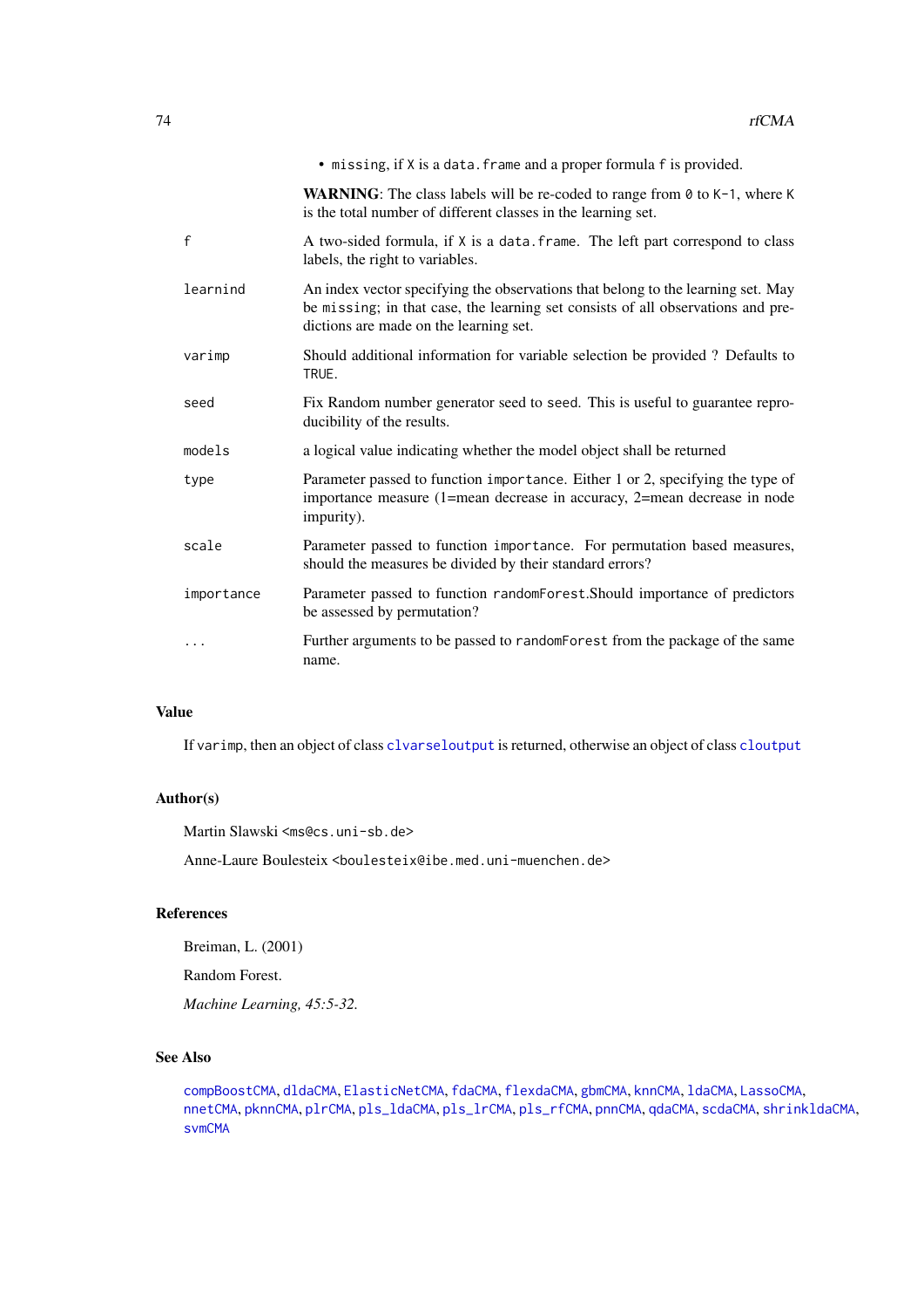- `missing`, if `X` is a `data.frame` and a proper formula `f` is provided.

**WARNING**: The class labels will be re-coded to range from `0` to `K-1`, where `K` is the total number of different classes in the learning set.

`f` A two-sided formula, if `X` is a `data.frame`. The left part correspond to class labels, the right to variables.

`learnind` An index vector specifying the observations that belong to the learning set. May be `missing`; in that case, the learning set consists of all observations and predictions are made on the learning set.

`varimp` Should additional information for variable selection be provided ? Defaults to `TRUE`.

`seed` Fix Random number generator seed to `seed`. This is useful to guarantee reproducibility of the results.

`models` a logical value indicating whether the model object shall be returned

`type` Parameter passed to function `importance`. Either 1 or 2, specifying the type of importance measure (1=mean decrease in accuracy, 2=mean decrease in node impurity).

`scale` Parameter passed to function `importance`. For permutation based measures, should the measures be divided by their standard errors?

`importance` Parameter passed to function `randomForest`.Should importance of predictors be assessed by permutation?

`...` Further arguments to be passed to `randomForest` from the package of the same name.

## Value

If `varimp`, then an object of class `clvarseloutput` is returned, otherwise an object of class `cloutput`

## Author(s)

Martin Slawski <ms@cs.uni-sb.de>

Anne-Laure Boulesteix <boulesteix@ibe.med.uni-muenchen.de>

## References

Breiman, L. (2001)

Random Forest.

*Machine Learning, 45:5-32.*

## See Also

`compBoostCMA`, `dldaCMA`, `ElasticNetCMA`, `fdaCMA`, `flexdaCMA`, `gbmCMA`, `knnCMA`, `ldaCMA`, `LassoCMA`, `nnetCMA`, `pknnCMA`, `plrCMA`, `pls_ldaCMA`, `pls_lrCMA`, `pls_rfCMA`, `pnnCMA`, `qdaCMA`, `scdaCMA`, `shrinkldaCMA`, `svmCMA`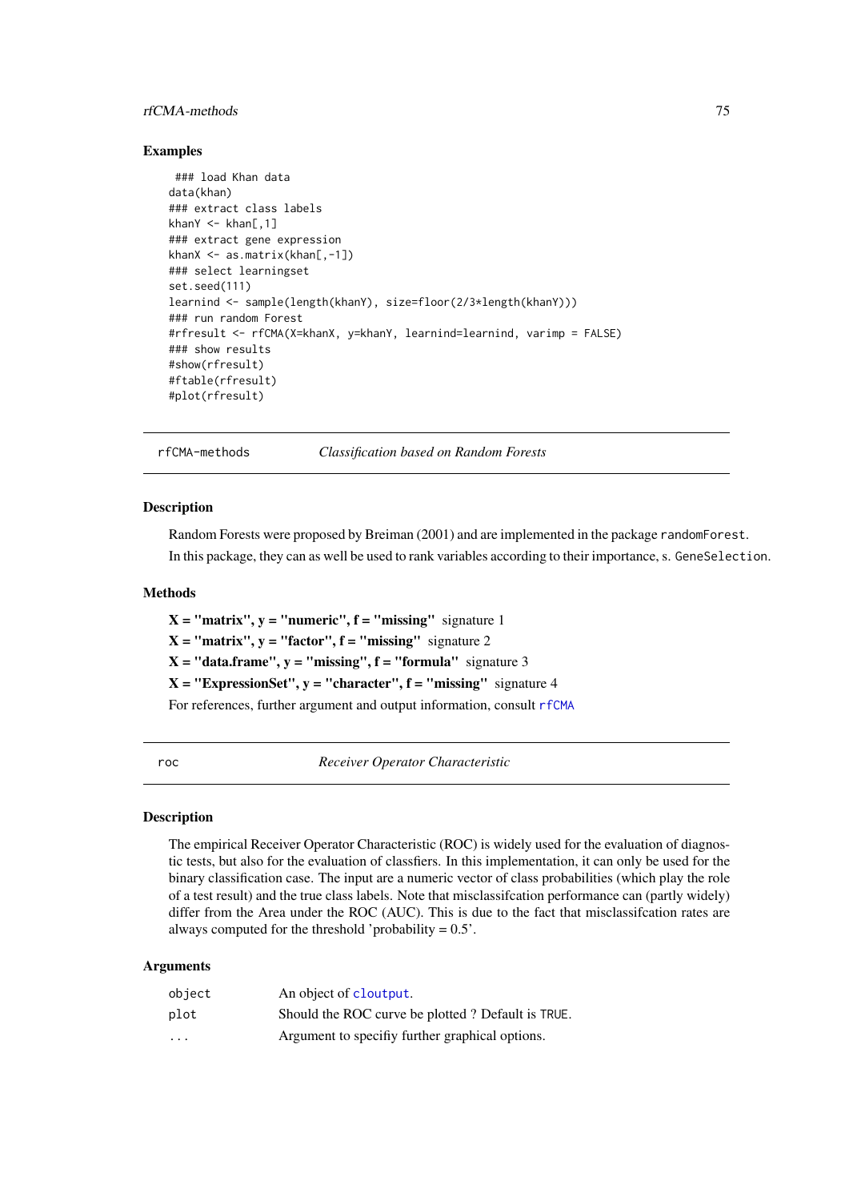### Examples

```
 ### load Khan data
data(khan)
### extract class labels
khanY <- khan[,1]
### extract gene expression
khanX <- as.matrix(khan[,-1])
### select learningset
set.seed(111)
learnind <- sample(length(khanY), size=floor(2/3*length(khanY)))
### run random Forest
#rfresult <- rfCMA(X=khanX, y=khanY, learnind=learnind, varimp = FALSE)
### show results
#show(rfresult)
#ftable(rfresult)
#plot(rfresult)
```

---

`rfCMA-methods` *Classification based on Random Forests*

---

### Description

Random Forests were proposed by Breiman (2001) and are implemented in the package `randomForest`.

In this package, they can as well be used to rank variables according to their importance, s. `GeneSelection`.

### Methods

**X = "matrix", y = "numeric", f = "missing"** signature 1

**X = "matrix", y = "factor", f = "missing"** signature 2

**X = "data.frame", y = "missing", f = "formula"** signature 3

**X = "ExpressionSet", y = "character", f = "missing"** signature 4

For references, further argument and output information, consult `rfCMA`

---

`roc` *Receiver Operator Characteristic*

---

### Description

The empirical Receiver Operator Characteristic (ROC) is widely used for the evaluation of diagnostic tests, but also for the evaluation of classfiers. In this implementation, it can only be used for the binary classification case. The input are a numeric vector of class probabilities (which play the role of a test result) and the true class labels. Note that misclassifcation performance can (partly widely) differ from the Area under the ROC (AUC). This is due to the fact that misclassifcation rates are always computed for the threshold 'probability = 0.5'.

### Arguments

| | |
|---|---|
| `object` | An object of `cloutput`. |
| `plot` | Should the ROC curve be plotted ? Default is `TRUE`. |
| `...` | Argument to specifiy further graphical options. |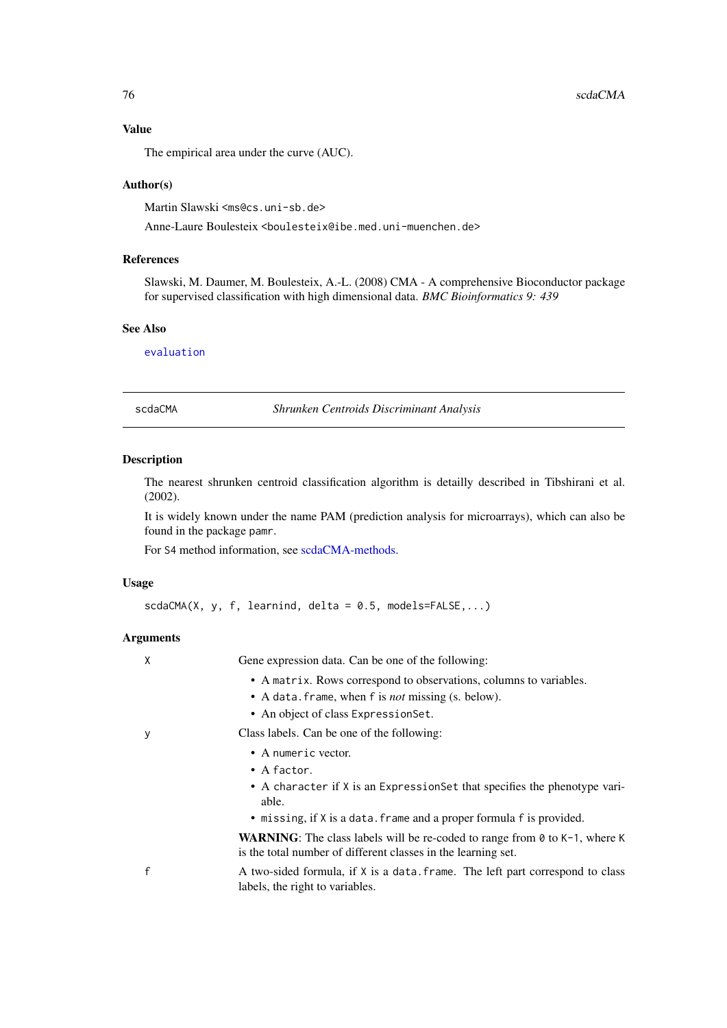### Value

The empirical area under the curve (AUC).

### Author(s)

Martin Slawski <ms@cs.uni-sb.de>

Anne-Laure Boulesteix <boulesteix@ibe.med.uni-muenchen.de>

### References

Slawski, M. Daumer, M. Boulesteix, A.-L. (2008) CMA - A comprehensive Bioconductor package for supervised classification with high dimensional data. *BMC Bioinformatics 9: 439*

### See Also

`evaluation`

---

## scdaCMA *Shrunken Centroids Discriminant Analysis*

---

### Description

The nearest shrunken centroid classification algorithm is detailly described in Tibshirani et al. (2002).

It is widely known under the name PAM (prediction analysis for microarrays), which can also be found in the package `pamr`.

For S4 method information, see scdaCMA-methods.

### Usage

```
scdaCMA(X, y, f, learnind, delta = 0.5, models=FALSE,...)
```

### Arguments

**X** Gene expression data. Can be one of the following:
- A `matrix`. Rows correspond to observations, columns to variables.
- A `data.frame`, when `f` is *not* missing (s. below).
- An object of class `ExpressionSet`.

**y** Class labels. Can be one of the following:
- A `numeric` vector.
- A `factor`.
- A `character` if `X` is an `ExpressionSet` that specifies the phenotype variable.
- `missing`, if `X` is a `data.frame` and a proper formula `f` is provided.

**WARNING**: The class labels will be re-coded to range from `0` to `K-1`, where `K` is the total number of different classes in the learning set.

**f** A two-sided formula, if `X` is a `data.frame`. The left part correspond to class labels, the right to variables.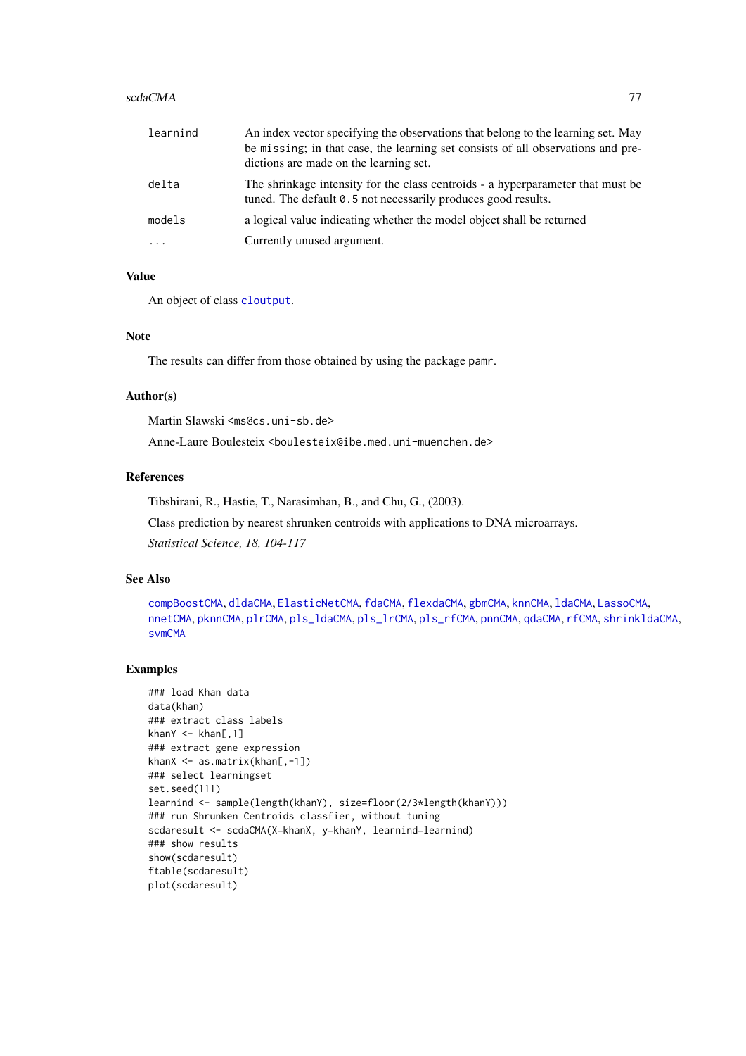| | |
|---|---|
| learnind | An index vector specifying the observations that belong to the learning set. May be missing; in that case, the learning set consists of all observations and predictions are made on the learning set. |
| delta | The shrinkage intensity for the class centroids - a hyperparameter that must be tuned. The default 0.5 not necessarily produces good results. |
| models | a logical value indicating whether the model object shall be returned |
| ... | Currently unused argument. |

### Value

An object of class cloutput.

### Note

The results can differ from those obtained by using the package pamr.

### Author(s)

Martin Slawski <ms@cs.uni-sb.de>

Anne-Laure Boulesteix <boulesteix@ibe.med.uni-muenchen.de>

### References

Tibshirani, R., Hastie, T., Narasimhan, B., and Chu, G., (2003).

Class prediction by nearest shrunken centroids with applications to DNA microarrays.

*Statistical Science, 18, 104-117*

### See Also

compBoostCMA, dldaCMA, ElasticNetCMA, fdaCMA, flexdaCMA, gbmCMA, knnCMA, ldaCMA, LassoCMA, nnetCMA, pknnCMA, plrCMA, pls_ldaCMA, pls_lrCMA, pls_rfCMA, pnnCMA, qdaCMA, rfCMA, shrinkldaCMA, svmCMA

### Examples

```
### load Khan data
data(khan)
### extract class labels
khanY <- khan[,1]
### extract gene expression
khanX <- as.matrix(khan[,-1])
### select learningset
set.seed(111)
learnind <- sample(length(khanY), size=floor(2/3*length(khanY)))
### run Shrunken Centroids classfier, without tuning
scdaresult <- scdaCMA(X=khanX, y=khanY, learnind=learnind)
### show results
show(scdaresult)
ftable(scdaresult)
plot(scdaresult)
```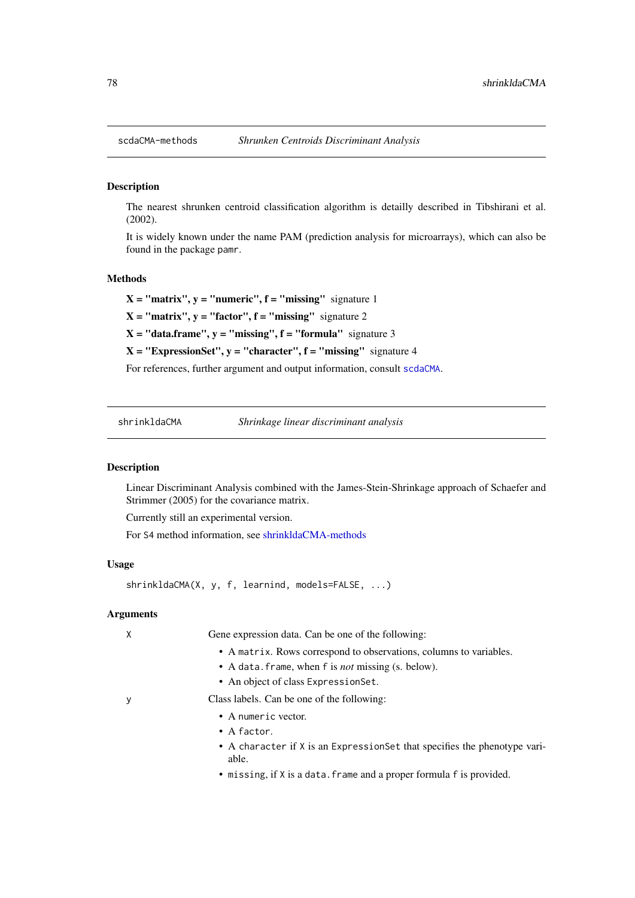## scdaCMA-methods — *Shrunken Centroids Discriminant Analysis*

### Description

The nearest shrunken centroid classification algorithm is detailly described in Tibshirani et al. (2002).

It is widely known under the name PAM (prediction analysis for microarrays), which can also be found in the package `pamr`.

### Methods

**X = "matrix", y = "numeric", f = "missing"** signature 1

**X = "matrix", y = "factor", f = "missing"** signature 2

**X = "data.frame", y = "missing", f = "formula"** signature 3

**X = "ExpressionSet", y = "character", f = "missing"** signature 4

For references, further argument and output information, consult `scdaCMA`.

## shrinkldaCMA — *Shrinkage linear discriminant analysis*

### Description

Linear Discriminant Analysis combined with the James-Stein-Shrinkage approach of Schaefer and Strimmer (2005) for the covariance matrix.

Currently still an experimental version.

For S4 method information, see shrinkldaCMA-methods

### Usage

```
shrinkldaCMA(X, y, f, learnind, models=FALSE, ...)
```

### Arguments

`X` Gene expression data. Can be one of the following:

- A `matrix`. Rows correspond to observations, columns to variables.
- A `data.frame`, when `f` is *not* missing (s. below).
- An object of class `ExpressionSet`.

`y` Class labels. Can be one of the following:

- A `numeric` vector.
- A `factor`.
- A `character` if `X` is an `ExpressionSet` that specifies the phenotype variable.
- `missing`, if `X` is a `data.frame` and a proper formula `f` is provided.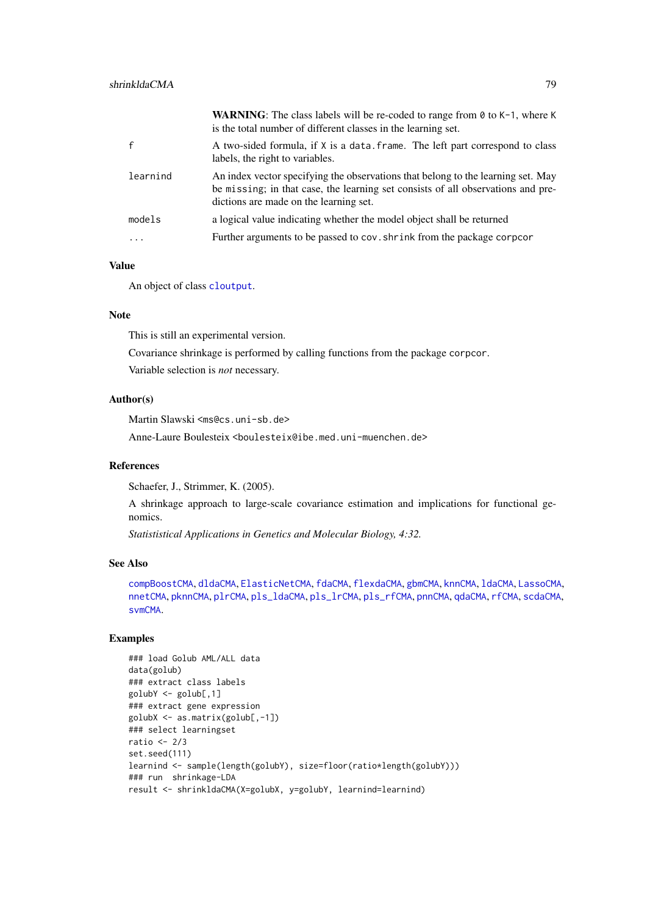| | |
|---|---|
| | **WARNING**: The class labels will be re-coded to range from 0 to K-1, where K is the total number of different classes in the learning set. |
| f | A two-sided formula, if X is a data.frame. The left part correspond to class labels, the right to variables. |
| learnind | An index vector specifying the observations that belong to the learning set. May be missing; in that case, the learning set consists of all observations and predictions are made on the learning set. |
| models | a logical value indicating whether the model object shall be returned |
| ... | Further arguments to be passed to cov.shrink from the package corpcor |

### Value

An object of class cloutput.

### Note

This is still an experimental version.

Covariance shrinkage is performed by calling functions from the package corpcor.

Variable selection is *not* necessary.

### Author(s)

Martin Slawski <ms@cs.uni-sb.de>

Anne-Laure Boulesteix <boulesteix@ibe.med.uni-muenchen.de>

### References

Schaefer, J., Strimmer, K. (2005).

A shrinkage approach to large-scale covariance estimation and implications for functional genomics.

*Statististical Applications in Genetics and Molecular Biology, 4:32.*

### See Also

compBoostCMA, dldaCMA, ElasticNetCMA, fdaCMA, flexdaCMA, gbmCMA, knnCMA, ldaCMA, LassoCMA, nnetCMA, pknnCMA, plrCMA, pls_ldaCMA, pls_lrCMA, pls_rfCMA, pnnCMA, qdaCMA, rfCMA, scdaCMA, svmCMA.

### Examples

```
### load Golub AML/ALL data
data(golub)
### extract class labels
golubY <- golub[,1]
### extract gene expression
golubX <- as.matrix(golub[,-1])
### select learningset
ratio <- 2/3
set.seed(111)
learnind <- sample(length(golubY), size=floor(ratio*length(golubY)))
### run  shrinkage-LDA
result <- shrinkldaCMA(X=golubX, y=golubY, learnind=learnind)
```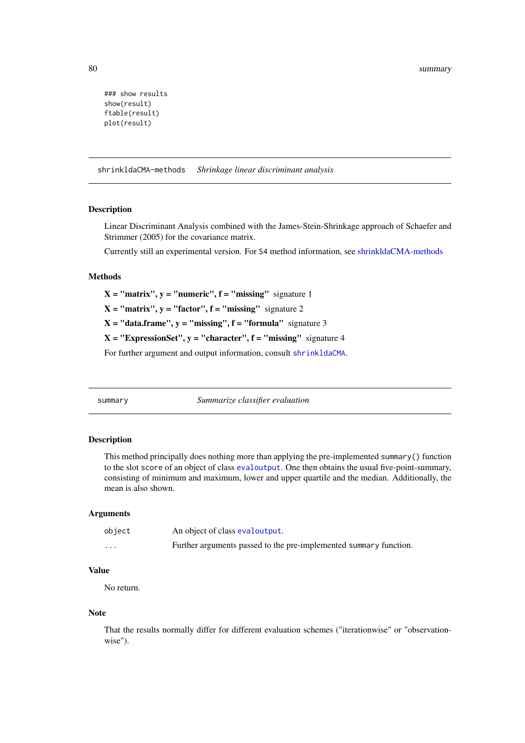```
### show results
show(result)
ftable(result)
plot(result)
```

---

## shrinkldaCMA-methods *Shrinkage linear discriminant analysis*

### Description

Linear Discriminant Analysis combined with the James-Stein-Shrinkage approach of Schaefer and Strimmer (2005) for the covariance matrix.

Currently still an experimental version. For S4 method information, see shrinkldaCMA-methods

### Methods

**X = "matrix", y = "numeric", f = "missing"** signature 1

**X = "matrix", y = "factor", f = "missing"** signature 2

**X = "data.frame", y = "missing", f = "formula"** signature 3

**X = "ExpressionSet", y = "character", f = "missing"** signature 4

For further argument and output information, consult `shrinkldaCMA`.

---

## summary *Summarize classifier evaluation*

### Description

This method principally does nothing more than applying the pre-implemented `summary()` function to the slot `score` of an object of class `evaloutput`. One then obtains the usual five-point-summary, consisting of minimum and maximum, lower and upper quartile and the median. Additionally, the mean is also shown.

### Arguments

| | |
|---|---|
| `object` | An object of class `evaloutput`. |
| `...` | Further arguments passed to the pre-implemented `summary` function. |

### Value

No return.

### Note

That the results normally differ for different evaluation schemes ("iterationwise" or "observationwise").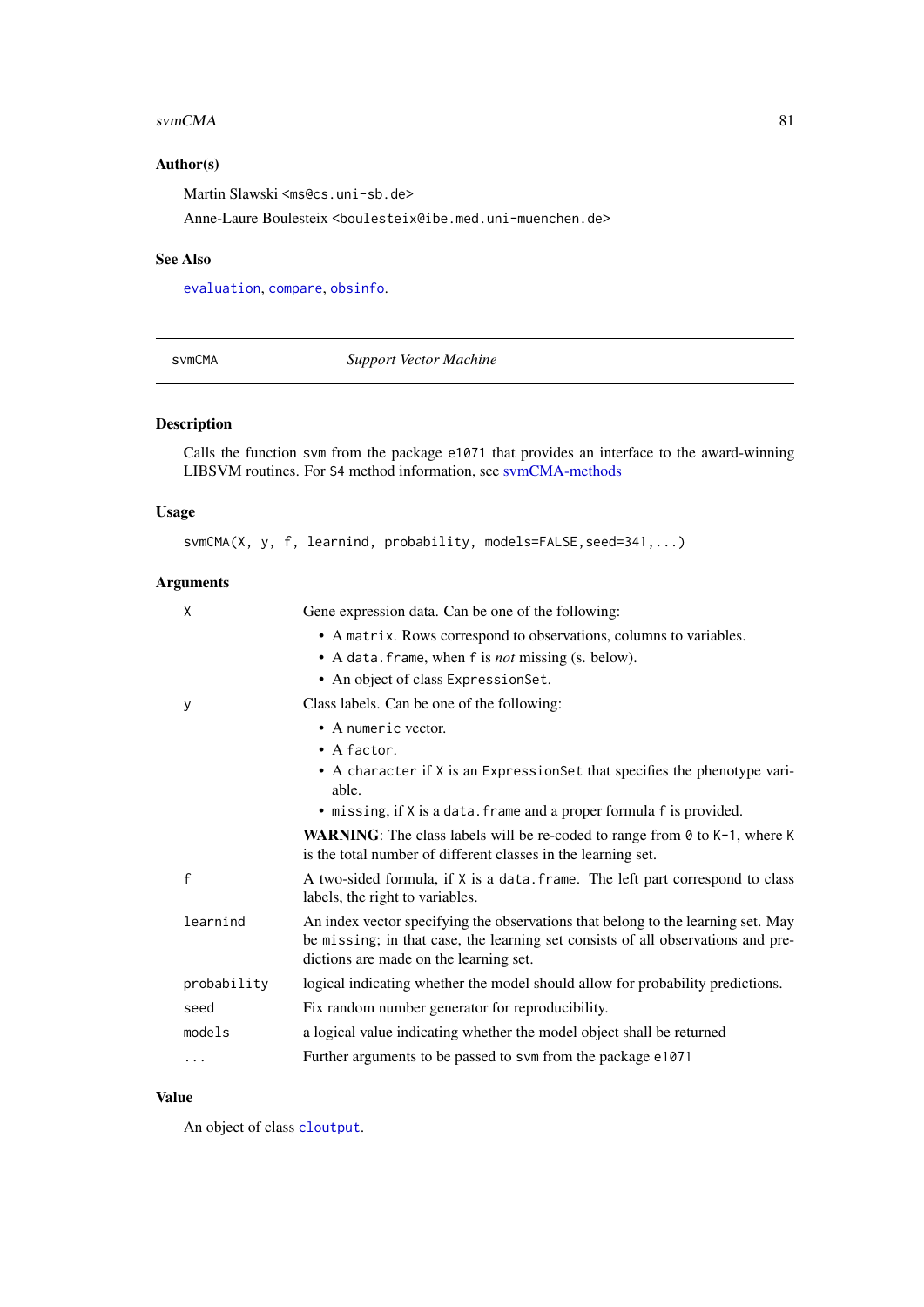## Author(s)

Martin Slawski <ms@cs.uni-sb.de>

Anne-Laure Boulesteix <boulesteix@ibe.med.uni-muenchen.de>

## See Also

evaluation, compare, obsinfo.

---

svmCMA *Support Vector Machine*

---

## Description

Calls the function `svm` from the package `e1071` that provides an interface to the award-winning LIBSVM routines. For S4 method information, see svmCMA-methods

## Usage

```
svmCMA(X, y, f, learnind, probability, models=FALSE,seed=341,...)
```

## Arguments

`X` Gene expression data. Can be one of the following:
- A `matrix`. Rows correspond to observations, columns to variables.
- A `data.frame`, when `f` is *not* missing (s. below).
- An object of class `ExpressionSet`.

`y` Class labels. Can be one of the following:
- A `numeric` vector.
- A `factor`.
- A `character` if `X` is an `ExpressionSet` that specifies the phenotype variable.
- `missing`, if `X` is a `data.frame` and a proper formula `f` is provided.

**WARNING**: The class labels will be re-coded to range from `0` to `K-1`, where `K` is the total number of different classes in the learning set.

`f` A two-sided formula, if `X` is a `data.frame`. The left part correspond to class labels, the right to variables.

`learnind` An index vector specifying the observations that belong to the learning set. May be `missing`; in that case, the learning set consists of all observations and predictions are made on the learning set.

`probability` logical indicating whether the model should allow for probability predictions.

`seed` Fix random number generator for reproducibility.

`models` a logical value indicating whether the model object shall be returned

`...` Further arguments to be passed to `svm` from the package `e1071`

## Value

An object of class cloutput.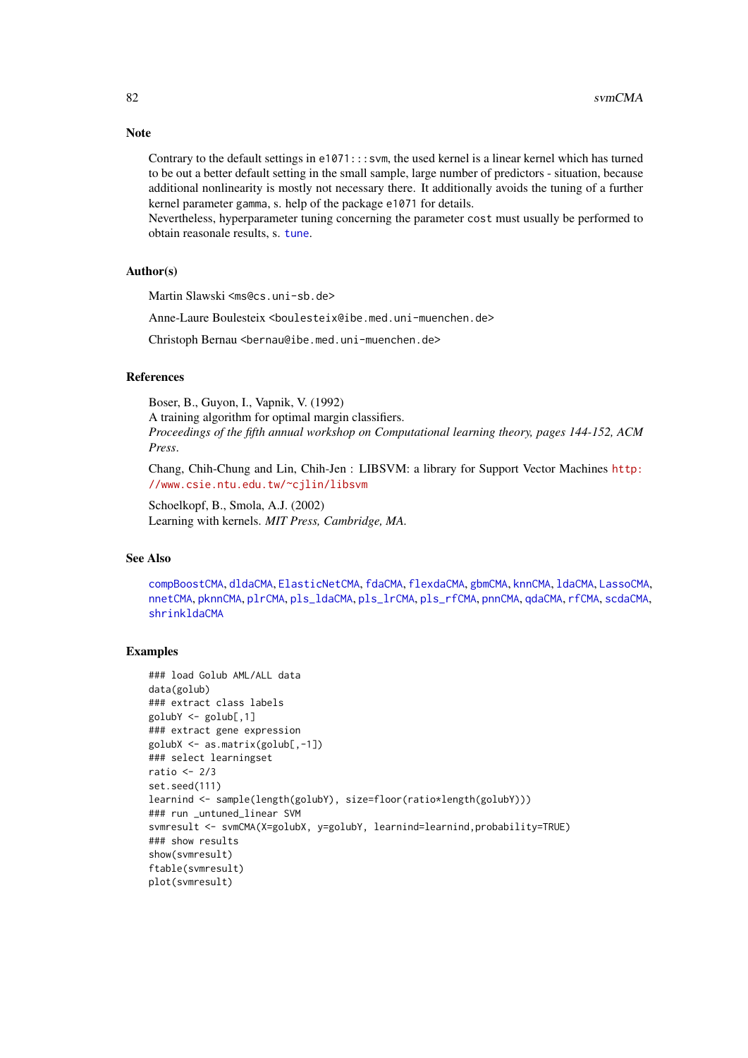## Note

Contrary to the default settings in `e1071:::svm`, the used kernel is a linear kernel which has turned to be out a better default setting in the small sample, large number of predictors - situation, because additional nonlinearity is mostly not necessary there. It additionally avoids the tuning of a further kernel parameter `gamma`, s. help of the package `e1071` for details.
Nevertheless, hyperparameter tuning concerning the parameter `cost` must usually be performed to obtain reasonale results, s. `tune`.

## Author(s)

Martin Slawski <ms@cs.uni-sb.de>

Anne-Laure Boulesteix <boulesteix@ibe.med.uni-muenchen.de>

Christoph Bernau <bernau@ibe.med.uni-muenchen.de>

## References

Boser, B., Guyon, I., Vapnik, V. (1992)
A training algorithm for optimal margin classifiers.
*Proceedings of the fifth annual workshop on Computational learning theory, pages 144-152, ACM Press.*

Chang, Chih-Chung and Lin, Chih-Jen : LIBSVM: a library for Support Vector Machines http://www.csie.ntu.edu.tw/~cjlin/libsvm

Schoelkopf, B., Smola, A.J. (2002)
Learning with kernels. *MIT Press, Cambridge, MA.*

## See Also

`compBoostCMA`, `dldaCMA`, `ElasticNetCMA`, `fdaCMA`, `flexdaCMA`, `gbmCMA`, `knnCMA`, `ldaCMA`, `LassoCMA`, `nnetCMA`, `pknnCMA`, `plrCMA`, `pls_ldaCMA`, `pls_lrCMA`, `pls_rfCMA`, `pnnCMA`, `qdaCMA`, `rfCMA`, `scdaCMA`, `shrinkldaCMA`

## Examples

```
### load Golub AML/ALL data
data(golub)
### extract class labels
golubY <- golub[,1]
### extract gene expression
golubX <- as.matrix(golub[,-1])
### select learningset
ratio <- 2/3
set.seed(111)
learnind <- sample(length(golubY), size=floor(ratio*length(golubY)))
### run _untuned_linear SVM
svmresult <- svmCMA(X=golubX, y=golubY, learnind=learnind,probability=TRUE)
### show results
show(svmresult)
ftable(svmresult)
plot(svmresult)
```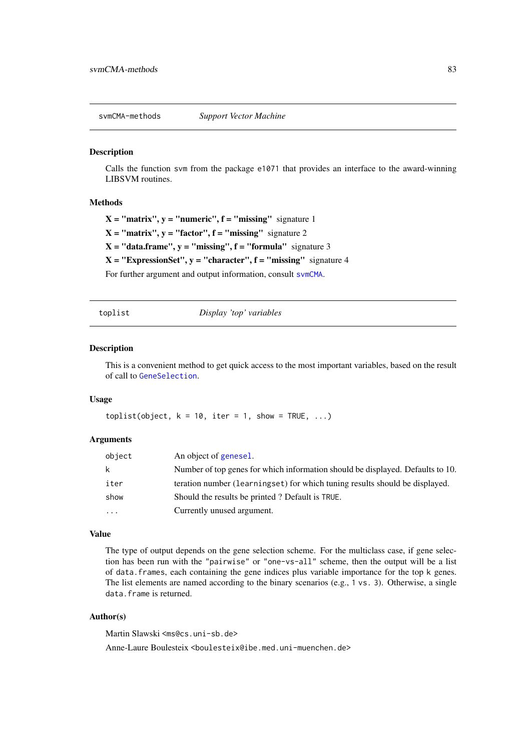## svmCMA-methods — *Support Vector Machine*

### Description

Calls the function svm from the package e1071 that provides an interface to the award-winning LIBSVM routines.

### Methods

**X = "matrix", y = "numeric", f = "missing"** signature 1

**X = "matrix", y = "factor", f = "missing"** signature 2

**X = "data.frame", y = "missing", f = "formula"** signature 3

**X = "ExpressionSet", y = "character", f = "missing"** signature 4

For further argument and output information, consult svmCMA.

## toplist — *Display 'top' variables*

### Description

This is a convenient method to get quick access to the most important variables, based on the result of call to GeneSelection.

### Usage

```
toplist(object, k = 10, iter = 1, show = TRUE, ...)
```

### Arguments

| | |
|---|---|
| object | An object of genesel. |
| k | Number of top genes for which information should be displayed. Defaults to 10. |
| iter | teration number (learningset) for which tuning results should be displayed. |
| show | Should the results be printed ? Default is TRUE. |
| ... | Currently unused argument. |

### Value

The type of output depends on the gene selection scheme. For the multiclass case, if gene selection has been run with the "pairwise" or "one-vs-all" scheme, then the output will be a list of data.frames, each containing the gene indices plus variable importance for the top k genes. The list elements are named according to the binary scenarios (e.g., 1 vs. 3). Otherwise, a single data.frame is returned.

### Author(s)

Martin Slawski <ms@cs.uni-sb.de>

Anne-Laure Boulesteix <boulesteix@ibe.med.uni-muenchen.de>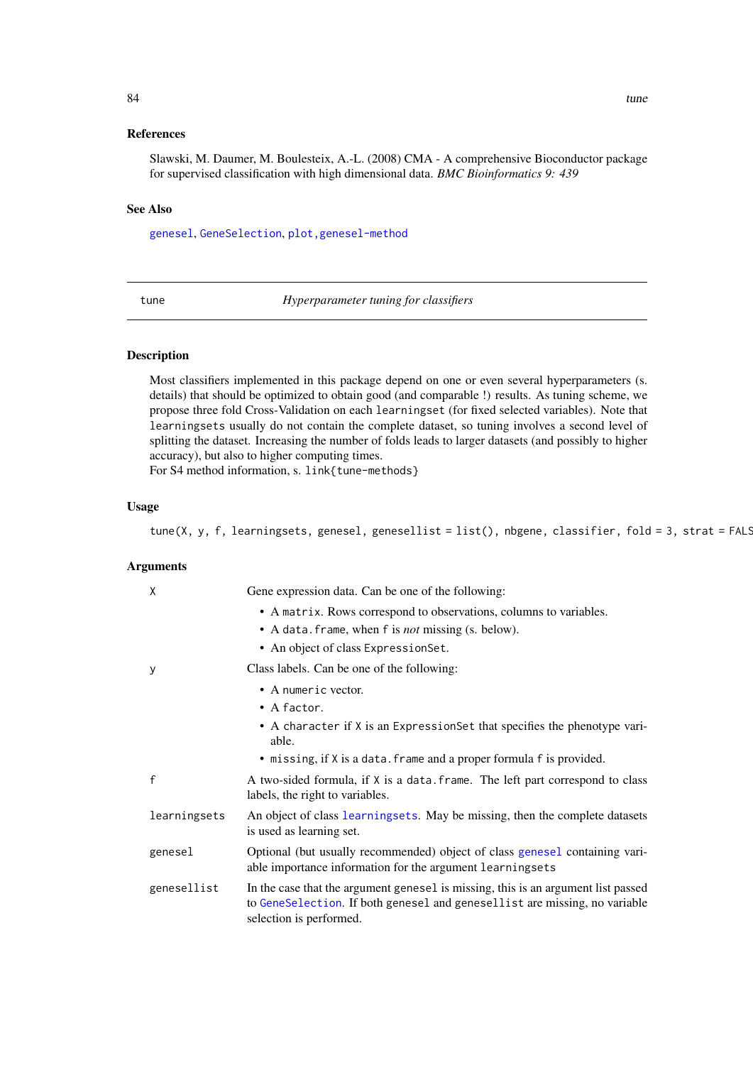### References

Slawski, M. Daumer, M. Boulesteix, A.-L. (2008) CMA - A comprehensive Bioconductor package for supervised classification with high dimensional data. *BMC Bioinformatics 9: 439*

### See Also

genesel, GeneSelection, plot,genesel-method

---

## tune — *Hyperparameter tuning for classifiers*

---

### Description

Most classifiers implemented in this package depend on one or even several hyperparameters (s. details) that should be optimized to obtain good (and comparable !) results. As tuning scheme, we propose three fold Cross-Validation on each `learningset` (for fixed selected variables). Note that `learningsets` usually do not contain the complete dataset, so tuning involves a second level of splitting the dataset. Increasing the number of folds leads to larger datasets (and possibly to higher accuracy), but also to higher computing times.
For S4 method information, s. `link{tune-methods}`

### Usage

```
tune(X, y, f, learningsets, genesel, genesellist = list(), nbgene, classifier, fold = 3, strat = FALS
```

### Arguments

**X** — Gene expression data. Can be one of the following:
- A `matrix`. Rows correspond to observations, columns to variables.
- A `data.frame`, when `f` is *not* missing (s. below).
- An object of class `ExpressionSet`.

**y** — Class labels. Can be one of the following:
- A `numeric` vector.
- A `factor`.
- A `character` if `X` is an `ExpressionSet` that specifies the phenotype variable.
- `missing`, if `X` is a `data.frame` and a proper formula `f` is provided.

**f** — A two-sided formula, if `X` is a `data.frame`. The left part correspond to class labels, the right to variables.

**learningsets** — An object of class learningsets. May be missing, then the complete datasets is used as learning set.

**genesel** — Optional (but usually recommended) object of class genesel containing variable importance information for the argument `learningsets`

**genesellist** — In the case that the argument `genesel` is missing, this is an argument list passed to GeneSelection. If both `genesel` and `genesellist` are missing, no variable selection is performed.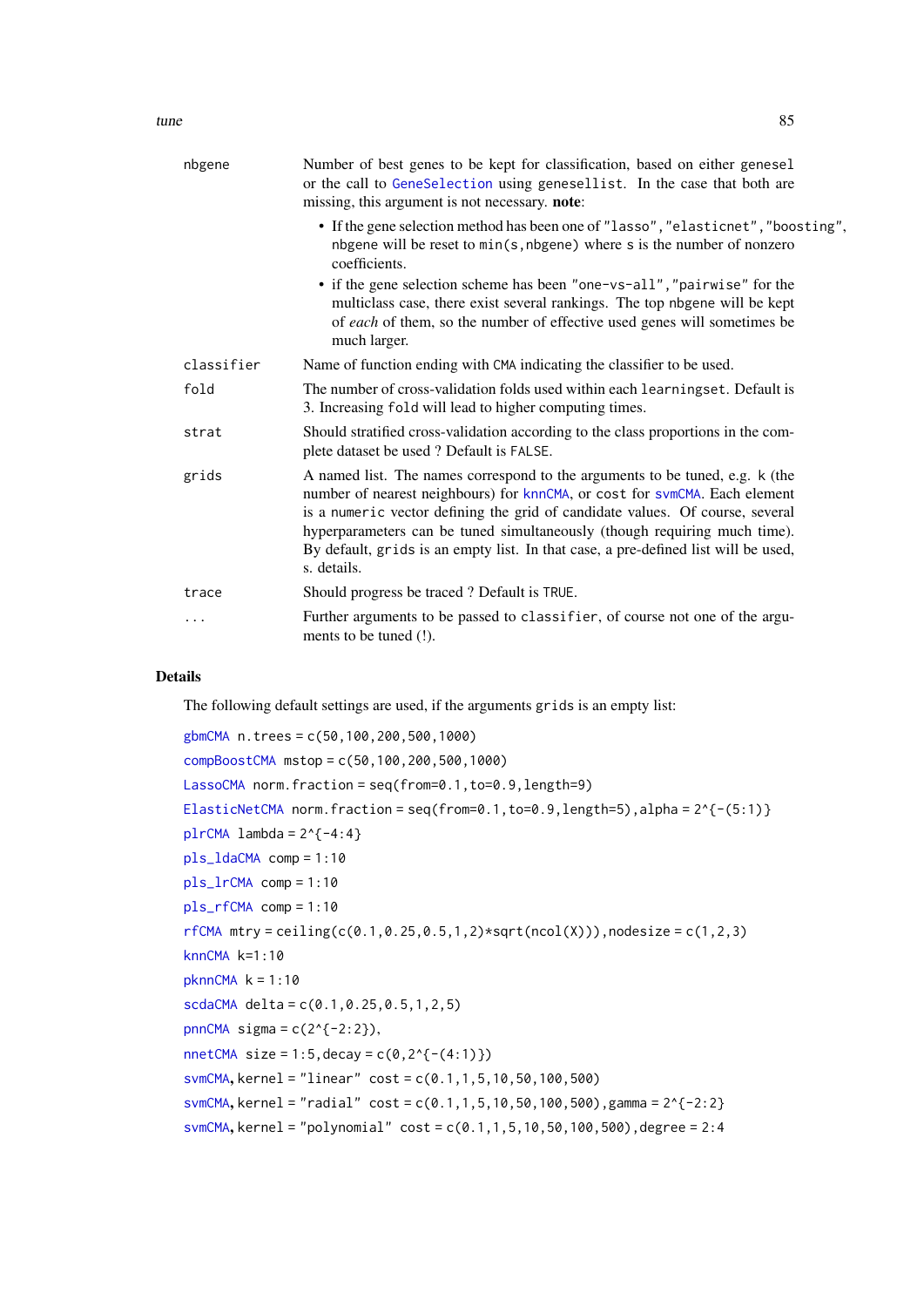nbgene
: Number of best genes to be kept for classification, based on either genesel or the call to GeneSelection using genesellist. In the case that both are missing, this argument is not necessary. **note**:
  - If the gene selection method has been one of "lasso", "elasticnet", "boosting", nbgene will be reset to min(s,nbgene) where s is the number of nonzero coefficients.
  - if the gene selection scheme has been "one-vs-all", "pairwise" for the multiclass case, there exist several rankings. The top nbgene will be kept of *each* of them, so the number of effective used genes will sometimes be much larger.

classifier
: Name of function ending with CMA indicating the classifier to be used.

fold
: The number of cross-validation folds used within each learningset. Default is 3. Increasing fold will lead to higher computing times.

strat
: Should stratified cross-validation according to the class proportions in the complete dataset be used ? Default is FALSE.

grids
: A named list. The names correspond to the arguments to be tuned, e.g. k (the number of nearest neighbours) for knnCMA, or cost for svmCMA. Each element is a numeric vector defining the grid of candidate values. Of course, several hyperparameters can be tuned simultaneously (though requiring much time). By default, grids is an empty list. In that case, a pre-defined list will be used, s. details.

trace
: Should progress be traced ? Default is TRUE.

...
: Further arguments to be passed to classifier, of course not one of the arguments to be tuned (!).

## Details

The following default settings are used, if the arguments grids is an empty list:

gbmCMA n.trees = c(50,100,200,500,1000)

compBoostCMA mstop = c(50,100,200,500,1000)

LassoCMA norm.fraction = seq(from=0.1,to=0.9,length=9)

ElasticNetCMA norm.fraction = seq(from=0.1,to=0.9,length=5),alpha = 2^{-(5:1)}

plrCMA lambda = 2^{-4:4}

pls_ldaCMA comp = 1:10

pls_lrCMA comp = 1:10

pls_rfCMA comp = 1:10

rfCMA mtry = ceiling(c(0.1,0.25,0.5,1,2)*sqrt(ncol(X))),nodesize = c(1,2,3)

knnCMA k=1:10

pknnCMA k = 1:10

scdaCMA delta = c(0.1,0.25,0.5,1,2,5)

pnnCMA sigma = c(2^{-2:2}),

nnetCMA size = 1:5,decay = c(0,2^{-(4:1)})

svmCMA, kernel = "linear" cost = c(0.1,1,5,10,50,100,500)

svmCMA, kernel = "radial" cost = c(0.1,1,5,10,50,100,500),gamma = 2^{-2:2}

svmCMA, kernel = "polynomial" cost = c(0.1,1,5,10,50,100,500),degree = 2:4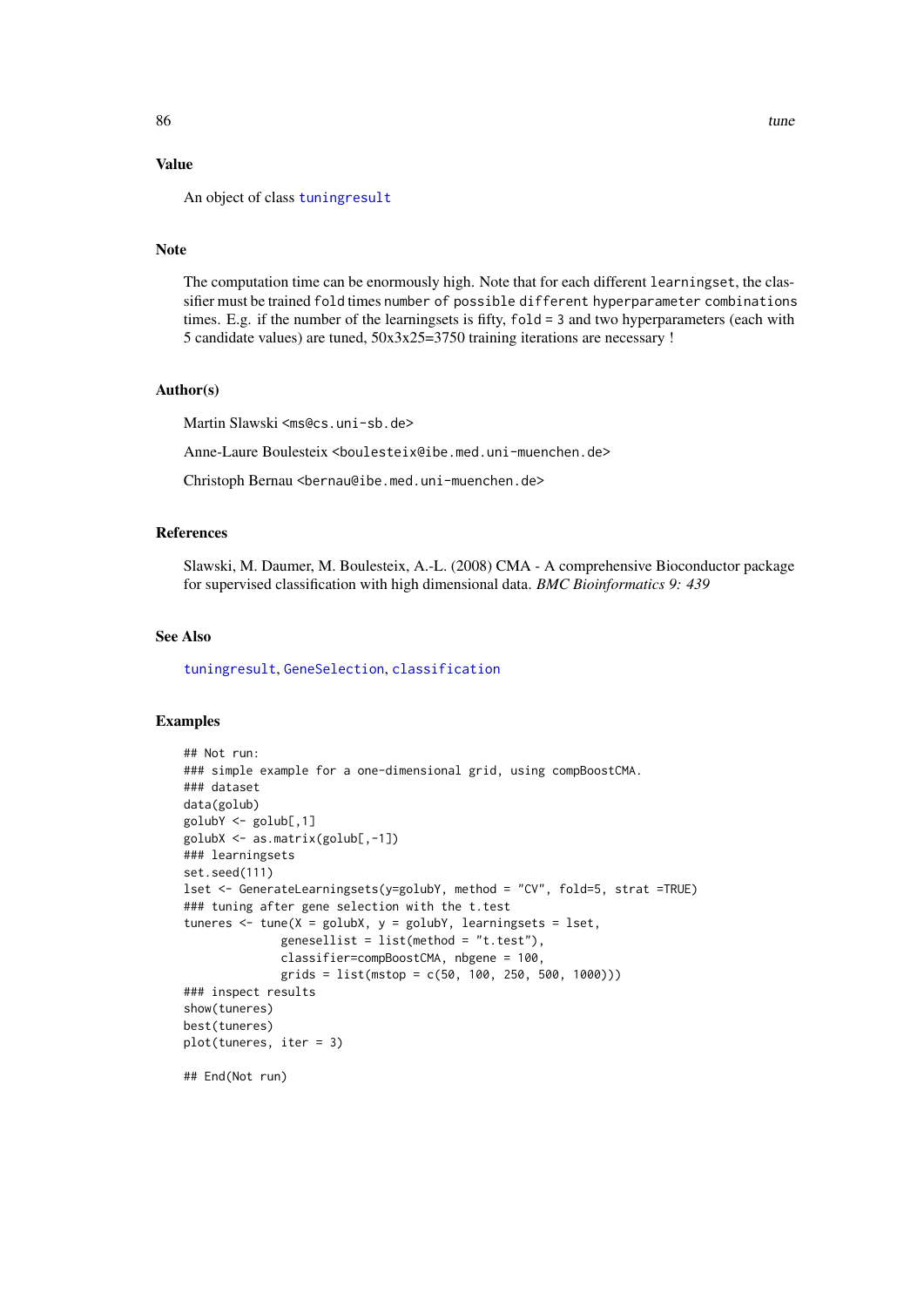## Value

An object of class tuningresult

## Note

The computation time can be enormously high. Note that for each different learningset, the classifier must be trained fold times number of possible different hyperparameter combinations times. E.g. if the number of the learningsets is fifty, fold = 3 and two hyperparameters (each with 5 candidate values) are tuned, 50x3x25=3750 training iterations are necessary !

## Author(s)

Martin Slawski <ms@cs.uni-sb.de>

Anne-Laure Boulesteix <boulesteix@ibe.med.uni-muenchen.de>

Christoph Bernau <bernau@ibe.med.uni-muenchen.de>

## References

Slawski, M. Daumer, M. Boulesteix, A.-L. (2008) CMA - A comprehensive Bioconductor package for supervised classification with high dimensional data. *BMC Bioinformatics 9: 439*

## See Also

tuningresult, GeneSelection, classification

## Examples

```
## Not run:
### simple example for a one-dimensional grid, using compBoostCMA.
### dataset
data(golub)
golubY <- golub[,1]
golubX <- as.matrix(golub[,-1])
### learningsets
set.seed(111)
lset <- GenerateLearningsets(y=golubY, method = "CV", fold=5, strat =TRUE)
### tuning after gene selection with the t.test
tuneres <- tune(X = golubX, y = golubY, learningsets = lset,
              genesellist = list(method = "t.test"),
              classifier=compBoostCMA, nbgene = 100,
              grids = list(mstop = c(50, 100, 250, 500, 1000)))
### inspect results
show(tuneres)
best(tuneres)
plot(tuneres, iter = 3)

## End(Not run)
```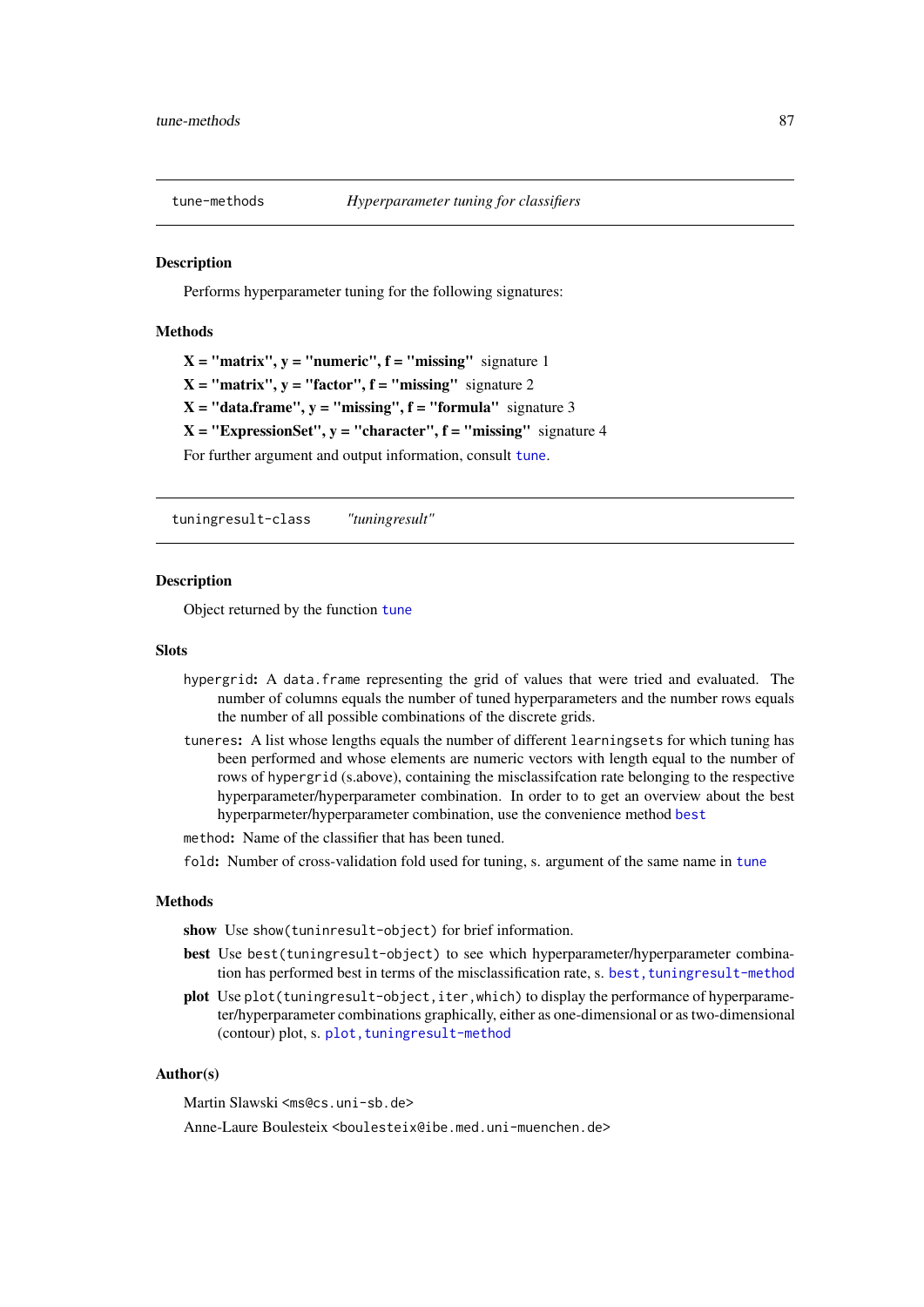## tune-methods *Hyperparameter tuning for classifiers*

### Description

Performs hyperparameter tuning for the following signatures:

### Methods

**X = "matrix", y = "numeric", f = "missing"** signature 1

**X = "matrix", y = "factor", f = "missing"** signature 2

**X = "data.frame", y = "missing", f = "formula"** signature 3

**X = "ExpressionSet", y = "character", f = "missing"** signature 4

For further argument and output information, consult `tune`.

## tuningresult-class *"tuningresult"*

### Description

Object returned by the function `tune`

### Slots

`hypergrid`**:** A `data.frame` representing the grid of values that were tried and evaluated. The number of columns equals the number of tuned hyperparameters and the number rows equals the number of all possible combinations of the discrete grids.

`tuneres`**:** A list whose lengths equals the number of different `learningsets` for which tuning has been performed and whose elements are numeric vectors with length equal to the number of rows of `hypergrid` (s.above), containing the misclassifcation rate belonging to the respective hyperparameter/hyperparameter combination. In order to to get an overview about the best hyperparmeter/hyperparameter combination, use the convenience method `best`

`method`**:** Name of the classifier that has been tuned.

`fold`**:** Number of cross-validation fold used for tuning, s. argument of the same name in `tune`

### Methods

**show** Use `show(tuninresult-object)` for brief information.

**best** Use `best(tuningresult-object)` to see which hyperparameter/hyperparameter combination has performed best in terms of the misclassification rate, s. `best,tuningresult-method`

**plot** Use `plot(tuningresult-object,iter,which)` to display the performance of hyperparameter/hyperparameter combinations graphically, either as one-dimensional or as two-dimensional (contour) plot, s. `plot,tuningresult-method`

### Author(s)

Martin Slawski <ms@cs.uni-sb.de>

Anne-Laure Boulesteix <boulesteix@ibe.med.uni-muenchen.de>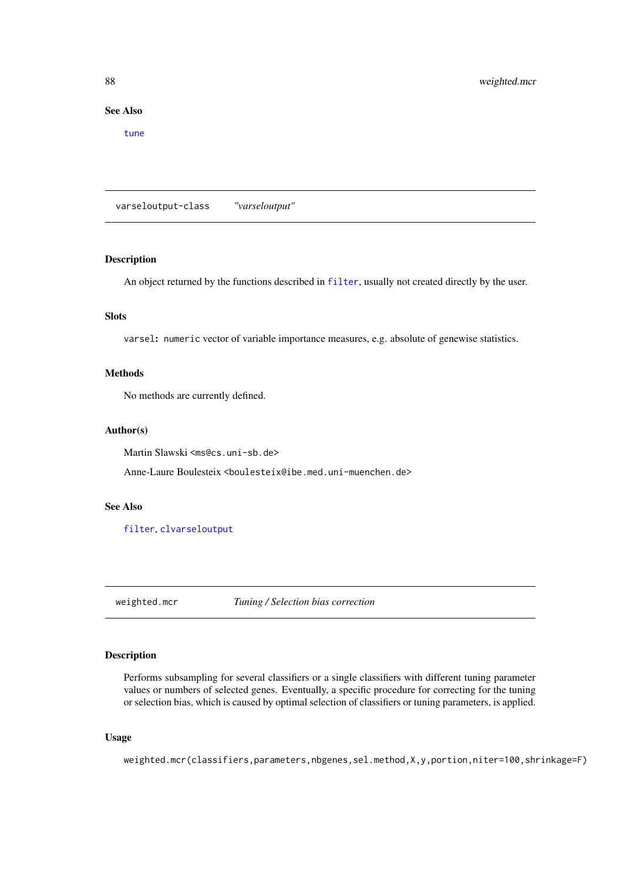### See Also

tune

---

## varseloutput-class *"varseloutput"*

---

### Description

An object returned by the functions described in filter, usually not created directly by the user.

### Slots

varsel: numeric vector of variable importance measures, e.g. absolute of genewise statistics.

### Methods

No methods are currently defined.

### Author(s)

Martin Slawski <ms@cs.uni-sb.de>

Anne-Laure Boulesteix <boulesteix@ibe.med.uni-muenchen.de>

### See Also

filter, clvarseloutput

---

## weighted.mcr *Tuning / Selection bias correction*

---

### Description

Performs subsampling for several classifiers or a single classifiers with different tuning parameter values or numbers of selected genes. Eventually, a specific procedure for correcting for the tuning or selection bias, which is caused by optimal selection of classifiers or tuning parameters, is applied.

### Usage

```
weighted.mcr(classifiers,parameters,nbgenes,sel.method,X,y,portion,niter=100,shrinkage=F)
```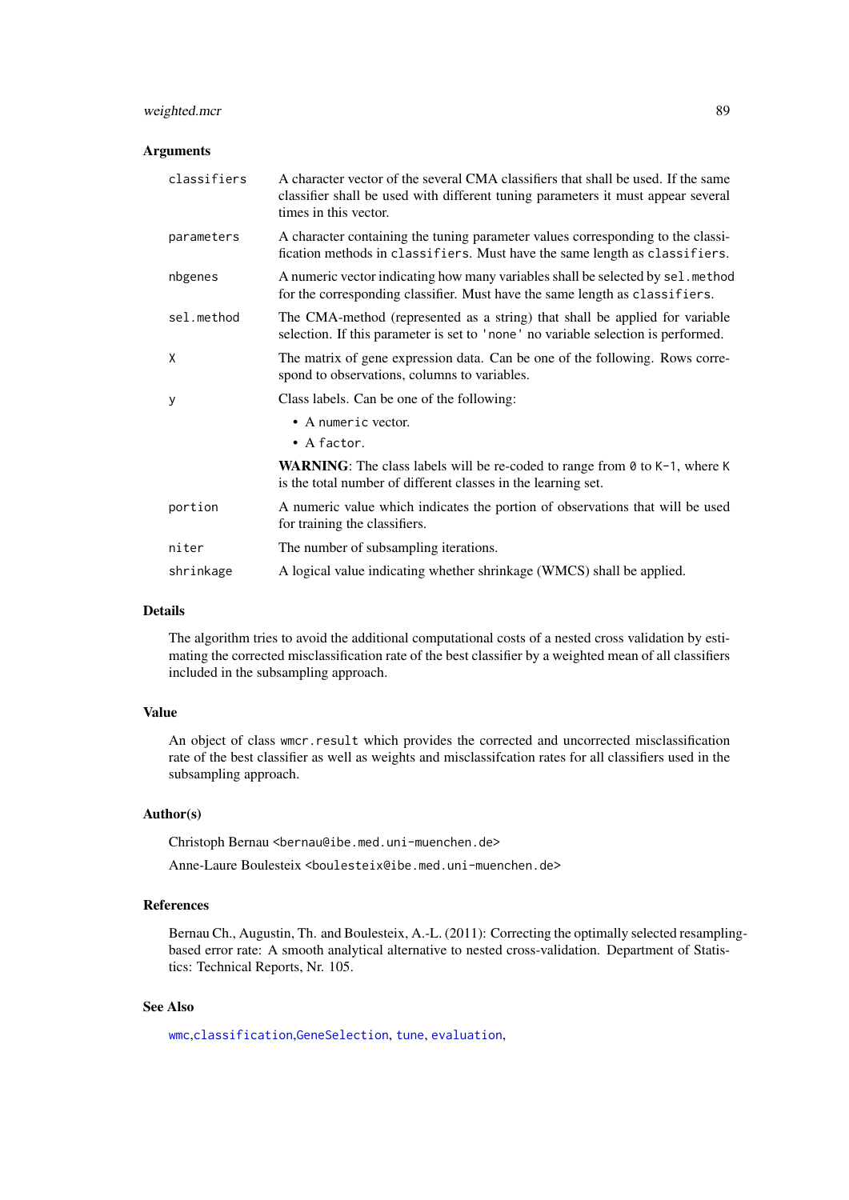## Arguments

| | |
|---|---|
| `classifiers` | A character vector of the several CMA classifiers that shall be used. If the same classifier shall be used with different tuning parameters it must appear several times in this vector. |
| `parameters` | A character containing the tuning parameter values corresponding to the classification methods in `classifiers`. Must have the same length as `classifiers`. |
| `nbgenes` | A numeric vector indicating how many variables shall be selected by `sel.method` for the corresponding classifier. Must have the same length as `classifiers`. |
| `sel.method` | The CMA-method (represented as a string) that shall be applied for variable selection. If this parameter is set to `'none'` no variable selection is performed. |
| `X` | The matrix of gene expression data. Can be one of the following. Rows correspond to observations, columns to variables. |
| `y` | Class labels. Can be one of the following: <br>• A `numeric` vector. <br>• A `factor`. <br>**WARNING**: The class labels will be re-coded to range from `0` to `K-1`, where `K` is the total number of different classes in the learning set. |
| `portion` | A numeric value which indicates the portion of observations that will be used for training the classifiers. |
| `niter` | The number of subsampling iterations. |
| `shrinkage` | A logical value indicating whether shrinkage (WMCS) shall be applied. |

## Details

The algorithm tries to avoid the additional computational costs of a nested cross validation by estimating the corrected misclassification rate of the best classifier by a weighted mean of all classifiers included in the subsampling approach.

## Value

An object of class `wmcr.result` which provides the corrected and uncorrected misclassification rate of the best classifier as well as weights and misclassifcation rates for all classifiers used in the subsampling approach.

## Author(s)

Christoph Bernau <`bernau@ibe.med.uni-muenchen.de`>

Anne-Laure Boulesteix <`boulesteix@ibe.med.uni-muenchen.de`>

## References

Bernau Ch., Augustin, Th. and Boulesteix, A.-L. (2011): Correcting the optimally selected resampling-based error rate: A smooth analytical alternative to nested cross-validation. Department of Statistics: Technical Reports, Nr. 105.

## See Also

`wmc`,`classification`,`GeneSelection`, `tune`, `evaluation`,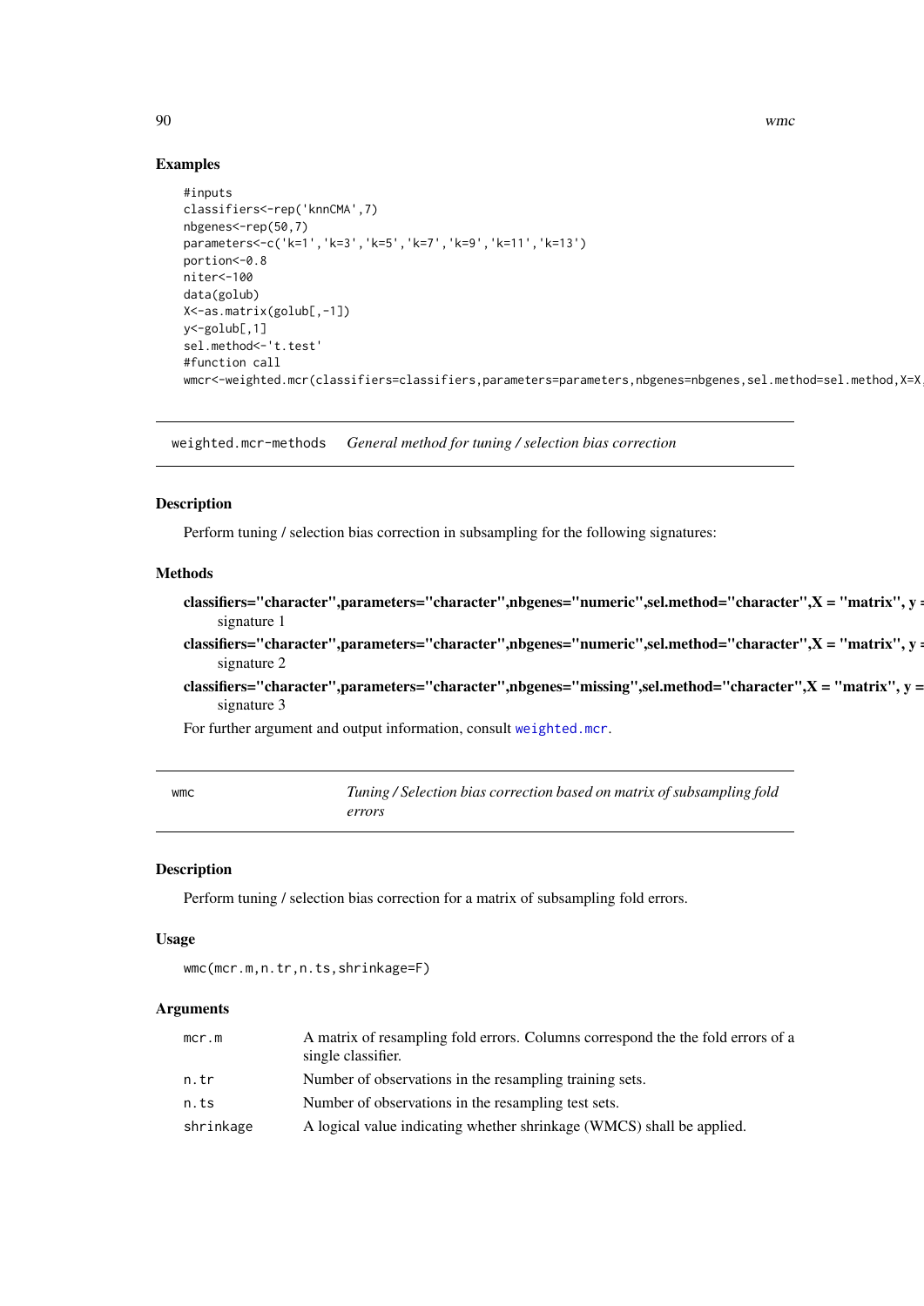## Examples

```
#inputs
classifiers<-rep('knnCMA',7)
nbgenes<-rep(50,7)
parameters<-c('k=1','k=3','k=5','k=7','k=9','k=11','k=13')
portion<-0.8
niter<-100
data(golub)
X<-as.matrix(golub[,-1])
y<-golub[,1]
sel.method<-'t.test'
#function call
wmcr<-weighted.mcr(classifiers=classifiers,parameters=parameters,nbgenes=nbgenes,sel.method=sel.method,X=X,
```

---

`weighted.mcr-methods` *General method for tuning / selection bias correction*

---

### Description

Perform tuning / selection bias correction in subsampling for the following signatures:

### Methods

**classifiers="character",parameters="character",nbgenes="numeric",sel.method="character",X = "matrix", y =**
signature 1

**classifiers="character",parameters="character",nbgenes="numeric",sel.method="character",X = "matrix", y =**
signature 2

**classifiers="character",parameters="character",nbgenes="missing",sel.method="character",X = "matrix", y =**
signature 3

For further argument and output information, consult `weighted.mcr`.

---

`wmc` *Tuning / Selection bias correction based on matrix of subsampling fold errors*

---

### Description

Perform tuning / selection bias correction for a matrix of subsampling fold errors.

### Usage

```
wmc(mcr.m,n.tr,n.ts,shrinkage=F)
```

### Arguments

| | |
|---|---|
| `mcr.m` | A matrix of resampling fold errors. Columns correspond the the fold errors of a single classifier. |
| `n.tr` | Number of observations in the resampling training sets. |
| `n.ts` | Number of observations in the resampling test sets. |
| `shrinkage` | A logical value indicating whether shrinkage (WMCS) shall be applied. |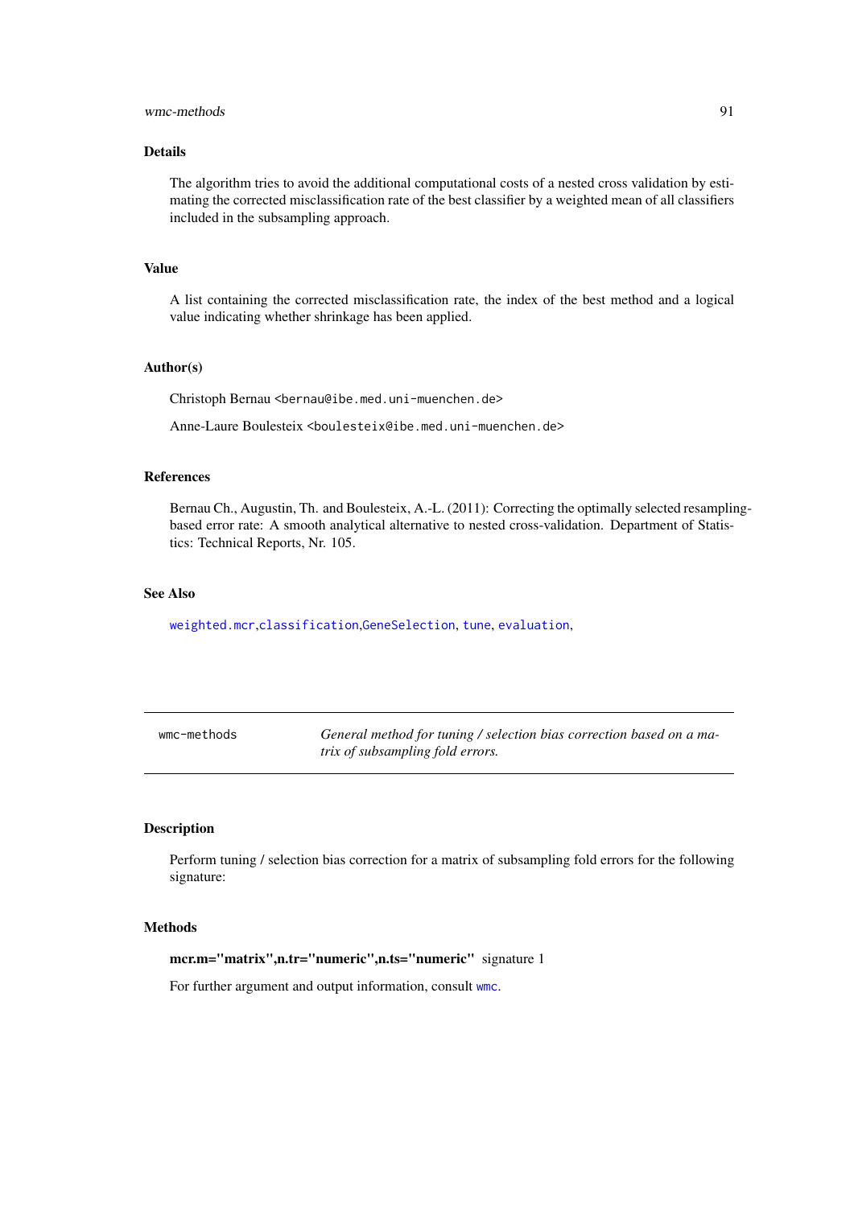## Details

The algorithm tries to avoid the additional computational costs of a nested cross validation by estimating the corrected misclassification rate of the best classifier by a weighted mean of all classifiers included in the subsampling approach.

## Value

A list containing the corrected misclassification rate, the index of the best method and a logical value indicating whether shrinkage has been applied.

## Author(s)

Christoph Bernau <bernau@ibe.med.uni-muenchen.de>

Anne-Laure Boulesteix <boulesteix@ibe.med.uni-muenchen.de>

## References

Bernau Ch., Augustin, Th. and Boulesteix, A.-L. (2011): Correcting the optimally selected resampling-based error rate: A smooth analytical alternative to nested cross-validation. Department of Statistics: Technical Reports, Nr. 105.

## See Also

`weighted.mcr`,`classification`,`GeneSelection`, `tune`, `evaluation`,

---

`wmc-methods` — *General method for tuning / selection bias correction based on a matrix of subsampling fold errors.*

---

## Description

Perform tuning / selection bias correction for a matrix of subsampling fold errors for the following signature:

## Methods

**mcr.m="matrix",n.tr="numeric",n.ts="numeric"** signature 1

For further argument and output information, consult `wmc`.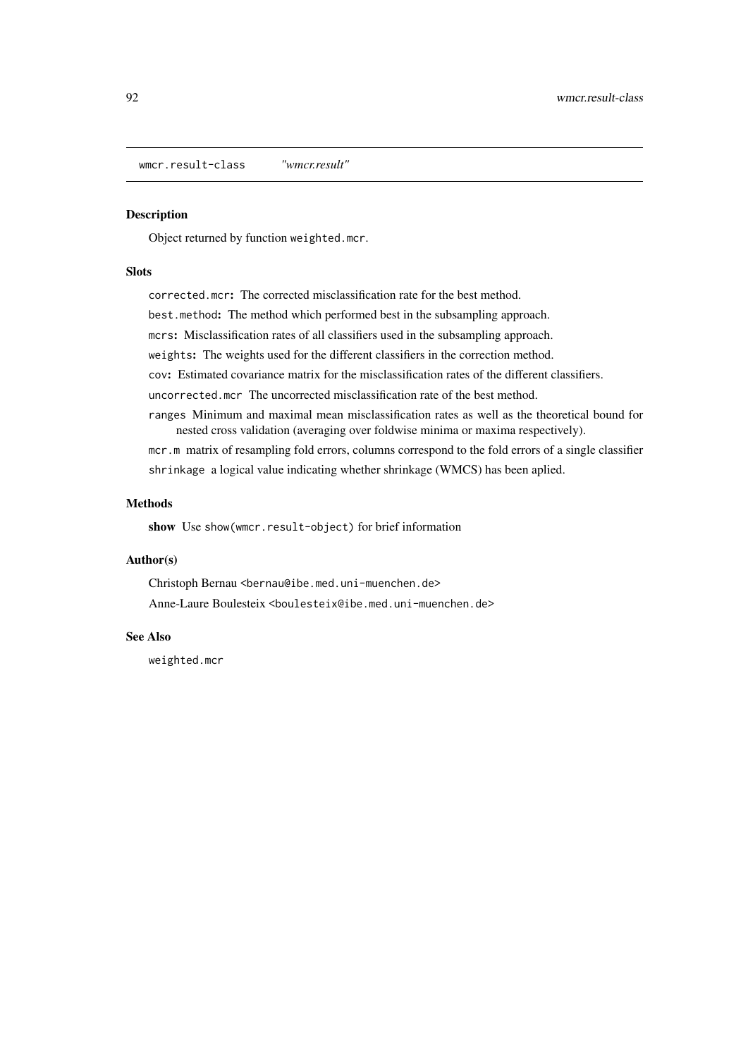`wmcr.result-class` *"wmcr.result"*

## Description

Object returned by function `weighted.mcr`.

## Slots

`corrected.mcr`**:** The corrected misclassification rate for the best method.

`best.method`**:** The method which performed best in the subsampling approach.

`mcrs`**:** Misclassification rates of all classifiers used in the subsampling approach.

`weights`**:** The weights used for the different classifiers in the correction method.

`cov`**:** Estimated covariance matrix for the misclassification rates of the different classifiers.

`uncorrected.mcr` The uncorrected misclassification rate of the best method.

`ranges` Minimum and maximal mean misclassification rates as well as the theoretical bound for nested cross validation (averaging over foldwise minima or maxima respectively).

`mcr.m` matrix of resampling fold errors, columns correspond to the fold errors of a single classifier

`shrinkage` a logical value indicating whether shrinkage (WMCS) has been aplied.

## Methods

**show** Use `show(wmcr.result-object)` for brief information

## Author(s)

Christoph Bernau <`bernau@ibe.med.uni-muenchen.de`>

Anne-Laure Boulesteix <`boulesteix@ibe.med.uni-muenchen.de`>

## See Also

`weighted.mcr`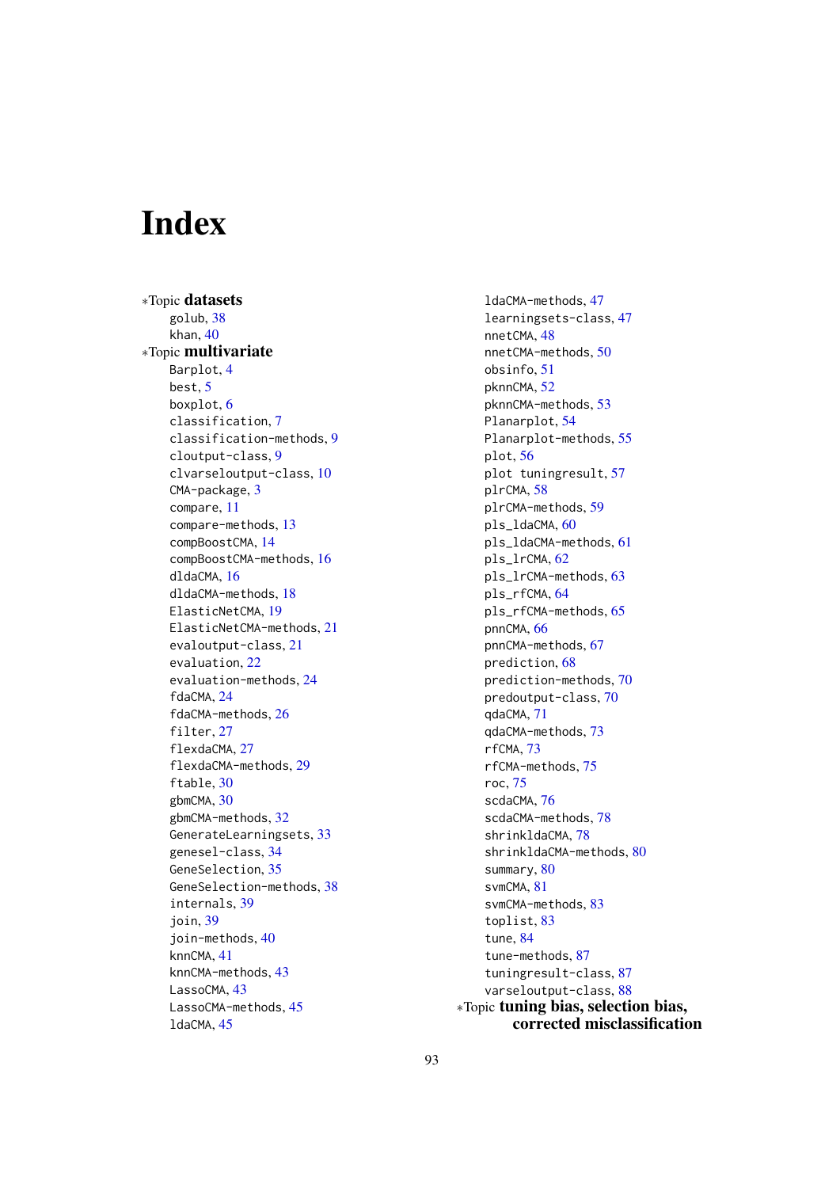# Index

∗Topic **datasets**
- golub, 38
- khan, 40

∗Topic **multivariate**
- Barplot, 4
- best, 5
- boxplot, 6
- classification, 7
- classification-methods, 9
- cloutput-class, 9
- clvarseloutput-class, 10
- CMA-package, 3
- compare, 11
- compare-methods, 13
- compBoostCMA, 14
- compBoostCMA-methods, 16
- dldaCMA, 16
- dldaCMA-methods, 18
- ElasticNetCMA, 19
- ElasticNetCMA-methods, 21
- evaloutput-class, 21
- evaluation, 22
- evaluation-methods, 24
- fdaCMA, 24
- fdaCMA-methods, 26
- filter, 27
- flexdaCMA, 27
- flexdaCMA-methods, 29
- ftable, 30
- gbmCMA, 30
- gbmCMA-methods, 32
- GenerateLearningsets, 33
- genesel-class, 34
- GeneSelection, 35
- GeneSelection-methods, 38
- internals, 39
- join, 39
- join-methods, 40
- knnCMA, 41
- knnCMA-methods, 43
- LassoCMA, 43
- LassoCMA-methods, 45
- ldaCMA, 45
- ldaCMA-methods, 47
- learningsets-class, 47
- nnetCMA, 48
- nnetCMA-methods, 50
- obsinfo, 51
- pknnCMA, 52
- pknnCMA-methods, 53
- Planarplot, 54
- Planarplot-methods, 55
- plot, 56
- plot tuningresult, 57
- plrCMA, 58
- plrCMA-methods, 59
- pls_ldaCMA, 60
- pls_ldaCMA-methods, 61
- pls_lrCMA, 62
- pls_lrCMA-methods, 63
- pls_rfCMA, 64
- pls_rfCMA-methods, 65
- pnnCMA, 66
- pnnCMA-methods, 67
- prediction, 68
- prediction-methods, 70
- predoutput-class, 70
- qdaCMA, 71
- qdaCMA-methods, 73
- rfCMA, 73
- rfCMA-methods, 75
- roc, 75
- scdaCMA, 76
- scdaCMA-methods, 78
- shrinkldaCMA, 78
- shrinkldaCMA-methods, 80
- summary, 80
- svmCMA, 81
- svmCMA-methods, 83
- toplist, 83
- tune, 84
- tune-methods, 87
- tuningresult-class, 87
- varseloutput-class, 88

∗Topic **tuning bias, selection bias, corrected misclassification**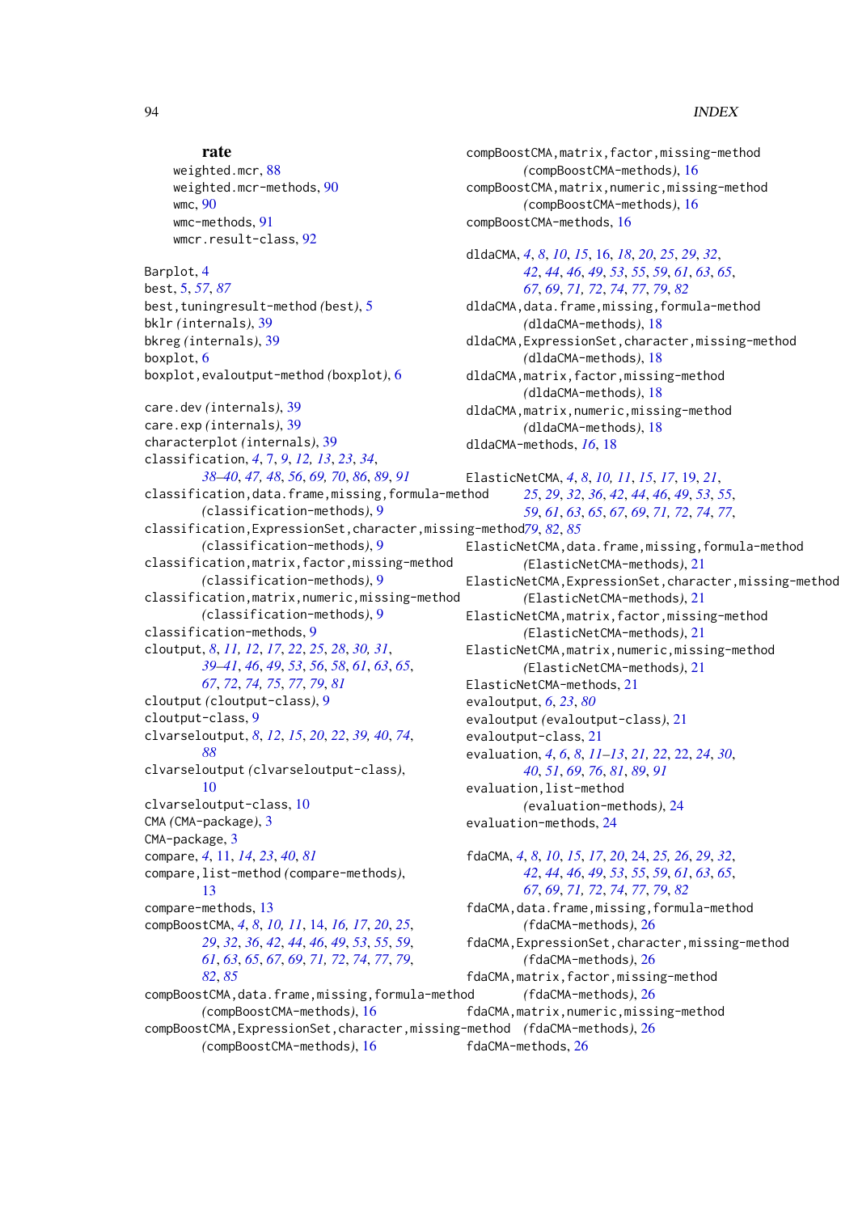**rate**

weighted.mcr, 88
weighted.mcr-methods, 90
wmc, 90
wmc-methods, 91
wmcr.result-class, 92

Barplot, 4
best, 5, *57*, *87*
best,tuningresult-method *(*best*)*, 5
bklr *(*internals*)*, 39
bkreg *(*internals*)*, 39
boxplot, 6
boxplot,evaloutput-method *(*boxplot*)*, 6

care.dev *(*internals*)*, 39
care.exp *(*internals*)*, 39
characterplot *(*internals*)*, 39
classification, *4*, 7, *9*, *12, 13*, *23*, *34*, *38–40*, *47, 48*, *56*, *69, 70*, *86*, *89*, *91*
classification,data.frame,missing,formula-method *(*classification-methods*)*, 9
classification,ExpressionSet,character,missing-method *(*classification-methods*)*, 9
classification,matrix,factor,missing-method *(*classification-methods*)*, 9
classification,matrix,numeric,missing-method *(*classification-methods*)*, 9
classification-methods, 9
cloutput, *8*, *11, 12*, *17*, *22*, *25*, *28*, *30, 31*, *39–41*, *46*, *49*, *53*, *56*, *58*, *61*, *63*, *65*, *67*, *72*, *74, 75*, *77*, *79*, *81*
cloutput *(*cloutput-class*)*, 9
cloutput-class, 9
clvarseloutput, *8*, *12*, *15*, *20*, *22*, *39, 40*, *74*, *88*
clvarseloutput *(*clvarseloutput-class*)*, 10
clvarseloutput-class, 10
CMA *(*CMA-package*)*, 3
CMA-package, 3
compare, *4*, 11, *14*, *23*, *40*, *81*
compare,list-method *(*compare-methods*)*, 13
compare-methods, 13
compBoostCMA, *4*, *8*, *10, 11*, 14, *16, 17*, *20*, *25*, *29*, *32*, *36*, *42*, *44*, *46*, *49*, *53*, *55*, *59*, *61*, *63*, *65*, *67*, *69*, *71, 72*, *74*, *77*, *79*, *82*, *85*
compBoostCMA,data.frame,missing,formula-method *(*compBoostCMA-methods*)*, 16
compBoostCMA,ExpressionSet,character,missing-method *(*compBoostCMA-methods*)*, 16
compBoostCMA,matrix,factor,missing-method *(*compBoostCMA-methods*)*, 16
compBoostCMA,matrix,numeric,missing-method *(*compBoostCMA-methods*)*, 16
compBoostCMA-methods, 16

dldaCMA, *4*, *8*, *10*, *15*, 16, *18*, *20*, *25*, *29*, *32*, *42*, *44*, *46*, *49*, *53*, *55*, *59*, *61*, *63*, *65*, *67*, *69*, *71, 72*, *74*, *77*, *79*, *82*
dldaCMA,data.frame,missing,formula-method *(*dldaCMA-methods*)*, 18
dldaCMA,ExpressionSet,character,missing-method *(*dldaCMA-methods*)*, 18
dldaCMA,matrix,factor,missing-method *(*dldaCMA-methods*)*, 18
dldaCMA,matrix,numeric,missing-method *(*dldaCMA-methods*)*, 18
dldaCMA-methods, *16*, 18

ElasticNetCMA, *4*, *8*, *10, 11*, *15*, *17*, 19, *21*, *25*, *29*, *32*, *36*, *42*, *44*, *46*, *49*, *53*, *55*, *59*, *61*, *63*, *65*, *67*, *69*, *71, 72*, *74*, *77*, *79*, *82*, *85*
ElasticNetCMA,data.frame,missing,formula-method *(*ElasticNetCMA-methods*)*, 21
ElasticNetCMA,ExpressionSet,character,missing-method *(*ElasticNetCMA-methods*)*, 21
ElasticNetCMA,matrix,factor,missing-method *(*ElasticNetCMA-methods*)*, 21
ElasticNetCMA,matrix,numeric,missing-method *(*ElasticNetCMA-methods*)*, 21
ElasticNetCMA-methods, 21
evaloutput, *6*, *23*, *80*
evaloutput *(*evaloutput-class*)*, 21
evaloutput-class, 21
evaluation, *4*, *6*, *8*, *11–13*, *21, 22*, 22, *24*, *30*, *40*, *51*, *69*, *76*, *81*, *89*, *91*
evaluation,list-method *(*evaluation-methods*)*, 24
evaluation-methods, 24

fdaCMA, *4*, *8*, *10*, *15*, *17*, *20*, 24, *25, 26*, *29*, *32*, *42*, *44*, *46*, *49*, *53*, *55*, *59*, *61*, *63*, *65*, *67*, *69*, *71, 72*, *74*, *77*, *79*, *82*
fdaCMA,data.frame,missing,formula-method *(*fdaCMA-methods*)*, 26
fdaCMA,ExpressionSet,character,missing-method *(*fdaCMA-methods*)*, 26
fdaCMA,matrix,factor,missing-method *(*fdaCMA-methods*)*, 26
fdaCMA,matrix,numeric,missing-method *(*fdaCMA-methods*)*, 26
fdaCMA-methods, 26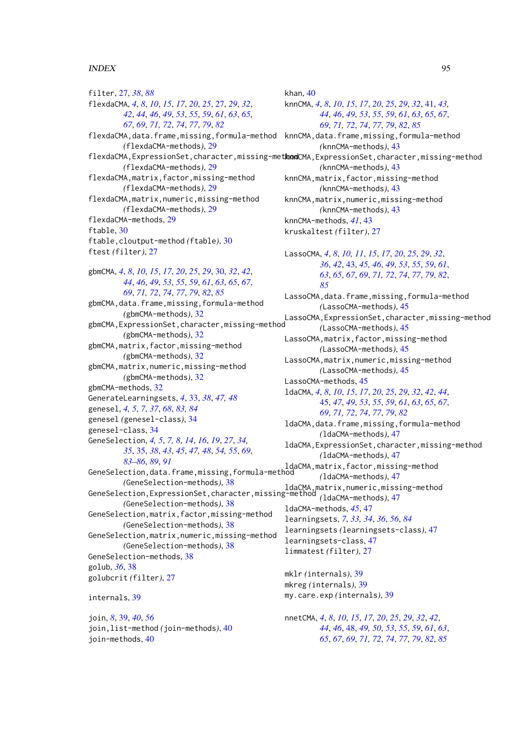filter, 27, *38*, *88*
flexdaCMA, *4*, *8*, *10*, *15*, *17*, *20*, *25*, 27, *29*, *32*, *42*, *44*, *46*, *49*, *53*, *55*, *59*, *61*, *63*, *65*, *67*, *69*, *71, 72*, *74*, *77*, *79*, *82*
flexdaCMA,data.frame,missing,formula-method *(flexdaCMA-methods)*, 29
flexdaCMA,ExpressionSet,character,missing-method *(flexdaCMA-methods)*, 29
flexdaCMA,matrix,factor,missing-method *(flexdaCMA-methods)*, 29
flexdaCMA,matrix,numeric,missing-method *(flexdaCMA-methods)*, 29
flexdaCMA-methods, 29
ftable, 30
ftable,cloutput-method *(ftable)*, 30
ftest *(filter)*, 27

gbmCMA, *4*, *8*, *10*, *15*, *17*, *20*, *25*, *29*, 30, *32*, *42*, *44*, *46*, *49*, *53*, *55*, *59*, *61*, *63*, *65*, *67*, *69*, *71, 72*, *74*, *77*, *79*, *82*, *85*
gbmCMA,data.frame,missing,formula-method *(gbmCMA-methods)*, 32
gbmCMA,ExpressionSet,character,missing-method *(gbmCMA-methods)*, 32
gbmCMA,matrix,factor,missing-method *(gbmCMA-methods)*, 32
gbmCMA,matrix,numeric,missing-method *(gbmCMA-methods)*, 32
gbmCMA-methods, 32
GenerateLearningsets, *4*, 33, *38*, *47*, *48*
genesel, *4, 5*, *7*, *37*, *68*, *83*, *84*
genesel *(genesel-class)*, 34
genesel-class, 34
GeneSelection, *4*, *5*, *7*, *8*, *14*, *16*, *19*, *27*, *34*, *35*, 35, *38*, *43*, *45*, *47*, *48*, *54*, *55*, *69*, *83–86*, *89*, *91*
GeneSelection,data.frame,missing,formula-method *(GeneSelection-methods)*, 38
GeneSelection,ExpressionSet,character,missing-method *(GeneSelection-methods)*, 38
GeneSelection,matrix,factor,missing-method *(GeneSelection-methods)*, 38
GeneSelection,matrix,numeric,missing-method *(GeneSelection-methods)*, 38
GeneSelection-methods, 38
golub, *36*, 38
golubcrit *(filter)*, 27

internals, 39

join, *8*, 39, *40*, *56*
join,list-method *(join-methods)*, 40
join-methods, 40

khan, 40
knnCMA, *4*, *8*, *10*, *15*, *17*, *20*, *25*, *29*, *32*, 41, *43*, *44*, *46*, *49*, *53*, *55*, *59*, *61*, *63*, *65*, *67*, *69*, *71, 72*, *74*, *77*, *79*, *82*, *85*
knnCMA,data.frame,missing,formula-method *(knnCMA-methods)*, 43
knnCMA,ExpressionSet,character,missing-method *(knnCMA-methods)*, 43
knnCMA,matrix,factor,missing-method *(knnCMA-methods)*, 43
knnCMA,matrix,numeric,missing-method *(knnCMA-methods)*, 43
knnCMA-methods, *41*, 43
kruskaltest *(filter)*, 27

LassoCMA, *4*, *8*, *10, 11*, *15*, *17*, *20*, *25*, *29*, *32*, *36*, *42*, 43, *45, 46*, *49*, *53*, *55*, *59*, *61*, *63*, *65*, *67*, *69*, *71, 72*, *74*, *77*, *79*, *82*, *85*
LassoCMA,data.frame,missing,formula-method *(LassoCMA-methods)*, 45
LassoCMA,ExpressionSet,character,missing-method *(LassoCMA-methods)*, 45
LassoCMA,matrix,factor,missing-method *(LassoCMA-methods)*, 45
LassoCMA,matrix,numeric,missing-method *(LassoCMA-methods)*, 45
LassoCMA-methods, 45
ldaCMA, *4*, *8*, *10*, *15*, *17*, *20*, *25*, *29*, *32*, *42*, *44*, *45*, *47*, *49*, *53*, *55*, *59*, *61*, *63*, *65*, *67*, *69*, *71, 72*, *74*, *77*, *79*, *82*
ldaCMA,data.frame,missing,formula-method *(ldaCMA-methods)*, 47
ldaCMA,ExpressionSet,character,missing-method *(ldaCMA-methods)*, 47
ldaCMA,matrix,factor,missing-method *(ldaCMA-methods)*, 47
ldaCMA,matrix,numeric,missing-method *(ldaCMA-methods)*, 47
ldaCMA-methods, *45*, 47
learningsets, *7*, *33*, *34*, *36*, *56*, *84*
learningsets *(learningsets-class)*, 47
learningsets-class, 47
limmatest *(filter)*, 27

mklr *(internals)*, 39
mkreg *(internals)*, 39
my.care.exp *(internals)*, 39

nnetCMA, *4*, *8*, *10*, *15*, *17*, *20*, *25*, *29*, *32*, *42*, *44*, *46*, 48, *49, 50*, *53*, *55*, *59*, *61*, *63*, *65*, *67*, *69*, *71, 72*, *74*, *77*, *79*, *82*, *85*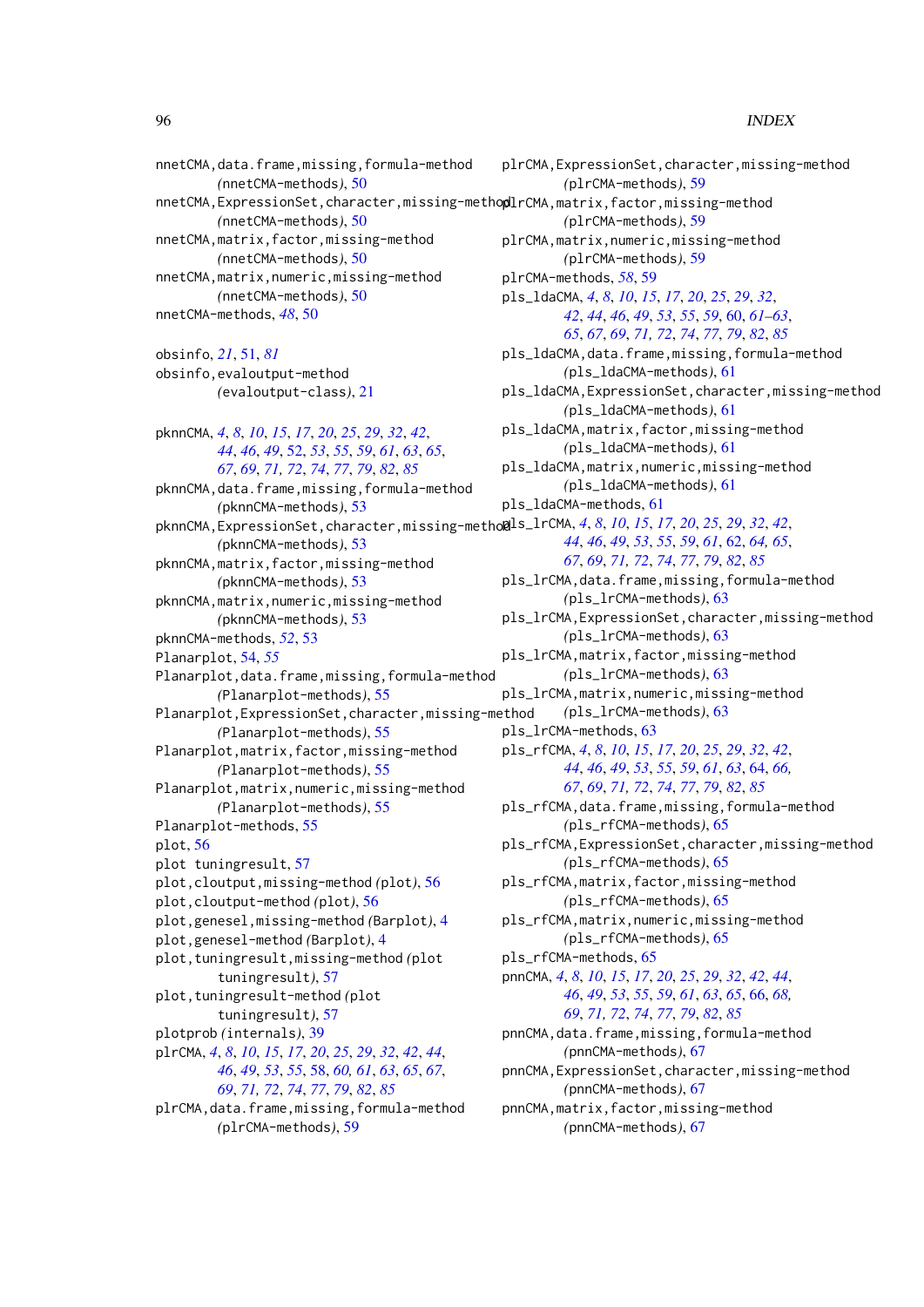nnetCMA,data.frame,missing,formula-method
(nnetCMA-methods), 50
nnetCMA,ExpressionSet,character,missing-method
(nnetCMA-methods), 50
nnetCMA,matrix,factor,missing-method
(nnetCMA-methods), 50
nnetCMA,matrix,numeric,missing-method
(nnetCMA-methods), 50
nnetCMA-methods, *48*, 50

obsinfo, *21*, 51, *81*
obsinfo,evaloutput-method
(evaloutput-class), 21

pknnCMA, *4*, *8*, *10*, *15*, *17*, *20*, *25*, *29*, *32*, *42*, *44*, *46*, *49*, 52, *53*, *55*, *59*, *61*, *63*, *65*, *67*, *69*, *71, 72*, *74*, *77*, *79*, *82*, *85*
pknnCMA,data.frame,missing,formula-method
(pknnCMA-methods), 53
pknnCMA,ExpressionSet,character,missing-method
(pknnCMA-methods), 53
pknnCMA,matrix,factor,missing-method
(pknnCMA-methods), 53
pknnCMA,matrix,numeric,missing-method
(pknnCMA-methods), 53
pknnCMA-methods, *52*, 53
Planarplot, 54, *55*
Planarplot,data.frame,missing,formula-method
(Planarplot-methods), 55
Planarplot,ExpressionSet,character,missing-method
(Planarplot-methods), 55
Planarplot,matrix,factor,missing-method
(Planarplot-methods), 55
Planarplot,matrix,numeric,missing-method
(Planarplot-methods), 55
Planarplot-methods, 55
plot, 56
plot tuningresult, 57
plot,cloutput,missing-method (plot), 56
plot,cloutput-method (plot), 56
plot,genesel,missing-method (Barplot), 4
plot,genesel-method (Barplot), 4
plot,tuningresult,missing-method (plot
tuningresult), 57
plot,tuningresult-method (plot
tuningresult), 57
plotprob (internals), 39
plrCMA, *4*, *8*, *10*, *15*, *17*, *20*, *25*, *29*, *32*, *42*, *44*, *46*, *49*, *53*, *55*, 58, *60, 61*, *63*, *65*, *67*, *69*, *71, 72*, *74*, *77*, *79*, *82*, *85*
plrCMA,data.frame,missing,formula-method
(plrCMA-methods), 59
plrCMA,ExpressionSet,character,missing-method
(plrCMA-methods), 59
plrCMA,matrix,factor,missing-method
(plrCMA-methods), 59
plrCMA,matrix,numeric,missing-method
(plrCMA-methods), 59
plrCMA-methods, *58*, 59
pls_ldaCMA, *4*, *8*, *10*, *15*, *17*, *20*, *25*, *29*, *32*, *42*, *44*, *46*, *49*, *53*, *55*, *59*, 60, *61–63*, *65*, *67*, *69*, *71, 72*, *74*, *77*, *79*, *82*, *85*
pls_ldaCMA,data.frame,missing,formula-method
(pls_ldaCMA-methods), 61
pls_ldaCMA,ExpressionSet,character,missing-method
(pls_ldaCMA-methods), 61
pls_ldaCMA,matrix,factor,missing-method
(pls_ldaCMA-methods), 61
pls_ldaCMA,matrix,numeric,missing-method
(pls_ldaCMA-methods), 61
pls_ldaCMA-methods, 61
pls_lrCMA, *4*, *8*, *10*, *15*, *17*, *20*, *25*, *29*, *32*, *42*, *44*, *46*, *49*, *53*, *55*, *59*, *61*, 62, *64, 65*, *67*, *69*, *71, 72*, *74*, *77*, *79*, *82*, *85*
pls_lrCMA,data.frame,missing,formula-method
(pls_lrCMA-methods), 63
pls_lrCMA,ExpressionSet,character,missing-method
(pls_lrCMA-methods), 63
pls_lrCMA,matrix,factor,missing-method
(pls_lrCMA-methods), 63
pls_lrCMA,matrix,numeric,missing-method
(pls_lrCMA-methods), 63
pls_lrCMA-methods, 63
pls_rfCMA, *4*, *8*, *10*, *15*, *17*, *20*, *25*, *29*, *32*, *42*, *44*, *46*, *49*, *53*, *55*, *59*, *61*, *63*, 64, *66, 67*, *69*, *71, 72*, *74*, *77*, *79*, *82*, *85*
pls_rfCMA,data.frame,missing,formula-method
(pls_rfCMA-methods), 65
pls_rfCMA,ExpressionSet,character,missing-method
(pls_rfCMA-methods), 65
pls_rfCMA,matrix,factor,missing-method
(pls_rfCMA-methods), 65
pls_rfCMA,matrix,numeric,missing-method
(pls_rfCMA-methods), 65
pls_rfCMA-methods, 65
pnnCMA, *4*, *8*, *10*, *15*, *17*, *20*, *25*, *29*, *32*, *42*, *44*, *46*, *49*, *53*, *55*, *59*, *61*, *63*, *65*, 66, *68, 69*, *71, 72*, *74*, *77*, *79*, *82*, *85*
pnnCMA,data.frame,missing,formula-method
(pnnCMA-methods), 67
pnnCMA,ExpressionSet,character,missing-method
(pnnCMA-methods), 67
pnnCMA,matrix,factor,missing-method
(pnnCMA-methods), 67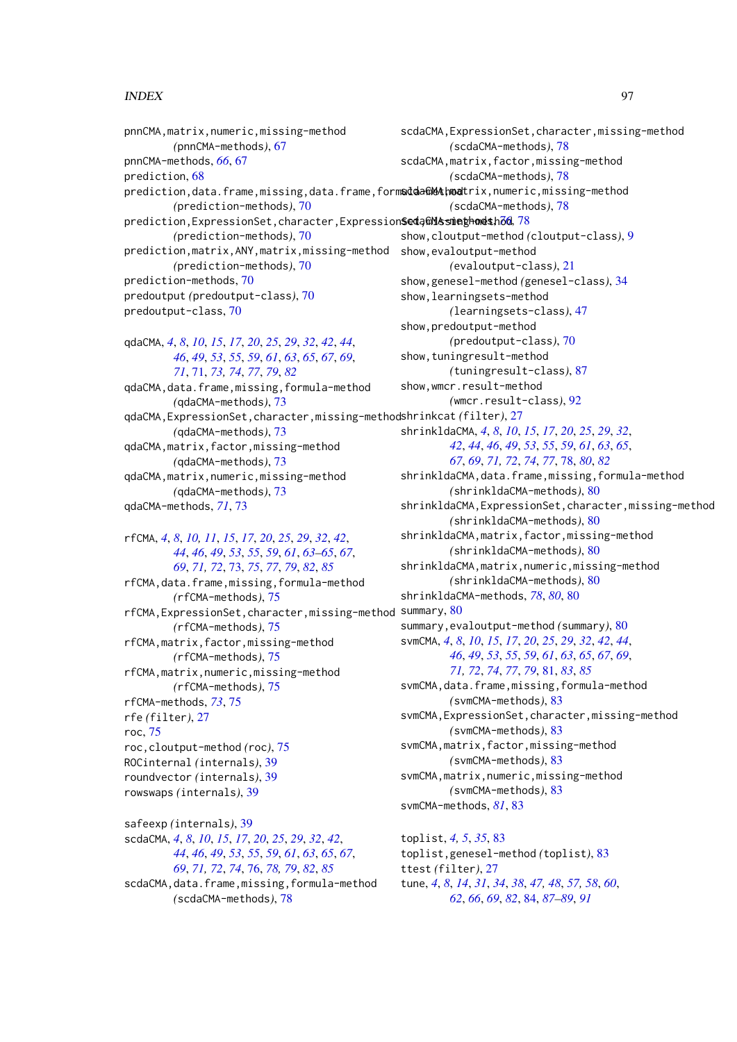pnnCMA,matrix,numeric,missing-method
(pnnCMA-methods), 67
pnnCMA-methods, *66*, 67
prediction, 68
prediction,data.frame,missing,data.frame,formula-method
(prediction-methods), 70
prediction,ExpressionSet,character,ExpressionSet,missing-method
(prediction-methods), 70
prediction,matrix,ANY,matrix,missing-method
(prediction-methods), 70
prediction-methods, 70
predoutput *(*predoutput-class*)*, 70
predoutput-class, 70

qdaCMA, *4*, *8*, *10*, *15*, *17*, *20*, *25*, *29*, *32*, *42*, *44*, *46*, *49*, *53*, *55*, *59*, *61*, *63*, *65*, *67*, *69*, *71*, 71, *73*, *74*, *77*, *79*, *82*
qdaCMA,data.frame,missing,formula-method
(qdaCMA-methods), 73
qdaCMA,ExpressionSet,character,missing-method
(qdaCMA-methods), 73
qdaCMA,matrix,factor,missing-method
(qdaCMA-methods), 73
qdaCMA,matrix,numeric,missing-method
(qdaCMA-methods), 73
qdaCMA-methods, *71*, 73

rfCMA, *4*, *8*, *10, 11*, *15*, *17*, *20*, *25*, *29*, *32*, *42*, *44*, *46*, *49*, *53*, *55*, *59*, *61*, *63–65*, *67*, *69*, *71, 72*, 73, *75*, *77*, *79*, *82*, *85*
rfCMA,data.frame,missing,formula-method
(rfCMA-methods), 75
rfCMA,ExpressionSet,character,missing-method
(rfCMA-methods), 75
rfCMA,matrix,factor,missing-method
(rfCMA-methods), 75
rfCMA,matrix,numeric,missing-method
(rfCMA-methods), 75
rfCMA-methods, *73*, 75
rfe *(*filter*)*, 27
roc, 75
roc,cloutput-method *(*roc*)*, 75
ROCinternal *(*internals*)*, 39
roundvector *(*internals*)*, 39
rowswaps *(*internals*)*, 39

safeexp *(*internals*)*, 39
scdaCMA, *4*, *8*, *10*, *15*, *17*, *20*, *25*, *29*, *32*, *42*, *44*, *46*, *49*, *53*, *55*, *59*, *61*, *63*, *65*, *67*, *69*, *71, 72*, *74*, 76, *78, 79*, *82*, *85*
scdaCMA,data.frame,missing,formula-method
(scdaCMA-methods), 78
scdaCMA,ExpressionSet,character,missing-method
(scdaCMA-methods), 78
scdaCMA,matrix,factor,missing-method
(scdaCMA-methods), 78
scdaCMA,matrix,numeric,missing-method
(scdaCMA-methods), 78
scdaCMA-methods, *76*, 78
show,cloutput-method *(*cloutput-class*)*, 9
show,evaloutput-method
(evaloutput-class), 21
show,genesel-method *(*genesel-class*)*, 34
show,learningsets-method
(learningsets-class), 47
show,predoutput-method
(predoutput-class), 70
show,tuningresult-method
(tuningresult-class), 87
show,wmcr.result-method
(wmcr.result-class), 92
shrinkcat *(*filter*)*, 27
shrinkldaCMA, *4*, *8*, *10*, *15*, *17*, *20*, *25*, *29*, *32*, *42*, *44*, *46*, *49*, *53*, *55*, *59*, *61*, *63*, *65*, *67*, *69*, *71, 72*, *74*, *77*, 78, *80*, *82*
shrinkldaCMA,data.frame,missing,formula-method
(shrinkldaCMA-methods), 80
shrinkldaCMA,ExpressionSet,character,missing-method
(shrinkldaCMA-methods), 80
shrinkldaCMA,matrix,factor,missing-method
(shrinkldaCMA-methods), 80
shrinkldaCMA,matrix,numeric,missing-method
(shrinkldaCMA-methods), 80
shrinkldaCMA-methods, *78*, *80*, 80
summary, 80
summary,evaloutput-method *(*summary*)*, 80
svmCMA, *4*, *8*, *10*, *15*, *17*, *20*, *25*, *29*, *32*, *42*, *44*, *46*, *49*, *53*, *55*, *59*, *61*, *63*, *65*, *67*, *69*, *71, 72*, *74*, *77*, *79*, 81, *83*, *85*
svmCMA,data.frame,missing,formula-method
(svmCMA-methods), 83
svmCMA,ExpressionSet,character,missing-method
(svmCMA-methods), 83
svmCMA,matrix,factor,missing-method
(svmCMA-methods), 83
svmCMA,matrix,numeric,missing-method
(svmCMA-methods), 83
svmCMA-methods, *81*, 83

toplist, *4, 5*, *35*, 83
toplist,genesel-method *(*toplist*)*, 83
ttest *(*filter*)*, 27
tune, *4*, *8*, *14*, *31*, *34*, *38*, *47, 48*, *57, 58*, *60*, *62*, *66*, *69*, *82*, 84, *87–89*, *91*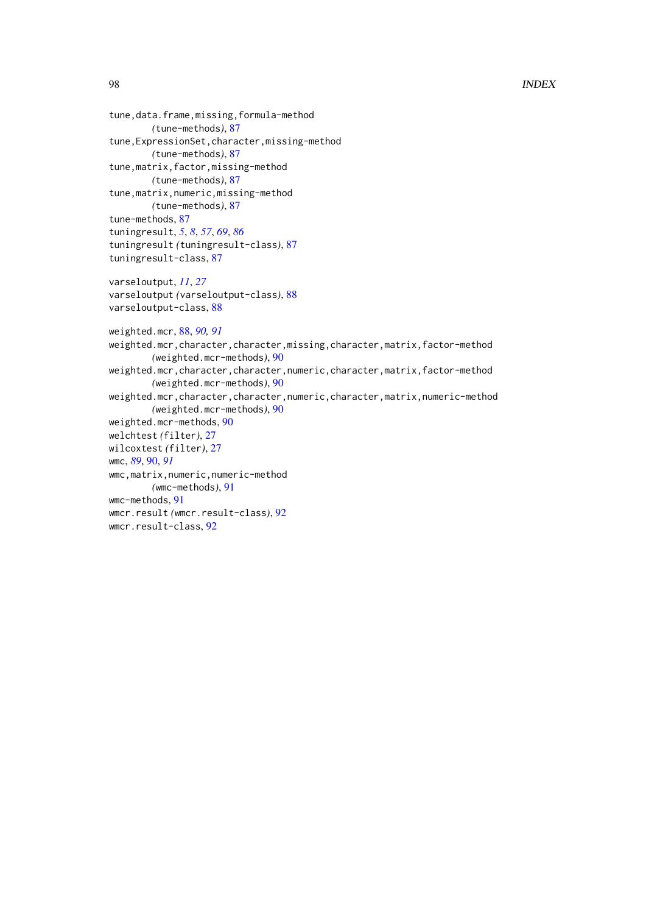tune,data.frame,missing,formula-method
 (tune-methods), 87
tune,ExpressionSet,character,missing-method
 (tune-methods), 87
tune,matrix,factor,missing-method
 (tune-methods), 87
tune,matrix,numeric,missing-method
 (tune-methods), 87
tune-methods, 87
tuningresult, *5*, *8*, *57*, *69*, *86*
tuningresult *(*tuningresult-class*)*, 87
tuningresult-class, 87

varseloutput, *11*, *27*
varseloutput *(*varseloutput-class*)*, 88
varseloutput-class, 88

weighted.mcr, 88, *90, 91*
weighted.mcr,character,character,missing,character,matrix,factor-method
 *(*weighted.mcr-methods*)*, 90
weighted.mcr,character,character,numeric,character,matrix,factor-method
 *(*weighted.mcr-methods*)*, 90
weighted.mcr,character,character,numeric,character,matrix,numeric-method
 *(*weighted.mcr-methods*)*, 90
weighted.mcr-methods, 90
welchtest *(*filter*)*, 27
wilcoxtest *(*filter*)*, 27
wmc, *89*, 90, *91*
wmc,matrix,numeric,numeric-method
 *(*wmc-methods*)*, 91
wmc-methods, 91
wmcr.result *(*wmcr.result-class*)*, 92
wmcr.result-class, 92